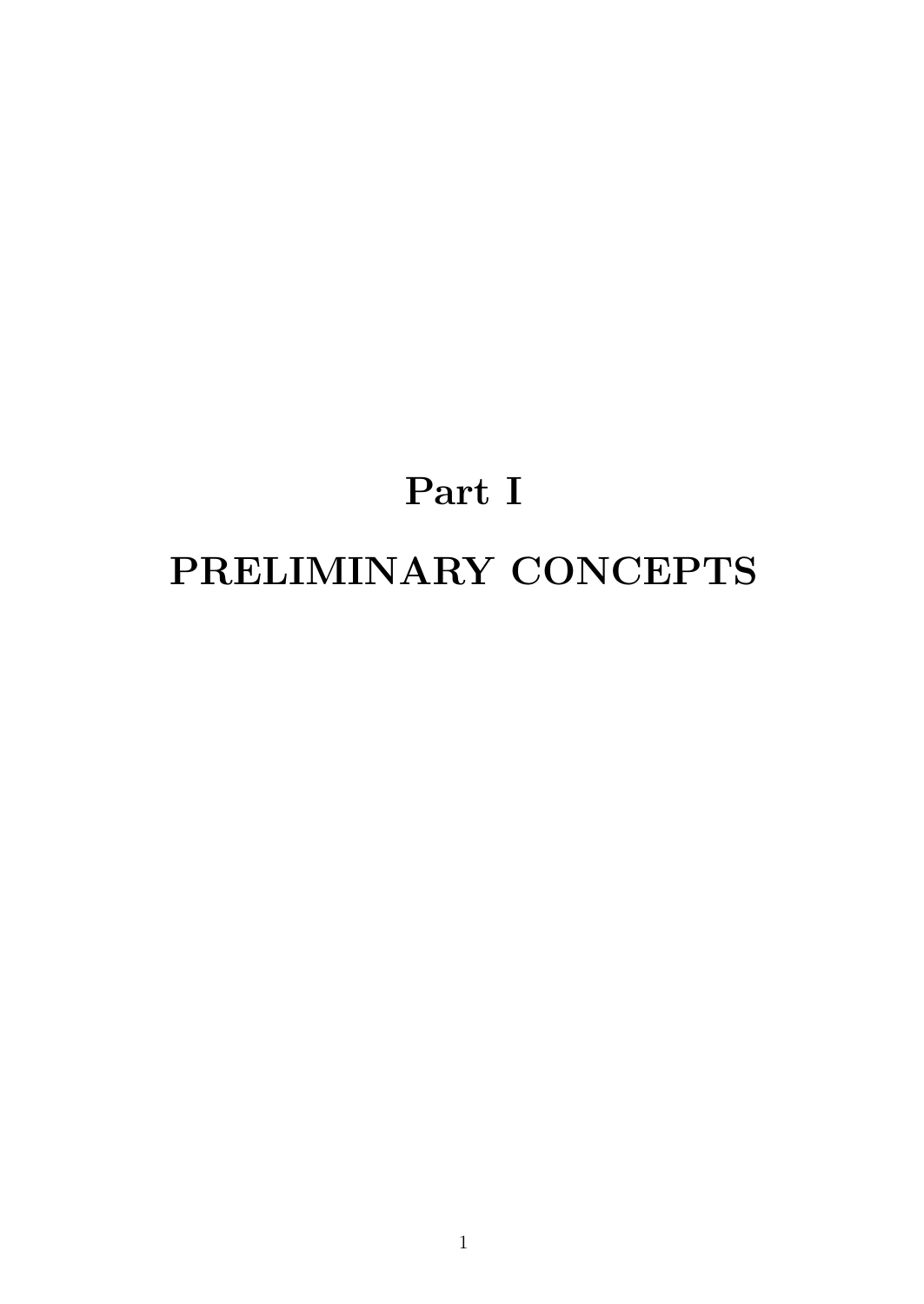# Part I

# PRELIMINARY CONCEPTS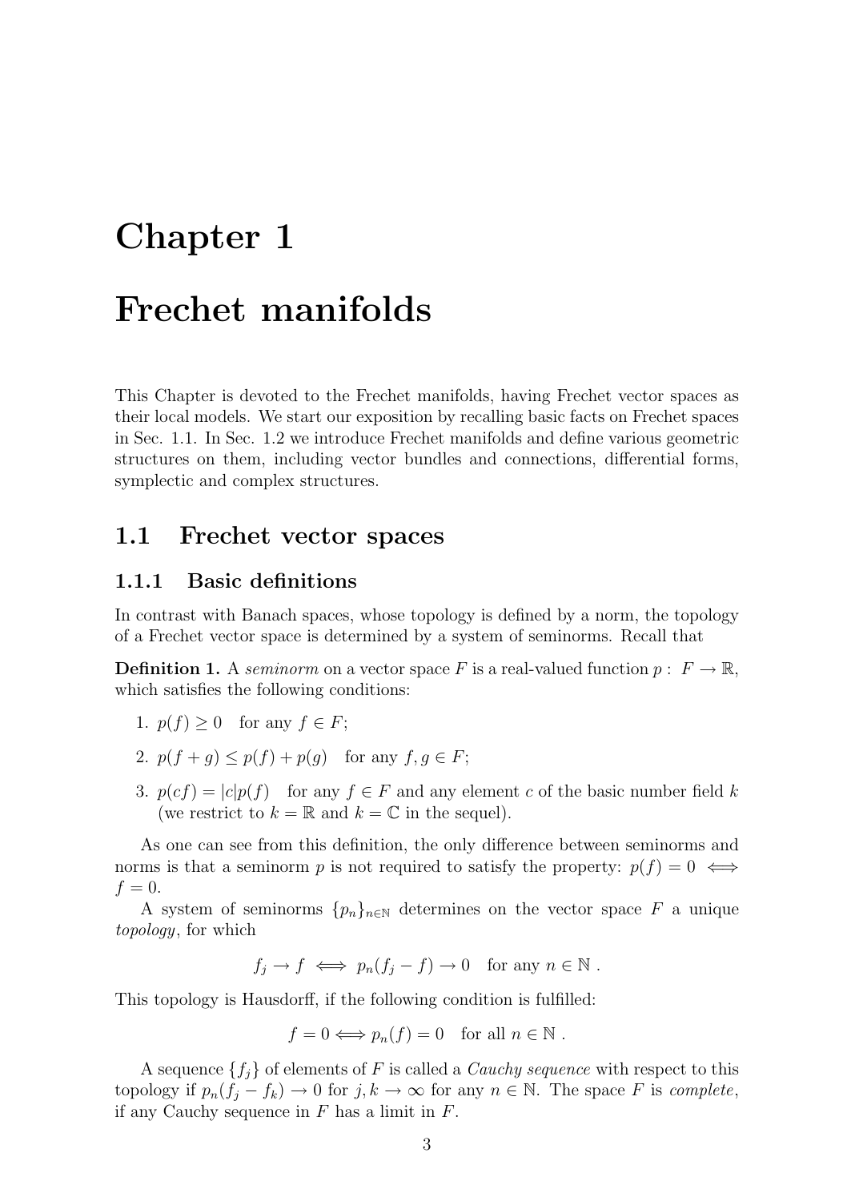# Chapter 1

# Frechet manifolds

This Chapter is devoted to the Frechet manifolds, having Frechet vector spaces as their local models. We start our exposition by recalling basic facts on Frechet spaces in Sec. 1.1. In Sec. 1.2 we introduce Frechet manifolds and define various geometric structures on them, including vector bundles and connections, differential forms, symplectic and complex structures.

## 1.1 Frechet vector spaces

### 1.1.1 Basic definitions

In contrast with Banach spaces, whose topology is defined by a norm, the topology of a Frechet vector space is determined by a system of seminorms. Recall that

**Definition 1.** A *seminorm* on a vector space $F$ is a real-valued function $p: F \to \mathbb{R}$, which satisfies the following conditions:

1. $p(f) \geq 0$ for any $f \in F$;
2. $p(f+g) \leq p(f) + p(g)$ for any $f, g \in F$;
3. $p(cf) = |c|p(f)$ for any $f \in F$ and any element $c$ of the basic number field $k$ (we restrict to $k = \mathbb{R}$ and $k = \mathbb{C}$ in the sequel).

As one can see from this definition, the only difference between seminorms and norms is that a seminorm $p$ is not required to satisfy the property: $p(f) = 0 \iff f = 0$.

A system of seminorms $\{p_n\}_{n \in \mathbb{N}}$ determines on the vector space $F$ a unique *topology*, for which

$$f_j \to f \iff p_n(f_j - f) \to 0 \quad \text{for any } n \in \mathbb{N} \ .$$

This topology is Hausdorff, if the following condition is fulfilled:

$$f = 0 \iff p_n(f) = 0 \quad \text{for all } n \in \mathbb{N} \ .$$

A sequence $\{f_j\}$ of elements of $F$ is called a *Cauchy sequence* with respect to this topology if $p_n(f_j - f_k) \to 0$ for $j, k \to \infty$ for any $n \in \mathbb{N}$. The space $F$ is *complete*, if any Cauchy sequence in $F$ has a limit in $F$.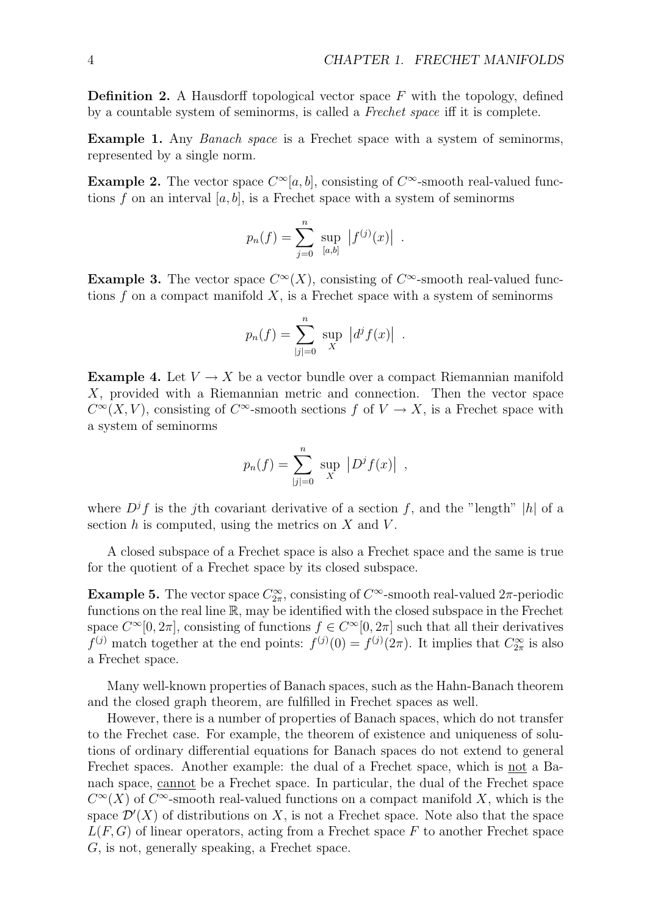**Definition 2.** A Hausdorff topological vector space $F$ with the topology, defined by a countable system of seminorms, is called a *Frechet space* iff it is complete.

**Example 1.** Any *Banach space* is a Frechet space with a system of seminorms, represented by a single norm.

**Example 2.** The vector space $C^\infty[a,b]$, consisting of $C^\infty$-smooth real-valued functions $f$ on an interval $[a,b]$, is a Frechet space with a system of seminorms

$$p_n(f) = \sum_{j=0}^{n} \sup_{[a,b]} \left| f^{(j)}(x) \right| \ .$$

**Example 3.** The vector space $C^\infty(X)$, consisting of $C^\infty$-smooth real-valued functions $f$ on a compact manifold $X$, is a Frechet space with a system of seminorms

$$p_n(f) = \sum_{|j|=0}^{n} \sup_{X} \left| d^j f(x) \right| \ .$$

**Example 4.** Let $V \to X$ be a vector bundle over a compact Riemannian manifold $X$, provided with a Riemannian metric and connection. Then the vector space $C^\infty(X,V)$, consisting of $C^\infty$-smooth sections $f$ of $V \to X$, is a Frechet space with a system of seminorms

$$p_n(f) = \sum_{|j|=0}^{n} \sup_{X} \left| D^j f(x) \right| \ ,$$

where $D^j f$ is the $j$th covariant derivative of a section $f$, and the "length" $|h|$ of a section $h$ is computed, using the metrics on $X$ and $V$.

A closed subspace of a Frechet space is also a Frechet space and the same is true for the quotient of a Frechet space by its closed subspace.

**Example 5.** The vector space $C^\infty_{2\pi}$, consisting of $C^\infty$-smooth real-valued $2\pi$-periodic functions on the real line $\mathbb{R}$, may be identified with the closed subspace in the Frechet space $C^\infty[0,2\pi]$, consisting of functions $f \in C^\infty[0,2\pi]$ such that all their derivatives $f^{(j)}$ match together at the end points: $f^{(j)}(0) = f^{(j)}(2\pi)$. It implies that $C^\infty_{2\pi}$ is also a Frechet space.

Many well-known properties of Banach spaces, such as the Hahn-Banach theorem and the closed graph theorem, are fulfilled in Frechet spaces as well.

However, there is a number of properties of Banach spaces, which do not transfer to the Frechet case. For example, the theorem of existence and uniqueness of solutions of ordinary differential equations for Banach spaces do not extend to general Frechet spaces. Another example: the dual of a Frechet space, which is <u>not</u> a Banach space, <u>cannot</u> be a Frechet space. In particular, the dual of the Frechet space $C^\infty(X)$ of $C^\infty$-smooth real-valued functions on a compact manifold $X$, which is the space $\mathcal{D}'(X)$ of distributions on $X$, is not a Frechet space. Note also that the space $L(F,G)$ of linear operators, acting from a Frechet space $F$ to another Frechet space $G$, is not, generally speaking, a Frechet space.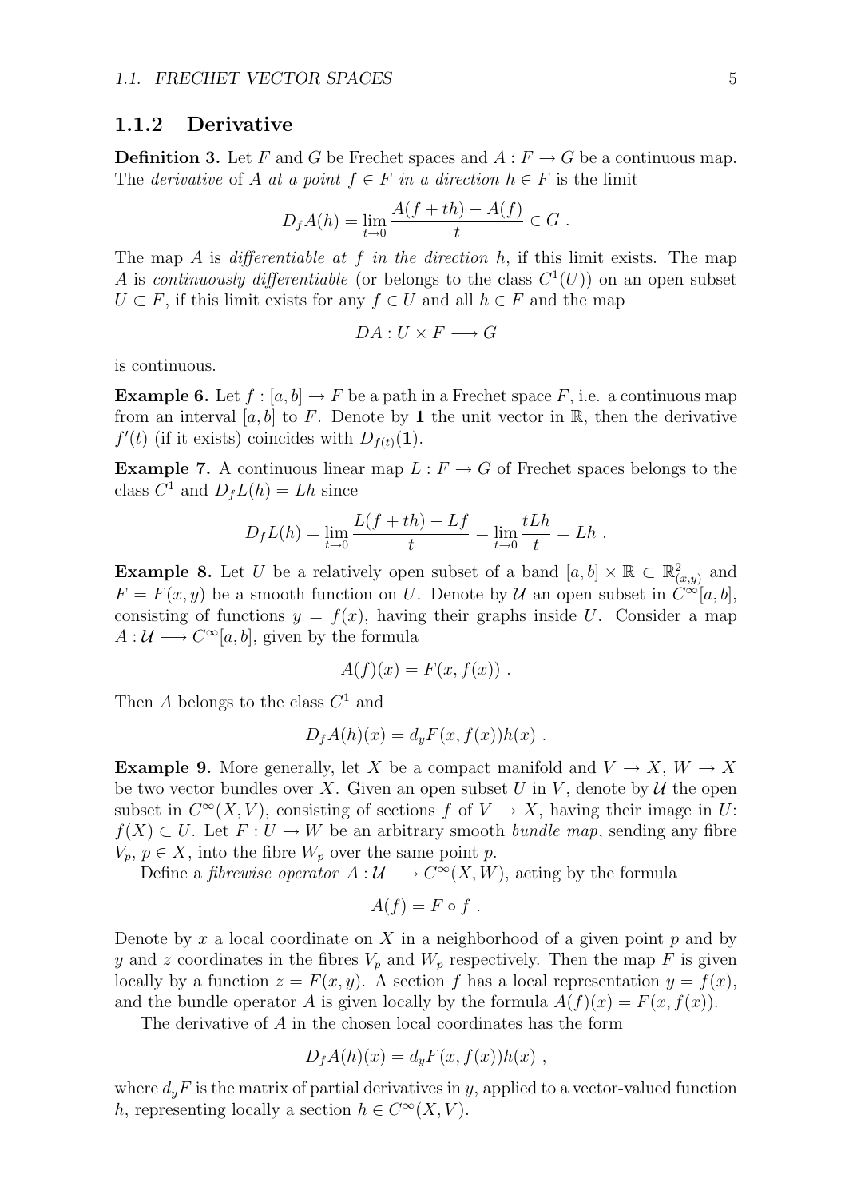### 1.1.2 Derivative

**Definition 3.** Let $F$ and $G$ be Frechet spaces and $A : F \to G$ be a continuous map. The *derivative* of $A$ *at a point* $f \in F$ *in a direction* $h \in F$ is the limit

$$D_f A(h) = \lim_{t \to 0} \frac{A(f + th) - A(f)}{t} \in G \ .$$

The map $A$ is *differentiable at* $f$ *in the direction* $h$, if this limit exists. The map $A$ is *continuously differentiable* (or belongs to the class $C^1(U)$) on an open subset $U \subset F$, if this limit exists for any $f \in U$ and all $h \in F$ and the map

$$DA : U \times F \longrightarrow G$$

is continuous.

**Example 6.** Let $f : [a, b] \to F$ be a path in a Frechet space $F$, i.e. a continuous map from an interval $[a, b]$ to $F$. Denote by $\mathbf{1}$ the unit vector in $\mathbb{R}$, then the derivative $f'(t)$ (if it exists) coincides with $D_{f(t)}(\mathbf{1})$.

**Example 7.** A continuous linear map $L : F \to G$ of Frechet spaces belongs to the class $C^1$ and $D_f L(h) = Lh$ since

$$D_f L(h) = \lim_{t \to 0} \frac{L(f + th) - Lf}{t} = \lim_{t \to 0} \frac{tLh}{t} = Lh \ .$$

**Example 8.** Let $U$ be a relatively open subset of a band $[a, b] \times \mathbb{R} \subset \mathbb{R}^2_{(x,y)}$ and $F = F(x, y)$ be a smooth function on $U$. Denote by $\mathcal{U}$ an open subset in $C^\infty[a, b]$, consisting of functions $y = f(x)$, having their graphs inside $U$. Consider a map $A : \mathcal{U} \longrightarrow C^\infty[a, b]$, given by the formula

$$A(f)(x) = F(x, f(x)) \ .$$

Then $A$ belongs to the class $C^1$ and

$$D_f A(h)(x) = d_y F(x, f(x))h(x) \ .$$

**Example 9.** More generally, let $X$ be a compact manifold and $V \to X$, $W \to X$ be two vector bundles over $X$. Given an open subset $U$ in $V$, denote by $\mathcal{U}$ the open subset in $C^\infty(X, V)$, consisting of sections $f$ of $V \to X$, having their image in $U$: $f(X) \subset U$. Let $F : U \to W$ be an arbitrary smooth *bundle map*, sending any fibre $V_p$, $p \in X$, into the fibre $W_p$ over the same point $p$.

Define a *fibrewise operator* $A : \mathcal{U} \longrightarrow C^\infty(X, W)$, acting by the formula

$$A(f) = F \circ f \ .$$

Denote by $x$ a local coordinate on $X$ in a neighborhood of a given point $p$ and by $y$ and $z$ coordinates in the fibres $V_p$ and $W_p$ respectively. Then the map $F$ is given locally by a function $z = F(x, y)$. A section $f$ has a local representation $y = f(x)$, and the bundle operator $A$ is given locally by the formula $A(f)(x) = F(x, f(x))$.

The derivative of $A$ in the chosen local coordinates has the form

$$D_f A(h)(x) = d_y F(x, f(x))h(x) \ ,$$

where $d_y F$ is the matrix of partial derivatives in $y$, applied to a vector-valued function $h$, representing locally a section $h \in C^\infty(X, V)$.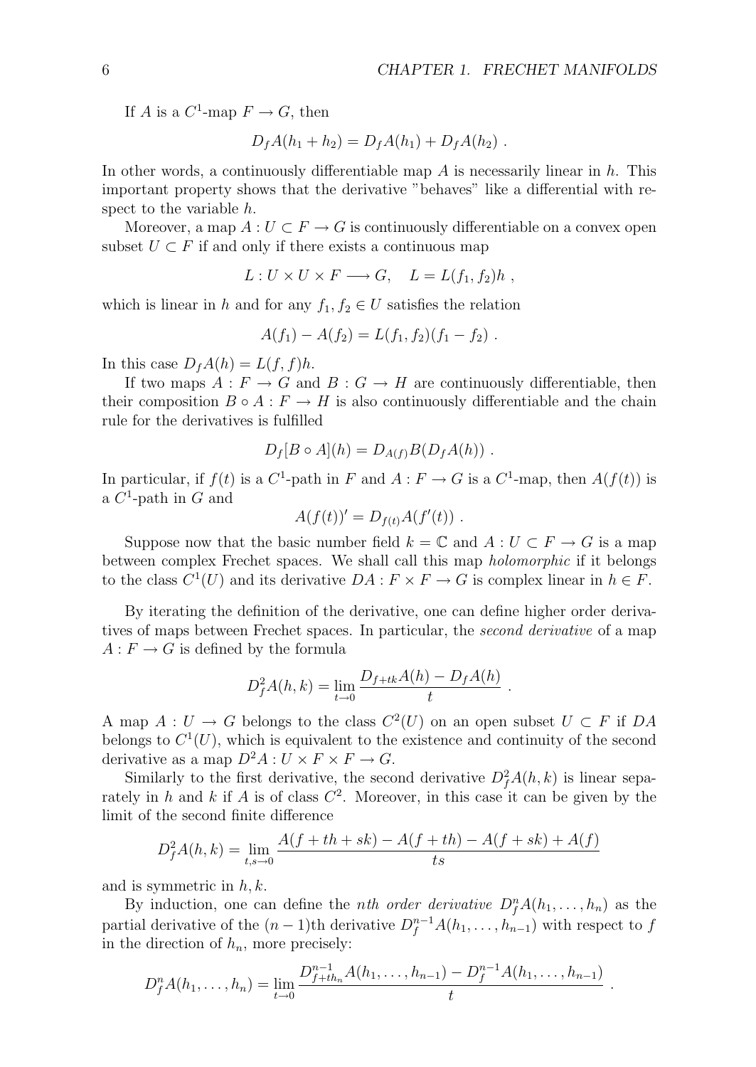If $A$ is a $C^1$-map $F \to G$, then

$$D_f A(h_1 + h_2) = D_f A(h_1) + D_f A(h_2) \ .$$

In other words, a continuously differentiable map $A$ is necessarily linear in $h$. This important property shows that the derivative "behaves" like a differential with respect to the variable $h$.

Moreover, a map $A : U \subset F \to G$ is continuously differentiable on a convex open subset $U \subset F$ if and only if there exists a continuous map

$$L : U \times U \times F \longrightarrow G, \quad L = L(f_1, f_2)h \ ,$$

which is linear in $h$ and for any $f_1, f_2 \in U$ satisfies the relation

$$A(f_1) - A(f_2) = L(f_1, f_2)(f_1 - f_2) \ .$$

In this case $D_f A(h) = L(f, f)h$.

If two maps $A : F \to G$ and $B : G \to H$ are continuously differentiable, then their composition $B \circ A : F \to H$ is also continuously differentiable and the chain rule for the derivatives is fulfilled

$$D_f [B \circ A](h) = D_{A(f)} B(D_f A(h)) \ .$$

In particular, if $f(t)$ is a $C^1$-path in $F$ and $A : F \to G$ is a $C^1$-map, then $A(f(t))$ is a $C^1$-path in $G$ and

$$A(f(t))' = D_{f(t)} A(f'(t)) \ .$$

Suppose now that the basic number field $k = \mathbb{C}$ and $A : U \subset F \to G$ is a map between complex Frechet spaces. We shall call this map *holomorphic* if it belongs to the class $C^1(U)$ and its derivative $DA : F \times F \to G$ is complex linear in $h \in F$.

By iterating the definition of the derivative, one can define higher order derivatives of maps between Frechet spaces. In particular, the *second derivative* of a map $A : F \to G$ is defined by the formula

$$D_f^2 A(h, k) = \lim_{t \to 0} \frac{D_{f+tk} A(h) - D_f A(h)}{t} \ .$$

A map $A : U \to G$ belongs to the class $C^2(U)$ on an open subset $U \subset F$ if $DA$ belongs to $C^1(U)$, which is equivalent to the existence and continuity of the second derivative as a map $D^2 A : U \times F \times F \to G$.

Similarly to the first derivative, the second derivative $D_f^2 A(h, k)$ is linear separately in $h$ and $k$ if $A$ is of class $C^2$. Moreover, in this case it can be given by the limit of the second finite difference

$$D_f^2 A(h, k) = \lim_{t,s \to 0} \frac{A(f + th + sk) - A(f + th) - A(f + sk) + A(f)}{ts}$$

and is symmetric in $h, k$.

By induction, one can define the *nth order derivative* $D_f^n A(h_1, \ldots, h_n)$ as the partial derivative of the $(n-1)$th derivative $D_f^{n-1} A(h_1, \ldots, h_{n-1})$ with respect to $f$ in the direction of $h_n$, more precisely:

$$D_f^n A(h_1, \ldots, h_n) = \lim_{t \to 0} \frac{D_{f+th_n}^{n-1} A(h_1, \ldots, h_{n-1}) - D_f^{n-1} A(h_1, \ldots, h_{n-1})}{t} \ .$$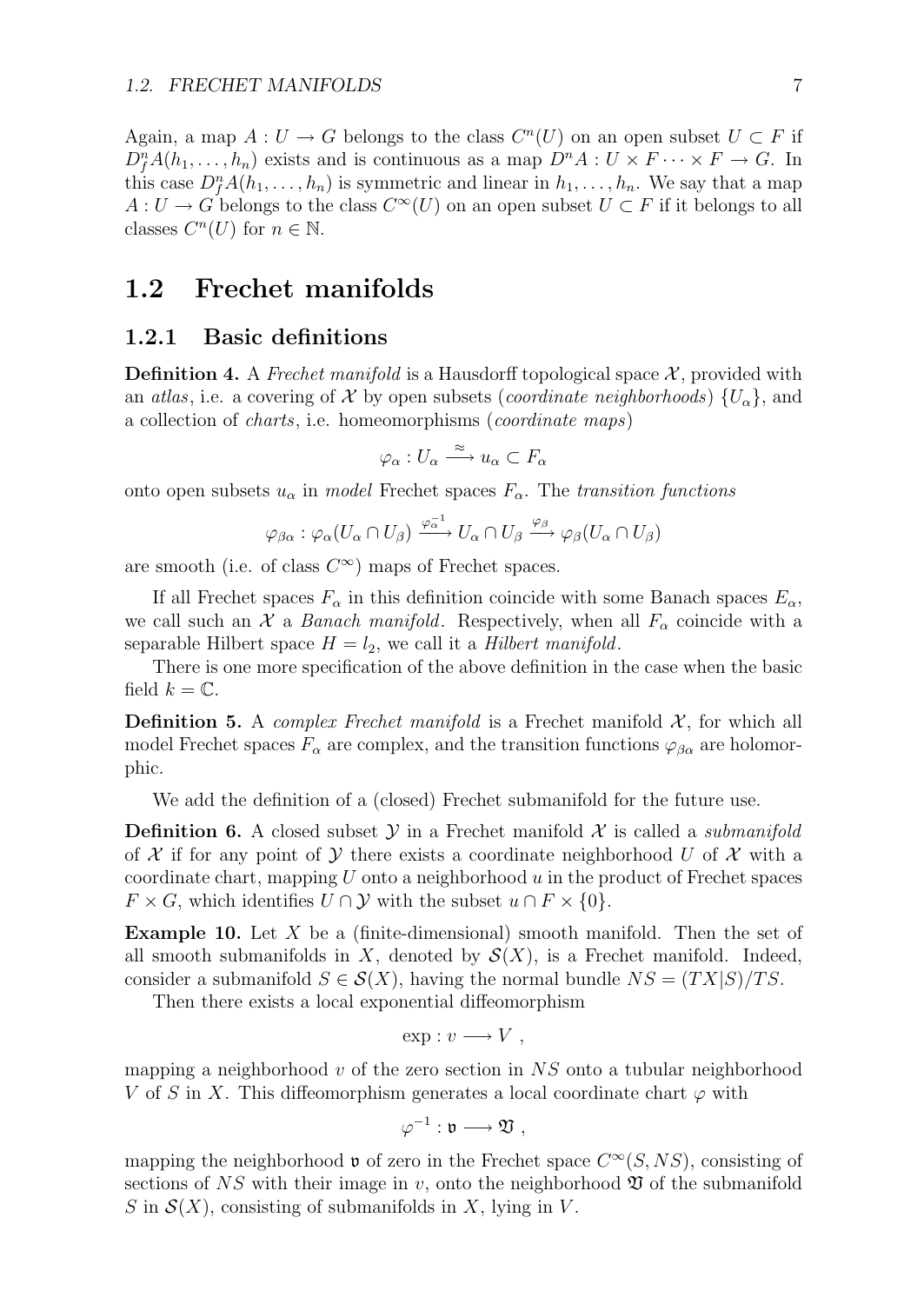Again, a map $A : U \to G$ belongs to the class $C^n(U)$ on an open subset $U \subset F$ if $D^n_f A(h_1, \ldots, h_n)$ exists and is continuous as a map $D^n A : U \times F \cdots \times F \to G$. In this case $D^n_f A(h_1, \ldots, h_n)$ is symmetric and linear in $h_1, \ldots, h_n$. We say that a map $A : U \to G$ belongs to the class $C^\infty(U)$ on an open subset $U \subset F$ if it belongs to all classes $C^n(U)$ for $n \in \mathbb{N}$.

## 1.2 Frechet manifolds

### 1.2.1 Basic definitions

**Definition 4.** A *Frechet manifold* is a Hausdorff topological space $\mathcal{X}$, provided with an *atlas*, i.e. a covering of $\mathcal{X}$ by open subsets (*coordinate neighborhoods*) $\{U_\alpha\}$, and a collection of *charts*, i.e. homeomorphisms (*coordinate maps*)

$$\varphi_\alpha : U_\alpha \xrightarrow{\approx} u_\alpha \subset F_\alpha$$

onto open subsets $u_\alpha$ in *model* Frechet spaces $F_\alpha$. The *transition functions*

$$\varphi_{\beta\alpha} : \varphi_\alpha(U_\alpha \cap U_\beta) \xrightarrow{\varphi_\alpha^{-1}} U_\alpha \cap U_\beta \xrightarrow{\varphi_\beta} \varphi_\beta(U_\alpha \cap U_\beta)$$

are smooth (i.e. of class $C^\infty$) maps of Frechet spaces.

If all Frechet spaces $F_\alpha$ in this definition coincide with some Banach spaces $E_\alpha$, we call such an $\mathcal{X}$ a *Banach manifold*. Respectively, when all $F_\alpha$ coincide with a separable Hilbert space $H = l_2$, we call it a *Hilbert manifold*.

There is one more specification of the above definition in the case when the basic field $k = \mathbb{C}$.

**Definition 5.** A *complex Frechet manifold* is a Frechet manifold $\mathcal{X}$, for which all model Frechet spaces $F_\alpha$ are complex, and the transition functions $\varphi_{\beta\alpha}$ are holomorphic.

We add the definition of a (closed) Frechet submanifold for the future use.

**Definition 6.** A closed subset $\mathcal{Y}$ in a Frechet manifold $\mathcal{X}$ is called a *submanifold* of $\mathcal{X}$ if for any point of $\mathcal{Y}$ there exists a coordinate neighborhood $U$ of $\mathcal{X}$ with a coordinate chart, mapping $U$ onto a neighborhood $u$ in the product of Frechet spaces $F \times G$, which identifies $U \cap \mathcal{Y}$ with the subset $u \cap F \times \{0\}$.

**Example 10.** Let $X$ be a (finite-dimensional) smooth manifold. Then the set of all smooth submanifolds in $X$, denoted by $\mathcal{S}(X)$, is a Frechet manifold. Indeed, consider a submanifold $S \in \mathcal{S}(X)$, having the normal bundle $NS = (TX|S)/TS$.

Then there exists a local exponential diffeomorphism

$$\exp : v \longrightarrow V \ ,$$

mapping a neighborhood $v$ of the zero section in $NS$ onto a tubular neighborhood $V$ of $S$ in $X$. This diffeomorphism generates a local coordinate chart $\varphi$ with

$$\varphi^{-1} : \mathfrak{v} \longrightarrow \mathfrak{V} \ ,$$

mapping the neighborhood $\mathfrak{v}$ of zero in the Frechet space $C^\infty(S, NS)$, consisting of sections of $NS$ with their image in $v$, onto the neighborhood $\mathfrak{V}$ of the submanifold $S$ in $\mathcal{S}(X)$, consisting of submanifolds in $X$, lying in $V$.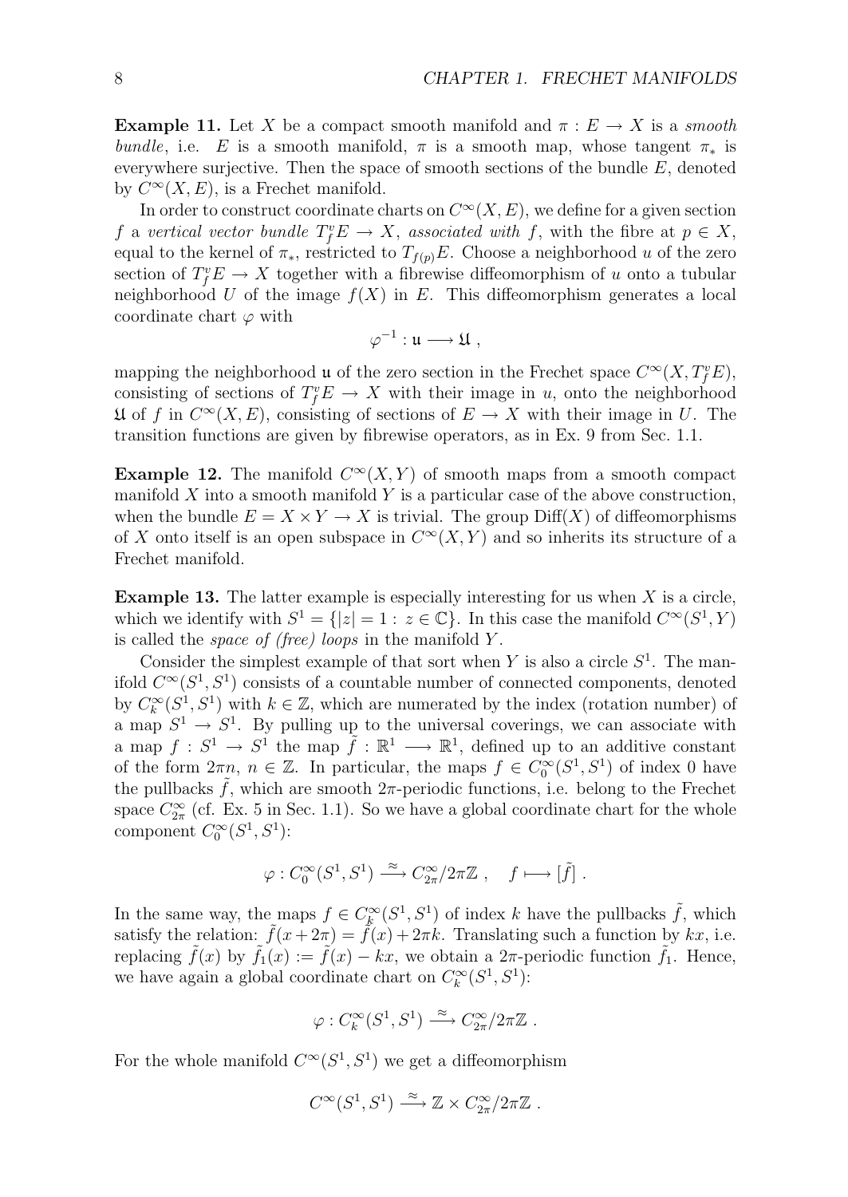**Example 11.** Let $X$ be a compact smooth manifold and $\pi : E \to X$ is a *smooth bundle*, i.e. $E$ is a smooth manifold, $\pi$ is a smooth map, whose tangent $\pi_*$ is everywhere surjective. Then the space of smooth sections of the bundle $E$, denoted by $C^\infty(X, E)$, is a Frechet manifold.

In order to construct coordinate charts on $C^\infty(X, E)$, we define for a given section $f$ a *vertical vector bundle* $T^v_f E \to X$, *associated with* $f$, with the fibre at $p \in X$, equal to the kernel of $\pi_*$, restricted to $T_{f(p)}E$. Choose a neighborhood $u$ of the zero section of $T^v_f E \to X$ together with a fibrewise diffeomorphism of $u$ onto a tubular neighborhood $U$ of the image $f(X)$ in $E$. This diffeomorphism generates a local coordinate chart $\varphi$ with

$$\varphi^{-1} : \mathfrak{u} \longrightarrow \mathfrak{U} \ ,$$

mapping the neighborhood $\mathfrak{u}$ of the zero section in the Frechet space $C^\infty(X, T^v_f E)$, consisting of sections of $T^v_f E \to X$ with their image in $u$, onto the neighborhood $\mathfrak{U}$ of $f$ in $C^\infty(X, E)$, consisting of sections of $E \to X$ with their image in $U$. The transition functions are given by fibrewise operators, as in Ex. 9 from Sec. 1.1.

**Example 12.** The manifold $C^\infty(X, Y)$ of smooth maps from a smooth compact manifold $X$ into a smooth manifold $Y$ is a particular case of the above construction, when the bundle $E = X \times Y \to X$ is trivial. The group $\mathrm{Diff}(X)$ of diffeomorphisms of $X$ onto itself is an open subspace in $C^\infty(X, Y)$ and so inherits its structure of a Frechet manifold.

**Example 13.** The latter example is especially interesting for us when $X$ is a circle, which we identify with $S^1 = \{|z| = 1 : z \in \mathbb{C}\}$. In this case the manifold $C^\infty(S^1, Y)$ is called the *space of (free) loops* in the manifold $Y$.

Consider the simplest example of that sort when $Y$ is also a circle $S^1$. The manifold $C^\infty(S^1, S^1)$ consists of a countable number of connected components, denoted by $C^\infty_k(S^1, S^1)$ with $k \in \mathbb{Z}$, which are numerated by the index (rotation number) of a map $S^1 \to S^1$. By pulling up to the universal coverings, we can associate with a map $f : S^1 \to S^1$ the map $\tilde{f} : \mathbb{R}^1 \longrightarrow \mathbb{R}^1$, defined up to an additive constant of the form $2\pi n$, $n \in \mathbb{Z}$. In particular, the maps $f \in C^\infty_0(S^1, S^1)$ of index 0 have the pullbacks $\tilde{f}$, which are smooth $2\pi$-periodic functions, i.e. belong to the Frechet space $C^\infty_{2\pi}$ (cf. Ex. 5 in Sec. 1.1). So we have a global coordinate chart for the whole component $C^\infty_0(S^1, S^1)$:

$$\varphi : C^\infty_0(S^1, S^1) \xrightarrow{\approx} C^\infty_{2\pi}/2\pi\mathbb{Z} \ , \quad f \longmapsto [\tilde{f}] \ .$$

In the same way, the maps $f \in C^\infty_k(S^1, S^1)$ of index $k$ have the pullbacks $\tilde{f}$, which satisfy the relation: $\tilde{f}(x + 2\pi) = \tilde{f}(x) + 2\pi k$. Translating such a function by $kx$, i.e. replacing $\tilde{f}(x)$ by $\tilde{f}_1(x) := \tilde{f}(x) - kx$, we obtain a $2\pi$-periodic function $\tilde{f}_1$. Hence, we have again a global coordinate chart on $C^\infty_k(S^1, S^1)$:

$$\varphi : C^\infty_k(S^1, S^1) \xrightarrow{\approx} C^\infty_{2\pi}/2\pi\mathbb{Z} \ .$$

For the whole manifold $C^\infty(S^1, S^1)$ we get a diffeomorphism

$$C^\infty(S^1, S^1) \xrightarrow{\approx} \mathbb{Z} \times C^\infty_{2\pi}/2\pi\mathbb{Z} \ .$$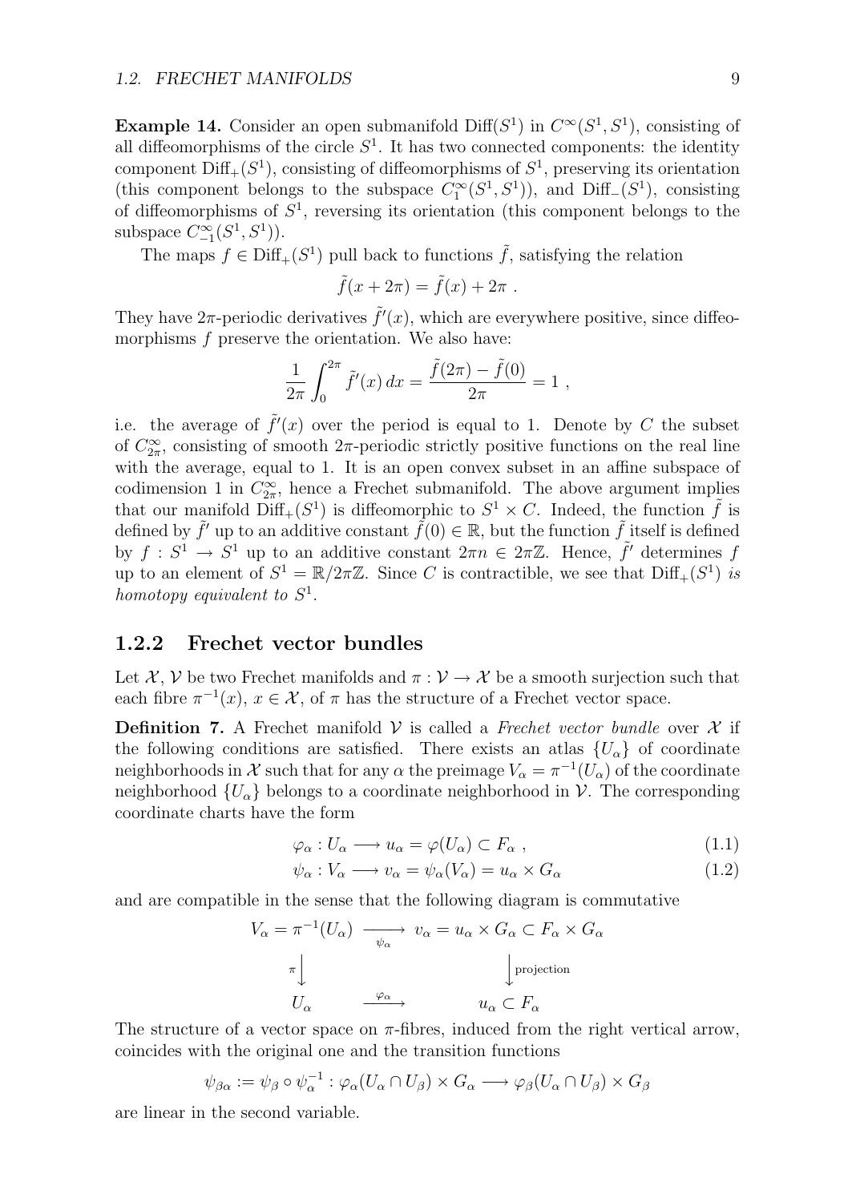**Example 14.** Consider an open submanifold $\text{Diff}(S^1)$ in $C^\infty(S^1, S^1)$, consisting of all diffeomorphisms of the circle $S^1$. It has two connected components: the identity component $\text{Diff}_+(S^1)$, consisting of diffeomorphisms of $S^1$, preserving its orientation (this component belongs to the subspace $C_1^\infty(S^1, S^1)$), and $\text{Diff}_-(S^1)$, consisting of diffeomorphisms of $S^1$, reversing its orientation (this component belongs to the subspace $C_{-1}^\infty(S^1, S^1)$).

The maps $f \in \text{Diff}_+(S^1)$ pull back to functions $\tilde{f}$, satisfying the relation

$$\tilde{f}(x + 2\pi) = \tilde{f}(x) + 2\pi \ .$$

They have $2\pi$-periodic derivatives $\tilde{f}'(x)$, which are everywhere positive, since diffeomorphisms $f$ preserve the orientation. We also have:

$$\frac{1}{2\pi}\int_0^{2\pi} \tilde{f}'(x)\, dx = \frac{\tilde{f}(2\pi) - \tilde{f}(0)}{2\pi} = 1 \ ,$$

i.e. the average of $\tilde{f}'(x)$ over the period is equal to 1. Denote by $C$ the subset of $C_{2\pi}^\infty$, consisting of smooth $2\pi$-periodic strictly positive functions on the real line with the average, equal to 1. It is an open convex subset in an affine subspace of codimension 1 in $C_{2\pi}^\infty$, hence a Frechet submanifold. The above argument implies that our manifold $\text{Diff}_+(S^1)$ is diffeomorphic to $S^1 \times C$. Indeed, the function $\tilde{f}$ is defined by $\tilde{f}'$ up to an additive constant $\tilde{f}(0) \in \mathbb{R}$, but the function $\tilde{f}$ itself is defined by $f : S^1 \to S^1$ up to an additive constant $2\pi n \in 2\pi\mathbb{Z}$. Hence, $\tilde{f}'$ determines $f$ up to an element of $S^1 = \mathbb{R}/2\pi\mathbb{Z}$. Since $C$ is contractible, we see that $\text{Diff}_+(S^1)$ *is homotopy equivalent to* $S^1$.

### 1.2.2 Frechet vector bundles

Let $\mathcal{X}, \mathcal{V}$ be two Frechet manifolds and $\pi : \mathcal{V} \to \mathcal{X}$ be a smooth surjection such that each fibre $\pi^{-1}(x)$, $x \in \mathcal{X}$, of $\pi$ has the structure of a Frechet vector space.

**Definition 7.** A Frechet manifold $\mathcal{V}$ is called a *Frechet vector bundle* over $\mathcal{X}$ if the following conditions are satisfied. There exists an atlas $\{U_\alpha\}$ of coordinate neighborhoods in $\mathcal{X}$ such that for any $\alpha$ the preimage $V_\alpha = \pi^{-1}(U_\alpha)$ of the coordinate neighborhood $\{U_\alpha\}$ belongs to a coordinate neighborhood in $\mathcal{V}$. The corresponding coordinate charts have the form

$$\varphi_\alpha : U_\alpha \longrightarrow u_\alpha = \varphi(U_\alpha) \subset F_\alpha \ , \tag{1.1}$$

$$\psi_\alpha : V_\alpha \longrightarrow v_\alpha = \psi_\alpha(V_\alpha) = u_\alpha \times G_\alpha \tag{1.2}$$

and are compatible in the sense that the following diagram is commutative

$$\begin{array}{ccc}
V_\alpha = \pi^{-1}(U_\alpha) & \xrightarrow[\psi_\alpha]{} & v_\alpha = u_\alpha \times G_\alpha \subset F_\alpha \times G_\alpha \\
\pi \Big\downarrow & & \Big\downarrow \text{projection} \\
U_\alpha & \xrightarrow{\varphi_\alpha} & u_\alpha \subset F_\alpha
\end{array}$$

The structure of a vector space on $\pi$-fibres, induced from the right vertical arrow, coincides with the original one and the transition functions

$$\psi_{\beta\alpha} := \psi_\beta \circ \psi_\alpha^{-1} : \varphi_\alpha(U_\alpha \cap U_\beta) \times G_\alpha \longrightarrow \varphi_\beta(U_\alpha \cap U_\beta) \times G_\beta$$

are linear in the second variable.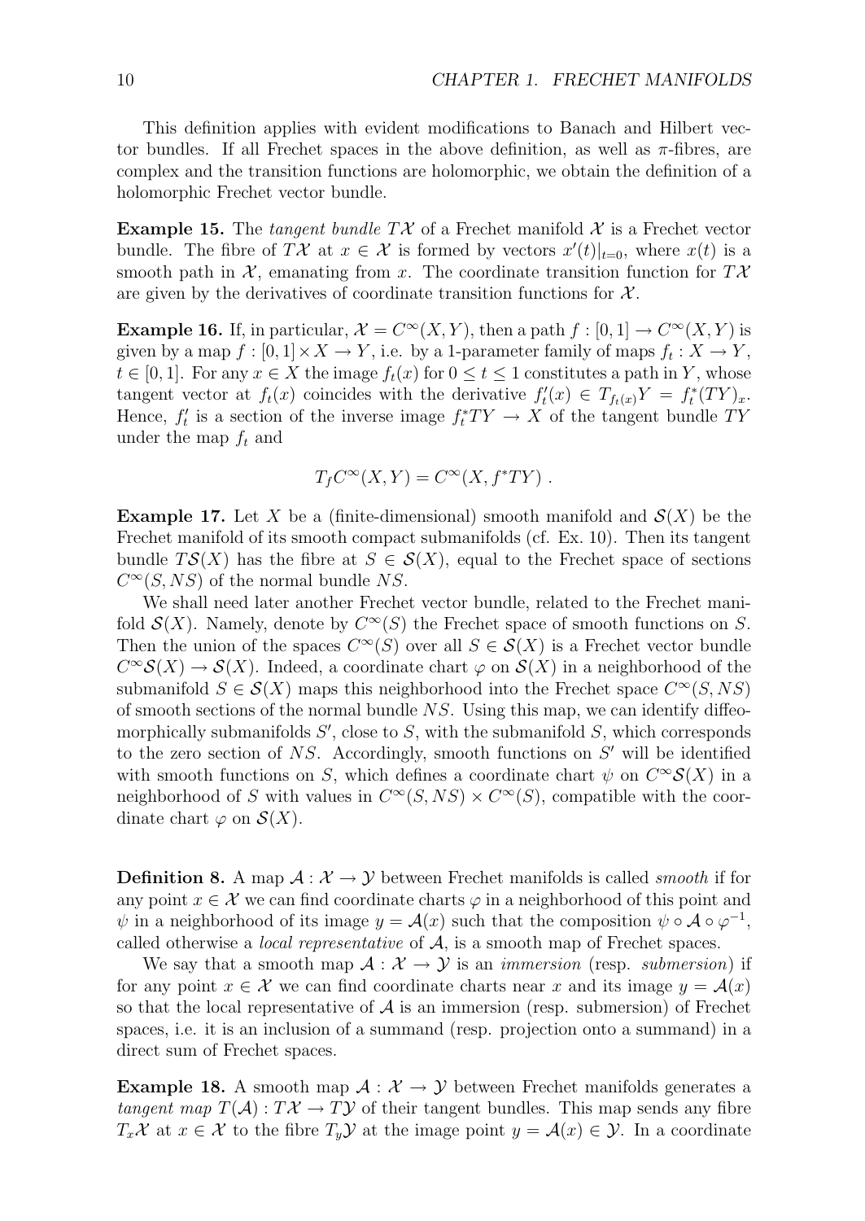This definition applies with evident modifications to Banach and Hilbert vector bundles. If all Frechet spaces in the above definition, as well as $\pi$-fibres, are complex and the transition functions are holomorphic, we obtain the definition of a holomorphic Frechet vector bundle.

**Example 15.** The *tangent bundle* $T\mathcal{X}$ of a Frechet manifold $\mathcal{X}$ is a Frechet vector bundle. The fibre of $T\mathcal{X}$ at $x \in \mathcal{X}$ is formed by vectors $x'(t)|_{t=0}$, where $x(t)$ is a smooth path in $\mathcal{X}$, emanating from $x$. The coordinate transition function for $T\mathcal{X}$ are given by the derivatives of coordinate transition functions for $\mathcal{X}$.

**Example 16.** If, in particular, $\mathcal{X} = C^\infty(X, Y)$, then a path $f : [0,1] \to C^\infty(X,Y)$ is given by a map $f : [0,1] \times X \to Y$, i.e. by a 1-parameter family of maps $f_t : X \to Y$, $t \in [0,1]$. For any $x \in X$ the image $f_t(x)$ for $0 \le t \le 1$ constitutes a path in $Y$, whose tangent vector at $f_t(x)$ coincides with the derivative $f_t'(x) \in T_{f_t(x)}Y = f_t^*(TY)_x$. Hence, $f_t'$ is a section of the inverse image $f_t^*TY \to X$ of the tangent bundle $TY$ under the map $f_t$ and

$$T_f C^\infty(X,Y) = C^\infty(X, f^*TY) \ .$$

**Example 17.** Let $X$ be a (finite-dimensional) smooth manifold and $\mathcal{S}(X)$ be the Frechet manifold of its smooth compact submanifolds (cf. Ex. 10). Then its tangent bundle $T\mathcal{S}(X)$ has the fibre at $S \in \mathcal{S}(X)$, equal to the Frechet space of sections $C^\infty(S, NS)$ of the normal bundle $NS$.

We shall need later another Frechet vector bundle, related to the Frechet manifold $\mathcal{S}(X)$. Namely, denote by $C^\infty(S)$ the Frechet space of smooth functions on $S$. Then the union of the spaces $C^\infty(S)$ over all $S \in \mathcal{S}(X)$ is a Frechet vector bundle $C^\infty\mathcal{S}(X) \to \mathcal{S}(X)$. Indeed, a coordinate chart $\varphi$ on $\mathcal{S}(X)$ in a neighborhood of the submanifold $S \in \mathcal{S}(X)$ maps this neighborhood into the Frechet space $C^\infty(S, NS)$ of smooth sections of the normal bundle $NS$. Using this map, we can identify diffeomorphically submanifolds $S'$, close to $S$, with the submanifold $S$, which corresponds to the zero section of $NS$. Accordingly, smooth functions on $S'$ will be identified with smooth functions on $S$, which defines a coordinate chart $\psi$ on $C^\infty\mathcal{S}(X)$ in a neighborhood of $S$ with values in $C^\infty(S, NS) \times C^\infty(S)$, compatible with the coordinate chart $\varphi$ on $\mathcal{S}(X)$.

**Definition 8.** A map $\mathcal{A} : \mathcal{X} \to \mathcal{Y}$ between Frechet manifolds is called *smooth* if for any point $x \in \mathcal{X}$ we can find coordinate charts $\varphi$ in a neighborhood of this point and $\psi$ in a neighborhood of its image $y = \mathcal{A}(x)$ such that the composition $\psi \circ \mathcal{A} \circ \varphi^{-1}$, called otherwise a *local representative* of $\mathcal{A}$, is a smooth map of Frechet spaces.

We say that a smooth map $\mathcal{A} : \mathcal{X} \to \mathcal{Y}$ is an *immersion* (resp. *submersion*) if for any point $x \in \mathcal{X}$ we can find coordinate charts near $x$ and its image $y = \mathcal{A}(x)$ so that the local representative of $\mathcal{A}$ is an immersion (resp. submersion) of Frechet spaces, i.e. it is an inclusion of a summand (resp. projection onto a summand) in a direct sum of Frechet spaces.

**Example 18.** A smooth map $\mathcal{A} : \mathcal{X} \to \mathcal{Y}$ between Frechet manifolds generates a *tangent map* $T(\mathcal{A}) : T\mathcal{X} \to T\mathcal{Y}$ of their tangent bundles. This map sends any fibre $T_x\mathcal{X}$ at $x \in \mathcal{X}$ to the fibre $T_y\mathcal{Y}$ at the image point $y = \mathcal{A}(x) \in \mathcal{Y}$. In a coordinate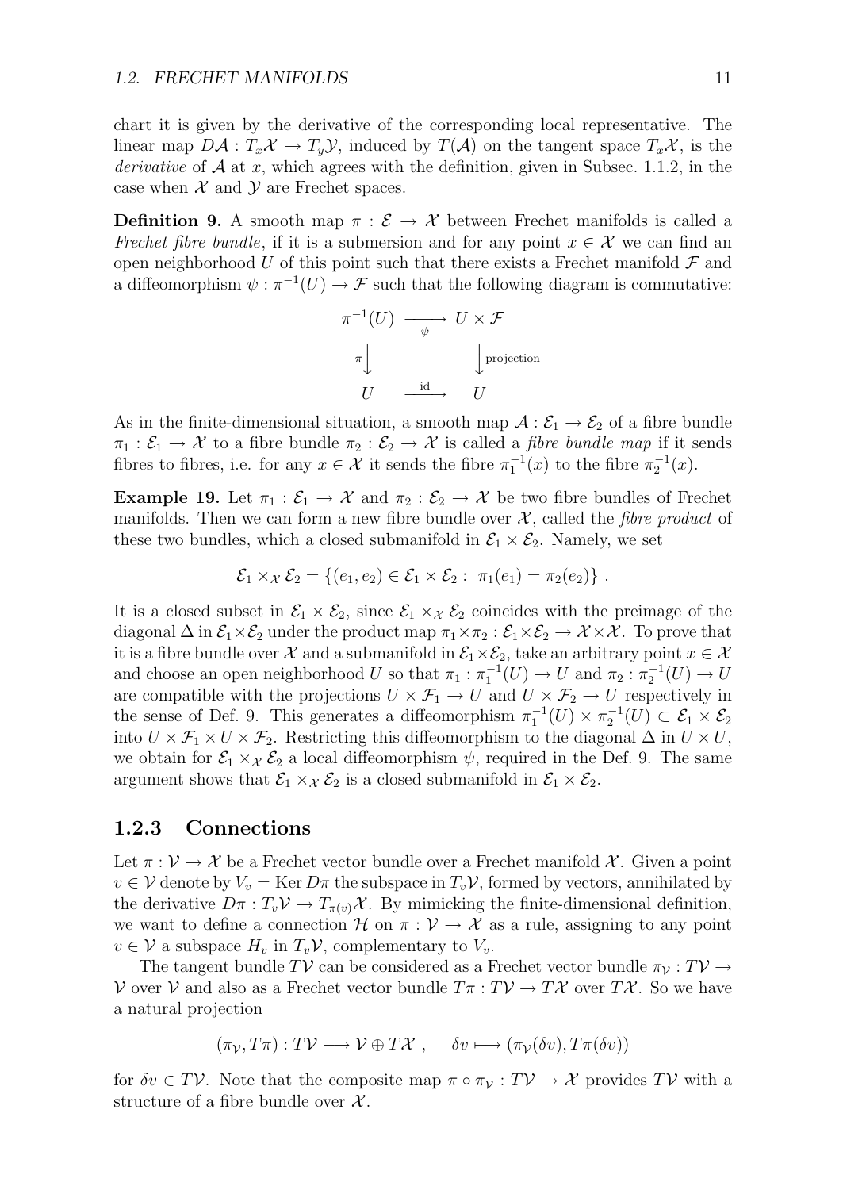chart it is given by the derivative of the corresponding local representative. The linear map $D\mathcal{A} : T_x\mathcal{X} \to T_y\mathcal{Y}$, induced by $T(\mathcal{A})$ on the tangent space $T_x\mathcal{X}$, is the *derivative* of $\mathcal{A}$ at $x$, which agrees with the definition, given in Subsec. 1.1.2, in the case when $\mathcal{X}$ and $\mathcal{Y}$ are Frechet spaces.

**Definition 9.** A smooth map $\pi : \mathcal{E} \to \mathcal{X}$ between Frechet manifolds is called a *Frechet fibre bundle*, if it is a submersion and for any point $x \in \mathcal{X}$ we can find an open neighborhood $U$ of this point such that there exists a Frechet manifold $\mathcal{F}$ and a diffeomorphism $\psi : \pi^{-1}(U) \to \mathcal{F}$ such that the following diagram is commutative:

$$\begin{array}{ccc}
\pi^{-1}(U) & \xrightarrow[\psi]{} & U \times \mathcal{F} \\
{\scriptstyle\pi}\big\downarrow & & \big\downarrow{\scriptstyle\text{projection}} \\
U & \xrightarrow{\text{id}} & U
\end{array}$$

As in the finite-dimensional situation, a smooth map $\mathcal{A} : \mathcal{E}_1 \to \mathcal{E}_2$ of a fibre bundle $\pi_1 : \mathcal{E}_1 \to \mathcal{X}$ to a fibre bundle $\pi_2 : \mathcal{E}_2 \to \mathcal{X}$ is called a *fibre bundle map* if it sends fibres to fibres, i.e. for any $x \in \mathcal{X}$ it sends the fibre $\pi_1^{-1}(x)$ to the fibre $\pi_2^{-1}(x)$.

**Example 19.** Let $\pi_1 : \mathcal{E}_1 \to \mathcal{X}$ and $\pi_2 : \mathcal{E}_2 \to \mathcal{X}$ be two fibre bundles of Frechet manifolds. Then we can form a new fibre bundle over $\mathcal{X}$, called the *fibre product* of these two bundles, which a closed submanifold in $\mathcal{E}_1 \times \mathcal{E}_2$. Namely, we set

$$\mathcal{E}_1 \times_{\mathcal{X}} \mathcal{E}_2 = \{(e_1, e_2) \in \mathcal{E}_1 \times \mathcal{E}_2 : \ \pi_1(e_1) = \pi_2(e_2)\} \ .$$

It is a closed subset in $\mathcal{E}_1 \times \mathcal{E}_2$, since $\mathcal{E}_1 \times_{\mathcal{X}} \mathcal{E}_2$ coincides with the preimage of the diagonal $\Delta$ in $\mathcal{E}_1 \times \mathcal{E}_2$ under the product map $\pi_1 \times \pi_2 : \mathcal{E}_1 \times \mathcal{E}_2 \to \mathcal{X} \times \mathcal{X}$. To prove that it is a fibre bundle over $\mathcal{X}$ and a submanifold in $\mathcal{E}_1 \times \mathcal{E}_2$, take an arbitrary point $x \in \mathcal{X}$ and choose an open neighborhood $U$ so that $\pi_1 : \pi_1^{-1}(U) \to U$ and $\pi_2 : \pi_2^{-1}(U) \to U$ are compatible with the projections $U \times \mathcal{F}_1 \to U$ and $U \times \mathcal{F}_2 \to U$ respectively in the sense of Def. 9. This generates a diffeomorphism $\pi_1^{-1}(U) \times \pi_2^{-1}(U) \subset \mathcal{E}_1 \times \mathcal{E}_2$ into $U \times \mathcal{F}_1 \times U \times \mathcal{F}_2$. Restricting this diffeomorphism to the diagonal $\Delta$ in $U \times U$, we obtain for $\mathcal{E}_1 \times_{\mathcal{X}} \mathcal{E}_2$ a local diffeomorphism $\psi$, required in the Def. 9. The same argument shows that $\mathcal{E}_1 \times_{\mathcal{X}} \mathcal{E}_2$ is a closed submanifold in $\mathcal{E}_1 \times \mathcal{E}_2$.

### 1.2.3 Connections

Let $\pi : \mathcal{V} \to \mathcal{X}$ be a Frechet vector bundle over a Frechet manifold $\mathcal{X}$. Given a point $v \in \mathcal{V}$ denote by $V_v = \operatorname{Ker} D\pi$ the subspace in $T_v\mathcal{V}$, formed by vectors, annihilated by the derivative $D\pi : T_v\mathcal{V} \to T_{\pi(v)}\mathcal{X}$. By mimicking the finite-dimensional definition, we want to define a connection $\mathcal{H}$ on $\pi : \mathcal{V} \to \mathcal{X}$ as a rule, assigning to any point $v \in \mathcal{V}$ a subspace $H_v$ in $T_v\mathcal{V}$, complementary to $V_v$.

The tangent bundle $T\mathcal{V}$ can be considered as a Frechet vector bundle $\pi_{\mathcal{V}} : T\mathcal{V} \to \mathcal{V}$ over $\mathcal{V}$ and also as a Frechet vector bundle $T\pi : T\mathcal{V} \to T\mathcal{X}$ over $T\mathcal{X}$. So we have a natural projection

$$(\pi_{\mathcal{V}}, T\pi) : T\mathcal{V} \longrightarrow \mathcal{V} \oplus T\mathcal{X} \ , \qquad \delta v \longmapsto (\pi_{\mathcal{V}}(\delta v), T\pi(\delta v))$$

for $\delta v \in T\mathcal{V}$. Note that the composite map $\pi \circ \pi_{\mathcal{V}} : T\mathcal{V} \to \mathcal{X}$ provides $T\mathcal{V}$ with a structure of a fibre bundle over $\mathcal{X}$.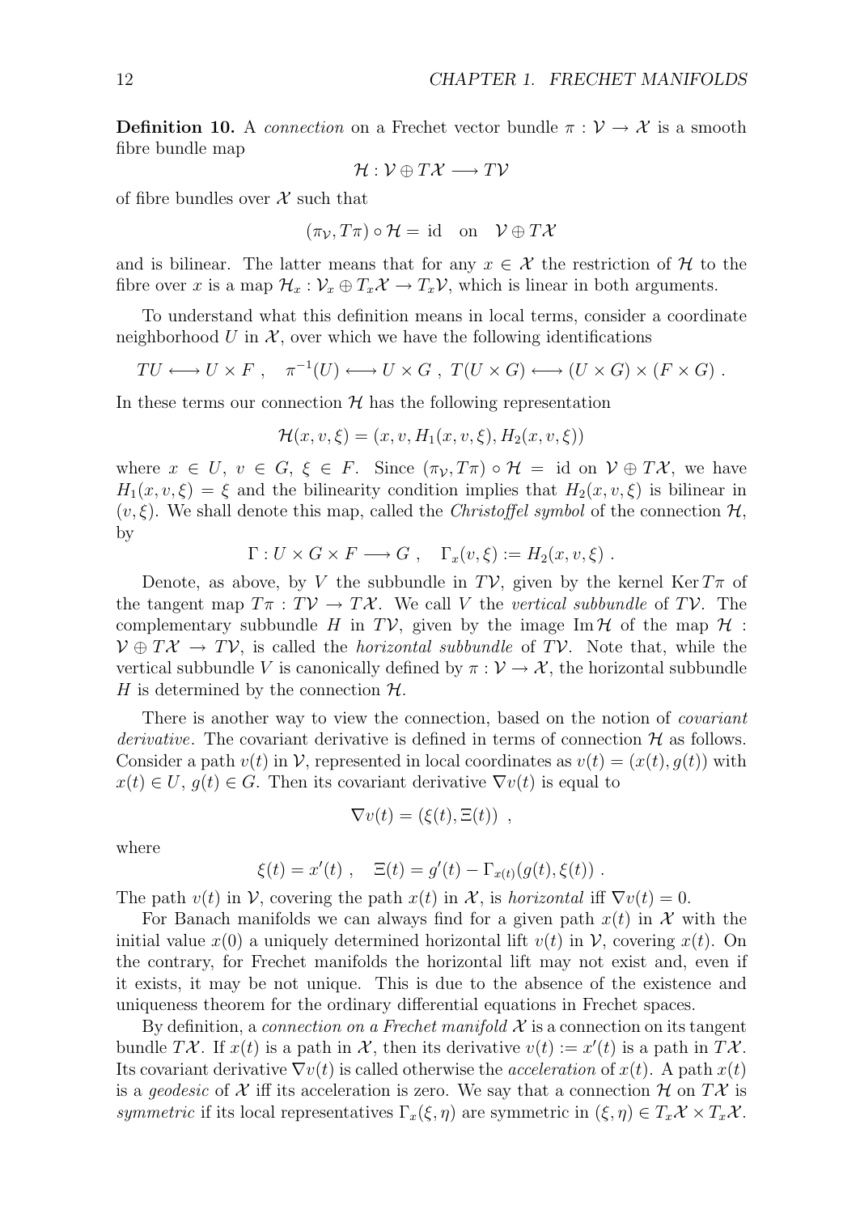**Definition 10.** A *connection* on a Frechet vector bundle $\pi : \mathcal{V} \to \mathcal{X}$ is a smooth fibre bundle map

$$\mathcal{H} : \mathcal{V} \oplus T\mathcal{X} \longrightarrow T\mathcal{V}$$

of fibre bundles over $\mathcal{X}$ such that

$$(\pi_{\mathcal{V}}, T\pi) \circ \mathcal{H} = \text{ id} \quad \text{on} \quad \mathcal{V} \oplus T\mathcal{X}$$

and is bilinear. The latter means that for any $x \in \mathcal{X}$ the restriction of $\mathcal{H}$ to the fibre over $x$ is a map $\mathcal{H}_x : \mathcal{V}_x \oplus T_x\mathcal{X} \to T_x\mathcal{V}$, which is linear in both arguments.

To understand what this definition means in local terms, consider a coordinate neighborhood $U$ in $\mathcal{X}$, over which we have the following identifications

$$TU \longleftrightarrow U \times F \ , \quad \pi^{-1}(U) \longleftrightarrow U \times G \ , \ T(U \times G) \longleftrightarrow (U \times G) \times (F \times G) \ .$$

In these terms our connection $\mathcal{H}$ has the following representation

$$\mathcal{H}(x, v, \xi) = (x, v, H_1(x, v, \xi), H_2(x, v, \xi))$$

where $x \in U$, $v \in G$, $\xi \in F$. Since $(\pi_{\mathcal{V}}, T\pi) \circ \mathcal{H} = \text{ id}$ on $\mathcal{V} \oplus T\mathcal{X}$, we have $H_1(x, v, \xi) = \xi$ and the bilinearity condition implies that $H_2(x, v, \xi)$ is bilinear in $(v, \xi)$. We shall denote this map, called the *Christoffel symbol* of the connection $\mathcal{H}$, by

$$\Gamma : U \times G \times F \longrightarrow G \ , \quad \Gamma_x(v, \xi) := H_2(x, v, \xi) \ .$$

Denote, as above, by $V$ the subbundle in $T\mathcal{V}$, given by the kernel $\operatorname{Ker} T\pi$ of the tangent map $T\pi : T\mathcal{V} \to T\mathcal{X}$. We call $V$ the *vertical subbundle* of $T\mathcal{V}$. The complementary subbundle $H$ in $T\mathcal{V}$, given by the image $\operatorname{Im} \mathcal{H}$ of the map $\mathcal{H} : \mathcal{V} \oplus T\mathcal{X} \to T\mathcal{V}$, is called the *horizontal subbundle* of $T\mathcal{V}$. Note that, while the vertical subbundle $V$ is canonically defined by $\pi : \mathcal{V} \to \mathcal{X}$, the horizontal subbundle $H$ is determined by the connection $\mathcal{H}$.

There is another way to view the connection, based on the notion of *covariant derivative*. The covariant derivative is defined in terms of connection $\mathcal{H}$ as follows. Consider a path $v(t)$ in $\mathcal{V}$, represented in local coordinates as $v(t) = (x(t), g(t))$ with $x(t) \in U$, $g(t) \in G$. Then its covariant derivative $\nabla v(t)$ is equal to

$$\nabla v(t) = (\xi(t), \Xi(t)) \ ,$$

where

$$\xi(t) = x'(t) \ , \quad \Xi(t) = g'(t) - \Gamma_{x(t)}(g(t), \xi(t)) \ .$$

The path $v(t)$ in $\mathcal{V}$, covering the path $x(t)$ in $\mathcal{X}$, is *horizontal* iff $\nabla v(t) = 0$.

For Banach manifolds we can always find for a given path $x(t)$ in $\mathcal{X}$ with the initial value $x(0)$ a uniquely determined horizontal lift $v(t)$ in $\mathcal{V}$, covering $x(t)$. On the contrary, for Frechet manifolds the horizontal lift may not exist and, even if it exists, it may be not unique. This is due to the absence of the existence and uniqueness theorem for the ordinary differential equations in Frechet spaces.

By definition, a *connection on a Frechet manifold* $\mathcal{X}$ is a connection on its tangent bundle $T\mathcal{X}$. If $x(t)$ is a path in $\mathcal{X}$, then its derivative $v(t) := x'(t)$ is a path in $T\mathcal{X}$. Its covariant derivative $\nabla v(t)$ is called otherwise the *acceleration* of $x(t)$. A path $x(t)$ is a *geodesic* of $\mathcal{X}$ iff its acceleration is zero. We say that a connection $\mathcal{H}$ on $T\mathcal{X}$ is *symmetric* if its local representatives $\Gamma_x(\xi, \eta)$ are symmetric in $(\xi, \eta) \in T_x\mathcal{X} \times T_x\mathcal{X}$.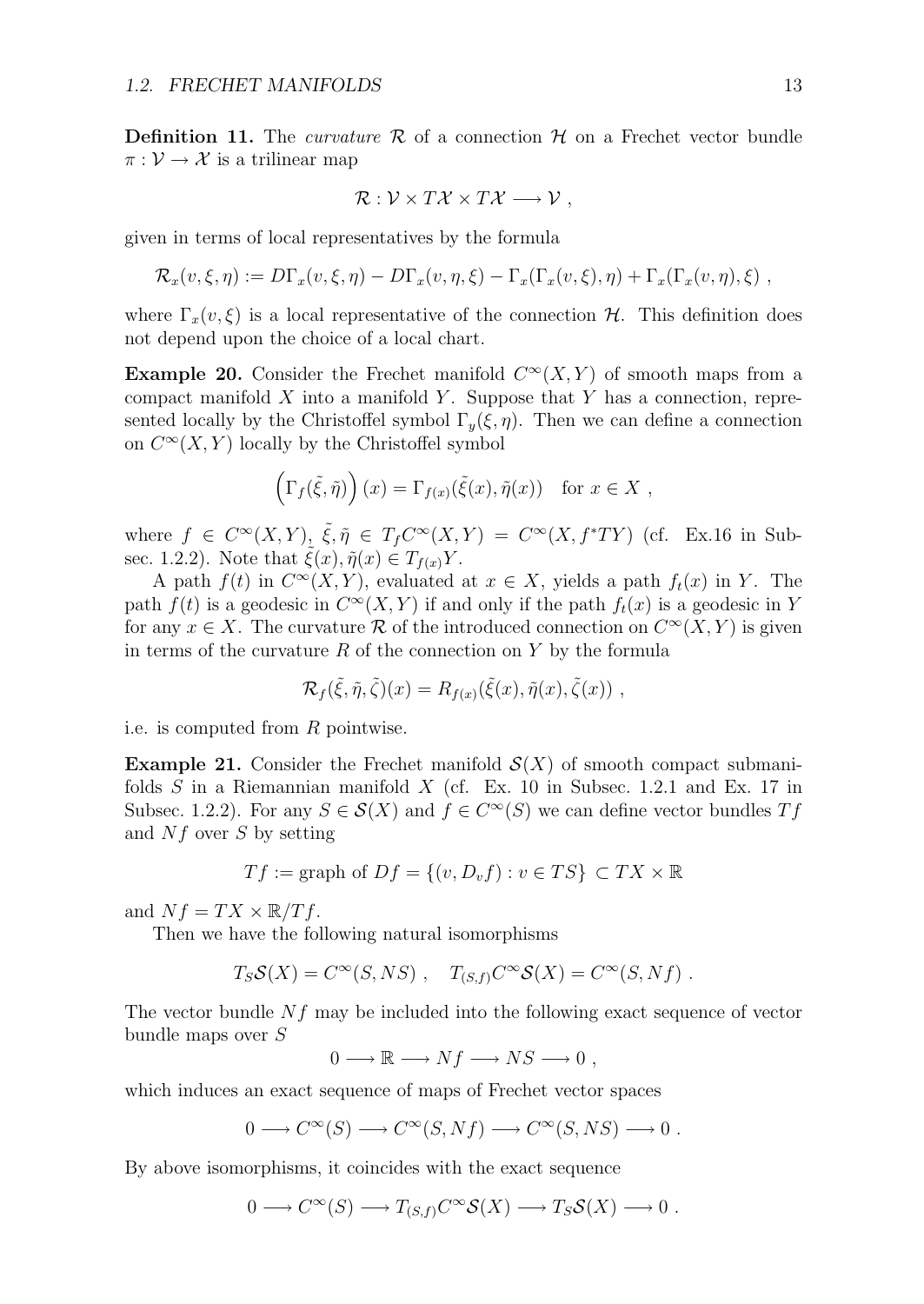**Definition 11.** The *curvature* $\mathcal{R}$ of a connection $\mathcal{H}$ on a Frechet vector bundle $\pi : \mathcal{V} \to \mathcal{X}$ is a trilinear map

$$\mathcal{R} : \mathcal{V} \times T\mathcal{X} \times T\mathcal{X} \longrightarrow \mathcal{V} \ ,$$

given in terms of local representatives by the formula

$$\mathcal{R}_x(v, \xi, \eta) := D\Gamma_x(v, \xi, \eta) - D\Gamma_x(v, \eta, \xi) - \Gamma_x(\Gamma_x(v, \xi), \eta) + \Gamma_x(\Gamma_x(v, \eta), \xi) \ ,$$

where $\Gamma_x(v, \xi)$ is a local representative of the connection $\mathcal{H}$. This definition does not depend upon the choice of a local chart.

**Example 20.** Consider the Frechet manifold $C^\infty(X, Y)$ of smooth maps from a compact manifold $X$ into a manifold $Y$. Suppose that $Y$ has a connection, represented locally by the Christoffel symbol $\Gamma_y(\xi, \eta)$. Then we can define a connection on $C^\infty(X, Y)$ locally by the Christoffel symbol

$$\Big(\Gamma_f(\tilde{\xi}, \tilde{\eta})\Big)(x) = \Gamma_{f(x)}(\tilde{\xi}(x), \tilde{\eta}(x)) \quad \text{for } x \in X \ ,$$

where $f \in C^\infty(X, Y)$, $\tilde{\xi}, \tilde{\eta} \in T_f C^\infty(X, Y) = C^\infty(X, f^*TY)$ (cf. Ex.16 in Subsec. 1.2.2). Note that $\tilde{\xi}(x), \tilde{\eta}(x) \in T_{f(x)}Y$.

A path $f(t)$ in $C^\infty(X, Y)$, evaluated at $x \in X$, yields a path $f_t(x)$ in $Y$. The path $f(t)$ is a geodesic in $C^\infty(X, Y)$ if and only if the path $f_t(x)$ is a geodesic in $Y$ for any $x \in X$. The curvature $\mathcal{R}$ of the introduced connection on $C^\infty(X, Y)$ is given in terms of the curvature $R$ of the connection on $Y$ by the formula

$$\mathcal{R}_f(\tilde{\xi}, \tilde{\eta}, \tilde{\zeta})(x) = R_{f(x)}(\tilde{\xi}(x), \tilde{\eta}(x), \tilde{\zeta}(x)) \ ,$$

i.e. is computed from $R$ pointwise.

**Example 21.** Consider the Frechet manifold $\mathcal{S}(X)$ of smooth compact submanifolds $S$ in a Riemannian manifold $X$ (cf. Ex. 10 in Subsec. 1.2.1 and Ex. 17 in Subsec. 1.2.2). For any $S \in \mathcal{S}(X)$ and $f \in C^\infty(S)$ we can define vector bundles $Tf$ and $Nf$ over $S$ by setting

$$Tf := \text{graph of } Df = \{(v, D_v f) : v \in TS\} \subset TX \times \mathbb{R}$$

and $Nf = TX \times \mathbb{R}/Tf$.

Then we have the following natural isomorphisms

$$T_S\mathcal{S}(X) = C^\infty(S, NS) \ , \quad T_{(S,f)}C^\infty\mathcal{S}(X) = C^\infty(S, Nf) \ .$$

The vector bundle $Nf$ may be included into the following exact sequence of vector bundle maps over $S$

$$0 \longrightarrow \mathbb{R} \longrightarrow Nf \longrightarrow NS \longrightarrow 0 \ ,$$

which induces an exact sequence of maps of Frechet vector spaces

$$0 \longrightarrow C^\infty(S) \longrightarrow C^\infty(S, Nf) \longrightarrow C^\infty(S, NS) \longrightarrow 0 \ .$$

By above isomorphisms, it coincides with the exact sequence

$$0 \longrightarrow C^\infty(S) \longrightarrow T_{(S,f)}C^\infty\mathcal{S}(X) \longrightarrow T_S\mathcal{S}(X) \longrightarrow 0 \ .$$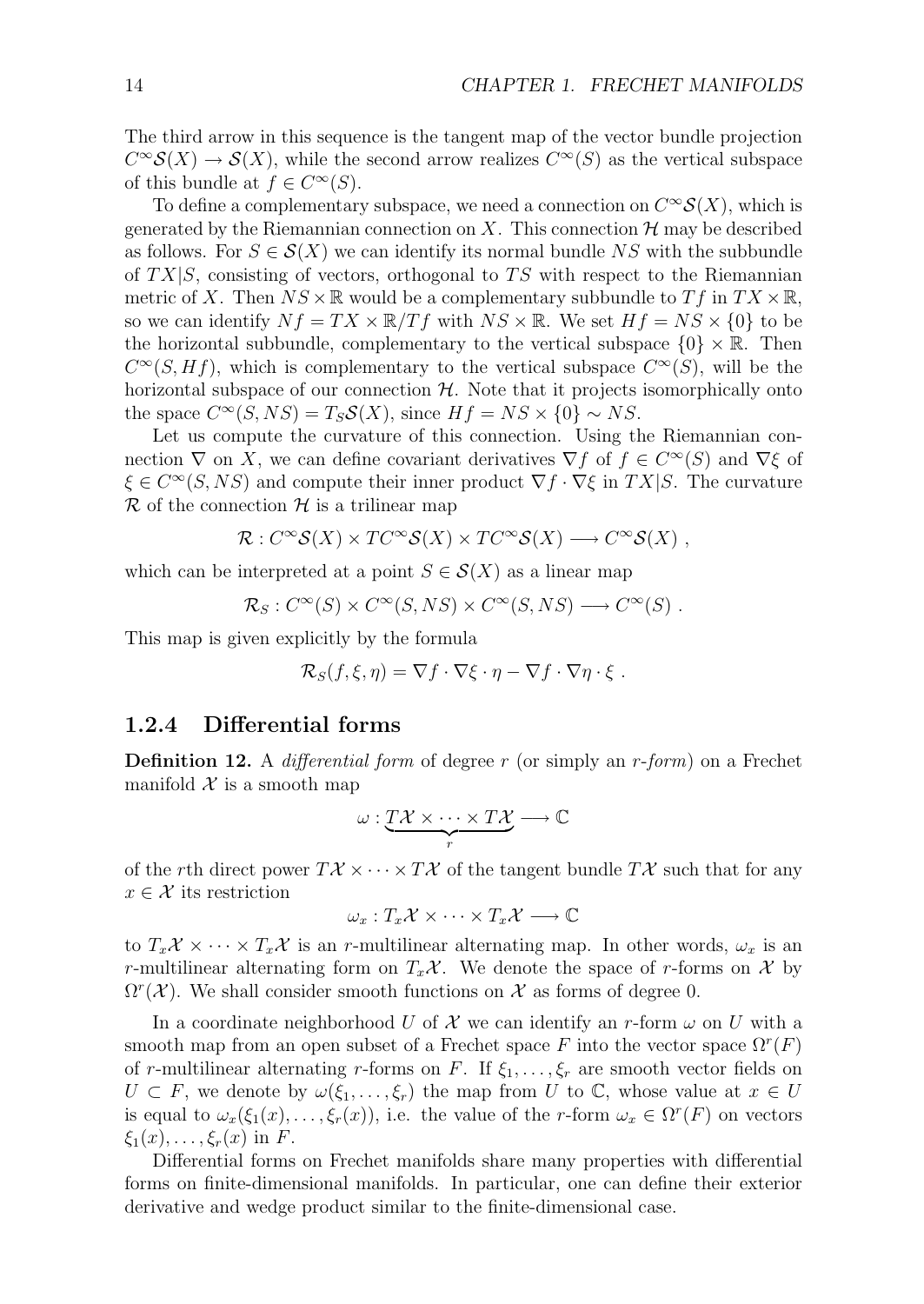The third arrow in this sequence is the tangent map of the vector bundle projection $C^\infty\mathcal{S}(X) \to \mathcal{S}(X)$, while the second arrow realizes $C^\infty(S)$ as the vertical subspace of this bundle at $f \in C^\infty(S)$.

To define a complementary subspace, we need a connection on $C^\infty\mathcal{S}(X)$, which is generated by the Riemannian connection on $X$. This connection $\mathcal{H}$ may be described as follows. For $S \in \mathcal{S}(X)$ we can identify its normal bundle $NS$ with the subbundle of $TX|S$, consisting of vectors, orthogonal to $TS$ with respect to the Riemannian metric of $X$. Then $NS \times \mathbb{R}$ would be a complementary subbundle to $Tf$ in $TX \times \mathbb{R}$, so we can identify $Nf = TX \times \mathbb{R}/Tf$ with $NS \times \mathbb{R}$. We set $Hf = NS \times \{0\}$ to be the horizontal subbundle, complementary to the vertical subspace $\{0\} \times \mathbb{R}$. Then $C^\infty(S, Hf)$, which is complementary to the vertical subspace $C^\infty(S)$, will be the horizontal subspace of our connection $\mathcal{H}$. Note that it projects isomorphically onto the space $C^\infty(S, NS) = T_S\mathcal{S}(X)$, since $Hf = NS \times \{0\} \sim NS$.

Let us compute the curvature of this connection. Using the Riemannian connection $\nabla$ on $X$, we can define covariant derivatives $\nabla f$ of $f \in C^\infty(S)$ and $\nabla\xi$ of $\xi \in C^\infty(S, NS)$ and compute their inner product $\nabla f \cdot \nabla\xi$ in $TX|S$. The curvature $\mathcal{R}$ of the connection $\mathcal{H}$ is a trilinear map

$$\mathcal{R} : C^\infty\mathcal{S}(X) \times TC^\infty\mathcal{S}(X) \times TC^\infty\mathcal{S}(X) \longrightarrow C^\infty\mathcal{S}(X) \ ,$$

which can be interpreted at a point $S \in \mathcal{S}(X)$ as a linear map

$$\mathcal{R}_S : C^\infty(S) \times C^\infty(S, NS) \times C^\infty(S, NS) \longrightarrow C^\infty(S) \ .$$

This map is given explicitly by the formula

$$\mathcal{R}_S(f, \xi, \eta) = \nabla f \cdot \nabla\xi \cdot \eta - \nabla f \cdot \nabla\eta \cdot \xi \ .$$

### 1.2.4 Differential forms

**Definition 12.** A *differential form* of degree $r$ (or simply an *r-form*) on a Frechet manifold $\mathcal{X}$ is a smooth map

$$\omega : \underbrace{T\mathcal{X} \times \cdots \times T\mathcal{X}}_{r} \longrightarrow \mathbb{C}$$

of the $r$th direct power $T\mathcal{X} \times \cdots \times T\mathcal{X}$ of the tangent bundle $T\mathcal{X}$ such that for any $x \in \mathcal{X}$ its restriction

$$\omega_x : T_x\mathcal{X} \times \cdots \times T_x\mathcal{X} \longrightarrow \mathbb{C}$$

to $T_x\mathcal{X} \times \cdots \times T_x\mathcal{X}$ is an $r$-multilinear alternating map. In other words, $\omega_x$ is an $r$-multilinear alternating form on $T_x\mathcal{X}$. We denote the space of $r$-forms on $\mathcal{X}$ by $\Omega^r(\mathcal{X})$. We shall consider smooth functions on $\mathcal{X}$ as forms of degree 0.

In a coordinate neighborhood $U$ of $\mathcal{X}$ we can identify an $r$-form $\omega$ on $U$ with a smooth map from an open subset of a Frechet space $F$ into the vector space $\Omega^r(F)$ of $r$-multilinear alternating $r$-forms on $F$. If $\xi_1, \ldots, \xi_r$ are smooth vector fields on $U \subset F$, we denote by $\omega(\xi_1, \ldots, \xi_r)$ the map from $U$ to $\mathbb{C}$, whose value at $x \in U$ is equal to $\omega_x(\xi_1(x), \ldots, \xi_r(x))$, i.e. the value of the $r$-form $\omega_x \in \Omega^r(F)$ on vectors $\xi_1(x), \ldots, \xi_r(x)$ in $F$.

Differential forms on Frechet manifolds share many properties with differential forms on finite-dimensional manifolds. In particular, one can define their exterior derivative and wedge product similar to the finite-dimensional case.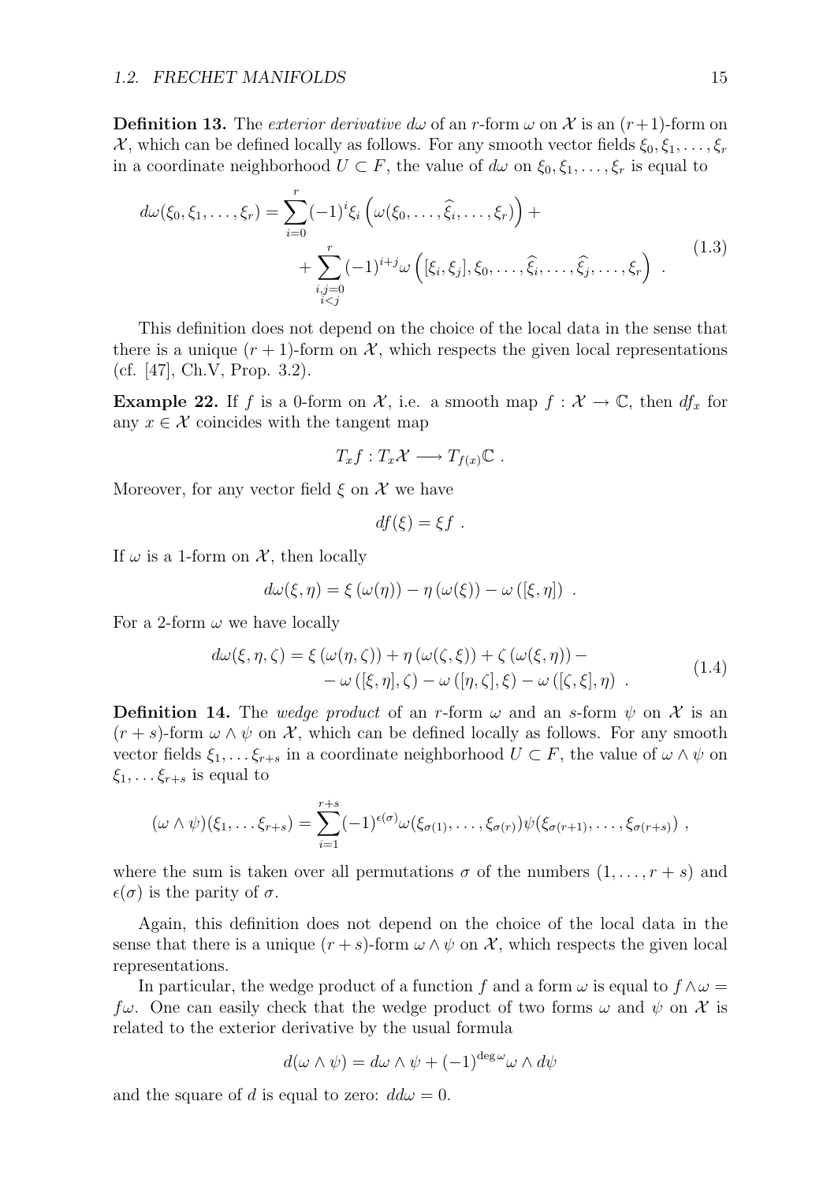**Definition 13.** The *exterior derivative* $d\omega$ of an $r$-form $\omega$ on $\mathcal{X}$ is an $(r+1)$-form on $\mathcal{X}$, which can be defined locally as follows. For any smooth vector fields $\xi_0, \xi_1, \ldots, \xi_r$ in a coordinate neighborhood $U \subset F$, the value of $d\omega$ on $\xi_0, \xi_1, \ldots, \xi_r$ is equal to

$$
\begin{aligned}
d\omega(\xi_0, \xi_1, \ldots, \xi_r) = \sum_{i=0}^{r} (-1)^i \xi_i \left( \omega(\xi_0, \ldots, \widehat{\xi_i}, \ldots, \xi_r) \right) + \\
+ \sum_{\substack{i,j=0 \\ i<j}}^{r} (-1)^{i+j} \omega \left( [\xi_i, \xi_j], \xi_0, \ldots, \widehat{\xi_i}, \ldots, \widehat{\xi_j}, \ldots, \xi_r \right) \ .
\end{aligned}
\tag{1.3}
$$

This definition does not depend on the choice of the local data in the sense that there is a unique $(r+1)$-form on $\mathcal{X}$, which respects the given local representations (cf. [47], Ch.V, Prop. 3.2).

**Example 22.** If $f$ is a 0-form on $\mathcal{X}$, i.e. a smooth map $f : \mathcal{X} \to \mathbb{C}$, then $df_x$ for any $x \in \mathcal{X}$ coincides with the tangent map

$$T_x f : T_x \mathcal{X} \longrightarrow T_{f(x)} \mathbb{C} \ .$$

Moreover, for any vector field $\xi$ on $\mathcal{X}$ we have

$$df(\xi) = \xi f \ .$$

If $\omega$ is a 1-form on $\mathcal{X}$, then locally

$$d\omega(\xi, \eta) = \xi \left( \omega(\eta) \right) - \eta \left( \omega(\xi) \right) - \omega \left( [\xi, \eta] \right) \ .$$

For a 2-form $\omega$ we have locally

$$
\begin{aligned}
d\omega(\xi, \eta, \zeta) = \xi \left( \omega(\eta, \zeta) \right) + \eta \left( \omega(\zeta, \xi) \right) + \zeta \left( \omega(\xi, \eta) \right) - \\
- \omega \left( [\xi, \eta], \zeta \right) - \omega \left( [\eta, \zeta], \xi \right) - \omega \left( [\zeta, \xi], \eta \right) \ .
\end{aligned}
\tag{1.4}
$$

**Definition 14.** The *wedge product* of an $r$-form $\omega$ and an $s$-form $\psi$ on $\mathcal{X}$ is an $(r+s)$-form $\omega \wedge \psi$ on $\mathcal{X}$, which can be defined locally as follows. For any smooth vector fields $\xi_1, \ldots \xi_{r+s}$ in a coordinate neighborhood $U \subset F$, the value of $\omega \wedge \psi$ on $\xi_1, \ldots \xi_{r+s}$ is equal to

$$(\omega \wedge \psi)(\xi_1, \ldots \xi_{r+s}) = \sum_{i=1}^{r+s} (-1)^{\epsilon(\sigma)} \omega(\xi_{\sigma(1)}, \ldots, \xi_{\sigma(r)}) \psi(\xi_{\sigma(r+1)}, \ldots, \xi_{\sigma(r+s)}) \ ,$$

where the sum is taken over all permutations $\sigma$ of the numbers $(1, \ldots, r+s)$ and $\epsilon(\sigma)$ is the parity of $\sigma$.

Again, this definition does not depend on the choice of the local data in the sense that there is a unique $(r+s)$-form $\omega \wedge \psi$ on $\mathcal{X}$, which respects the given local representations.

In particular, the wedge product of a function $f$ and a form $\omega$ is equal to $f \wedge \omega = f\omega$. One can easily check that the wedge product of two forms $\omega$ and $\psi$ on $\mathcal{X}$ is related to the exterior derivative by the usual formula

$$d(\omega \wedge \psi) = d\omega \wedge \psi + (-1)^{\deg \omega} \omega \wedge d\psi$$

and the square of $d$ is equal to zero: $dd\omega = 0$.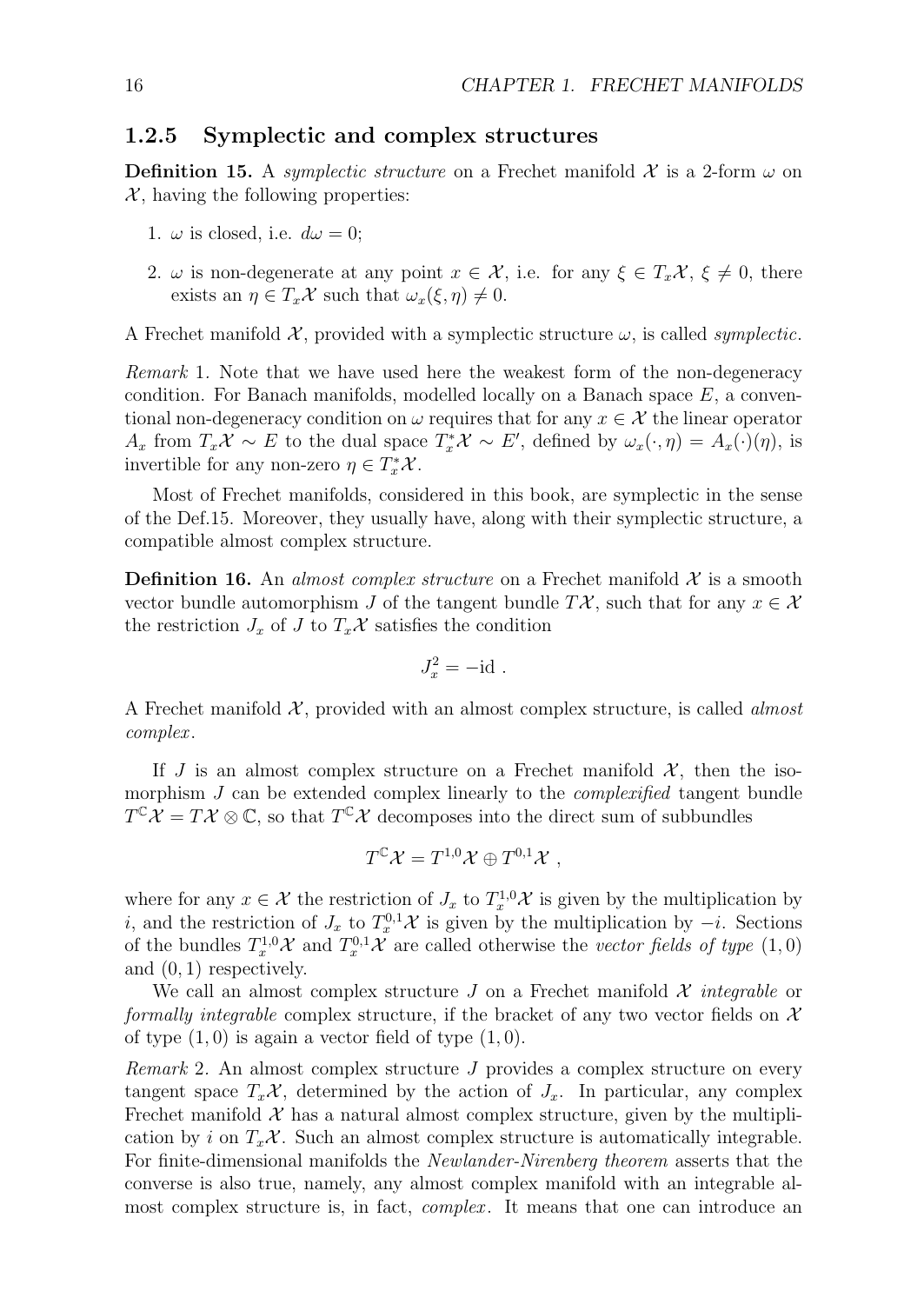### 1.2.5 Symplectic and complex structures

**Definition 15.** A *symplectic structure* on a Frechet manifold $\mathcal{X}$ is a 2-form $\omega$ on $\mathcal{X}$, having the following properties:

1. $\omega$ is closed, i.e. $d\omega = 0$;
2. $\omega$ is non-degenerate at any point $x \in \mathcal{X}$, i.e. for any $\xi \in T_x\mathcal{X}$, $\xi \neq 0$, there exists an $\eta \in T_x\mathcal{X}$ such that $\omega_x(\xi, \eta) \neq 0$.

A Frechet manifold $\mathcal{X}$, provided with a symplectic structure $\omega$, is called *symplectic*.

*Remark* 1. Note that we have used here the weakest form of the non-degeneracy condition. For Banach manifolds, modelled locally on a Banach space $E$, a conventional non-degeneracy condition on $\omega$ requires that for any $x \in \mathcal{X}$ the linear operator $A_x$ from $T_x\mathcal{X} \sim E$ to the dual space $T_x^*\mathcal{X} \sim E'$, defined by $\omega_x(\cdot, \eta) = A_x(\cdot)(\eta)$, is invertible for any non-zero $\eta \in T_x^*\mathcal{X}$.

Most of Frechet manifolds, considered in this book, are symplectic in the sense of the Def.15. Moreover, they usually have, along with their symplectic structure, a compatible almost complex structure.

**Definition 16.** An *almost complex structure* on a Frechet manifold $\mathcal{X}$ is a smooth vector bundle automorphism $J$ of the tangent bundle $T\mathcal{X}$, such that for any $x \in \mathcal{X}$ the restriction $J_x$ of $J$ to $T_x\mathcal{X}$ satisfies the condition

$$J_x^2 = -\mathrm{id} .$$

A Frechet manifold $\mathcal{X}$, provided with an almost complex structure, is called *almost complex*.

If $J$ is an almost complex structure on a Frechet manifold $\mathcal{X}$, then the isomorphism $J$ can be extended complex linearly to the *complexified* tangent bundle $T^{\mathbb{C}}\mathcal{X} = T\mathcal{X} \otimes \mathbb{C}$, so that $T^{\mathbb{C}}\mathcal{X}$ decomposes into the direct sum of subbundles

$$T^{\mathbb{C}}\mathcal{X} = T^{1,0}\mathcal{X} \oplus T^{0,1}\mathcal{X} ,$$

where for any $x \in \mathcal{X}$ the restriction of $J_x$ to $T_x^{1,0}\mathcal{X}$ is given by the multiplication by $i$, and the restriction of $J_x$ to $T_x^{0,1}\mathcal{X}$ is given by the multiplication by $-i$. Sections of the bundles $T_x^{1,0}\mathcal{X}$ and $T_x^{0,1}\mathcal{X}$ are called otherwise the *vector fields of type* $(1, 0)$ and $(0, 1)$ respectively.

We call an almost complex structure $J$ on a Frechet manifold $\mathcal{X}$ *integrable* or *formally integrable* complex structure, if the bracket of any two vector fields on $\mathcal{X}$ of type $(1, 0)$ is again a vector field of type $(1, 0)$.

*Remark* 2. An almost complex structure $J$ provides a complex structure on every tangent space $T_x\mathcal{X}$, determined by the action of $J_x$. In particular, any complex Frechet manifold $\mathcal{X}$ has a natural almost complex structure, given by the multiplication by $i$ on $T_x\mathcal{X}$. Such an almost complex structure is automatically integrable. For finite-dimensional manifolds the *Newlander-Nirenberg theorem* asserts that the converse is also true, namely, any almost complex manifold with an integrable almost complex structure is, in fact, *complex*. It means that one can introduce an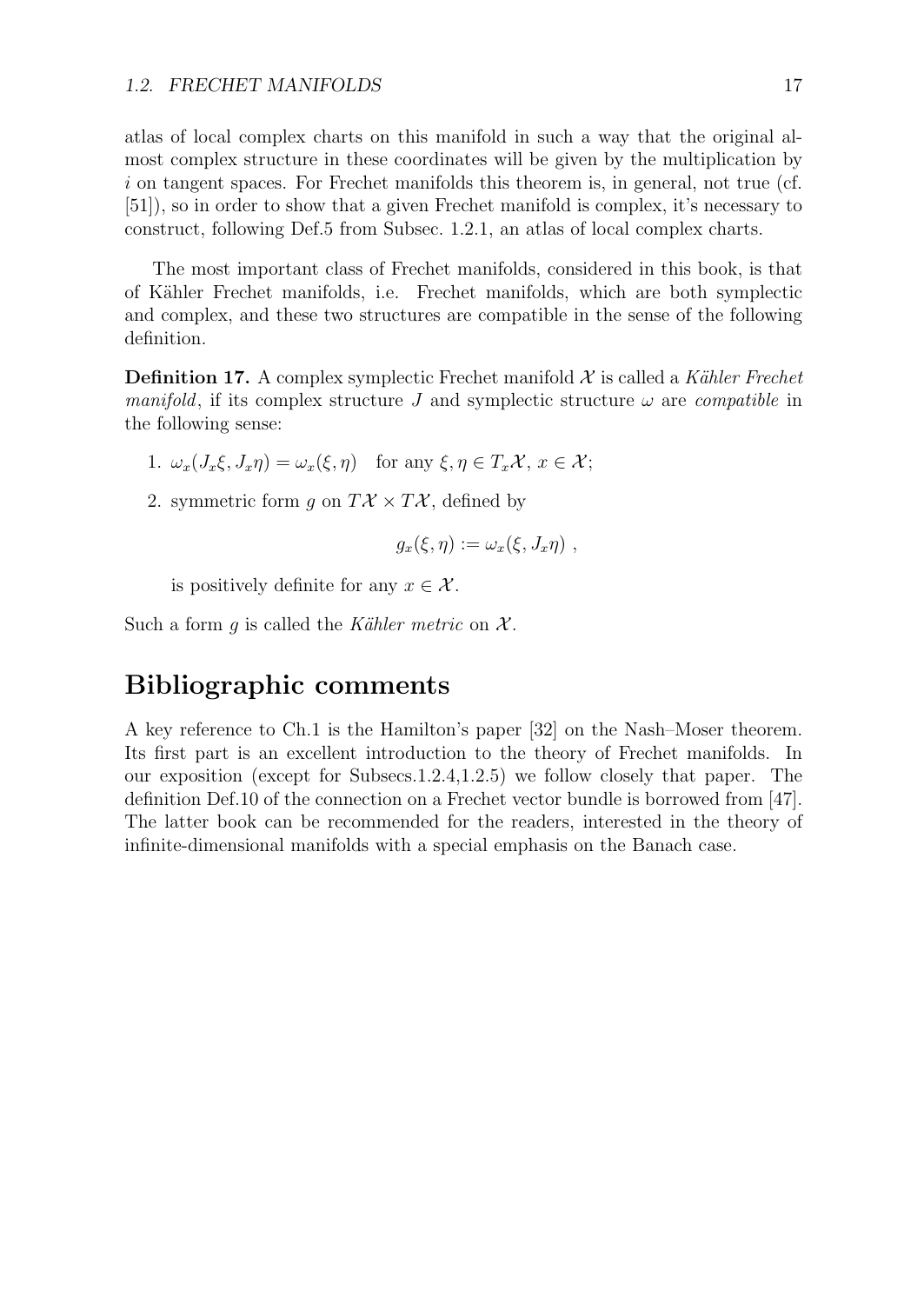atlas of local complex charts on this manifold in such a way that the original almost complex structure in these coordinates will be given by the multiplication by $i$ on tangent spaces. For Frechet manifolds this theorem is, in general, not true (cf. [51]), so in order to show that a given Frechet manifold is complex, it's necessary to construct, following Def.5 from Subsec. 1.2.1, an atlas of local complex charts.

The most important class of Frechet manifolds, considered in this book, is that of Kähler Frechet manifolds, i.e. Frechet manifolds, which are both symplectic and complex, and these two structures are compatible in the sense of the following definition.

**Definition 17.** A complex symplectic Frechet manifold $\mathcal{X}$ is called a *Kähler Frechet manifold*, if its complex structure $J$ and symplectic structure $\omega$ are *compatible* in the following sense:

1. $\omega_x(J_x\xi, J_x\eta) = \omega_x(\xi, \eta)$ for any $\xi, \eta \in T_x\mathcal{X}$, $x \in \mathcal{X}$;
2. symmetric form $g$ on $T\mathcal{X} \times T\mathcal{X}$, defined by

$$g_x(\xi, \eta) := \omega_x(\xi, J_x\eta) \ ,$$

   is positively definite for any $x \in \mathcal{X}$.

Such a form $g$ is called the *Kähler metric* on $\mathcal{X}$.

## Bibliographic comments

A key reference to Ch.1 is the Hamilton's paper [32] on the Nash–Moser theorem. Its first part is an excellent introduction to the theory of Frechet manifolds. In our exposition (except for Subsecs.1.2.4,1.2.5) we follow closely that paper. The definition Def.10 of the connection on a Frechet vector bundle is borrowed from [47]. The latter book can be recommended for the readers, interested in the theory of infinite-dimensional manifolds with a special emphasis on the Banach case.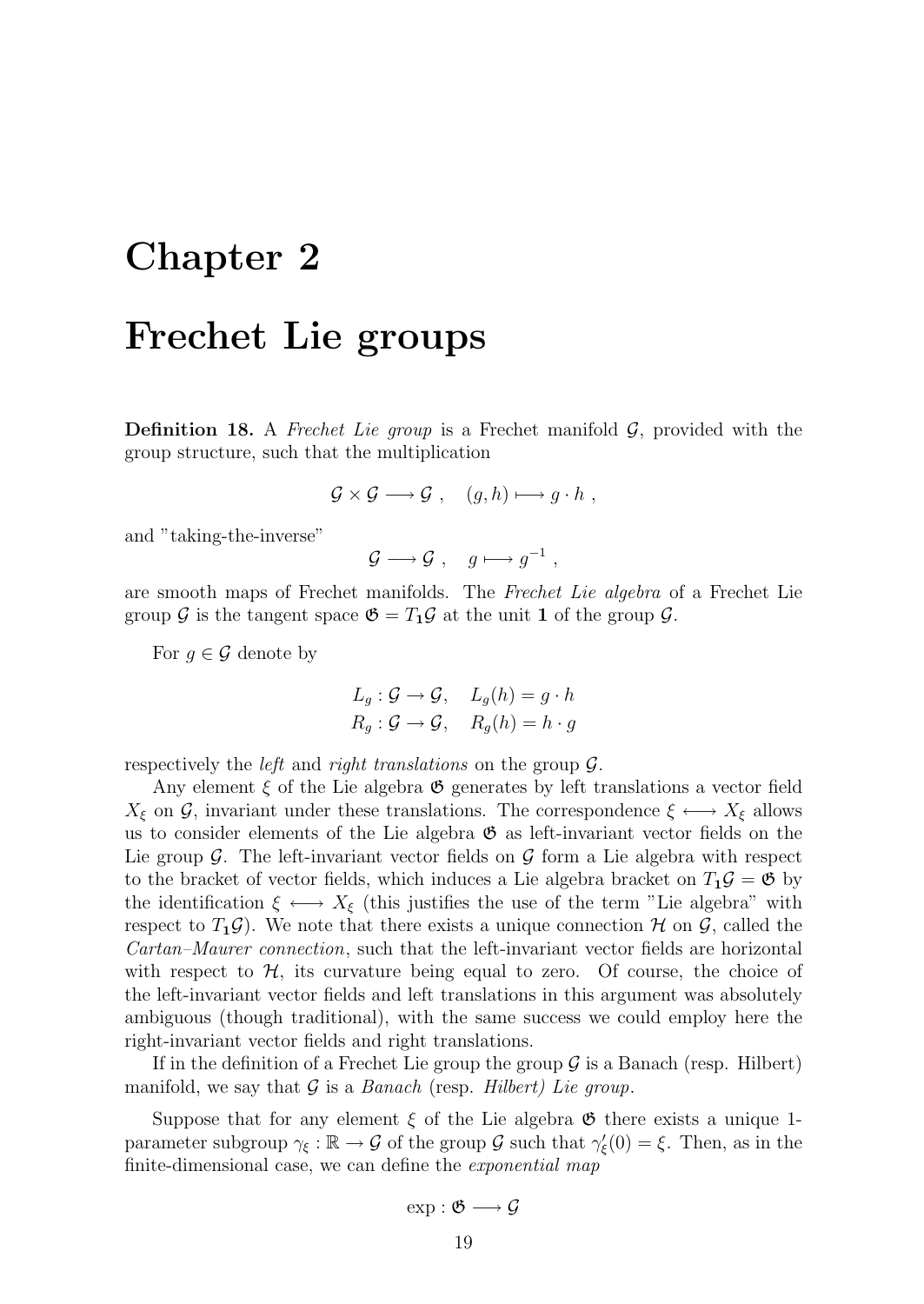# Chapter 2

# Frechet Lie groups

**Definition 18.** A *Frechet Lie group* is a Frechet manifold $\mathcal{G}$, provided with the group structure, such that the multiplication

$$\mathcal{G} \times \mathcal{G} \longrightarrow \mathcal{G} \ , \quad (g, h) \longmapsto g \cdot h \ ,$$

and "taking-the-inverse"

$$\mathcal{G} \longrightarrow \mathcal{G} \ , \quad g \longmapsto g^{-1} \ ,$$

are smooth maps of Frechet manifolds. The *Frechet Lie algebra* of a Frechet Lie group $\mathcal{G}$ is the tangent space $\mathfrak{G} = T_{\mathbf{1}}\mathcal{G}$ at the unit $\mathbf{1}$ of the group $\mathcal{G}$.

For $g \in \mathcal{G}$ denote by

$$L_g : \mathcal{G} \to \mathcal{G}, \quad L_g(h) = g \cdot h$$
$$R_g : \mathcal{G} \to \mathcal{G}, \quad R_g(h) = h \cdot g$$

respectively the *left* and *right translations* on the group $\mathcal{G}$.

Any element $\xi$ of the Lie algebra $\mathfrak{G}$ generates by left translations a vector field $X_\xi$ on $\mathcal{G}$, invariant under these translations. The correspondence $\xi \longleftrightarrow X_\xi$ allows us to consider elements of the Lie algebra $\mathfrak{G}$ as left-invariant vector fields on the Lie group $\mathcal{G}$. The left-invariant vector fields on $\mathcal{G}$ form a Lie algebra with respect to the bracket of vector fields, which induces a Lie algebra bracket on $T_{\mathbf{1}}\mathcal{G} = \mathfrak{G}$ by the identification $\xi \longleftrightarrow X_\xi$ (this justifies the use of the term "Lie algebra" with respect to $T_{\mathbf{1}}\mathcal{G}$). We note that there exists a unique connection $\mathcal{H}$ on $\mathcal{G}$, called the *Cartan–Maurer connection*, such that the left-invariant vector fields are horizontal with respect to $\mathcal{H}$, its curvature being equal to zero. Of course, the choice of the left-invariant vector fields and left translations in this argument was absolutely ambiguous (though traditional), with the same success we could employ here the right-invariant vector fields and right translations.

If in the definition of a Frechet Lie group the group $\mathcal{G}$ is a Banach (resp. Hilbert) manifold, we say that $\mathcal{G}$ is a *Banach* (resp. *Hilbert) Lie group*.

Suppose that for any element $\xi$ of the Lie algebra $\mathfrak{G}$ there exists a unique 1-parameter subgroup $\gamma_\xi : \mathbb{R} \to \mathcal{G}$ of the group $\mathcal{G}$ such that $\gamma'_\xi(0) = \xi$. Then, as in the finite-dimensional case, we can define the *exponential map*

$$\exp : \mathfrak{G} \longrightarrow \mathcal{G}$$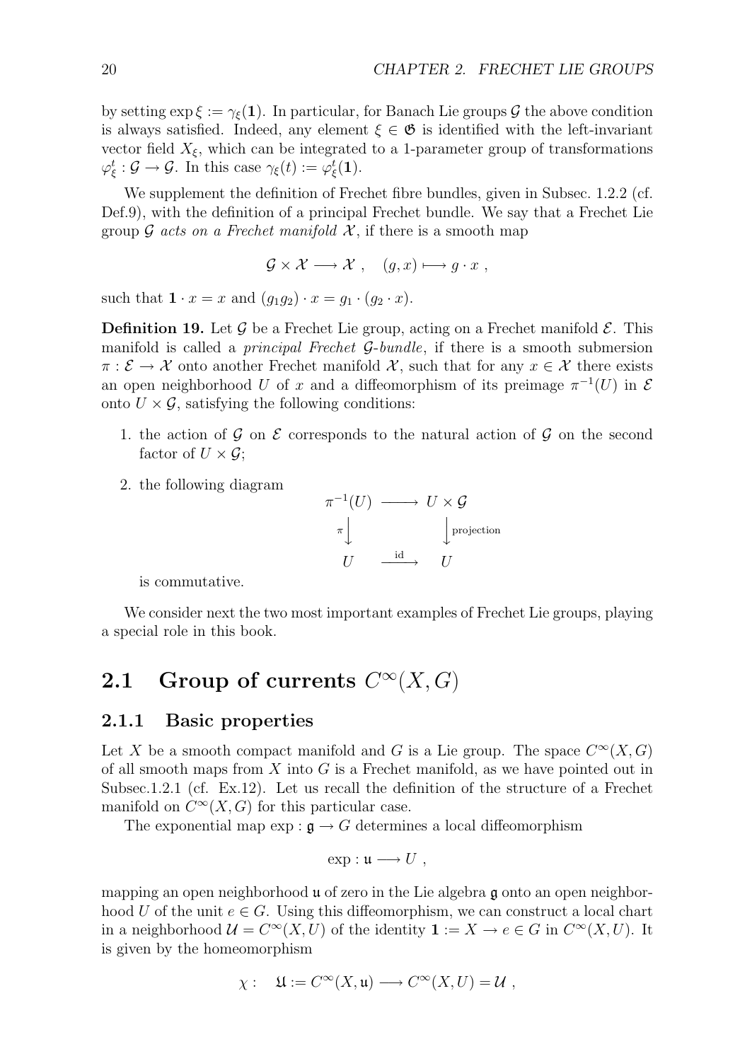by setting $\exp \xi := \gamma_\xi(\mathbf{1})$. In particular, for Banach Lie groups $\mathcal{G}$ the above condition is always satisfied. Indeed, any element $\xi \in \mathfrak{G}$ is identified with the left-invariant vector field $X_\xi$, which can be integrated to a 1-parameter group of transformations $\varphi_\xi^t : \mathcal{G} \to \mathcal{G}$. In this case $\gamma_\xi(t) := \varphi_\xi^t(\mathbf{1})$.

We supplement the definition of Frechet fibre bundles, given in Subsec. 1.2.2 (cf. Def.9), with the definition of a principal Frechet bundle. We say that a Frechet Lie group $\mathcal{G}$ *acts on a Frechet manifold* $\mathcal{X}$, if there is a smooth map

$$\mathcal{G} \times \mathcal{X} \longrightarrow \mathcal{X} \ , \quad (g, x) \longmapsto g \cdot x \ ,$$

such that $\mathbf{1} \cdot x = x$ and $(g_1 g_2) \cdot x = g_1 \cdot (g_2 \cdot x)$.

**Definition 19.** Let $\mathcal{G}$ be a Frechet Lie group, acting on a Frechet manifold $\mathcal{E}$. This manifold is called a *principal Frechet* $\mathcal{G}$*-bundle*, if there is a smooth submersion $\pi : \mathcal{E} \to \mathcal{X}$ onto another Frechet manifold $\mathcal{X}$, such that for any $x \in \mathcal{X}$ there exists an open neighborhood $U$ of $x$ and a diffeomorphism of its preimage $\pi^{-1}(U)$ in $\mathcal{E}$ onto $U \times \mathcal{G}$, satisfying the following conditions:

1. the action of $\mathcal{G}$ on $\mathcal{E}$ corresponds to the natural action of $\mathcal{G}$ on the second factor of $U \times \mathcal{G}$;
2. the following diagram
$$\begin{array}{ccc} \pi^{-1}(U) & \longrightarrow & U \times \mathcal{G} \\ \pi \downarrow & & \downarrow \text{projection} \\ U & \xrightarrow{\text{id}} & U \end{array}$$
is commutative.

We consider next the two most important examples of Frechet Lie groups, playing a special role in this book.

## 2.1 Group of currents $C^\infty(X, G)$

### 2.1.1 Basic properties

Let $X$ be a smooth compact manifold and $G$ is a Lie group. The space $C^\infty(X, G)$ of all smooth maps from $X$ into $G$ is a Frechet manifold, as we have pointed out in Subsec.1.2.1 (cf. Ex.12). Let us recall the definition of the structure of a Frechet manifold on $C^\infty(X, G)$ for this particular case.

The exponential map $\exp : \mathfrak{g} \to G$ determines a local diffeomorphism

$$\exp : \mathfrak{u} \longrightarrow U \ ,$$

mapping an open neighborhood $\mathfrak{u}$ of zero in the Lie algebra $\mathfrak{g}$ onto an open neighborhood $U$ of the unit $e \in G$. Using this diffeomorphism, we can construct a local chart in a neighborhood $\mathcal{U} = C^\infty(X, U)$ of the identity $\mathbf{1} := X \to e \in G$ in $C^\infty(X, U)$. It is given by the homeomorphism

$$\chi : \quad \mathfrak{U} := C^\infty(X, \mathfrak{u}) \longrightarrow C^\infty(X, U) = \mathcal{U} \ ,$$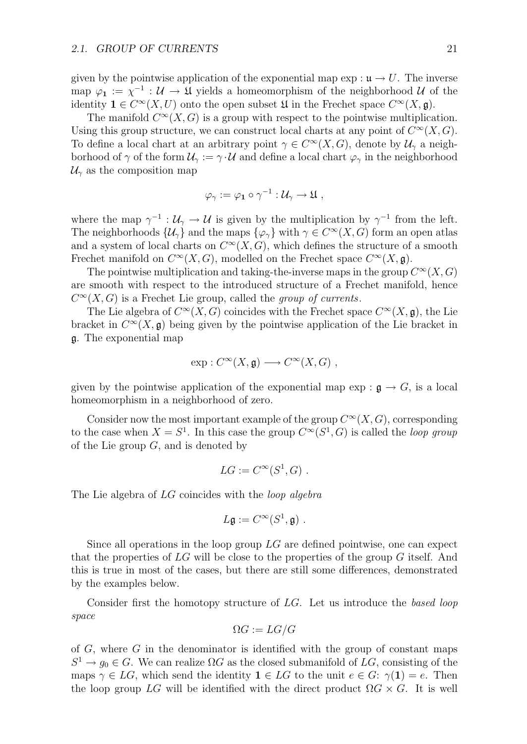given by the pointwise application of the exponential map $\exp : \mathfrak{u} \to U$. The inverse map $\varphi_{\mathbf{1}} := \chi^{-1} : \mathcal{U} \to \mathfrak{U}$ yields a homeomorphism of the neighborhood $\mathcal{U}$ of the identity $\mathbf{1} \in C^\infty(X, U)$ onto the open subset $\mathfrak{U}$ in the Frechet space $C^\infty(X, \mathfrak{g})$.

The manifold $C^\infty(X, G)$ is a group with respect to the pointwise multiplication. Using this group structure, we can construct local charts at any point of $C^\infty(X, G)$. To define a local chart at an arbitrary point $\gamma \in C^\infty(X, G)$, denote by $\mathcal{U}_\gamma$ a neighborhood of $\gamma$ of the form $\mathcal{U}_\gamma := \gamma \cdot \mathcal{U}$ and define a local chart $\varphi_\gamma$ in the neighborhood $\mathcal{U}_\gamma$ as the composition map

$$\varphi_\gamma := \varphi_{\mathbf{1}} \circ \gamma^{-1} : \mathcal{U}_\gamma \to \mathfrak{U} ,$$

where the map $\gamma^{-1} : \mathcal{U}_\gamma \to \mathcal{U}$ is given by the multiplication by $\gamma^{-1}$ from the left. The neighborhoods $\{\mathcal{U}_\gamma\}$ and the maps $\{\varphi_\gamma\}$ with $\gamma \in C^\infty(X, G)$ form an open atlas and a system of local charts on $C^\infty(X, G)$, which defines the structure of a smooth Frechet manifold on $C^\infty(X, G)$, modelled on the Frechet space $C^\infty(X, \mathfrak{g})$.

The pointwise multiplication and taking-the-inverse maps in the group $C^\infty(X, G)$ are smooth with respect to the introduced structure of a Frechet manifold, hence $C^\infty(X, G)$ is a Frechet Lie group, called the *group of currents*.

The Lie algebra of $C^\infty(X, G)$ coincides with the Frechet space $C^\infty(X, \mathfrak{g})$, the Lie bracket in $C^\infty(X, \mathfrak{g})$ being given by the pointwise application of the Lie bracket in $\mathfrak{g}$. The exponential map

$$\exp : C^\infty(X, \mathfrak{g}) \longrightarrow C^\infty(X, G) ,$$

given by the pointwise application of the exponential map $\exp : \mathfrak{g} \to G$, is a local homeomorphism in a neighborhood of zero.

Consider now the most important example of the group $C^\infty(X, G)$, corresponding to the case when $X = S^1$. In this case the group $C^\infty(S^1, G)$ is called the *loop group* of the Lie group $G$, and is denoted by

$$LG := C^\infty(S^1, G) .$$

The Lie algebra of $LG$ coincides with the *loop algebra*

$$L\mathfrak{g} := C^\infty(S^1, \mathfrak{g}) .$$

Since all operations in the loop group $LG$ are defined pointwise, one can expect that the properties of $LG$ will be close to the properties of the group $G$ itself. And this is true in most of the cases, but there are still some differences, demonstrated by the examples below.

Consider first the homotopy structure of $LG$. Let us introduce the *based loop space*

$$\Omega G := LG/G$$

of $G$, where $G$ in the denominator is identified with the group of constant maps $S^1 \to g_0 \in G$. We can realize $\Omega G$ as the closed submanifold of $LG$, consisting of the maps $\gamma \in LG$, which send the identity $\mathbf{1} \in LG$ to the unit $e \in G$: $\gamma(\mathbf{1}) = e$. Then the loop group $LG$ will be identified with the direct product $\Omega G \times G$. It is well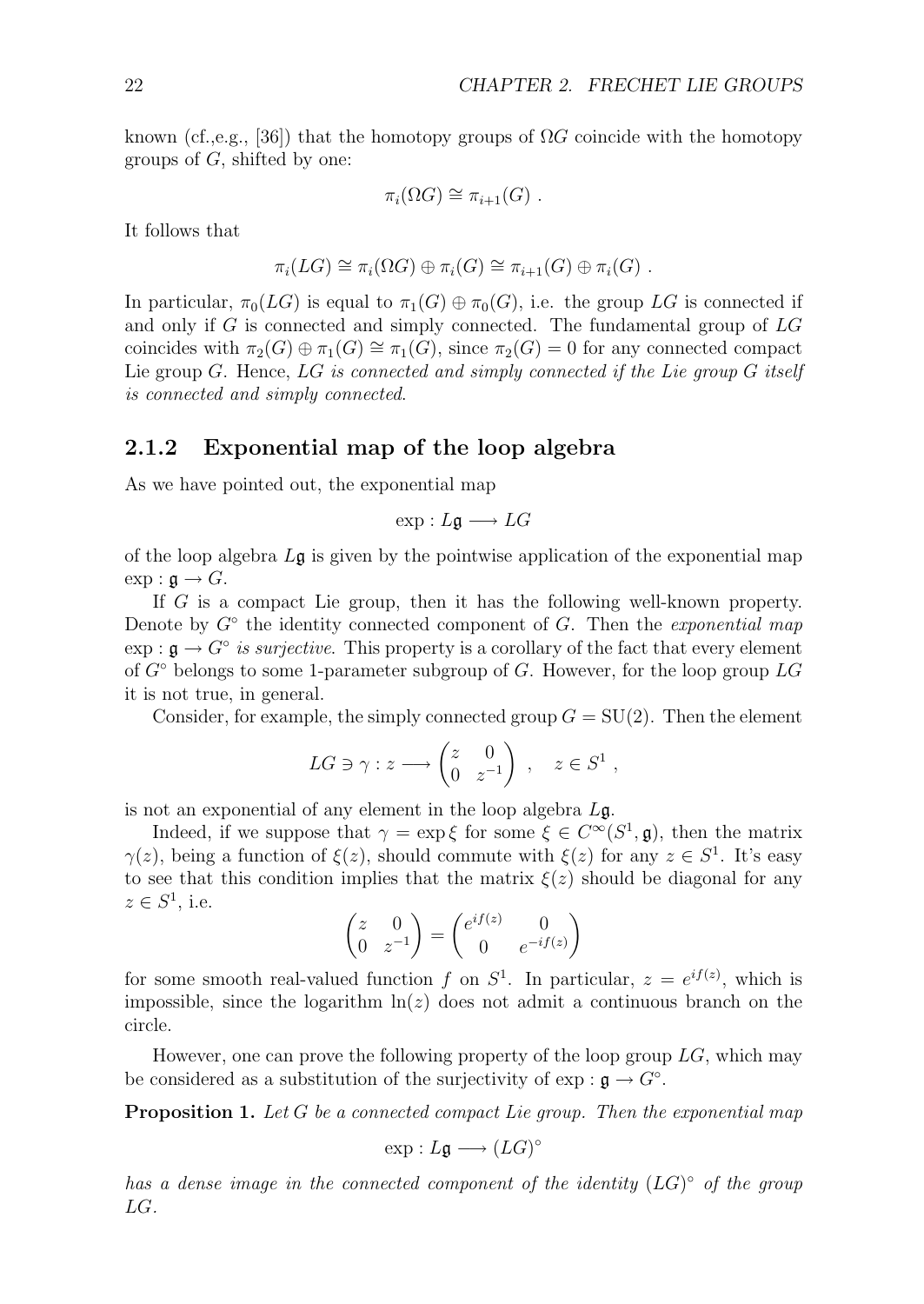known (cf.,e.g., [36]) that the homotopy groups of $\Omega G$ coincide with the homotopy groups of $G$, shifted by one:

$$\pi_i(\Omega G) \cong \pi_{i+1}(G) \ .$$

It follows that

$$\pi_i(LG) \cong \pi_i(\Omega G) \oplus \pi_i(G) \cong \pi_{i+1}(G) \oplus \pi_i(G) \ .$$

In particular, $\pi_0(LG)$ is equal to $\pi_1(G) \oplus \pi_0(G)$, i.e. the group $LG$ is connected if and only if $G$ is connected and simply connected. The fundamental group of $LG$ coincides with $\pi_2(G) \oplus \pi_1(G) \cong \pi_1(G)$, since $\pi_2(G) = 0$ for any connected compact Lie group $G$. Hence, *$LG$ is connected and simply connected if the Lie group $G$ itself is connected and simply connected*.

### 2.1.2 Exponential map of the loop algebra

As we have pointed out, the exponential map

$$\exp : L\mathfrak{g} \longrightarrow LG$$

of the loop algebra $L\mathfrak{g}$ is given by the pointwise application of the exponential map $\exp : \mathfrak{g} \to G$.

If $G$ is a compact Lie group, then it has the following well-known property. Denote by $G^\circ$ the identity connected component of $G$. Then the *exponential map* $\exp : \mathfrak{g} \to G^\circ$ *is surjective*. This property is a corollary of the fact that every element of $G^\circ$ belongs to some 1-parameter subgroup of $G$. However, for the loop group $LG$ it is not true, in general.

Consider, for example, the simply connected group $G = \mathrm{SU}(2)$. Then the element

$$LG \ni \gamma : z \longrightarrow \begin{pmatrix} z & 0 \\ 0 & z^{-1} \end{pmatrix} \ , \quad z \in S^1 \ ,$$

is not an exponential of any element in the loop algebra $L\mathfrak{g}$.

Indeed, if we suppose that $\gamma = \exp \xi$ for some $\xi \in C^\infty(S^1, \mathfrak{g})$, then the matrix $\gamma(z)$, being a function of $\xi(z)$, should commute with $\xi(z)$ for any $z \in S^1$. It's easy to see that this condition implies that the matrix $\xi(z)$ should be diagonal for any $z \in S^1$, i.e.

$$\begin{pmatrix} z & 0 \\ 0 & z^{-1} \end{pmatrix} = \begin{pmatrix} e^{if(z)} & 0 \\ 0 & e^{-if(z)} \end{pmatrix}$$

for some smooth real-valued function $f$ on $S^1$. In particular, $z = e^{if(z)}$, which is impossible, since the logarithm $\ln(z)$ does not admit a continuous branch on the circle.

However, one can prove the following property of the loop group $LG$, which may be considered as a substitution of the surjectivity of $\exp : \mathfrak{g} \to G^\circ$.

**Proposition 1.** *Let $G$ be a connected compact Lie group. Then the exponential map*

$$\exp : L\mathfrak{g} \longrightarrow (LG)^\circ$$

*has a dense image in the connected component of the identity $(LG)^\circ$ of the group $LG$.*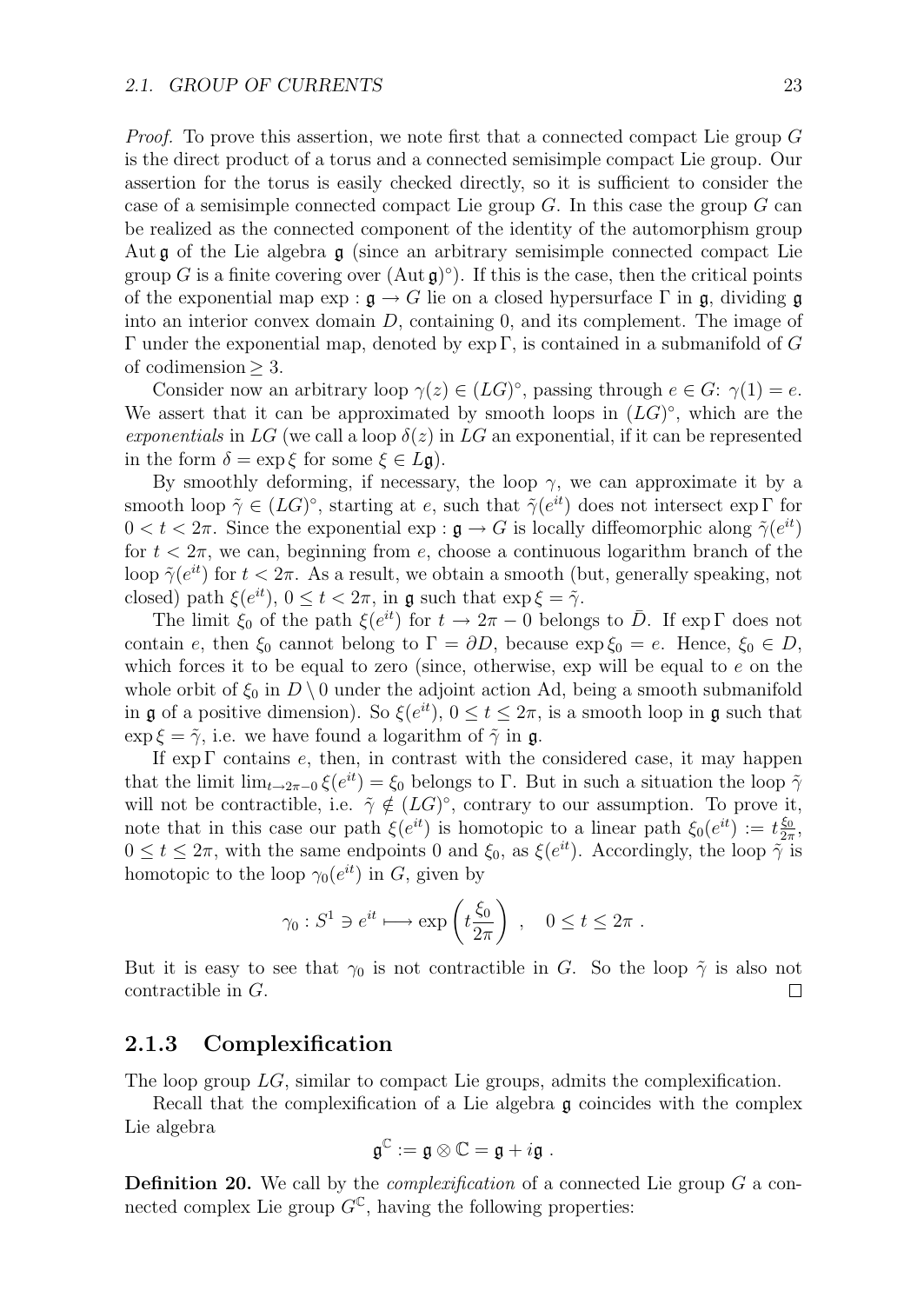*Proof.* To prove this assertion, we note first that a connected compact Lie group $G$ is the direct product of a torus and a connected semisimple compact Lie group. Our assertion for the torus is easily checked directly, so it is sufficient to consider the case of a semisimple connected compact Lie group $G$. In this case the group $G$ can be realized as the connected component of the identity of the automorphism group $\operatorname{Aut}\mathfrak{g}$ of the Lie algebra $\mathfrak{g}$ (since an arbitrary semisimple connected compact Lie group $G$ is a finite covering over $(\operatorname{Aut}\mathfrak{g})^\circ$). If this is the case, then the critical points of the exponential map $\exp : \mathfrak{g} \to G$ lie on a closed hypersurface $\Gamma$ in $\mathfrak{g}$, dividing $\mathfrak{g}$ into an interior convex domain $D$, containing 0, and its complement. The image of $\Gamma$ under the exponential map, denoted by $\exp\Gamma$, is contained in a submanifold of $G$ of codimension $\geq 3$.

Consider now an arbitrary loop $\gamma(z) \in (LG)^\circ$, passing through $e \in G$: $\gamma(1) = e$. We assert that it can be approximated by smooth loops in $(LG)^\circ$, which are the *exponentials* in $LG$ (we call a loop $\delta(z)$ in $LG$ an exponential, if it can be represented in the form $\delta = \exp\xi$ for some $\xi \in L\mathfrak{g}$).

By smoothly deforming, if necessary, the loop $\gamma$, we can approximate it by a smooth loop $\tilde{\gamma} \in (LG)^\circ$, starting at $e$, such that $\tilde{\gamma}(e^{it})$ does not intersect $\exp\Gamma$ for $0 < t < 2\pi$. Since the exponential $\exp : \mathfrak{g} \to G$ is locally diffeomorphic along $\tilde{\gamma}(e^{it})$ for $t < 2\pi$, we can, beginning from $e$, choose a continuous logarithm branch of the loop $\tilde{\gamma}(e^{it})$ for $t < 2\pi$. As a result, we obtain a smooth (but, generally speaking, not closed) path $\xi(e^{it})$, $0 \leq t < 2\pi$, in $\mathfrak{g}$ such that $\exp\xi = \tilde{\gamma}$.

The limit $\xi_0$ of the path $\xi(e^{it})$ for $t \to 2\pi - 0$ belongs to $\bar{D}$. If $\exp\Gamma$ does not contain $e$, then $\xi_0$ cannot belong to $\Gamma = \partial D$, because $\exp\xi_0 = e$. Hence, $\xi_0 \in D$, which forces it to be equal to zero (since, otherwise, exp will be equal to $e$ on the whole orbit of $\xi_0$ in $D \setminus 0$ under the adjoint action Ad, being a smooth submanifold in $\mathfrak{g}$ of a positive dimension). So $\xi(e^{it})$, $0 \leq t \leq 2\pi$, is a smooth loop in $\mathfrak{g}$ such that $\exp\xi = \tilde{\gamma}$, i.e. we have found a logarithm of $\tilde{\gamma}$ in $\mathfrak{g}$.

If $\exp\Gamma$ contains $e$, then, in contrast with the considered case, it may happen that the limit $\lim_{t\to 2\pi-0}\xi(e^{it}) = \xi_0$ belongs to $\Gamma$. But in such a situation the loop $\tilde{\gamma}$ will not be contractible, i.e. $\tilde{\gamma} \notin (LG)^\circ$, contrary to our assumption. To prove it, note that in this case our path $\xi(e^{it})$ is homotopic to a linear path $\xi_0(e^{it}) := t\frac{\xi_0}{2\pi}$, $0 \leq t \leq 2\pi$, with the same endpoints 0 and $\xi_0$, as $\xi(e^{it})$. Accordingly, the loop $\tilde{\gamma}$ is homotopic to the loop $\gamma_0(e^{it})$ in $G$, given by

$$\gamma_0 : S^1 \ni e^{it} \longmapsto \exp\left(t\frac{\xi_0}{2\pi}\right) , \quad 0 \leq t \leq 2\pi .$$

But it is easy to see that $\gamma_0$ is not contractible in $G$. So the loop $\tilde{\gamma}$ is also not contractible in $G$. $\square$

### 2.1.3 Complexification

The loop group $LG$, similar to compact Lie groups, admits the complexification.

Recall that the complexification of a Lie algebra $\mathfrak{g}$ coincides with the complex Lie algebra

$$\mathfrak{g}^{\mathbb{C}} := \mathfrak{g} \otimes \mathbb{C} = \mathfrak{g} + i\mathfrak{g} .$$

**Definition 20.** We call by the *complexification* of a connected Lie group $G$ a connected complex Lie group $G^{\mathbb{C}}$, having the following properties: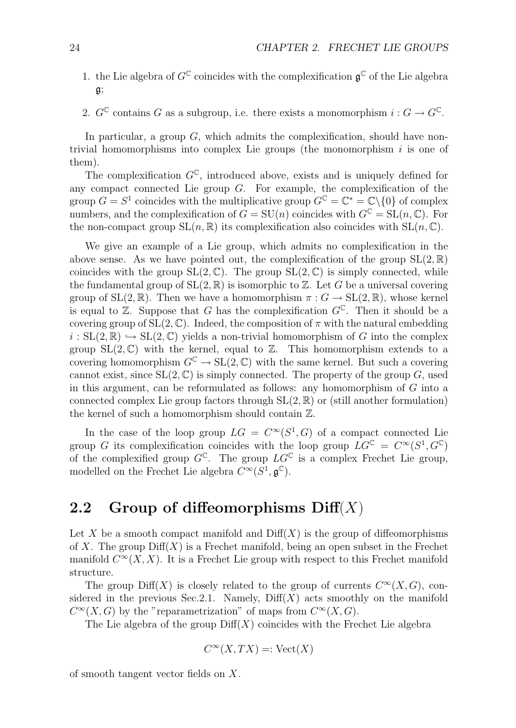1. the Lie algebra of $G^{\mathbb{C}}$ coincides with the complexification $\mathfrak{g}^{\mathbb{C}}$ of the Lie algebra $\mathfrak{g}$;

2. $G^{\mathbb{C}}$ contains $G$ as a subgroup, i.e. there exists a monomorphism $i : G \to G^{\mathbb{C}}$.

In particular, a group $G$, which admits the complexification, should have non-trivial homomorphisms into complex Lie groups (the monomorphism $i$ is one of them).

The complexification $G^{\mathbb{C}}$, introduced above, exists and is uniquely defined for any compact connected Lie group $G$. For example, the complexification of the group $G = S^1$ coincides with the multiplicative group $G^{\mathbb{C}} = \mathbb{C}^* = \mathbb{C}\backslash\{0\}$ of complex numbers, and the complexification of $G = \mathrm{SU}(n)$ coincides with $G^{\mathbb{C}} = \mathrm{SL}(n, \mathbb{C})$. For the non-compact group $\mathrm{SL}(n, \mathbb{R})$ its complexification also coincides with $\mathrm{SL}(n, \mathbb{C})$.

We give an example of a Lie group, which admits no complexification in the above sense. As we have pointed out, the complexification of the group $\mathrm{SL}(2, \mathbb{R})$ coincides with the group $\mathrm{SL}(2, \mathbb{C})$. The group $\mathrm{SL}(2, \mathbb{C})$ is simply connected, while the fundamental group of $\mathrm{SL}(2, \mathbb{R})$ is isomorphic to $\mathbb{Z}$. Let $G$ be a universal covering group of $\mathrm{SL}(2, \mathbb{R})$. Then we have a homomorphism $\pi : G \to \mathrm{SL}(2, \mathbb{R})$, whose kernel is equal to $\mathbb{Z}$. Suppose that $G$ has the complexification $G^{\mathbb{C}}$. Then it should be a covering group of $\mathrm{SL}(2, \mathbb{C})$. Indeed, the composition of $\pi$ with the natural embedding $i : \mathrm{SL}(2, \mathbb{R}) \hookrightarrow \mathrm{SL}(2, \mathbb{C})$ yields a non-trivial homomorphism of $G$ into the complex group $\mathrm{SL}(2, \mathbb{C})$ with the kernel, equal to $\mathbb{Z}$. This homomorphism extends to a covering homomorphism $G^{\mathbb{C}} \to \mathrm{SL}(2, \mathbb{C})$ with the same kernel. But such a covering cannot exist, since $\mathrm{SL}(2, \mathbb{C})$ is simply connected. The property of the group $G$, used in this argument, can be reformulated as follows: any homomorphism of $G$ into a connected complex Lie group factors through $\mathrm{SL}(2, \mathbb{R})$ or (still another formulation) the kernel of such a homomorphism should contain $\mathbb{Z}$.

In the case of the loop group $LG = C^\infty(S^1, G)$ of a compact connected Lie group $G$ its complexification coincides with the loop group $LG^{\mathbb{C}} = C^\infty(S^1, G^{\mathbb{C}})$ of the complexified group $G^{\mathbb{C}}$. The group $LG^{\mathbb{C}}$ is a complex Frechet Lie group, modelled on the Frechet Lie algebra $C^\infty(S^1, \mathfrak{g}^{\mathbb{C}})$.

## 2.2 Group of diffeomorphisms Diff$(X)$

Let $X$ be a smooth compact manifold and $\mathrm{Diff}(X)$ is the group of diffeomorphisms of $X$. The group $\mathrm{Diff}(X)$ is a Frechet manifold, being an open subset in the Frechet manifold $C^\infty(X, X)$. It is a Frechet Lie group with respect to this Frechet manifold structure.

The group $\mathrm{Diff}(X)$ is closely related to the group of currents $C^\infty(X, G)$, considered in the previous Sec.2.1. Namely, $\mathrm{Diff}(X)$ acts smoothly on the manifold $C^\infty(X, G)$ by the "reparametrization" of maps from $C^\infty(X, G)$.

The Lie algebra of the group $\mathrm{Diff}(X)$ coincides with the Frechet Lie algebra

$$C^\infty(X, TX) =: \mathrm{Vect}(X)$$

of smooth tangent vector fields on $X$.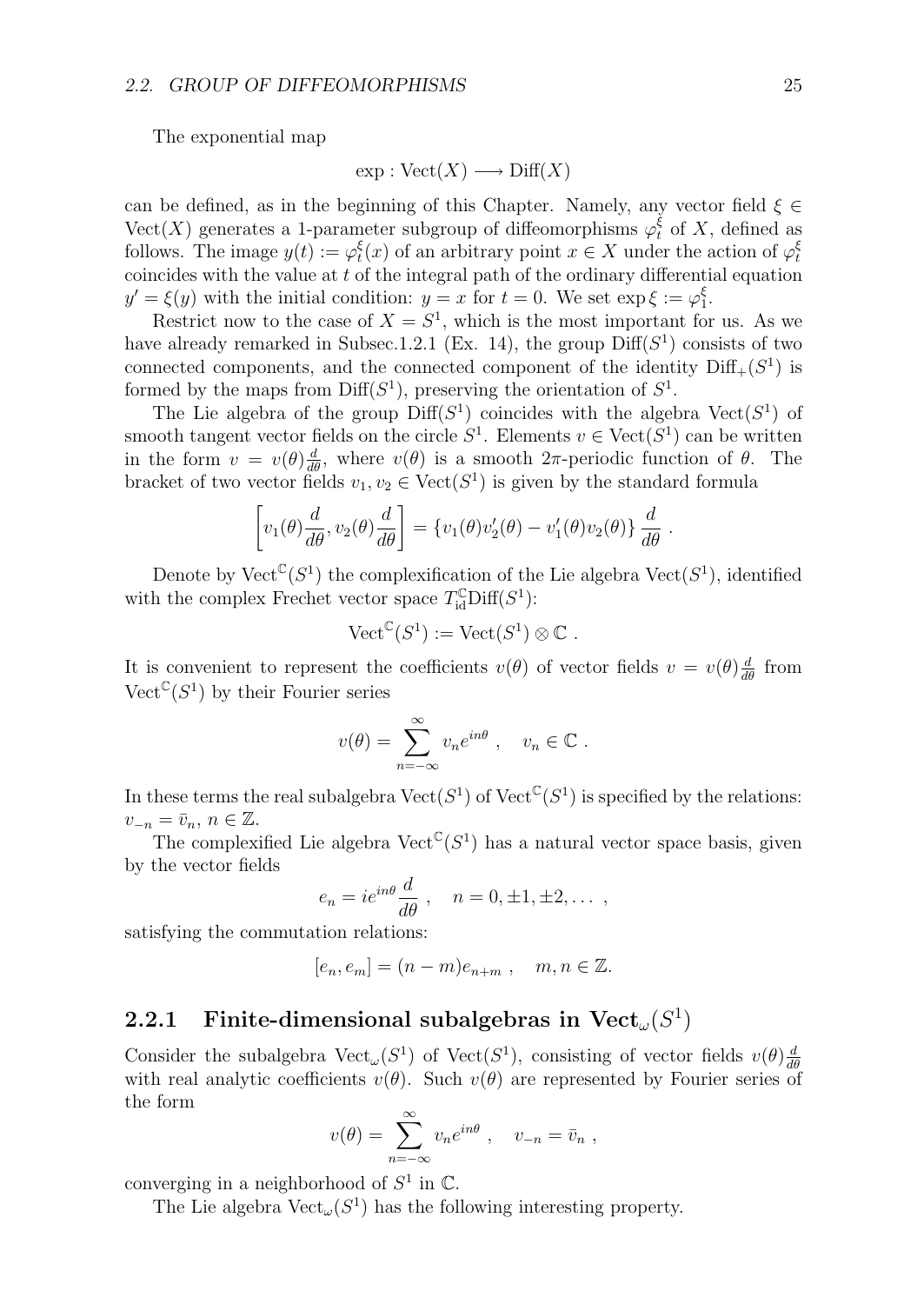The exponential map

$$\exp : \mathrm{Vect}(X) \longrightarrow \mathrm{Diff}(X)$$

can be defined, as in the beginning of this Chapter. Namely, any vector field $\xi \in \mathrm{Vect}(X)$ generates a 1-parameter subgroup of diffeomorphisms $\varphi_t^\xi$ of $X$, defined as follows. The image $y(t) := \varphi_t^\xi(x)$ of an arbitrary point $x \in X$ under the action of $\varphi_t^\xi$ coincides with the value at $t$ of the integral path of the ordinary differential equation $y' = \xi(y)$ with the initial condition: $y = x$ for $t = 0$. We set $\exp \xi := \varphi_1^\xi$.

Restrict now to the case of $X = S^1$, which is the most important for us. As we have already remarked in Subsec.1.2.1 (Ex. 14), the group $\mathrm{Diff}(S^1)$ consists of two connected components, and the connected component of the identity $\mathrm{Diff}_+(S^1)$ is formed by the maps from $\mathrm{Diff}(S^1)$, preserving the orientation of $S^1$.

The Lie algebra of the group $\mathrm{Diff}(S^1)$ coincides with the algebra $\mathrm{Vect}(S^1)$ of smooth tangent vector fields on the circle $S^1$. Elements $v \in \mathrm{Vect}(S^1)$ can be written in the form $v = v(\theta)\frac{d}{d\theta}$, where $v(\theta)$ is a smooth $2\pi$-periodic function of $\theta$. The bracket of two vector fields $v_1, v_2 \in \mathrm{Vect}(S^1)$ is given by the standard formula

$$\left[ v_1(\theta)\frac{d}{d\theta}, v_2(\theta)\frac{d}{d\theta} \right] = \{v_1(\theta)v_2'(\theta) - v_1'(\theta)v_2(\theta)\} \frac{d}{d\theta} \ .$$

Denote by $\mathrm{Vect}^{\mathbb{C}}(S^1)$ the complexification of the Lie algebra $\mathrm{Vect}(S^1)$, identified with the complex Frechet vector space $T_{\mathrm{id}}^{\mathbb{C}}\mathrm{Diff}(S^1)$:

$$\mathrm{Vect}^{\mathbb{C}}(S^1) := \mathrm{Vect}(S^1) \otimes \mathbb{C} \ .$$

It is convenient to represent the coefficients $v(\theta)$ of vector fields $v = v(\theta)\frac{d}{d\theta}$ from $\mathrm{Vect}^{\mathbb{C}}(S^1)$ by their Fourier series

$$v(\theta) = \sum_{n=-\infty}^{\infty} v_n e^{in\theta} \ , \quad v_n \in \mathbb{C} \ .$$

In these terms the real subalgebra $\mathrm{Vect}(S^1)$ of $\mathrm{Vect}^{\mathbb{C}}(S^1)$ is specified by the relations: $v_{-n} = \bar{v}_n$, $n \in \mathbb{Z}$.

The complexified Lie algebra $\mathrm{Vect}^{\mathbb{C}}(S^1)$ has a natural vector space basis, given by the vector fields

$$e_n = ie^{in\theta}\frac{d}{d\theta} \ , \quad n = 0, \pm 1, \pm 2, \dots \ ,$$

satisfying the commutation relations:

$$[e_n, e_m] = (n - m)e_{n+m} \ , \quad m, n \in \mathbb{Z}.$$

### 2.2.1 Finite-dimensional subalgebras in $\mathrm{Vect}_\omega(S^1)$

Consider the subalgebra $\mathrm{Vect}_\omega(S^1)$ of $\mathrm{Vect}(S^1)$, consisting of vector fields $v(\theta)\frac{d}{d\theta}$ with real analytic coefficients $v(\theta)$. Such $v(\theta)$ are represented by Fourier series of the form

$$v(\theta) = \sum_{n=-\infty}^{\infty} v_n e^{in\theta} \ , \quad v_{-n} = \bar{v}_n \ ,$$

converging in a neighborhood of $S^1$ in $\mathbb{C}$.

The Lie algebra $\mathrm{Vect}_\omega(S^1)$ has the following interesting property.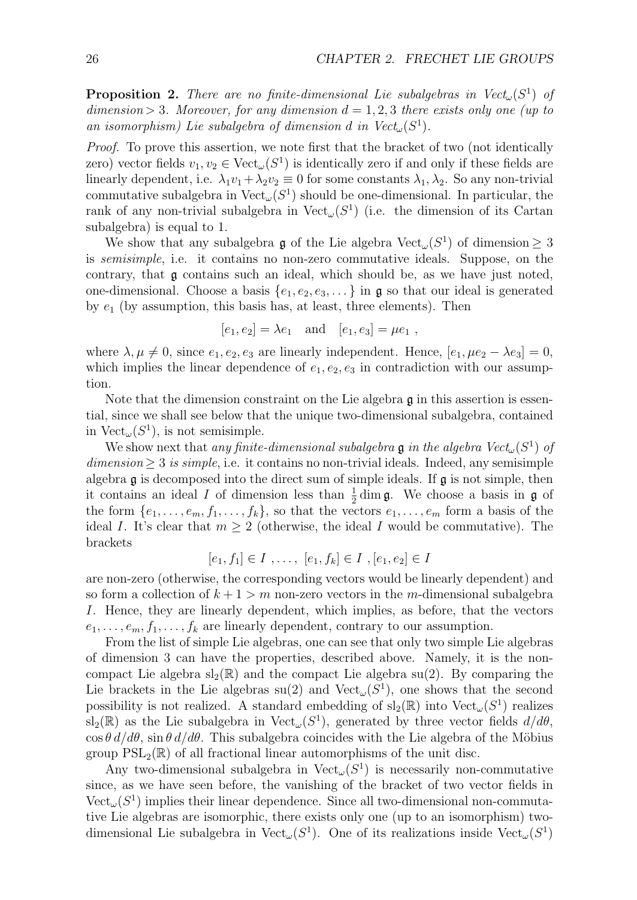**Proposition 2.** *There are no finite-dimensional Lie subalgebras in $Vect_\omega(S^1)$ of dimension $> 3$. Moreover, for any dimension $d = 1, 2, 3$ there exists only one (up to an isomorphism) Lie subalgebra of dimension $d$ in $Vect_\omega(S^1)$.*

*Proof.* To prove this assertion, we note first that the bracket of two (not identically zero) vector fields $v_1, v_2 \in \mathrm{Vect}_\omega(S^1)$ is identically zero if and only if these fields are linearly dependent, i.e. $\lambda_1 v_1 + \lambda_2 v_2 \equiv 0$ for some constants $\lambda_1, \lambda_2$. So any non-trivial commutative subalgebra in $\mathrm{Vect}_\omega(S^1)$ should be one-dimensional. In particular, the rank of any non-trivial subalgebra in $\mathrm{Vect}_\omega(S^1)$ (i.e. the dimension of its Cartan subalgebra) is equal to 1.

We show that any subalgebra $\mathfrak{g}$ of the Lie algebra $\mathrm{Vect}_\omega(S^1)$ of dimension $\geq 3$ is *semisimple*, i.e. it contains no non-zero commutative ideals. Suppose, on the contrary, that $\mathfrak{g}$ contains such an ideal, which should be, as we have just noted, one-dimensional. Choose a basis $\{e_1, e_2, e_3, \dots\}$ in $\mathfrak{g}$ so that our ideal is generated by $e_1$ (by assumption, this basis has, at least, three elements). Then

$$[e_1, e_2] = \lambda e_1 \quad \text{and} \quad [e_1, e_3] = \mu e_1 \ ,$$

where $\lambda, \mu \neq 0$, since $e_1, e_2, e_3$ are linearly independent. Hence, $[e_1, \mu e_2 - \lambda e_3] = 0$, which implies the linear dependence of $e_1, e_2, e_3$ in contradiction with our assumption.

Note that the dimension constraint on the Lie algebra $\mathfrak{g}$ in this assertion is essential, since we shall see below that the unique two-dimensional subalgebra, contained in $\mathrm{Vect}_\omega(S^1)$, is not semisimple.

We show next that *any finite-dimensional subalgebra $\mathfrak{g}$ in the algebra $Vect_\omega(S^1)$ of dimension $\geq 3$ is simple*, i.e. it contains no non-trivial ideals. Indeed, any semisimple algebra $\mathfrak{g}$ is decomposed into the direct sum of simple ideals. If $\mathfrak{g}$ is not simple, then it contains an ideal $I$ of dimension less than $\frac{1}{2}\dim \mathfrak{g}$. We choose a basis in $\mathfrak{g}$ of the form $\{e_1, \dots, e_m, f_1, \dots, f_k\}$, so that the vectors $e_1, \dots, e_m$ form a basis of the ideal $I$. It's clear that $m \geq 2$ (otherwise, the ideal $I$ would be commutative). The brackets

$$[e_1, f_1] \in I \ , \dots , \ [e_1, f_k] \in I \ , [e_1, e_2] \in I$$

are non-zero (otherwise, the corresponding vectors would be linearly dependent) and so form a collection of $k + 1 > m$ non-zero vectors in the $m$-dimensional subalgebra $I$. Hence, they are linearly dependent, which implies, as before, that the vectors $e_1, \dots, e_m, f_1, \dots, f_k$ are linearly dependent, contrary to our assumption.

From the list of simple Lie algebras, one can see that only two simple Lie algebras of dimension 3 can have the properties, described above. Namely, it is the non-compact Lie algebra $\mathrm{sl}_2(\mathbb{R})$ and the compact Lie algebra $\mathrm{su}(2)$. By comparing the Lie brackets in the Lie algebras $\mathrm{su}(2)$ and $\mathrm{Vect}_\omega(S^1)$, one shows that the second possibility is not realized. A standard embedding of $\mathrm{sl}_2(\mathbb{R})$ into $\mathrm{Vect}_\omega(S^1)$ realizes $\mathrm{sl}_2(\mathbb{R})$ as the Lie subalgebra in $\mathrm{Vect}_\omega(S^1)$, generated by three vector fields $d/d\theta$, $\cos\theta\, d/d\theta$, $\sin\theta\, d/d\theta$. This subalgebra coincides with the Lie algebra of the Möbius group $\mathrm{PSL}_2(\mathbb{R})$ of all fractional linear automorphisms of the unit disc.

Any two-dimensional subalgebra in $\mathrm{Vect}_\omega(S^1)$ is necessarily non-commutative since, as we have seen before, the vanishing of the bracket of two vector fields in $\mathrm{Vect}_\omega(S^1)$ implies their linear dependence. Since all two-dimensional non-commutative Lie algebras are isomorphic, there exists only one (up to an isomorphism) two-dimensional Lie subalgebra in $\mathrm{Vect}_\omega(S^1)$. One of its realizations inside $\mathrm{Vect}_\omega(S^1)$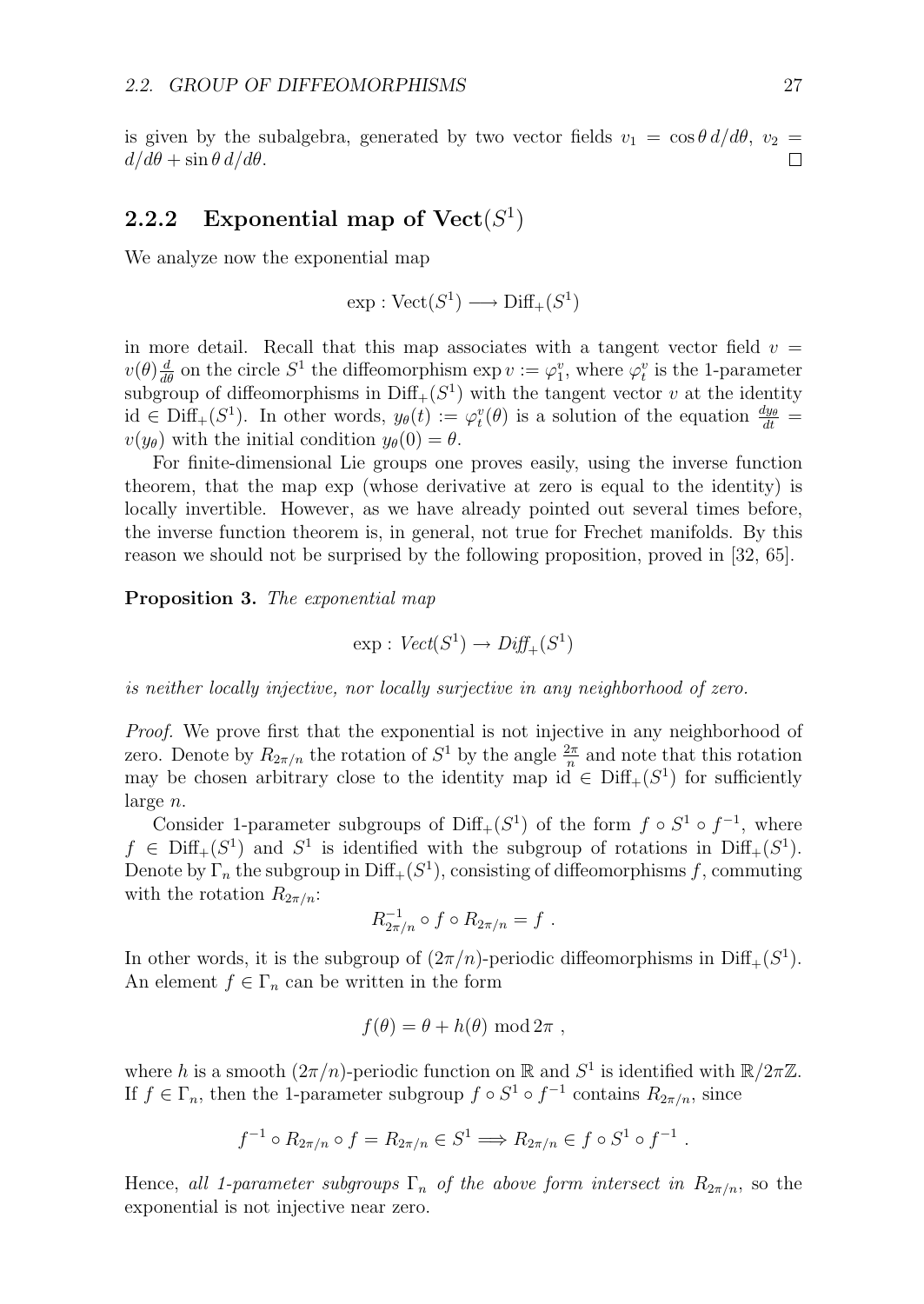is given by the subalgebra, generated by two vector fields $v_1 = \cos\theta\, d/d\theta$, $v_2 = d/d\theta + \sin\theta\, d/d\theta$. $\square$

### 2.2.2 Exponential map of $\mathbf{Vect}(S^1)$

We analyze now the exponential map

$$\exp : \mathrm{Vect}(S^1) \longrightarrow \mathrm{Diff}_+(S^1)$$

in more detail. Recall that this map associates with a tangent vector field $v = v(\theta)\frac{d}{d\theta}$ on the circle $S^1$ the diffeomorphism $\exp v := \varphi_1^v$, where $\varphi_t^v$ is the 1-parameter subgroup of diffeomorphisms in $\mathrm{Diff}_+(S^1)$ with the tangent vector $v$ at the identity $\mathrm{id} \in \mathrm{Diff}_+(S^1)$. In other words, $y_\theta(t) := \varphi_t^v(\theta)$ is a solution of the equation $\frac{dy_\theta}{dt} = v(y_\theta)$ with the initial condition $y_\theta(0) = \theta$.

For finite-dimensional Lie groups one proves easily, using the inverse function theorem, that the map exp (whose derivative at zero is equal to the identity) is locally invertible. However, as we have already pointed out several times before, the inverse function theorem is, in general, not true for Frechet manifolds. By this reason we should not be surprised by the following proposition, proved in [32, 65].

**Proposition 3.** *The exponential map*

$$\exp : \mathit{Vect}(S^1) \to \mathit{Diff}_+(S^1)$$

*is neither locally injective, nor locally surjective in any neighborhood of zero.*

*Proof.* We prove first that the exponential is not injective in any neighborhood of zero. Denote by $R_{2\pi/n}$ the rotation of $S^1$ by the angle $\frac{2\pi}{n}$ and note that this rotation may be chosen arbitrary close to the identity map $\mathrm{id} \in \mathrm{Diff}_+(S^1)$ for sufficiently large $n$.

Consider 1-parameter subgroups of $\mathrm{Diff}_+(S^1)$ of the form $f \circ S^1 \circ f^{-1}$, where $f \in \mathrm{Diff}_+(S^1)$ and $S^1$ is identified with the subgroup of rotations in $\mathrm{Diff}_+(S^1)$. Denote by $\Gamma_n$ the subgroup in $\mathrm{Diff}_+(S^1)$, consisting of diffeomorphisms $f$, commuting with the rotation $R_{2\pi/n}$:

$$R_{2\pi/n}^{-1} \circ f \circ R_{2\pi/n} = f \ .$$

In other words, it is the subgroup of $(2\pi/n)$-periodic diffeomorphisms in $\mathrm{Diff}_+(S^1)$. An element $f \in \Gamma_n$ can be written in the form

$$f(\theta) = \theta + h(\theta) \bmod 2\pi \ ,$$

where $h$ is a smooth $(2\pi/n)$-periodic function on $\mathbb{R}$ and $S^1$ is identified with $\mathbb{R}/2\pi\mathbb{Z}$. If $f \in \Gamma_n$, then the 1-parameter subgroup $f \circ S^1 \circ f^{-1}$ contains $R_{2\pi/n}$, since

$$f^{-1} \circ R_{2\pi/n} \circ f = R_{2\pi/n} \in S^1 \Longrightarrow R_{2\pi/n} \in f \circ S^1 \circ f^{-1} \ .$$

Hence, *all 1-parameter subgroups $\Gamma_n$ of the above form intersect in $R_{2\pi/n}$*, so the exponential is not injective near zero.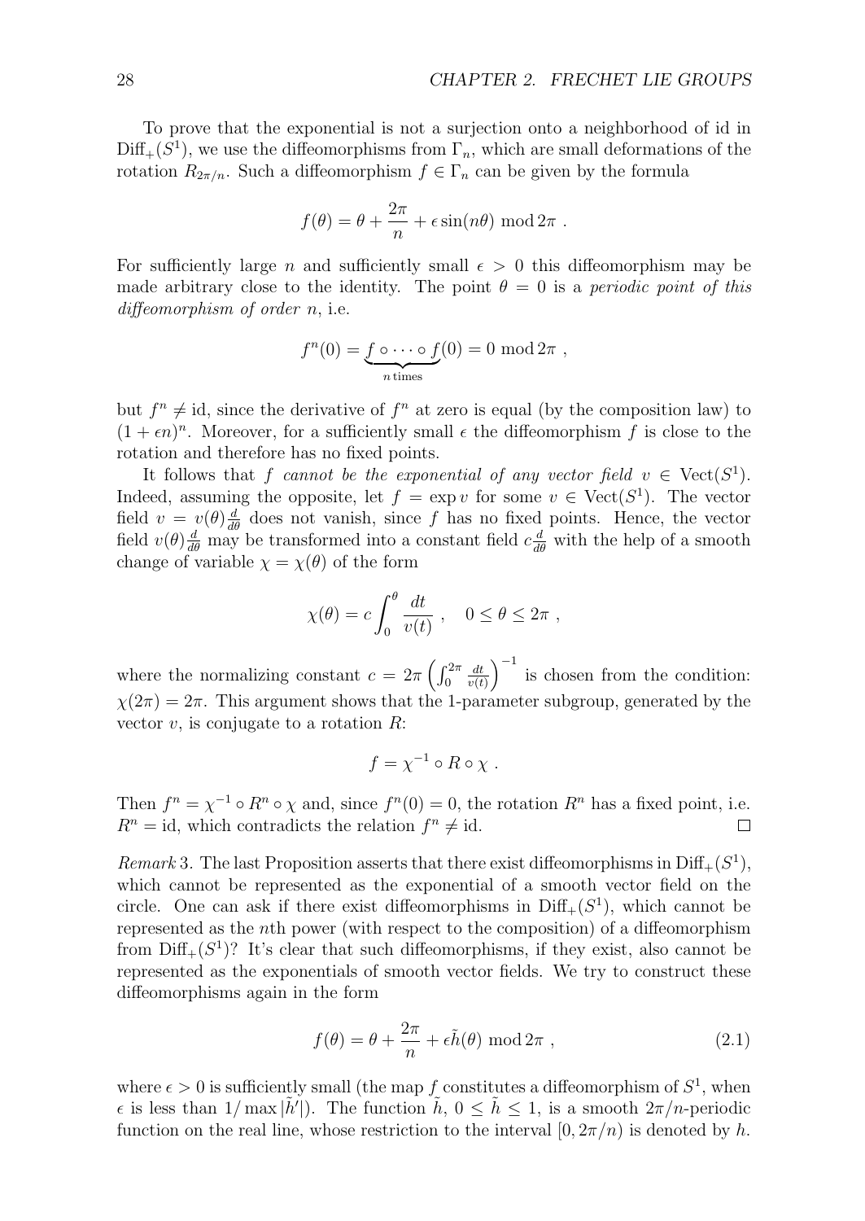To prove that the exponential is not a surjection onto a neighborhood of id in $\mathrm{Diff}_+(S^1)$, we use the diffeomorphisms from $\Gamma_n$, which are small deformations of the rotation $R_{2\pi/n}$. Such a diffeomorphism $f \in \Gamma_n$ can be given by the formula

$$f(\theta) = \theta + \frac{2\pi}{n} + \epsilon \sin(n\theta) \bmod 2\pi \ .$$

For sufficiently large $n$ and sufficiently small $\epsilon > 0$ this diffeomorphism may be made arbitrary close to the identity. The point $\theta = 0$ is a *periodic point of this diffeomorphism of order* $n$, i.e.

$$f^n(0) = \underbrace{f \circ \cdots \circ f}_{n\,\text{times}}(0) = 0 \bmod 2\pi \ ,$$

but $f^n \neq \mathrm{id}$, since the derivative of $f^n$ at zero is equal (by the composition law) to $(1 + \epsilon n)^n$. Moreover, for a sufficiently small $\epsilon$ the diffeomorphism $f$ is close to the rotation and therefore has no fixed points.

It follows that $f$ *cannot be the exponential of any vector field* $v \in \mathrm{Vect}(S^1)$. Indeed, assuming the opposite, let $f = \exp v$ for some $v \in \mathrm{Vect}(S^1)$. The vector field $v = v(\theta)\frac{d}{d\theta}$ does not vanish, since $f$ has no fixed points. Hence, the vector field $v(\theta)\frac{d}{d\theta}$ may be transformed into a constant field $c\frac{d}{d\theta}$ with the help of a smooth change of variable $\chi = \chi(\theta)$ of the form

$$\chi(\theta) = c\int_0^\theta \frac{dt}{v(t)} \ , \quad 0 \leq \theta \leq 2\pi \ ,$$

where the normalizing constant $c = 2\pi \left(\int_0^{2\pi} \frac{dt}{v(t)}\right)^{-1}$ is chosen from the condition: $\chi(2\pi) = 2\pi$. This argument shows that the 1-parameter subgroup, generated by the vector $v$, is conjugate to a rotation $R$:

$$f = \chi^{-1} \circ R \circ \chi \ .$$

Then $f^n = \chi^{-1} \circ R^n \circ \chi$ and, since $f^n(0) = 0$, the rotation $R^n$ has a fixed point, i.e. $R^n = \mathrm{id}$, which contradicts the relation $f^n \neq \mathrm{id}$. $\square$

*Remark* 3. The last Proposition asserts that there exist diffeomorphisms in $\mathrm{Diff}_+(S^1)$, which cannot be represented as the exponential of a smooth vector field on the circle. One can ask if there exist diffeomorphisms in $\mathrm{Diff}_+(S^1)$, which cannot be represented as the $n$th power (with respect to the composition) of a diffeomorphism from $\mathrm{Diff}_+(S^1)$? It's clear that such diffeomorphisms, if they exist, also cannot be represented as the exponentials of smooth vector fields. We try to construct these diffeomorphisms again in the form

$$f(\theta) = \theta + \frac{2\pi}{n} + \epsilon\tilde{h}(\theta) \bmod 2\pi \ , \tag{2.1}$$

where $\epsilon > 0$ is sufficiently small (the map $f$ constitutes a diffeomorphism of $S^1$, when $\epsilon$ is less than $1/\max|\tilde{h}'|$). The function $\tilde{h}$, $0 \leq \tilde{h} \leq 1$, is a smooth $2\pi/n$-periodic function on the real line, whose restriction to the interval $[0, 2\pi/n)$ is denoted by $h$.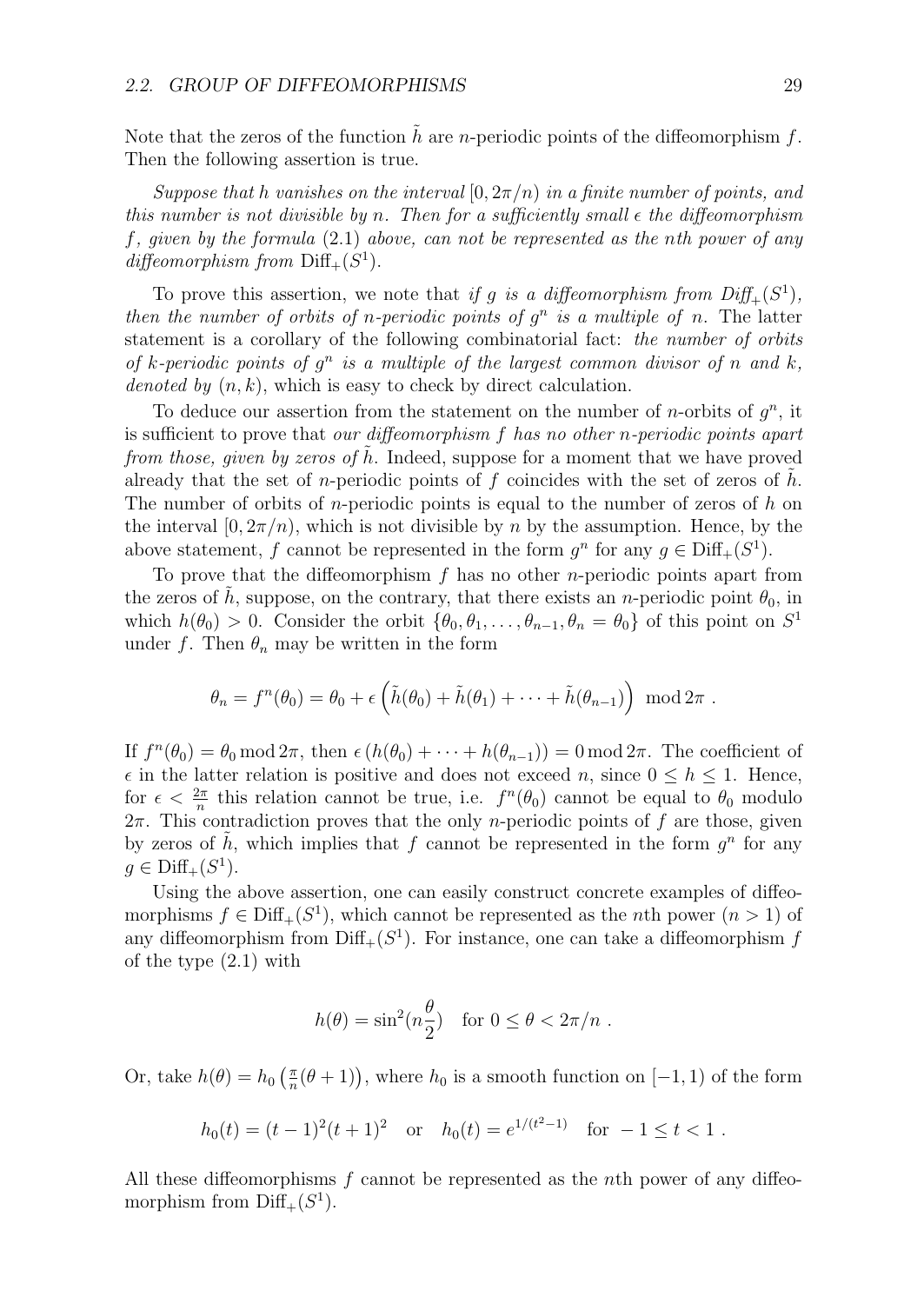Note that the zeros of the function $\tilde{h}$ are $n$-periodic points of the diffeomorphism $f$. Then the following assertion is true.

*Suppose that $h$ vanishes on the interval $[0, 2\pi/n)$ in a finite number of points, and this number is not divisible by $n$. Then for a sufficiently small $\epsilon$ the diffeomorphism $f$, given by the formula* (2.1) *above, can not be represented as the $n$th power of any diffeomorphism from* $\mathrm{Diff}_+(S^1)$.

To prove this assertion, we note that *if $g$ is a diffeomorphism from $Diff_+(S^1)$, then the number of orbits of $n$-periodic points of $g^n$ is a multiple of $n$.* The latter statement is a corollary of the following combinatorial fact: *the number of orbits of $k$-periodic points of $g^n$ is a multiple of the largest common divisor of $n$ and $k$, denoted by $(n, k)$*, which is easy to check by direct calculation.

To deduce our assertion from the statement on the number of $n$-orbits of $g^n$, it is sufficient to prove that *our diffeomorphism $f$ has no other $n$-periodic points apart from those, given by zeros of $\tilde{h}$.* Indeed, suppose for a moment that we have proved already that the set of $n$-periodic points of $f$ coincides with the set of zeros of $\tilde{h}$. The number of orbits of $n$-periodic points is equal to the number of zeros of $h$ on the interval $[0, 2\pi/n)$, which is not divisible by $n$ by the assumption. Hence, by the above statement, $f$ cannot be represented in the form $g^n$ for any $g \in \mathrm{Diff}_+(S^1)$.

To prove that the diffeomorphism $f$ has no other $n$-periodic points apart from the zeros of $\tilde{h}$, suppose, on the contrary, that there exists an $n$-periodic point $\theta_0$, in which $h(\theta_0) > 0$. Consider the orbit $\{\theta_0, \theta_1, \dots, \theta_{n-1}, \theta_n = \theta_0\}$ of this point on $S^1$ under $f$. Then $\theta_n$ may be written in the form

$$\theta_n = f^n(\theta_0) = \theta_0 + \epsilon\left(\tilde{h}(\theta_0) + \tilde{h}(\theta_1) + \cdots + \tilde{h}(\theta_{n-1})\right) \mod 2\pi \ .$$

If $f^n(\theta_0) = \theta_0 \mod 2\pi$, then $\epsilon\left(h(\theta_0) + \cdots + h(\theta_{n-1})\right) = 0 \mod 2\pi$. The coefficient of $\epsilon$ in the latter relation is positive and does not exceed $n$, since $0 \leq h \leq 1$. Hence, for $\epsilon < \frac{2\pi}{n}$ this relation cannot be true, i.e. $f^n(\theta_0)$ cannot be equal to $\theta_0$ modulo $2\pi$. This contradiction proves that the only $n$-periodic points of $f$ are those, given by zeros of $\tilde{h}$, which implies that $f$ cannot be represented in the form $g^n$ for any $g \in \mathrm{Diff}_+(S^1)$.

Using the above assertion, one can easily construct concrete examples of diffeomorphisms $f \in \mathrm{Diff}_+(S^1)$, which cannot be represented as the $n$th power ($n > 1$) of any diffeomorphism from $\mathrm{Diff}_+(S^1)$. For instance, one can take a diffeomorphism $f$ of the type (2.1) with

$$h(\theta) = \sin^2(n\frac{\theta}{2}) \quad \text{for } 0 \leq \theta < 2\pi/n \ .$$

Or, take $h(\theta) = h_0\left(\frac{\pi}{n}(\theta + 1)\right)$, where $h_0$ is a smooth function on $[-1, 1)$ of the form

$$h_0(t) = (t-1)^2(t+1)^2 \quad \text{or} \quad h_0(t) = e^{1/(t^2-1)} \quad \text{for } -1 \leq t < 1 \ .$$

All these diffeomorphisms $f$ cannot be represented as the $n$th power of any diffeomorphism from $\mathrm{Diff}_+(S^1)$.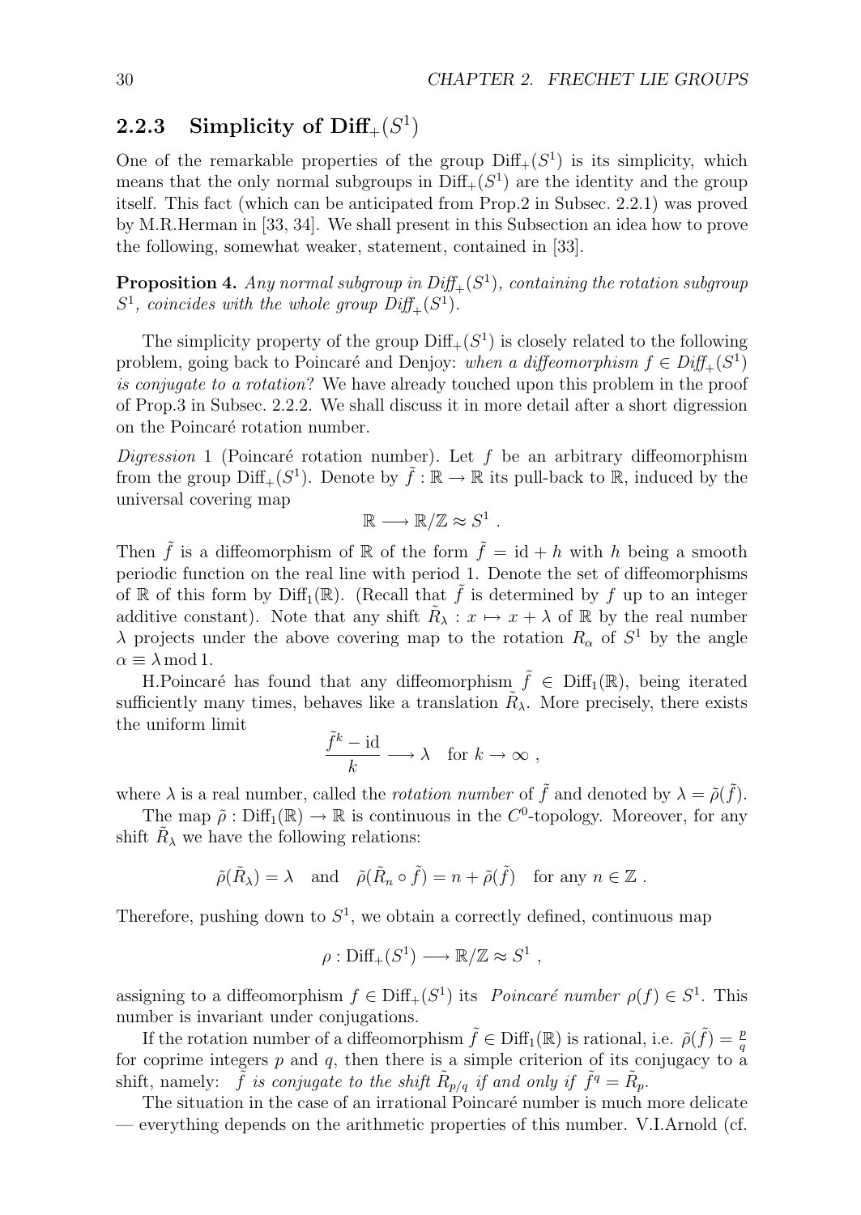### 2.2.3 Simplicity of $\mathrm{Diff}_+(S^1)$

One of the remarkable properties of the group $\mathrm{Diff}_+(S^1)$ is its simplicity, which means that the only normal subgroups in $\mathrm{Diff}_+(S^1)$ are the identity and the group itself. This fact (which can be anticipated from Prop.2 in Subsec. 2.2.1) was proved by M.R.Herman in [33, 34]. We shall present in this Subsection an idea how to prove the following, somewhat weaker, statement, contained in [33].

**Proposition 4.** *Any normal subgroup in $\mathrm{Diff}_+(S^1)$, containing the rotation subgroup $S^1$, coincides with the whole group $\mathrm{Diff}_+(S^1)$.*

The simplicity property of the group $\mathrm{Diff}_+(S^1)$ is closely related to the following problem, going back to Poincaré and Denjoy: *when a diffeomorphism $f \in \mathrm{Diff}_+(S^1)$ is conjugate to a rotation*? We have already touched upon this problem in the proof of Prop.3 in Subsec. 2.2.2. We shall discuss it in more detail after a short digression on the Poincaré rotation number.

*Digression* 1 (Poincaré rotation number). Let $f$ be an arbitrary diffeomorphism from the group $\mathrm{Diff}_+(S^1)$. Denote by $\tilde{f} : \mathbb{R} \to \mathbb{R}$ its pull-back to $\mathbb{R}$, induced by the universal covering map

$$\mathbb{R} \longrightarrow \mathbb{R}/\mathbb{Z} \approx S^1 \ .$$

Then $\tilde{f}$ is a diffeomorphism of $\mathbb{R}$ of the form $\tilde{f} = \mathrm{id} + h$ with $h$ being a smooth periodic function on the real line with period 1. Denote the set of diffeomorphisms of $\mathbb{R}$ of this form by $\mathrm{Diff}_1(\mathbb{R})$. (Recall that $\tilde{f}$ is determined by $f$ up to an integer additive constant). Note that any shift $\tilde{R}_\lambda : x \mapsto x + \lambda$ of $\mathbb{R}$ by the real number $\lambda$ projects under the above covering map to the rotation $R_\alpha$ of $S^1$ by the angle $\alpha \equiv \lambda \bmod 1$.

H.Poincaré has found that any diffeomorphism $\tilde{f} \in \mathrm{Diff}_1(\mathbb{R})$, being iterated sufficiently many times, behaves like a translation $\tilde{R}_\lambda$. More precisely, there exists the uniform limit

$$\frac{\tilde{f}^k - \mathrm{id}}{k} \longrightarrow \lambda \quad \text{for } k \to \infty \ ,$$

where $\lambda$ is a real number, called the *rotation number* of $\tilde{f}$ and denoted by $\lambda = \tilde{\rho}(\tilde{f})$.

The map $\tilde{\rho} : \mathrm{Diff}_1(\mathbb{R}) \to \mathbb{R}$ is continuous in the $C^0$-topology. Moreover, for any shift $\tilde{R}_\lambda$ we have the following relations:

$$\tilde{\rho}(\tilde{R}_\lambda) = \lambda \quad \text{and} \quad \tilde{\rho}(\tilde{R}_n \circ \tilde{f}) = n + \tilde{\rho}(\tilde{f}) \quad \text{for any } n \in \mathbb{Z} \ .$$

Therefore, pushing down to $S^1$, we obtain a correctly defined, continuous map

$$\rho : \mathrm{Diff}_+(S^1) \longrightarrow \mathbb{R}/\mathbb{Z} \approx S^1 \ ,$$

assigning to a diffeomorphism $f \in \mathrm{Diff}_+(S^1)$ its *Poincaré number* $\rho(f) \in S^1$. This number is invariant under conjugations.

If the rotation number of a diffeomorphism $\tilde{f} \in \mathrm{Diff}_1(\mathbb{R})$ is rational, i.e. $\tilde{\rho}(\tilde{f}) = \frac{p}{q}$ for coprime integers $p$ and $q$, then there is a simple criterion of its conjugacy to a shift, namely: *$\tilde{f}$ is conjugate to the shift $\tilde{R}_{p/q}$ if and only if $\tilde{f}^q = \tilde{R}_p$.*

The situation in the case of an irrational Poincaré number is much more delicate — everything depends on the arithmetic properties of this number. V.I.Arnold (cf.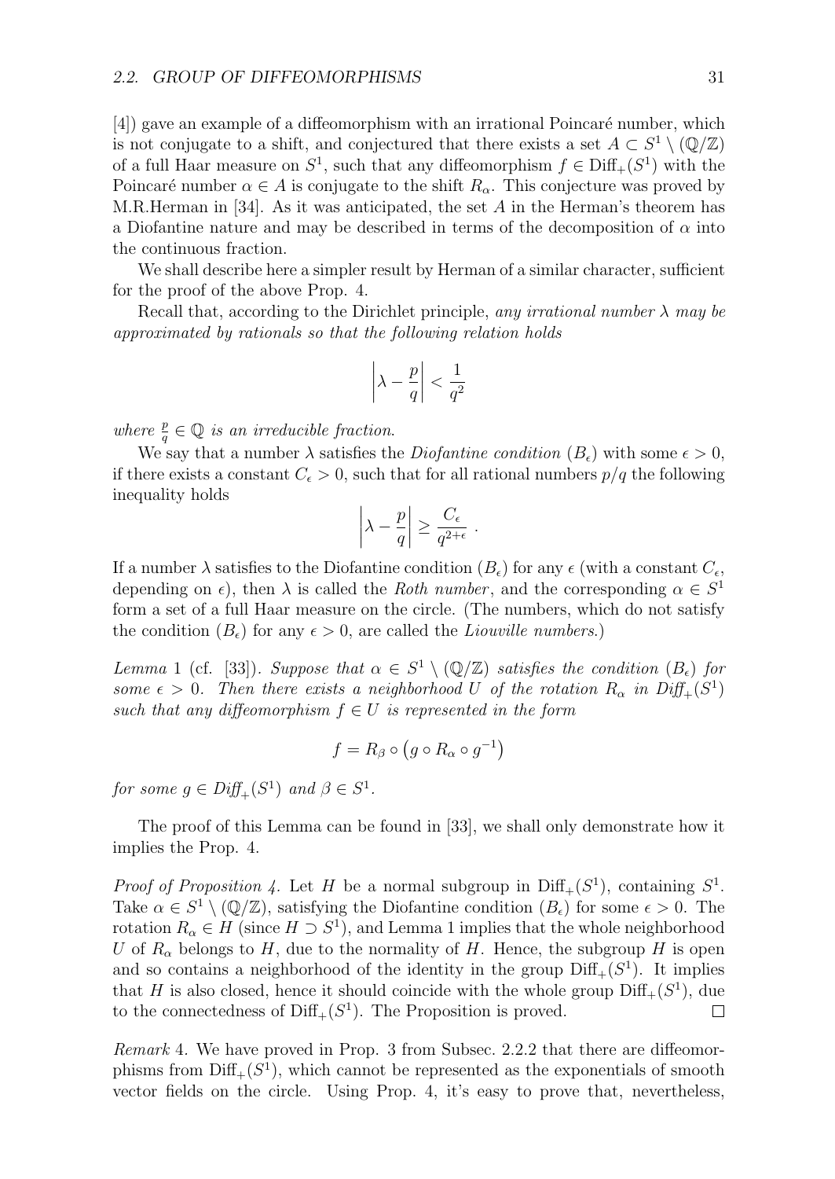[4]) gave an example of a diffeomorphism with an irrational Poincaré number, which is not conjugate to a shift, and conjectured that there exists a set $A \subset S^1 \setminus (\mathbb{Q}/\mathbb{Z})$ of a full Haar measure on $S^1$, such that any diffeomorphism $f \in \mathrm{Diff}_+(S^1)$ with the Poincaré number $\alpha \in A$ is conjugate to the shift $R_\alpha$. This conjecture was proved by M.R.Herman in [34]. As it was anticipated, the set $A$ in the Herman's theorem has a Diofantine nature and may be described in terms of the decomposition of $\alpha$ into the continuous fraction.

We shall describe here a simpler result by Herman of a similar character, sufficient for the proof of the above Prop. 4.

Recall that, according to the Dirichlet principle, *any irrational number $\lambda$ may be approximated by rationals so that the following relation holds*

$$\left|\lambda - \frac{p}{q}\right| < \frac{1}{q^2}$$

*where $\frac{p}{q} \in \mathbb{Q}$ is an irreducible fraction.*

We say that a number $\lambda$ satisfies the *Diofantine condition* $(B_\epsilon)$ with some $\epsilon > 0$, if there exists a constant $C_\epsilon > 0$, such that for all rational numbers $p/q$ the following inequality holds

$$\left|\lambda - \frac{p}{q}\right| \geq \frac{C_\epsilon}{q^{2+\epsilon}} \ .$$

If a number $\lambda$ satisfies to the Diofantine condition $(B_\epsilon)$ for any $\epsilon$ (with a constant $C_\epsilon$, depending on $\epsilon$), then $\lambda$ is called the *Roth number*, and the corresponding $\alpha \in S^1$ form a set of a full Haar measure on the circle. (The numbers, which do not satisfy the condition $(B_\epsilon)$ for any $\epsilon > 0$, are called the *Liouville numbers*.)

*Lemma* 1 (cf. [33]). *Suppose that $\alpha \in S^1 \setminus (\mathbb{Q}/\mathbb{Z})$ satisfies the condition $(B_\epsilon)$ for some $\epsilon > 0$. Then there exists a neighborhood $U$ of the rotation $R_\alpha$ in $\mathrm{Diff}_+(S^1)$ such that any diffeomorphism $f \in U$ is represented in the form*

$$f = R_\beta \circ \left(g \circ R_\alpha \circ g^{-1}\right)$$

*for some $g \in \mathrm{Diff}_+(S^1)$ and $\beta \in S^1$.*

The proof of this Lemma can be found in [33], we shall only demonstrate how it implies the Prop. 4.

*Proof of Proposition 4.* Let $H$ be a normal subgroup in $\mathrm{Diff}_+(S^1)$, containing $S^1$. Take $\alpha \in S^1 \setminus (\mathbb{Q}/\mathbb{Z})$, satisfying the Diofantine condition $(B_\epsilon)$ for some $\epsilon > 0$. The rotation $R_\alpha \in H$ (since $H \supset S^1$), and Lemma 1 implies that the whole neighborhood $U$ of $R_\alpha$ belongs to $H$, due to the normality of $H$. Hence, the subgroup $H$ is open and so contains a neighborhood of the identity in the group $\mathrm{Diff}_+(S^1)$. It implies that $H$ is also closed, hence it should coincide with the whole group $\mathrm{Diff}_+(S^1)$, due to the connectedness of $\mathrm{Diff}_+(S^1)$. The Proposition is proved. $\square$

*Remark* 4. We have proved in Prop. 3 from Subsec. 2.2.2 that there are diffeomorphisms from $\mathrm{Diff}_+(S^1)$, which cannot be represented as the exponentials of smooth vector fields on the circle. Using Prop. 4, it's easy to prove that, nevertheless,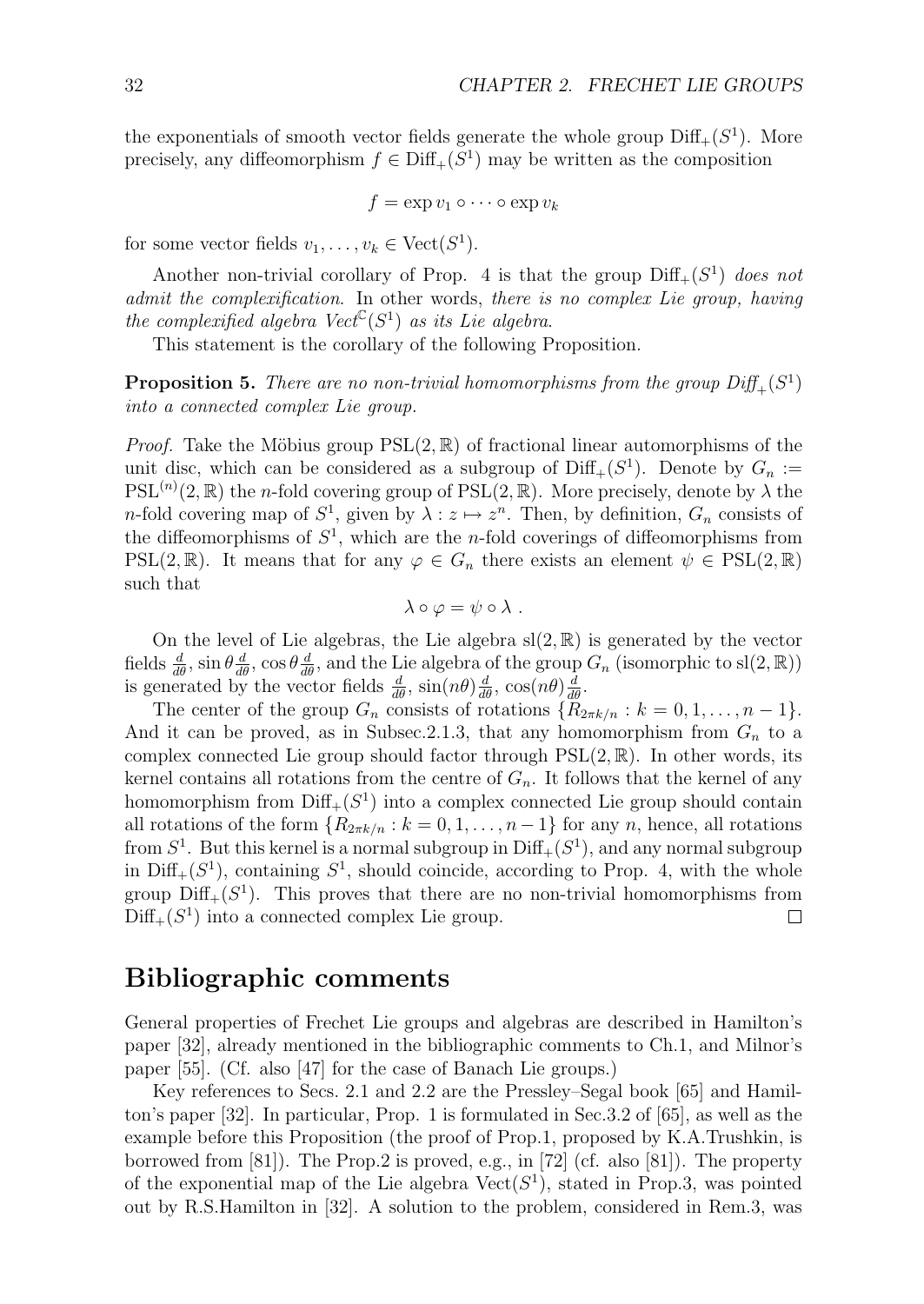the exponentials of smooth vector fields generate the whole group $\mathrm{Diff}_+(S^1)$. More precisely, any diffeomorphism $f \in \mathrm{Diff}_+(S^1)$ may be written as the composition

$$f = \exp v_1 \circ \cdots \circ \exp v_k$$

for some vector fields $v_1, \ldots, v_k \in \mathrm{Vect}(S^1)$.

Another non-trivial corollary of Prop. 4 is that the group $\mathrm{Diff}_+(S^1)$ *does not admit the complexification*. In other words, *there is no complex Lie group, having the complexified algebra* $\mathit{Vect}^{\mathbb{C}}(S^1)$ *as its Lie algebra*.

This statement is the corollary of the following Proposition.

**Proposition 5.** *There are no non-trivial homomorphisms from the group* $\mathit{Diff}_+(S^1)$ *into a connected complex Lie group.*

*Proof.* Take the Möbius group $\mathrm{PSL}(2,\mathbb{R})$ of fractional linear automorphisms of the unit disc, which can be considered as a subgroup of $\mathrm{Diff}_+(S^1)$. Denote by $G_n := \mathrm{PSL}^{(n)}(2,\mathbb{R})$ the $n$-fold covering group of $\mathrm{PSL}(2,\mathbb{R})$. More precisely, denote by $\lambda$ the $n$-fold covering map of $S^1$, given by $\lambda : z \mapsto z^n$. Then, by definition, $G_n$ consists of the diffeomorphisms of $S^1$, which are the $n$-fold coverings of diffeomorphisms from $\mathrm{PSL}(2,\mathbb{R})$. It means that for any $\varphi \in G_n$ there exists an element $\psi \in \mathrm{PSL}(2,\mathbb{R})$ such that

$$\lambda \circ \varphi = \psi \circ \lambda \ .$$

On the level of Lie algebras, the Lie algebra $\mathrm{sl}(2,\mathbb{R})$ is generated by the vector fields $\frac{d}{d\theta}$, $\sin\theta \frac{d}{d\theta}$, $\cos\theta \frac{d}{d\theta}$, and the Lie algebra of the group $G_n$ (isomorphic to $\mathrm{sl}(2,\mathbb{R})$) is generated by the vector fields $\frac{d}{d\theta}$, $\sin(n\theta)\frac{d}{d\theta}$, $\cos(n\theta)\frac{d}{d\theta}$.

The center of the group $G_n$ consists of rotations $\{R_{2\pi k/n} : k = 0, 1, \ldots, n-1\}$. And it can be proved, as in Subsec.2.1.3, that any homomorphism from $G_n$ to a complex connected Lie group should factor through $\mathrm{PSL}(2,\mathbb{R})$. In other words, its kernel contains all rotations from the centre of $G_n$. It follows that the kernel of any homomorphism from $\mathrm{Diff}_+(S^1)$ into a complex connected Lie group should contain all rotations of the form $\{R_{2\pi k/n} : k = 0, 1, \ldots, n-1\}$ for any $n$, hence, all rotations from $S^1$. But this kernel is a normal subgroup in $\mathrm{Diff}_+(S^1)$, and any normal subgroup in $\mathrm{Diff}_+(S^1)$, containing $S^1$, should coincide, according to Prop. 4, with the whole group $\mathrm{Diff}_+(S^1)$. This proves that there are no non-trivial homomorphisms from $\mathrm{Diff}_+(S^1)$ into a connected complex Lie group. □

## Bibliographic comments

General properties of Frechet Lie groups and algebras are described in Hamilton's paper [32], already mentioned in the bibliographic comments to Ch.1, and Milnor's paper [55]. (Cf. also [47] for the case of Banach Lie groups.)

Key references to Secs. 2.1 and 2.2 are the Pressley–Segal book [65] and Hamilton's paper [32]. In particular, Prop. 1 is formulated in Sec.3.2 of [65], as well as the example before this Proposition (the proof of Prop.1, proposed by K.A.Trushkin, is borrowed from [81]). The Prop.2 is proved, e.g., in [72] (cf. also [81]). The property of the exponential map of the Lie algebra $\mathrm{Vect}(S^1)$, stated in Prop.3, was pointed out by R.S.Hamilton in [32]. A solution to the problem, considered in Rem.3, was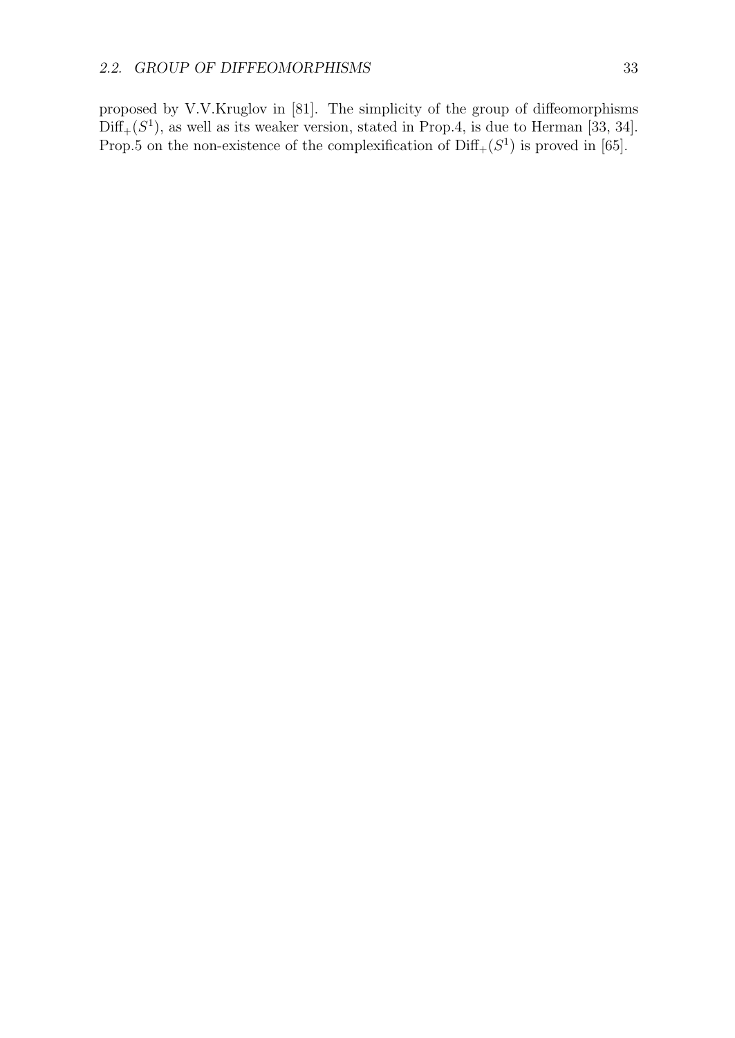proposed by V.V.Kruglov in [81]. The simplicity of the group of diffeomorphisms $\mathrm{Diff}_+(S^1)$, as well as its weaker version, stated in Prop.4, is due to Herman [33, 34]. Prop.5 on the non-existence of the complexification of $\mathrm{Diff}_+(S^1)$ is proved in [65].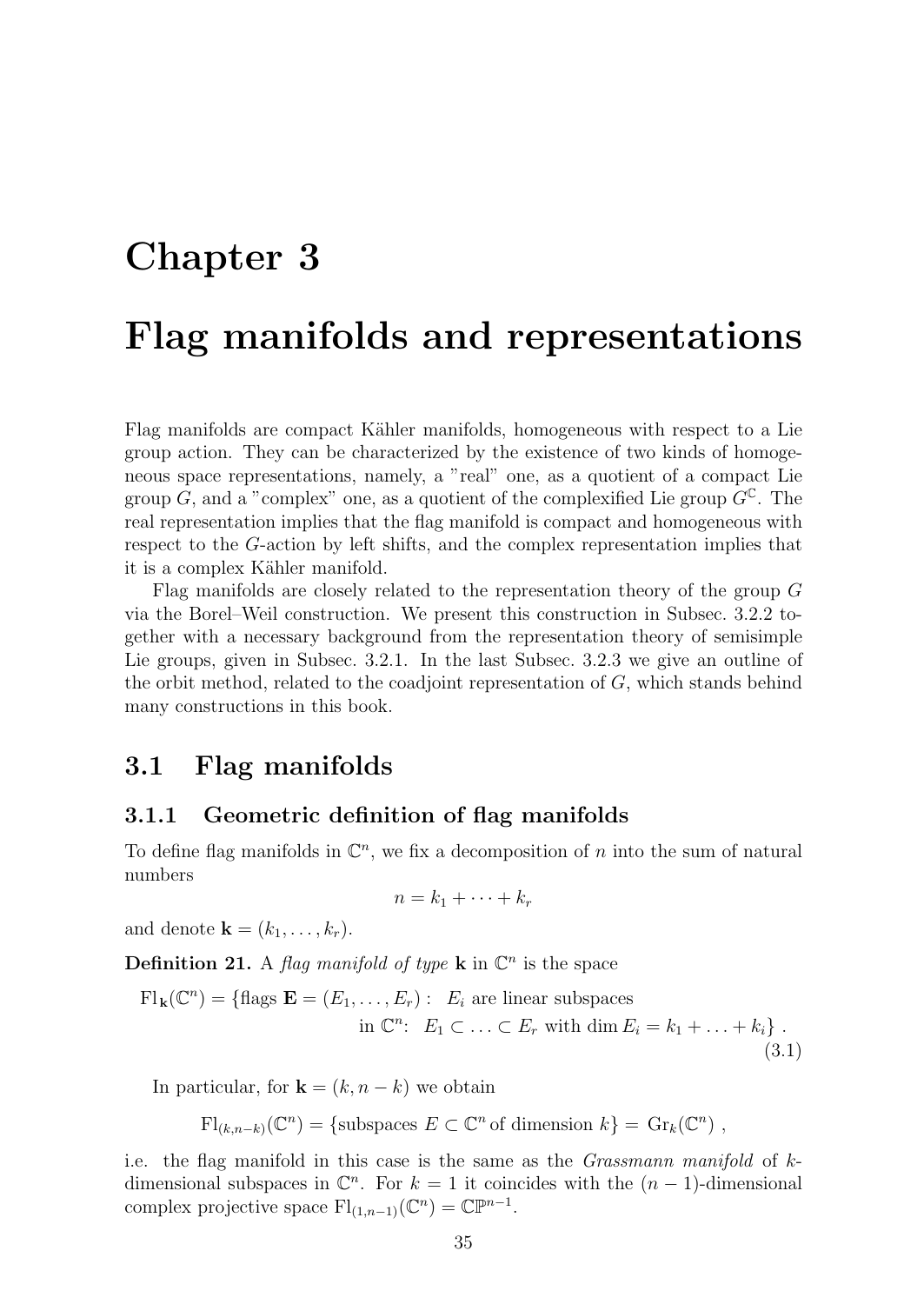# Chapter 3

# Flag manifolds and representations

Flag manifolds are compact Kähler manifolds, homogeneous with respect to a Lie group action. They can be characterized by the existence of two kinds of homogeneous space representations, namely, a "real" one, as a quotient of a compact Lie group $G$, and a "complex" one, as a quotient of the complexified Lie group $G^{\mathbb{C}}$. The real representation implies that the flag manifold is compact and homogeneous with respect to the $G$-action by left shifts, and the complex representation implies that it is a complex Kähler manifold.

Flag manifolds are closely related to the representation theory of the group $G$ via the Borel–Weil construction. We present this construction in Subsec. 3.2.2 together with a necessary background from the representation theory of semisimple Lie groups, given in Subsec. 3.2.1. In the last Subsec. 3.2.3 we give an outline of the orbit method, related to the coadjoint representation of $G$, which stands behind many constructions in this book.

## 3.1 Flag manifolds

### 3.1.1 Geometric definition of flag manifolds

To define flag manifolds in $\mathbb{C}^n$, we fix a decomposition of $n$ into the sum of natural numbers

$$n = k_1 + \cdots + k_r$$

and denote $\mathbf{k} = (k_1, \ldots, k_r)$.

**Definition 21.** A *flag manifold of type* $\mathbf{k}$ in $\mathbb{C}^n$ is the space

$$\begin{aligned} \mathrm{Fl}_{\mathbf{k}}(\mathbb{C}^n) = \{\text{flags } \mathbf{E} = (E_1, \ldots, E_r) :\ & E_i \text{ are linear subspaces} \\ & \text{in } \mathbb{C}^n\text{:}\ \ E_1 \subset \ldots \subset E_r \text{ with } \dim E_i = k_1 + \ldots + k_i\} \ . \end{aligned} \tag{3.1}$$

In particular, for $\mathbf{k} = (k, n-k)$ we obtain

$$\mathrm{Fl}_{(k,n-k)}(\mathbb{C}^n) = \{\text{subspaces } E \subset \mathbb{C}^n \text{ of dimension } k\} = \mathrm{Gr}_k(\mathbb{C}^n) \ ,$$

i.e. the flag manifold in this case is the same as the *Grassmann manifold* of $k$-dimensional subspaces in $\mathbb{C}^n$. For $k = 1$ it coincides with the $(n-1)$-dimensional complex projective space $\mathrm{Fl}_{(1,n-1)}(\mathbb{C}^n) = \mathbb{CP}^{n-1}$.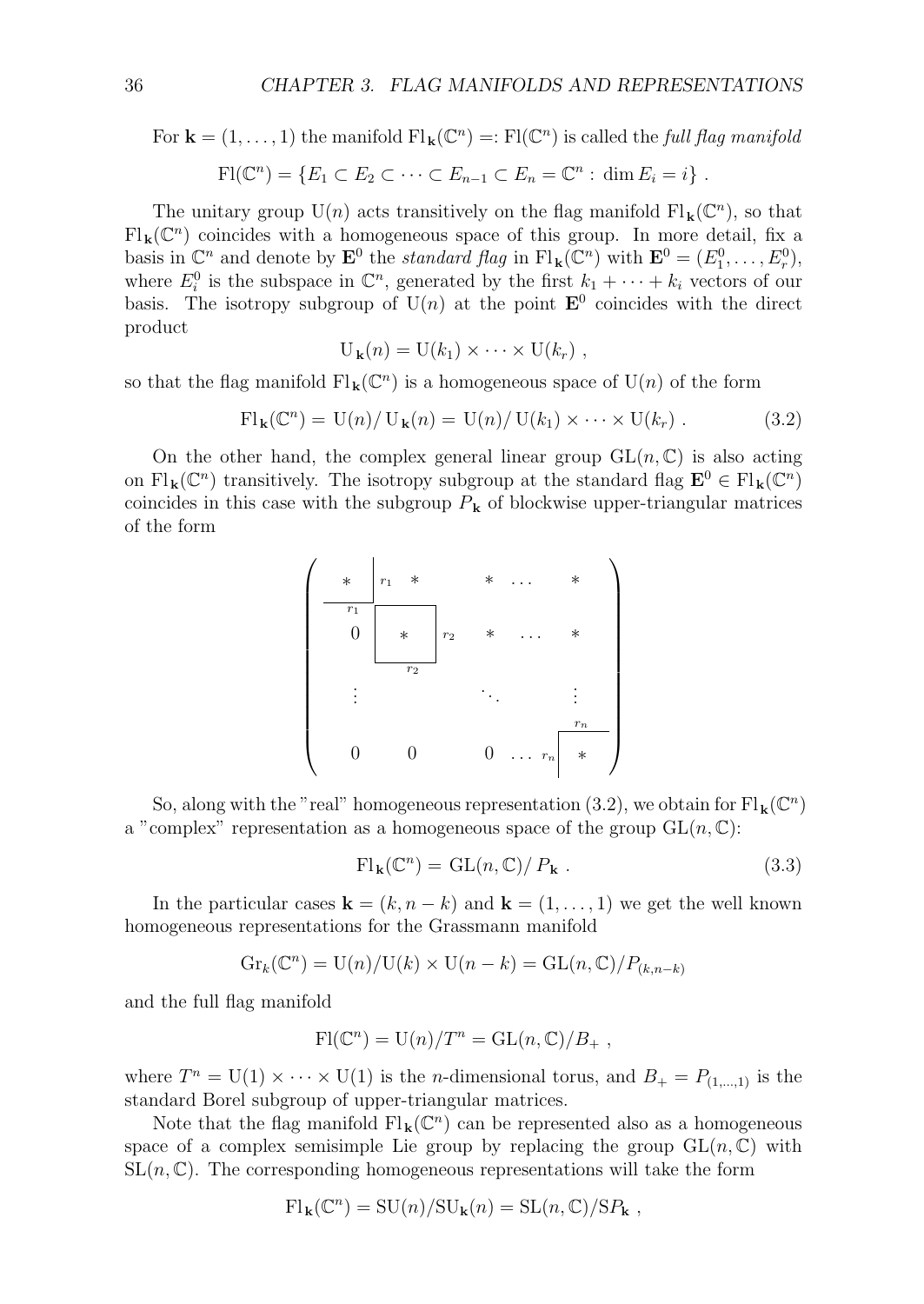For $\mathbf{k} = (1, \dots, 1)$ the manifold $\mathrm{Fl}_{\mathbf{k}}(\mathbb{C}^n) =: \mathrm{Fl}(\mathbb{C}^n)$ is called the *full flag manifold*

$$\mathrm{Fl}(\mathbb{C}^n) = \{E_1 \subset E_2 \subset \cdots \subset E_{n-1} \subset E_n = \mathbb{C}^n : \dim E_i = i\} .$$

The unitary group $\mathrm{U}(n)$ acts transitively on the flag manifold $\mathrm{Fl}_{\mathbf{k}}(\mathbb{C}^n)$, so that $\mathrm{Fl}_{\mathbf{k}}(\mathbb{C}^n)$ coincides with a homogeneous space of this group. In more detail, fix a basis in $\mathbb{C}^n$ and denote by $\mathbf{E}^0$ the *standard flag* in $\mathrm{Fl}_{\mathbf{k}}(\mathbb{C}^n)$ with $\mathbf{E}^0 = (E_1^0, \dots, E_r^0)$, where $E_i^0$ is the subspace in $\mathbb{C}^n$, generated by the first $k_1 + \cdots + k_i$ vectors of our basis. The isotropy subgroup of $\mathrm{U}(n)$ at the point $\mathbf{E}^0$ coincides with the direct product

$$\mathrm{U}_{\mathbf{k}}(n) = \mathrm{U}(k_1) \times \cdots \times \mathrm{U}(k_r) ,$$

so that the flag manifold $\mathrm{Fl}_{\mathbf{k}}(\mathbb{C}^n)$ is a homogeneous space of $\mathrm{U}(n)$ of the form

$$\mathrm{Fl}_{\mathbf{k}}(\mathbb{C}^n) = \mathrm{U}(n)/\,\mathrm{U}_{\mathbf{k}}(n) = \mathrm{U}(n)/\,\mathrm{U}(k_1) \times \cdots \times \mathrm{U}(k_r) . \tag{3.2}$$

On the other hand, the complex general linear group $\mathrm{GL}(n, \mathbb{C})$ is also acting on $\mathrm{Fl}_{\mathbf{k}}(\mathbb{C}^n)$ transitively. The isotropy subgroup at the standard flag $\mathbf{E}^0 \in \mathrm{Fl}_{\mathbf{k}}(\mathbb{C}^n)$ coincides in this case with the subgroup $P_{\mathbf{k}}$ of blockwise upper-triangular matrices of the form

$$\begin{pmatrix} \underset{r_1}{*} \; {}_{r_1} & * & * & \dots & * \\ 0 & \underset{r_2}{*} \; {}_{r_2} & * & \dots & * \\ \vdots & & \ddots & & \vdots \\ 0 & 0 & 0 & \dots & {}_{r_n}\overset{r_n}{*} \end{pmatrix}$$

So, along with the "real" homogeneous representation (3.2), we obtain for $\mathrm{Fl}_{\mathbf{k}}(\mathbb{C}^n)$ a "complex" representation as a homogeneous space of the group $\mathrm{GL}(n, \mathbb{C})$:

$$\mathrm{Fl}_{\mathbf{k}}(\mathbb{C}^n) = \mathrm{GL}(n, \mathbb{C})/\,P_{\mathbf{k}} . \tag{3.3}$$

In the particular cases $\mathbf{k} = (k, n-k)$ and $\mathbf{k} = (1, \dots, 1)$ we get the well known homogeneous representations for the Grassmann manifold

$$\mathrm{Gr}_k(\mathbb{C}^n) = \mathrm{U}(n)/\mathrm{U}(k) \times \mathrm{U}(n-k) = \mathrm{GL}(n, \mathbb{C})/P_{(k,n-k)}$$

and the full flag manifold

$$\mathrm{Fl}(\mathbb{C}^n) = \mathrm{U}(n)/T^n = \mathrm{GL}(n, \mathbb{C})/B_+ ,$$

where $T^n = \mathrm{U}(1) \times \cdots \times \mathrm{U}(1)$ is the $n$-dimensional torus, and $B_+ = P_{(1,\dots,1)}$ is the standard Borel subgroup of upper-triangular matrices.

Note that the flag manifold $\mathrm{Fl}_{\mathbf{k}}(\mathbb{C}^n)$ can be represented also as a homogeneous space of a complex semisimple Lie group by replacing the group $\mathrm{GL}(n, \mathbb{C})$ with $\mathrm{SL}(n, \mathbb{C})$. The corresponding homogeneous representations will take the form

$$\mathrm{Fl}_{\mathbf{k}}(\mathbb{C}^n) = \mathrm{SU}(n)/\mathrm{SU}_{\mathbf{k}}(n) = \mathrm{SL}(n, \mathbb{C})/\mathrm{S}P_{\mathbf{k}} ,$$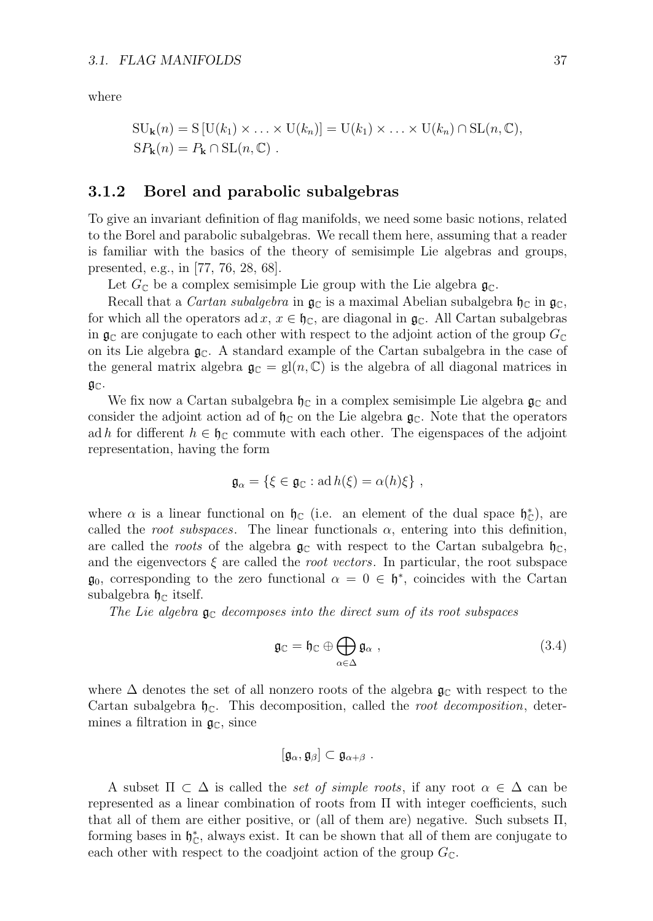where

$$\mathrm{SU}_{\mathbf{k}}(n) = \mathrm{S}\left[\mathrm{U}(k_1) \times \ldots \times \mathrm{U}(k_n)\right] = \mathrm{U}(k_1) \times \ldots \times \mathrm{U}(k_n) \cap \mathrm{SL}(n, \mathbb{C}),$$
$$\mathrm{S}P_{\mathbf{k}}(n) = P_{\mathbf{k}} \cap \mathrm{SL}(n, \mathbb{C}) \ .$$

### 3.1.2 Borel and parabolic subalgebras

To give an invariant definition of flag manifolds, we need some basic notions, related to the Borel and parabolic subalgebras. We recall them here, assuming that a reader is familiar with the basics of the theory of semisimple Lie algebras and groups, presented, e.g., in [77, 76, 28, 68].

Let $G_{\mathbb{C}}$ be a complex semisimple Lie group with the Lie algebra $\mathfrak{g}_{\mathbb{C}}$.

Recall that a *Cartan subalgebra* in $\mathfrak{g}_{\mathbb{C}}$ is a maximal Abelian subalgebra $\mathfrak{h}_{\mathbb{C}}$ in $\mathfrak{g}_{\mathbb{C}}$, for which all the operators $\operatorname{ad} x$, $x \in \mathfrak{h}_{\mathbb{C}}$, are diagonal in $\mathfrak{g}_{\mathbb{C}}$. All Cartan subalgebras in $\mathfrak{g}_{\mathbb{C}}$ are conjugate to each other with respect to the adjoint action of the group $G_{\mathbb{C}}$ on its Lie algebra $\mathfrak{g}_{\mathbb{C}}$. A standard example of the Cartan subalgebra in the case of the general matrix algebra $\mathfrak{g}_{\mathbb{C}} = \mathrm{gl}(n, \mathbb{C})$ is the algebra of all diagonal matrices in $\mathfrak{g}_{\mathbb{C}}$.

We fix now a Cartan subalgebra $\mathfrak{h}_{\mathbb{C}}$ in a complex semisimple Lie algebra $\mathfrak{g}_{\mathbb{C}}$ and consider the adjoint action ad of $\mathfrak{h}_{\mathbb{C}}$ on the Lie algebra $\mathfrak{g}_{\mathbb{C}}$. Note that the operators $\operatorname{ad} h$ for different $h \in \mathfrak{h}_{\mathbb{C}}$ commute with each other. The eigenspaces of the adjoint representation, having the form

$$\mathfrak{g}_{\alpha} = \{\xi \in \mathfrak{g}_{\mathbb{C}} : \operatorname{ad} h(\xi) = \alpha(h)\xi\} \ ,$$

where $\alpha$ is a linear functional on $\mathfrak{h}_{\mathbb{C}}$ (i.e. an element of the dual space $\mathfrak{h}_{\mathbb{C}}^*$), are called the *root subspaces*. The linear functionals $\alpha$, entering into this definition, are called the *roots* of the algebra $\mathfrak{g}_{\mathbb{C}}$ with respect to the Cartan subalgebra $\mathfrak{h}_{\mathbb{C}}$, and the eigenvectors $\xi$ are called the *root vectors*. In particular, the root subspace $\mathfrak{g}_0$, corresponding to the zero functional $\alpha = 0 \in \mathfrak{h}^*$, coincides with the Cartan subalgebra $\mathfrak{h}_{\mathbb{C}}$ itself.

*The Lie algebra $\mathfrak{g}_{\mathbb{C}}$ decomposes into the direct sum of its root subspaces*

$$\mathfrak{g}_{\mathbb{C}} = \mathfrak{h}_{\mathbb{C}} \oplus \bigoplus_{\alpha \in \Delta} \mathfrak{g}_{\alpha} \ , \tag{3.4}$$

where $\Delta$ denotes the set of all nonzero roots of the algebra $\mathfrak{g}_{\mathbb{C}}$ with respect to the Cartan subalgebra $\mathfrak{h}_{\mathbb{C}}$. This decomposition, called the *root decomposition*, determines a filtration in $\mathfrak{g}_{\mathbb{C}}$, since

$$[\mathfrak{g}_{\alpha}, \mathfrak{g}_{\beta}] \subset \mathfrak{g}_{\alpha+\beta} \ .$$

A subset $\Pi \subset \Delta$ is called the *set of simple roots*, if any root $\alpha \in \Delta$ can be represented as a linear combination of roots from $\Pi$ with integer coefficients, such that all of them are either positive, or (all of them are) negative. Such subsets $\Pi$, forming bases in $\mathfrak{h}_{\mathbb{C}}^*$, always exist. It can be shown that all of them are conjugate to each other with respect to the coadjoint action of the group $G_{\mathbb{C}}$.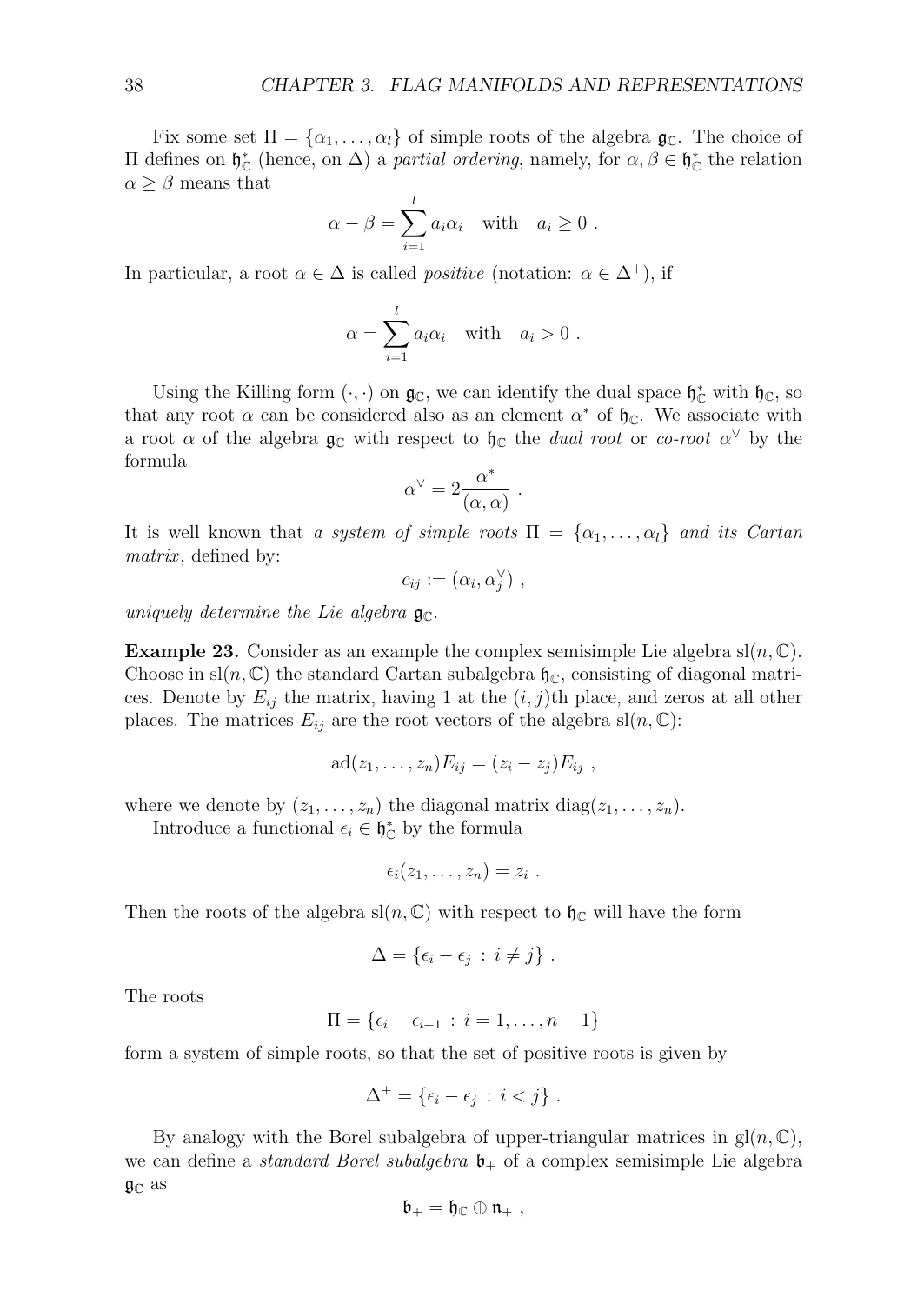Fix some set $\Pi = \{\alpha_1, \ldots, \alpha_l\}$ of simple roots of the algebra $\mathfrak{g}_{\mathbb{C}}$. The choice of $\Pi$ defines on $\mathfrak{h}_{\mathbb{C}}^*$ (hence, on $\Delta$) a *partial ordering*, namely, for $\alpha, \beta \in \mathfrak{h}_{\mathbb{C}}^*$ the relation $\alpha \geq \beta$ means that

$$\alpha - \beta = \sum_{i=1}^{l} a_i \alpha_i \quad \text{with} \quad a_i \geq 0 \ .$$

In particular, a root $\alpha \in \Delta$ is called *positive* (notation: $\alpha \in \Delta^+$), if

$$\alpha = \sum_{i=1}^{l} a_i \alpha_i \quad \text{with} \quad a_i > 0 \ .$$

Using the Killing form $(\cdot, \cdot)$ on $\mathfrak{g}_{\mathbb{C}}$, we can identify the dual space $\mathfrak{h}_{\mathbb{C}}^*$ with $\mathfrak{h}_{\mathbb{C}}$, so that any root $\alpha$ can be considered also as an element $\alpha^*$ of $\mathfrak{h}_{\mathbb{C}}$. We associate with a root $\alpha$ of the algebra $\mathfrak{g}_{\mathbb{C}}$ with respect to $\mathfrak{h}_{\mathbb{C}}$ the *dual root* or *co-root* $\alpha^\vee$ by the formula

$$\alpha^\vee = 2 \frac{\alpha^*}{(\alpha, \alpha)} \ .$$

It is well known that *a system of simple roots* $\Pi = \{\alpha_1, \ldots, \alpha_l\}$ *and its Cartan matrix*, defined by:

$$c_{ij} := (\alpha_i, \alpha_j^\vee) \ ,$$

*uniquely determine the Lie algebra* $\mathfrak{g}_{\mathbb{C}}$.

**Example 23.** Consider as an example the complex semisimple Lie algebra $\mathrm{sl}(n, \mathbb{C})$. Choose in $\mathrm{sl}(n, \mathbb{C})$ the standard Cartan subalgebra $\mathfrak{h}_{\mathbb{C}}$, consisting of diagonal matrices. Denote by $E_{ij}$ the matrix, having 1 at the $(i, j)$th place, and zeros at all other places. The matrices $E_{ij}$ are the root vectors of the algebra $\mathrm{sl}(n, \mathbb{C})$:

$$\mathrm{ad}(z_1, \ldots, z_n) E_{ij} = (z_i - z_j) E_{ij} \ ,$$

where we denote by $(z_1, \ldots, z_n)$ the diagonal matrix $\mathrm{diag}(z_1, \ldots, z_n)$.

Introduce a functional $\epsilon_i \in \mathfrak{h}_{\mathbb{C}}^*$ by the formula

$$\epsilon_i(z_1, \ldots, z_n) = z_i \ .$$

Then the roots of the algebra $\mathrm{sl}(n, \mathbb{C})$ with respect to $\mathfrak{h}_{\mathbb{C}}$ will have the form

$$\Delta = \{\epsilon_i - \epsilon_j \, : \, i \neq j\} \ .$$

The roots

$$\Pi = \{\epsilon_i - \epsilon_{i+1} \, : \, i = 1, \ldots, n-1\}$$

form a system of simple roots, so that the set of positive roots is given by

$$\Delta^+ = \{\epsilon_i - \epsilon_j \, : \, i < j\} \ .$$

By analogy with the Borel subalgebra of upper-triangular matrices in $\mathrm{gl}(n, \mathbb{C})$, we can define a *standard Borel subalgebra* $\mathfrak{b}_+$ of a complex semisimple Lie algebra $\mathfrak{g}_{\mathbb{C}}$ as

$$\mathfrak{b}_+ = \mathfrak{h}_{\mathbb{C}} \oplus \mathfrak{n}_+ \ ,$$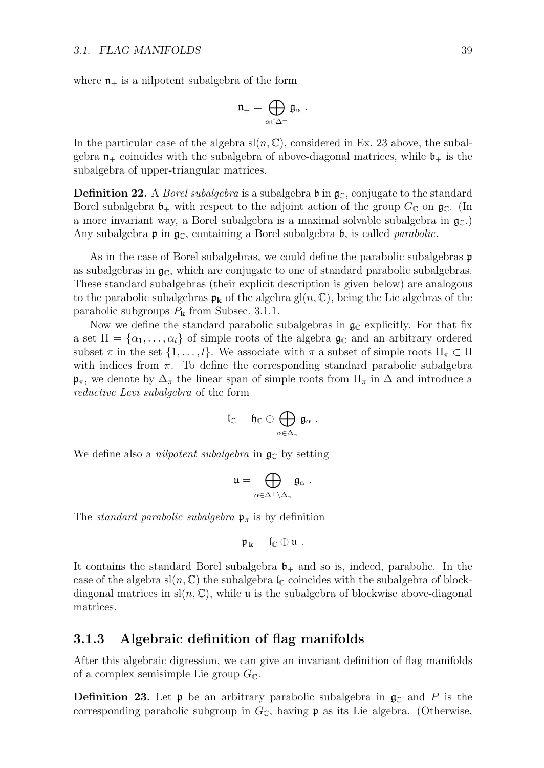where $\mathfrak{n}_+$ is a nilpotent subalgebra of the form

$$\mathfrak{n}_+ = \bigoplus_{\alpha \in \Delta^+} \mathfrak{g}_\alpha \ .$$

In the particular case of the algebra $\mathrm{sl}(n, \mathbb{C})$, considered in Ex. 23 above, the subalgebra $\mathfrak{n}_+$ coincides with the subalgebra of above-diagonal matrices, while $\mathfrak{b}_+$ is the subalgebra of upper-triangular matrices.

**Definition 22.** A *Borel subalgebra* is a subalgebra $\mathfrak{b}$ in $\mathfrak{g}_\mathbb{C}$, conjugate to the standard Borel subalgebra $\mathfrak{b}_+$ with respect to the adjoint action of the group $G_\mathbb{C}$ on $\mathfrak{g}_\mathbb{C}$. (In a more invariant way, a Borel subalgebra is a maximal solvable subalgebra in $\mathfrak{g}_\mathbb{C}$.) Any subalgebra $\mathfrak{p}$ in $\mathfrak{g}_\mathbb{C}$, containing a Borel subalgebra $\mathfrak{b}$, is called *parabolic*.

As in the case of Borel subalgebras, we could define the parabolic subalgebras $\mathfrak{p}$ as subalgebras in $\mathfrak{g}_\mathbb{C}$, which are conjugate to one of standard parabolic subalgebras. These standard subalgebras (their explicit description is given below) are analogous to the parabolic subalgebras $\mathfrak{p}_\mathbf{k}$ of the algebra $\mathrm{gl}(n, \mathbb{C})$, being the Lie algebras of the parabolic subgroups $P_\mathbf{k}$ from Subsec. 3.1.1.

Now we define the standard parabolic subalgebras in $\mathfrak{g}_\mathbb{C}$ explicitly. For that fix a set $\Pi = \{\alpha_1, \ldots, \alpha_l\}$ of simple roots of the algebra $\mathfrak{g}_\mathbb{C}$ and an arbitrary ordered subset $\pi$ in the set $\{1, \ldots, l\}$. We associate with $\pi$ a subset of simple roots $\Pi_\pi \subset \Pi$ with indices from $\pi$. To define the corresponding standard parabolic subalgebra $\mathfrak{p}_\pi$, we denote by $\Delta_\pi$ the linear span of simple roots from $\Pi_\pi$ in $\Delta$ and introduce a *reductive Levi subalgebra* of the form

$$\mathfrak{l}_\mathbb{C} = \mathfrak{h}_\mathbb{C} \oplus \bigoplus_{\alpha \in \Delta_\pi} \mathfrak{g}_\alpha \ .$$

We define also a *nilpotent subalgebra* in $\mathfrak{g}_\mathbb{C}$ by setting

$$\mathfrak{u} = \bigoplus_{\alpha \in \Delta^+ \setminus \Delta_\pi} \mathfrak{g}_\alpha \ .$$

The *standard parabolic subalgebra* $\mathfrak{p}_\pi$ is by definition

$$\mathfrak{p}_\mathbf{k} = \mathfrak{l}_\mathbb{C} \oplus \mathfrak{u} \ .$$

It contains the standard Borel subalgebra $\mathfrak{b}_+$ and so is, indeed, parabolic. In the case of the algebra $\mathrm{sl}(n, \mathbb{C})$ the subalgebra $\mathfrak{l}_\mathbb{C}$ coincides with the subalgebra of block-diagonal matrices in $\mathrm{sl}(n, \mathbb{C})$, while $\mathfrak{u}$ is the subalgebra of blockwise above-diagonal matrices.

### 3.1.3 Algebraic definition of flag manifolds

After this algebraic digression, we can give an invariant definition of flag manifolds of a complex semisimple Lie group $G_\mathbb{C}$.

**Definition 23.** Let $\mathfrak{p}$ be an arbitrary parabolic subalgebra in $\mathfrak{g}_\mathbb{C}$ and $P$ is the corresponding parabolic subgroup in $G_\mathbb{C}$, having $\mathfrak{p}$ as its Lie algebra. (Otherwise,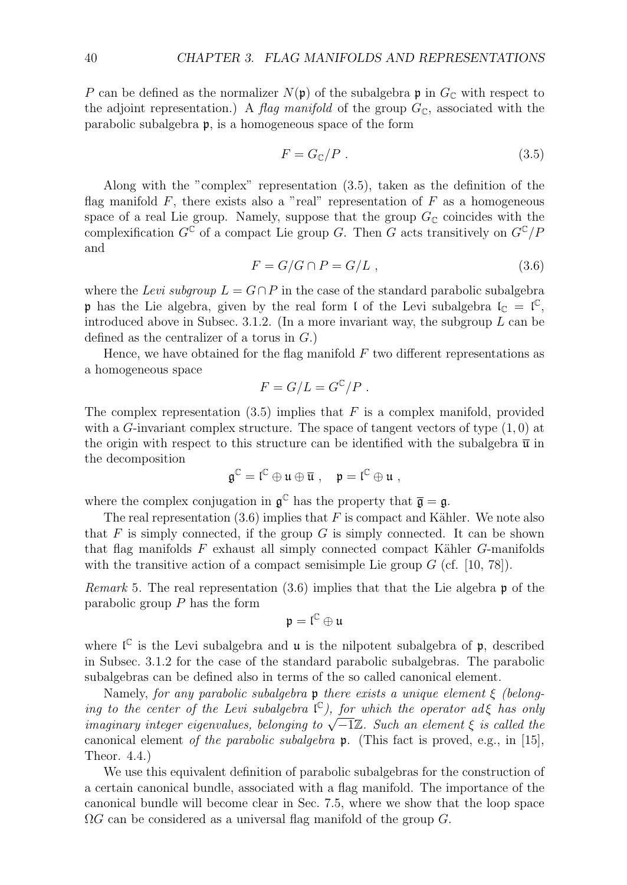$P$ can be defined as the normalizer $N(\mathfrak{p})$ of the subalgebra $\mathfrak{p}$ in $G_{\mathbb{C}}$ with respect to the adjoint representation.) A *flag manifold* of the group $G_{\mathbb{C}}$, associated with the parabolic subalgebra $\mathfrak{p}$, is a homogeneous space of the form

$$F = G_{\mathbb{C}}/P \ . \tag{3.5}$$

Along with the "complex" representation (3.5), taken as the definition of the flag manifold $F$, there exists also a "real" representation of $F$ as a homogeneous space of a real Lie group. Namely, suppose that the group $G_{\mathbb{C}}$ coincides with the complexification $G^{\mathbb{C}}$ of a compact Lie group $G$. Then $G$ acts transitively on $G^{\mathbb{C}}/P$ and

$$F = G/G \cap P = G/L \ , \tag{3.6}$$

where the *Levi subgroup* $L = G \cap P$ in the case of the standard parabolic subalgebra $\mathfrak{p}$ has the Lie algebra, given by the real form $\mathfrak{l}$ of the Levi subalgebra $\mathfrak{l}_{\mathbb{C}} = \mathfrak{l}^{\mathbb{C}}$, introduced above in Subsec. 3.1.2. (In a more invariant way, the subgroup $L$ can be defined as the centralizer of a torus in $G$.)

Hence, we have obtained for the flag manifold $F$ two different representations as a homogeneous space

$$F = G/L = G^{\mathbb{C}}/P \ .$$

The complex representation (3.5) implies that $F$ is a complex manifold, provided with a $G$-invariant complex structure. The space of tangent vectors of type $(1,0)$ at the origin with respect to this structure can be identified with the subalgebra $\overline{\mathfrak{u}}$ in the decomposition

$$\mathfrak{g}^{\mathbb{C}} = \mathfrak{l}^{\mathbb{C}} \oplus \mathfrak{u} \oplus \overline{\mathfrak{u}} \ , \quad \mathfrak{p} = \mathfrak{l}^{\mathbb{C}} \oplus \mathfrak{u} \ ,$$

where the complex conjugation in $\mathfrak{g}^{\mathbb{C}}$ has the property that $\overline{\mathfrak{g}} = \mathfrak{g}$.

The real representation (3.6) implies that $F$ is compact and Kähler. We note also that $F$ is simply connected, if the group $G$ is simply connected. It can be shown that flag manifolds $F$ exhaust all simply connected compact Kähler $G$-manifolds with the transitive action of a compact semisimple Lie group $G$ (cf. [10, 78]).

*Remark* 5. The real representation (3.6) implies that that the Lie algebra $\mathfrak{p}$ of the parabolic group $P$ has the form

$$\mathfrak{p} = \mathfrak{l}^{\mathbb{C}} \oplus \mathfrak{u}$$

where $\mathfrak{l}^{\mathbb{C}}$ is the Levi subalgebra and $\mathfrak{u}$ is the nilpotent subalgebra of $\mathfrak{p}$, described in Subsec. 3.1.2 for the case of the standard parabolic subalgebras. The parabolic subalgebras can be defined also in terms of the so called canonical element.

Namely, *for any parabolic subalgebra $\mathfrak{p}$ there exists a unique element $\xi$ (belonging to the center of the Levi subalgebra $\mathfrak{l}^{\mathbb{C}}$), for which the operator $ad\xi$ has only imaginary integer eigenvalues, belonging to $\sqrt{-1}\mathbb{Z}$. Such an element $\xi$ is called the* canonical element *of the parabolic subalgebra* $\mathfrak{p}$. (This fact is proved, e.g., in [15], Theor. 4.4.)

We use this equivalent definition of parabolic subalgebras for the construction of a certain canonical bundle, associated with a flag manifold. The importance of the canonical bundle will become clear in Sec. 7.5, where we show that the loop space $\Omega G$ can be considered as a universal flag manifold of the group $G$.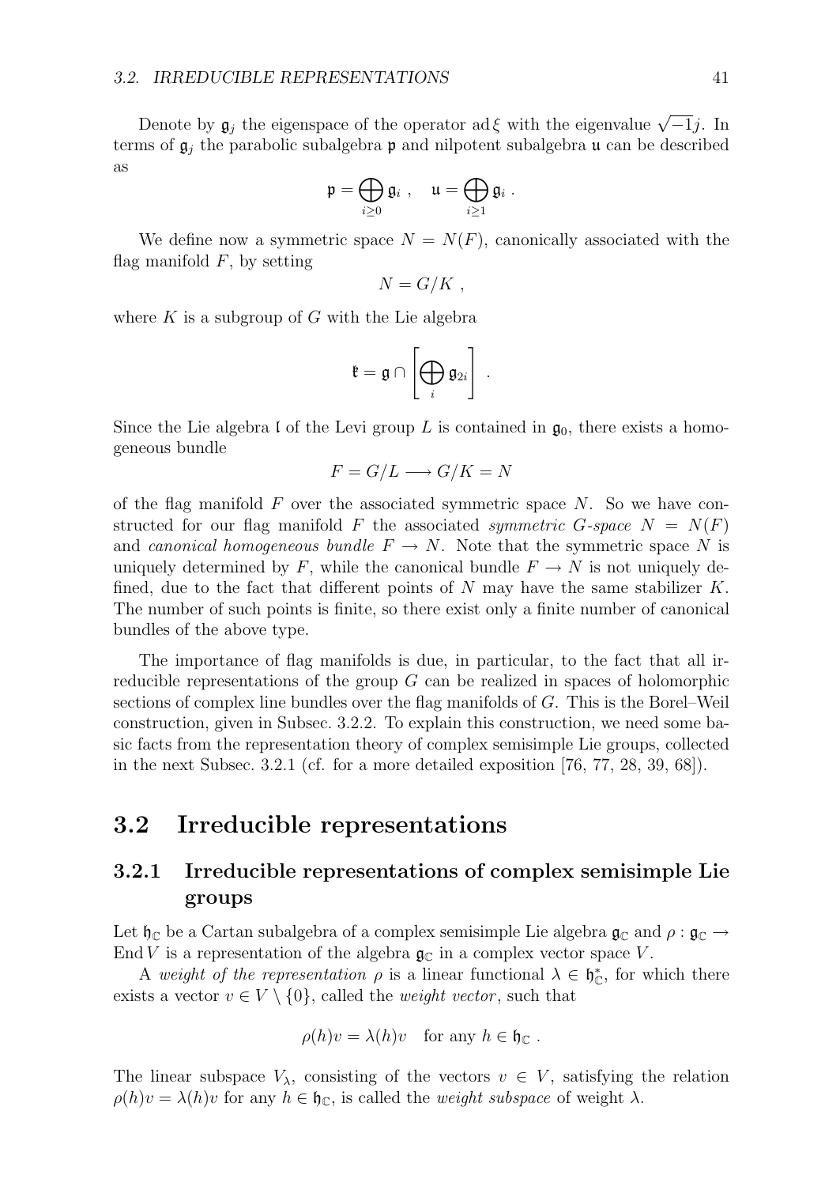Denote by $\mathfrak{g}_j$ the eigenspace of the operator $\operatorname{ad}\xi$ with the eigenvalue $\sqrt{-1}j$. In terms of $\mathfrak{g}_j$ the parabolic subalgebra $\mathfrak{p}$ and nilpotent subalgebra $\mathfrak{u}$ can be described as

$$\mathfrak{p} = \bigoplus_{i \geq 0} \mathfrak{g}_i \ , \quad \mathfrak{u} = \bigoplus_{i \geq 1} \mathfrak{g}_i \ .$$

We define now a symmetric space $N = N(F)$, canonically associated with the flag manifold $F$, by setting

$$N = G/K \ ,$$

where $K$ is a subgroup of $G$ with the Lie algebra

$$\mathfrak{k} = \mathfrak{g} \cap \left[ \bigoplus_i \mathfrak{g}_{2i} \right] \ .$$

Since the Lie algebra $\mathfrak{l}$ of the Levi group $L$ is contained in $\mathfrak{g}_0$, there exists a homogeneous bundle

$$F = G/L \longrightarrow G/K = N$$

of the flag manifold $F$ over the associated symmetric space $N$. So we have constructed for our flag manifold $F$ the associated *symmetric $G$-space* $N = N(F)$ and *canonical homogeneous bundle* $F \to N$. Note that the symmetric space $N$ is uniquely determined by $F$, while the canonical bundle $F \to N$ is not uniquely defined, due to the fact that different points of $N$ may have the same stabilizer $K$. The number of such points is finite, so there exist only a finite number of canonical bundles of the above type.

The importance of flag manifolds is due, in particular, to the fact that all irreducible representations of the group $G$ can be realized in spaces of holomorphic sections of complex line bundles over the flag manifolds of $G$. This is the Borel–Weil construction, given in Subsec. 3.2.2. To explain this construction, we need some basic facts from the representation theory of complex semisimple Lie groups, collected in the next Subsec. 3.2.1 (cf. for a more detailed exposition [76, 77, 28, 39, 68]).

## 3.2 Irreducible representations

### 3.2.1 Irreducible representations of complex semisimple Lie groups

Let $\mathfrak{h}_{\mathbb{C}}$ be a Cartan subalgebra of a complex semisimple Lie algebra $\mathfrak{g}_{\mathbb{C}}$ and $\rho : \mathfrak{g}_{\mathbb{C}} \to \operatorname{End} V$ is a representation of the algebra $\mathfrak{g}_{\mathbb{C}}$ in a complex vector space $V$.

A *weight of the representation* $\rho$ is a linear functional $\lambda \in \mathfrak{h}_{\mathbb{C}}^*$, for which there exists a vector $v \in V \setminus \{0\}$, called the *weight vector*, such that

$$\rho(h)v = \lambda(h)v \quad \text{for any } h \in \mathfrak{h}_{\mathbb{C}} \ .$$

The linear subspace $V_\lambda$, consisting of the vectors $v \in V$, satisfying the relation $\rho(h)v = \lambda(h)v$ for any $h \in \mathfrak{h}_{\mathbb{C}}$, is called the *weight subspace* of weight $\lambda$.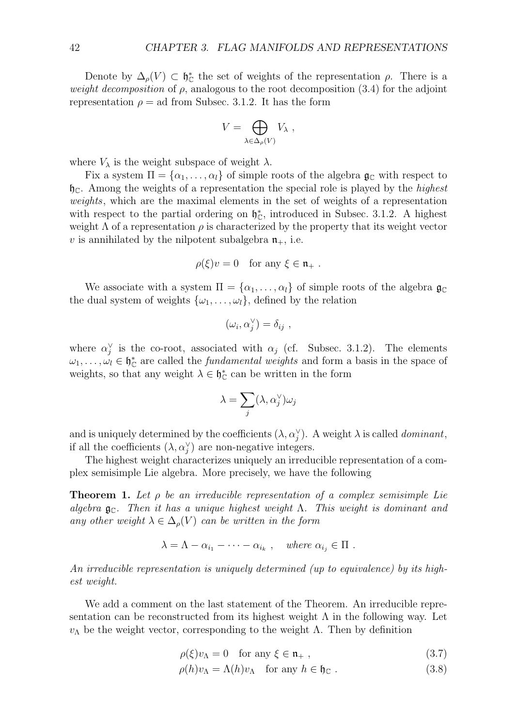Denote by $\Delta_\rho(V) \subset \mathfrak{h}_\mathbb{C}^*$ the set of weights of the representation $\rho$. There is a *weight decomposition* of $\rho$, analogous to the root decomposition (3.4) for the adjoint representation $\rho = \text{ad}$ from Subsec. 3.1.2. It has the form

$$V = \bigoplus_{\lambda \in \Delta_\rho(V)} V_\lambda \ ,$$

where $V_\lambda$ is the weight subspace of weight $\lambda$.

Fix a system $\Pi = \{\alpha_1, \ldots, \alpha_l\}$ of simple roots of the algebra $\mathfrak{g}_\mathbb{C}$ with respect to $\mathfrak{h}_\mathbb{C}$. Among the weights of a representation the special role is played by the *highest weights*, which are the maximal elements in the set of weights of a representation with respect to the partial ordering on $\mathfrak{h}_\mathbb{C}^*$, introduced in Subsec. 3.1.2. A highest weight $\Lambda$ of a representation $\rho$ is characterized by the property that its weight vector $v$ is annihilated by the nilpotent subalgebra $\mathfrak{n}_+$, i.e.

$$\rho(\xi)v = 0 \quad \text{for any } \xi \in \mathfrak{n}_+ \ .$$

We associate with a system $\Pi = \{\alpha_1, \ldots, \alpha_l\}$ of simple roots of the algebra $\mathfrak{g}_\mathbb{C}$ the dual system of weights $\{\omega_1, \ldots, \omega_l\}$, defined by the relation

$$(\omega_i, \alpha_j^\vee) = \delta_{ij} \ ,$$

where $\alpha_j^\vee$ is the co-root, associated with $\alpha_j$ (cf. Subsec. 3.1.2). The elements $\omega_1, \ldots, \omega_l \in \mathfrak{h}_\mathbb{C}^*$ are called the *fundamental weights* and form a basis in the space of weights, so that any weight $\lambda \in \mathfrak{h}_\mathbb{C}^*$ can be written in the form

$$\lambda = \sum_j (\lambda, \alpha_j^\vee)\omega_j$$

and is uniquely determined by the coefficients $(\lambda, \alpha_j^\vee)$. A weight $\lambda$ is called *dominant*, if all the coefficients $(\lambda, \alpha_j^\vee)$ are non-negative integers.

The highest weight characterizes uniquely an irreducible representation of a complex semisimple Lie algebra. More precisely, we have the following

**Theorem 1.** *Let $\rho$ be an irreducible representation of a complex semisimple Lie algebra $\mathfrak{g}_\mathbb{C}$. Then it has a unique highest weight $\Lambda$. This weight is dominant and any other weight $\lambda \in \Delta_\rho(V)$ can be written in the form*

$$\lambda = \Lambda - \alpha_{i_1} - \cdots - \alpha_{i_k} \ , \quad \text{where } \alpha_{i_j} \in \Pi \ .$$

*An irreducible representation is uniquely determined (up to equivalence) by its highest weight.*

We add a comment on the last statement of the Theorem. An irreducible representation can be reconstructed from its highest weight $\Lambda$ in the following way. Let $v_\Lambda$ be the weight vector, corresponding to the weight $\Lambda$. Then by definition

$$\rho(\xi)v_\Lambda = 0 \quad \text{for any } \xi \in \mathfrak{n}_+ \ , \tag{3.7}$$

$$\rho(h)v_\Lambda = \Lambda(h)v_\Lambda \quad \text{for any } h \in \mathfrak{h}_\mathbb{C} \ . \tag{3.8}$$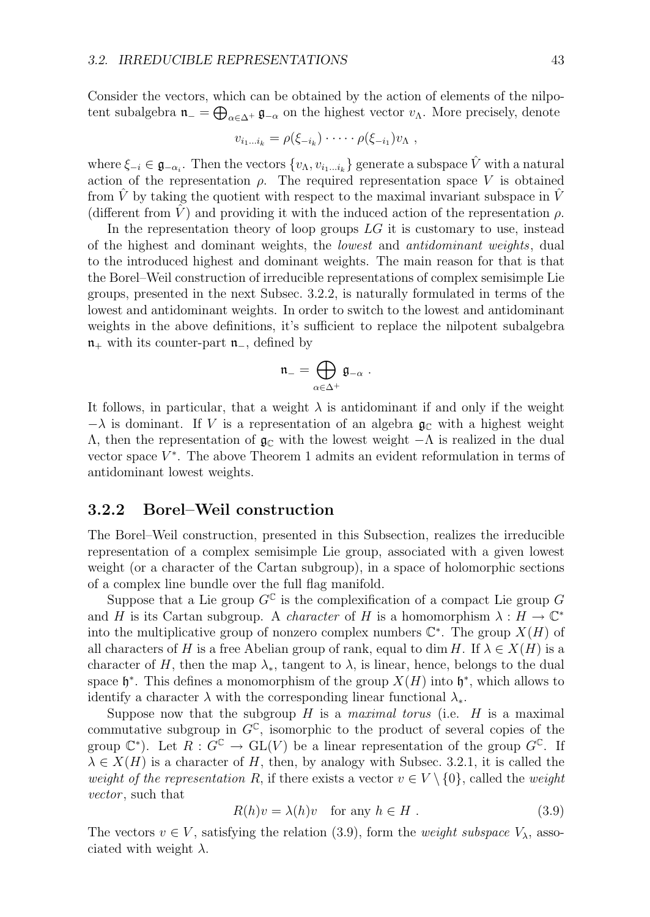Consider the vectors, which can be obtained by the action of elements of the nilpotent subalgebra $\mathfrak{n}_- = \bigoplus_{\alpha \in \Delta^+} \mathfrak{g}_{-\alpha}$ on the highest vector $v_\Lambda$. More precisely, denote

$$v_{i_1 \dots i_k} = \rho(\xi_{-i_k}) \cdot \dots \cdot \rho(\xi_{-i_1}) v_\Lambda \ ,$$

where $\xi_{-i} \in \mathfrak{g}_{-\alpha_i}$. Then the vectors $\{v_\Lambda, v_{i_1 \dots i_k}\}$ generate a subspace $\hat{V}$ with a natural action of the representation $\rho$. The required representation space $V$ is obtained from $\hat{V}$ by taking the quotient with respect to the maximal invariant subspace in $\hat{V}$ (different from $\hat{V}$) and providing it with the induced action of the representation $\rho$.

In the representation theory of loop groups $LG$ it is customary to use, instead of the highest and dominant weights, the *lowest* and *antidominant weights*, dual to the introduced highest and dominant weights. The main reason for that is that the Borel–Weil construction of irreducible representations of complex semisimple Lie groups, presented in the next Subsec. 3.2.2, is naturally formulated in terms of the lowest and antidominant weights. In order to switch to the lowest and antidominant weights in the above definitions, it's sufficient to replace the nilpotent subalgebra $\mathfrak{n}_+$ with its counter-part $\mathfrak{n}_-$, defined by

$$\mathfrak{n}_- = \bigoplus_{\alpha \in \Delta^+} \mathfrak{g}_{-\alpha} \ .$$

It follows, in particular, that a weight $\lambda$ is antidominant if and only if the weight $-\lambda$ is dominant. If $V$ is a representation of an algebra $\mathfrak{g}_\mathbb{C}$ with a highest weight $\Lambda$, then the representation of $\mathfrak{g}_\mathbb{C}$ with the lowest weight $-\Lambda$ is realized in the dual vector space $V^*$. The above Theorem 1 admits an evident reformulation in terms of antidominant lowest weights.

### 3.2.2 Borel–Weil construction

The Borel–Weil construction, presented in this Subsection, realizes the irreducible representation of a complex semisimple Lie group, associated with a given lowest weight (or a character of the Cartan subgroup), in a space of holomorphic sections of a complex line bundle over the full flag manifold.

Suppose that a Lie group $G^\mathbb{C}$ is the complexification of a compact Lie group $G$ and $H$ is its Cartan subgroup. A *character* of $H$ is a homomorphism $\lambda : H \to \mathbb{C}^*$ into the multiplicative group of nonzero complex numbers $\mathbb{C}^*$. The group $X(H)$ of all characters of $H$ is a free Abelian group of rank, equal to $\dim H$. If $\lambda \in X(H)$ is a character of $H$, then the map $\lambda_*$, tangent to $\lambda$, is linear, hence, belongs to the dual space $\mathfrak{h}^*$. This defines a monomorphism of the group $X(H)$ into $\mathfrak{h}^*$, which allows to identify a character $\lambda$ with the corresponding linear functional $\lambda_*$.

Suppose now that the subgroup $H$ is a *maximal torus* (i.e. $H$ is a maximal commutative subgroup in $G^\mathbb{C}$, isomorphic to the product of several copies of the group $\mathbb{C}^*$). Let $R : G^\mathbb{C} \to \mathrm{GL}(V)$ be a linear representation of the group $G^\mathbb{C}$. If $\lambda \in X(H)$ is a character of $H$, then, by analogy with Subsec. 3.2.1, it is called the *weight of the representation* $R$, if there exists a vector $v \in V \setminus \{0\}$, called the *weight vector*, such that

$$R(h)v = \lambda(h)v \quad \text{for any } h \in H \ . \tag{3.9}$$

The vectors $v \in V$, satisfying the relation (3.9), form the *weight subspace* $V_\lambda$, associated with weight $\lambda$.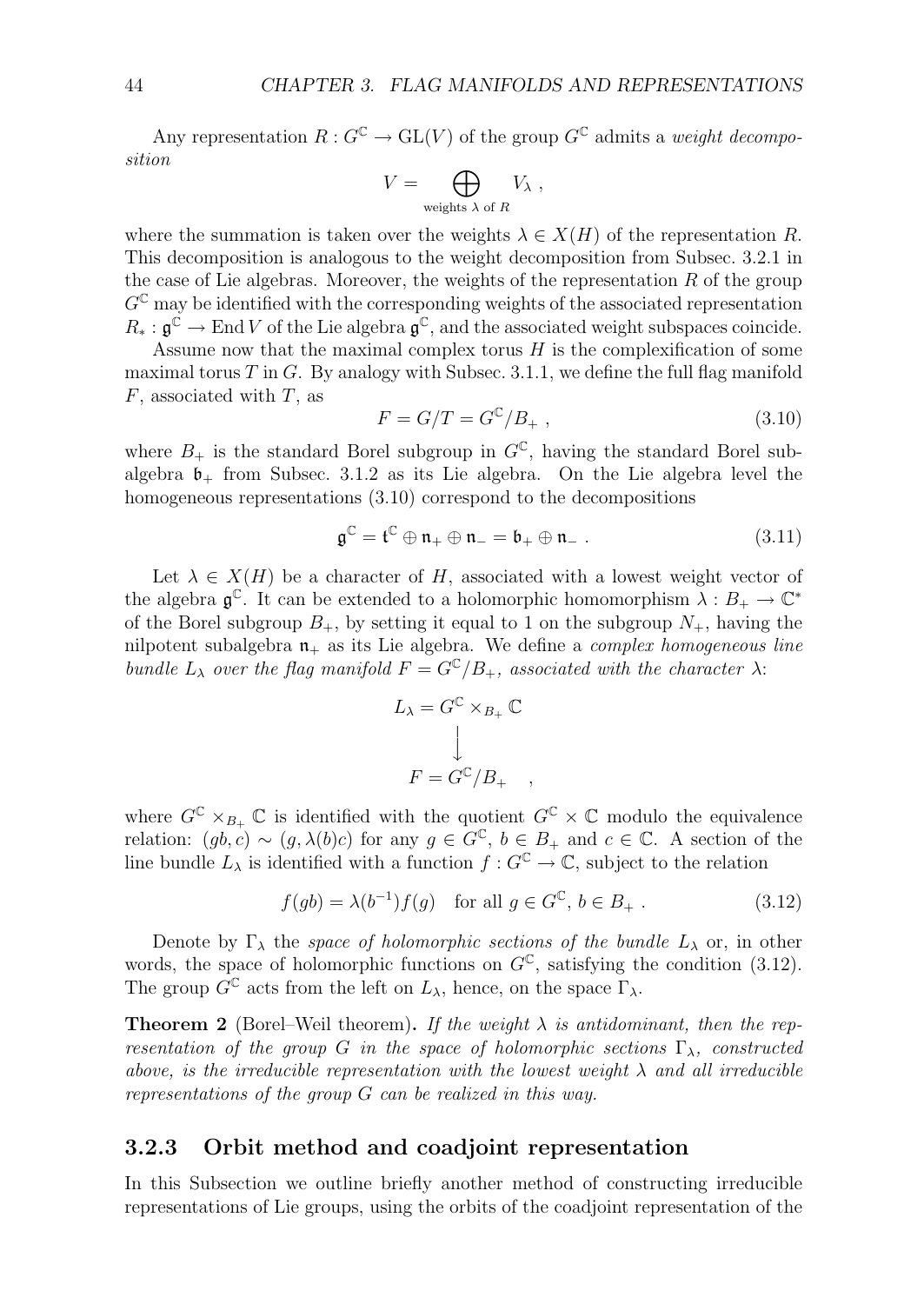Any representation $R : G^{\mathbb{C}} \to \mathrm{GL}(V)$ of the group $G^{\mathbb{C}}$ admits a *weight decomposition*

$$V = \bigoplus_{\text{weights } \lambda \text{ of } R} V_\lambda \ ,$$

where the summation is taken over the weights $\lambda \in X(H)$ of the representation $R$. This decomposition is analogous to the weight decomposition from Subsec. 3.2.1 in the case of Lie algebras. Moreover, the weights of the representation $R$ of the group $G^{\mathbb{C}}$ may be identified with the corresponding weights of the associated representation $R_* : \mathfrak{g}^{\mathbb{C}} \to \mathrm{End}\, V$ of the Lie algebra $\mathfrak{g}^{\mathbb{C}}$, and the associated weight subspaces coincide.

Assume now that the maximal complex torus $H$ is the complexification of some maximal torus $T$ in $G$. By analogy with Subsec. 3.1.1, we define the full flag manifold $F$, associated with $T$, as

$$F = G/T = G^{\mathbb{C}}/B_+ \ , \tag{3.10}$$

where $B_+$ is the standard Borel subgroup in $G^{\mathbb{C}}$, having the standard Borel subalgebra $\mathfrak{b}_+$ from Subsec. 3.1.2 as its Lie algebra. On the Lie algebra level the homogeneous representations (3.10) correspond to the decompositions

$$\mathfrak{g}^{\mathbb{C}} = \mathfrak{t}^{\mathbb{C}} \oplus \mathfrak{n}_+ \oplus \mathfrak{n}_- = \mathfrak{b}_+ \oplus \mathfrak{n}_- \ . \tag{3.11}$$

Let $\lambda \in X(H)$ be a character of $H$, associated with a lowest weight vector of the algebra $\mathfrak{g}^{\mathbb{C}}$. It can be extended to a holomorphic homomorphism $\lambda : B_+ \to \mathbb{C}^*$ of the Borel subgroup $B_+$, by setting it equal to 1 on the subgroup $N_+$, having the nilpotent subalgebra $\mathfrak{n}_+$ as its Lie algebra. We define a *complex homogeneous line bundle $L_\lambda$ over the flag manifold $F = G^{\mathbb{C}}/B_+$, associated with the character $\lambda$*:

$$\begin{array}{c} L_\lambda = G^{\mathbb{C}} \times_{B_+} \mathbb{C} \\ \big\downarrow \\ F = G^{\mathbb{C}}/B_+ \end{array} \quad ,$$

where $G^{\mathbb{C}} \times_{B_+} \mathbb{C}$ is identified with the quotient $G^{\mathbb{C}} \times \mathbb{C}$ modulo the equivalence relation: $(gb, c) \sim (g, \lambda(b)c)$ for any $g \in G^{\mathbb{C}}$, $b \in B_+$ and $c \in \mathbb{C}$. A section of the line bundle $L_\lambda$ is identified with a function $f : G^{\mathbb{C}} \to \mathbb{C}$, subject to the relation

$$f(gb) = \lambda(b^{-1}) f(g) \quad \text{for all } g \in G^{\mathbb{C}},\ b \in B_+ \ . \tag{3.12}$$

Denote by $\Gamma_\lambda$ the *space of holomorphic sections of the bundle $L_\lambda$* or, in other words, the space of holomorphic functions on $G^{\mathbb{C}}$, satisfying the condition (3.12). The group $G^{\mathbb{C}}$ acts from the left on $L_\lambda$, hence, on the space $\Gamma_\lambda$.

**Theorem 2** (Borel–Weil theorem)**.** *If the weight $\lambda$ is antidominant, then the representation of the group $G$ in the space of holomorphic sections $\Gamma_\lambda$, constructed above, is the irreducible representation with the lowest weight $\lambda$ and all irreducible representations of the group $G$ can be realized in this way.*

### 3.2.3 Orbit method and coadjoint representation

In this Subsection we outline briefly another method of constructing irreducible representations of Lie groups, using the orbits of the coadjoint representation of the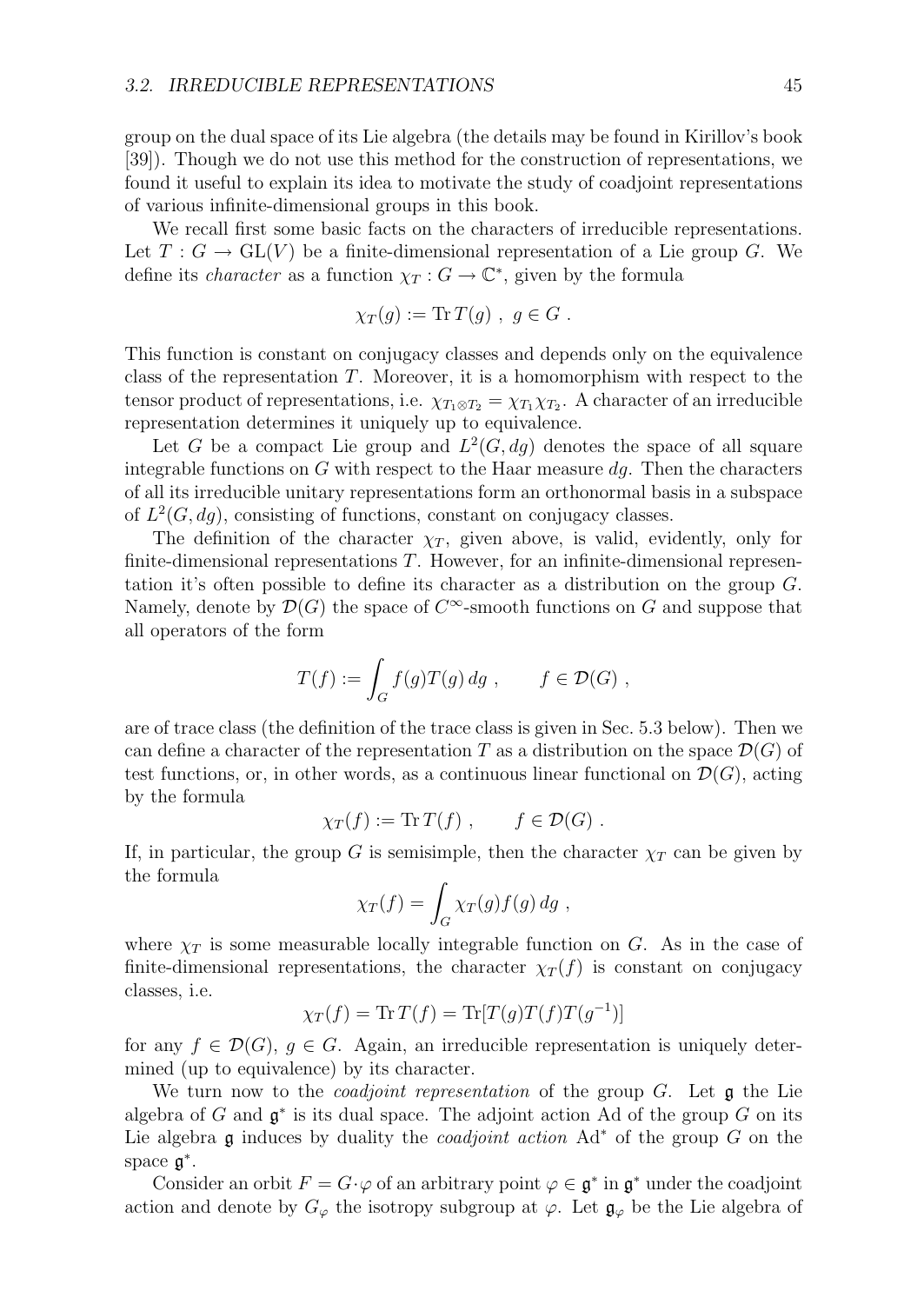group on the dual space of its Lie algebra (the details may be found in Kirillov's book [39]). Though we do not use this method for the construction of representations, we found it useful to explain its idea to motivate the study of coadjoint representations of various infinite-dimensional groups in this book.

We recall first some basic facts on the characters of irreducible representations. Let $T : G \to \mathrm{GL}(V)$ be a finite-dimensional representation of a Lie group $G$. We define its *character* as a function $\chi_T : G \to \mathbb{C}^*$, given by the formula

$$\chi_T(g) := \operatorname{Tr} T(g) \ , \ g \in G \ .$$

This function is constant on conjugacy classes and depends only on the equivalence class of the representation $T$. Moreover, it is a homomorphism with respect to the tensor product of representations, i.e. $\chi_{T_1 \otimes T_2} = \chi_{T_1} \chi_{T_2}$. A character of an irreducible representation determines it uniquely up to equivalence.

Let $G$ be a compact Lie group and $L^2(G, dg)$ denotes the space of all square integrable functions on $G$ with respect to the Haar measure $dg$. Then the characters of all its irreducible unitary representations form an orthonormal basis in a subspace of $L^2(G, dg)$, consisting of functions, constant on conjugacy classes.

The definition of the character $\chi_T$, given above, is valid, evidently, only for finite-dimensional representations $T$. However, for an infinite-dimensional representation it's often possible to define its character as a distribution on the group $G$. Namely, denote by $\mathcal{D}(G)$ the space of $C^\infty$-smooth functions on $G$ and suppose that all operators of the form

$$T(f) := \int_G f(g) T(g)\, dg \ , \qquad f \in \mathcal{D}(G) \ ,$$

are of trace class (the definition of the trace class is given in Sec. 5.3 below). Then we can define a character of the representation $T$ as a distribution on the space $\mathcal{D}(G)$ of test functions, or, in other words, as a continuous linear functional on $\mathcal{D}(G)$, acting by the formula

$$\chi_T(f) := \operatorname{Tr} T(f) \ , \qquad f \in \mathcal{D}(G) \ .$$

If, in particular, the group $G$ is semisimple, then the character $\chi_T$ can be given by the formula

$$\chi_T(f) = \int_G \chi_T(g) f(g)\, dg \ ,$$

where $\chi_T$ is some measurable locally integrable function on $G$. As in the case of finite-dimensional representations, the character $\chi_T(f)$ is constant on conjugacy classes, i.e.

$$\chi_T(f) = \operatorname{Tr} T(f) = \operatorname{Tr}[T(g) T(f) T(g^{-1})]$$

for any $f \in \mathcal{D}(G)$, $g \in G$. Again, an irreducible representation is uniquely determined (up to equivalence) by its character.

We turn now to the *coadjoint representation* of the group $G$. Let $\mathfrak{g}$ the Lie algebra of $G$ and $\mathfrak{g}^*$ is its dual space. The adjoint action Ad of the group $G$ on its Lie algebra $\mathfrak{g}$ induces by duality the *coadjoint action* $\mathrm{Ad}^*$ of the group $G$ on the space $\mathfrak{g}^*$.

Consider an orbit $F = G \cdot \varphi$ of an arbitrary point $\varphi \in \mathfrak{g}^*$ in $\mathfrak{g}^*$ under the coadjoint action and denote by $G_\varphi$ the isotropy subgroup at $\varphi$. Let $\mathfrak{g}_\varphi$ be the Lie algebra of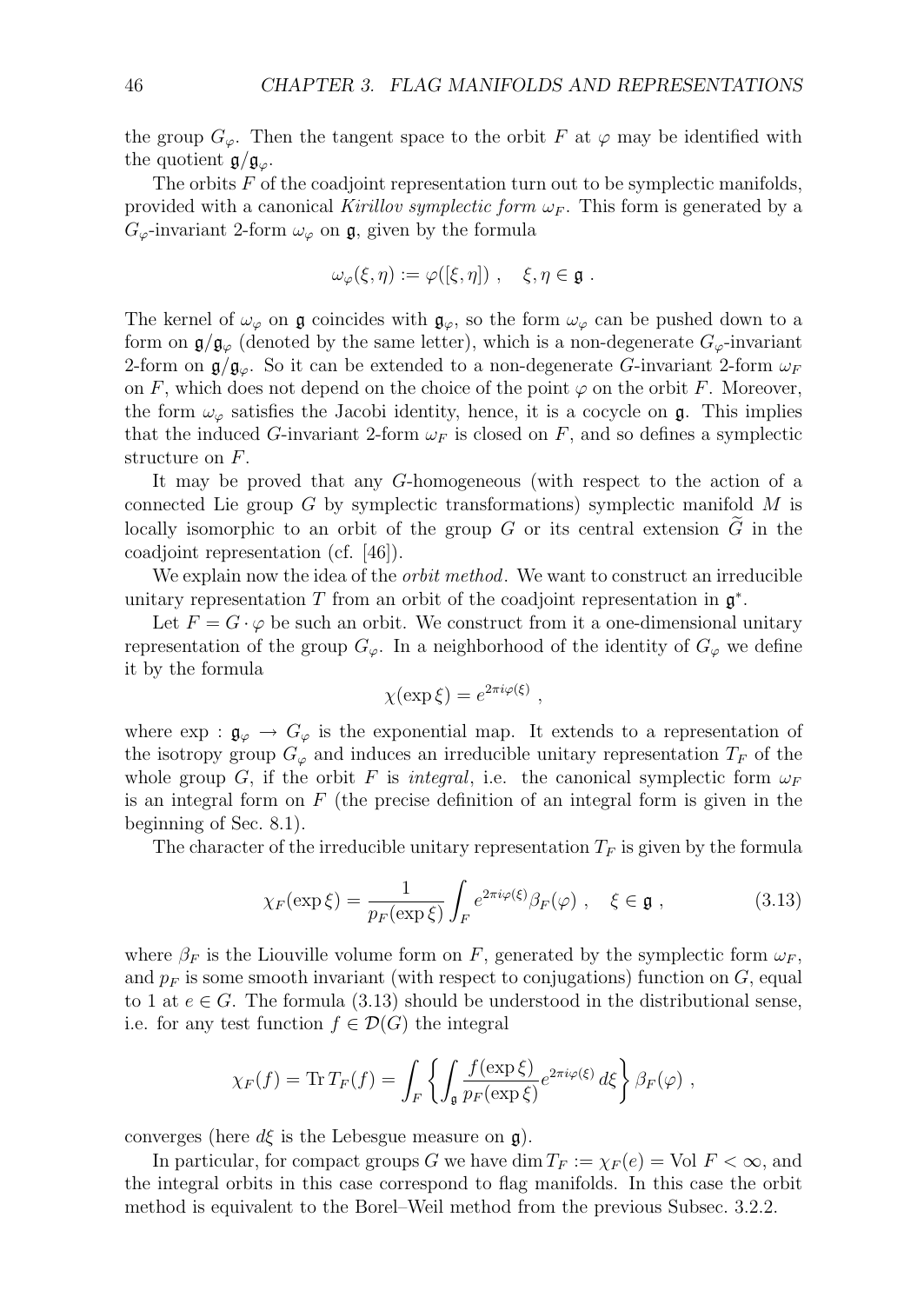the group $G_\varphi$. Then the tangent space to the orbit $F$ at $\varphi$ may be identified with the quotient $\mathfrak{g}/\mathfrak{g}_\varphi$.

The orbits $F$ of the coadjoint representation turn out to be symplectic manifolds, provided with a canonical *Kirillov symplectic form* $\omega_F$. This form is generated by a $G_\varphi$-invariant 2-form $\omega_\varphi$ on $\mathfrak{g}$, given by the formula

$$\omega_\varphi(\xi, \eta) := \varphi([\xi, \eta]) \ , \quad \xi, \eta \in \mathfrak{g} \ .$$

The kernel of $\omega_\varphi$ on $\mathfrak{g}$ coincides with $\mathfrak{g}_\varphi$, so the form $\omega_\varphi$ can be pushed down to a form on $\mathfrak{g}/\mathfrak{g}_\varphi$ (denoted by the same letter), which is a non-degenerate $G_\varphi$-invariant 2-form on $\mathfrak{g}/\mathfrak{g}_\varphi$. So it can be extended to a non-degenerate $G$-invariant 2-form $\omega_F$ on $F$, which does not depend on the choice of the point $\varphi$ on the orbit $F$. Moreover, the form $\omega_\varphi$ satisfies the Jacobi identity, hence, it is a cocycle on $\mathfrak{g}$. This implies that the induced $G$-invariant 2-form $\omega_F$ is closed on $F$, and so defines a symplectic structure on $F$.

It may be proved that any $G$-homogeneous (with respect to the action of a connected Lie group $G$ by symplectic transformations) symplectic manifold $M$ is locally isomorphic to an orbit of the group $G$ or its central extension $\widetilde{G}$ in the coadjoint representation (cf. [46]).

We explain now the idea of the *orbit method*. We want to construct an irreducible unitary representation $T$ from an orbit of the coadjoint representation in $\mathfrak{g}^*$.

Let $F = G \cdot \varphi$ be such an orbit. We construct from it a one-dimensional unitary representation of the group $G_\varphi$. In a neighborhood of the identity of $G_\varphi$ we define it by the formula

$$\chi(\exp \xi) = e^{2\pi i \varphi(\xi)} \ ,$$

where $\exp : \mathfrak{g}_\varphi \to G_\varphi$ is the exponential map. It extends to a representation of the isotropy group $G_\varphi$ and induces an irreducible unitary representation $T_F$ of the whole group $G$, if the orbit $F$ is *integral*, i.e. the canonical symplectic form $\omega_F$ is an integral form on $F$ (the precise definition of an integral form is given in the beginning of Sec. 8.1).

The character of the irreducible unitary representation $T_F$ is given by the formula

$$\chi_F(\exp \xi) = \frac{1}{p_F(\exp \xi)} \int_F e^{2\pi i \varphi(\xi)} \beta_F(\varphi) \ , \quad \xi \in \mathfrak{g} \ , \tag{3.13}$$

where $\beta_F$ is the Liouville volume form on $F$, generated by the symplectic form $\omega_F$, and $p_F$ is some smooth invariant (with respect to conjugations) function on $G$, equal to 1 at $e \in G$. The formula (3.13) should be understood in the distributional sense, i.e. for any test function $f \in \mathcal{D}(G)$ the integral

$$\chi_F(f) = \operatorname{Tr} T_F(f) = \int_F \left\{ \int_{\mathfrak{g}} \frac{f(\exp \xi)}{p_F(\exp \xi)} e^{2\pi i \varphi(\xi)} \, d\xi \right\} \beta_F(\varphi) \ ,$$

converges (here $d\xi$ is the Lebesgue measure on $\mathfrak{g}$).

In particular, for compact groups $G$ we have $\dim T_F := \chi_F(e) = \operatorname{Vol} F < \infty$, and the integral orbits in this case correspond to flag manifolds. In this case the orbit method is equivalent to the Borel–Weil method from the previous Subsec. 3.2.2.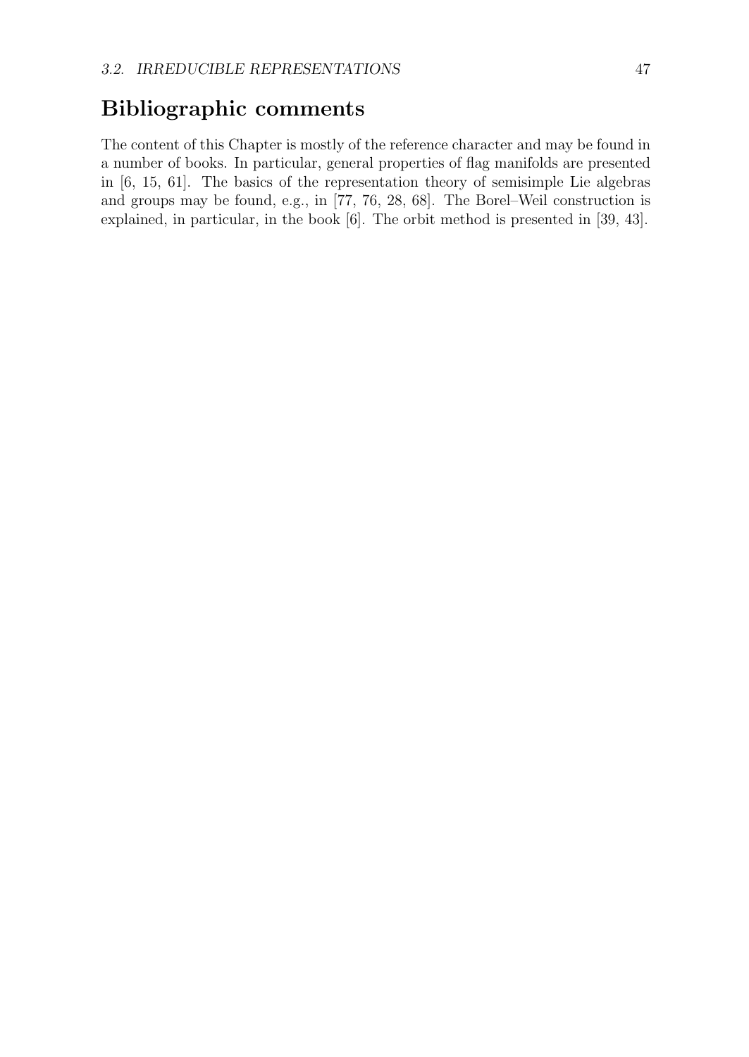## Bibliographic comments

The content of this Chapter is mostly of the reference character and may be found in a number of books. In particular, general properties of flag manifolds are presented in [6, 15, 61]. The basics of the representation theory of semisimple Lie algebras and groups may be found, e.g., in [77, 76, 28, 68]. The Borel–Weil construction is explained, in particular, in the book [6]. The orbit method is presented in [39, 43].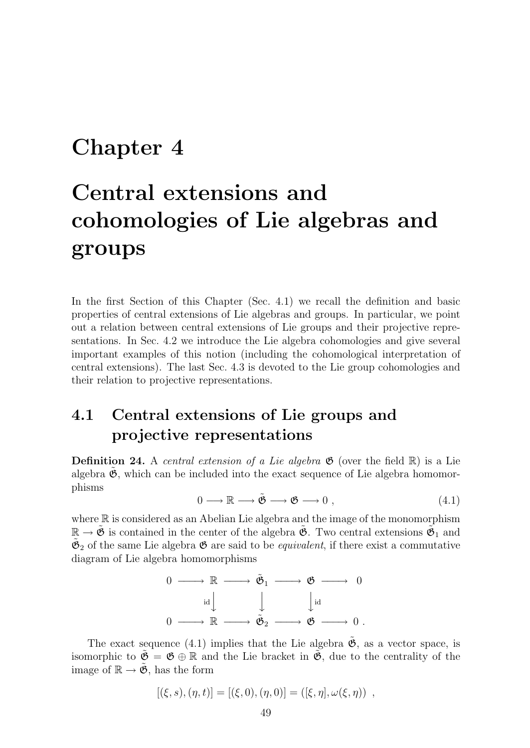# Chapter 4

# Central extensions and cohomologies of Lie algebras and groups

In the first Section of this Chapter (Sec. 4.1) we recall the definition and basic properties of central extensions of Lie algebras and groups. In particular, we point out a relation between central extensions of Lie groups and their projective representations. In Sec. 4.2 we introduce the Lie algebra cohomologies and give several important examples of this notion (including the cohomological interpretation of central extensions). The last Sec. 4.3 is devoted to the Lie group cohomologies and their relation to projective representations.

## 4.1 Central extensions of Lie groups and projective representations

**Definition 24.** A *central extension of a Lie algebra* $\mathfrak{G}$ (over the field $\mathbb{R}$) is a Lie algebra $\tilde{\mathfrak{G}}$, which can be included into the exact sequence of Lie algebra homomorphisms

$$0 \longrightarrow \mathbb{R} \longrightarrow \tilde{\mathfrak{G}} \longrightarrow \mathfrak{G} \longrightarrow 0 \ , \tag{4.1}$$

where $\mathbb{R}$ is considered as an Abelian Lie algebra and the image of the monomorphism $\mathbb{R} \to \tilde{\mathfrak{G}}$ is contained in the center of the algebra $\tilde{\mathfrak{G}}$. Two central extensions $\tilde{\mathfrak{G}}_1$ and $\tilde{\mathfrak{G}}_2$ of the same Lie algebra $\mathfrak{G}$ are said to be *equivalent*, if there exist a commutative diagram of Lie algebra homomorphisms

$$\begin{array}{ccccccccc}
0 & \longrightarrow & \mathbb{R} & \longrightarrow & \tilde{\mathfrak{G}}_1 & \longrightarrow & \mathfrak{G} & \longrightarrow & 0 \\
 & & \Big\downarrow{\scriptstyle \mathrm{id}} & & \Big\downarrow & & \Big\downarrow{\scriptstyle \mathrm{id}} & & \\
0 & \longrightarrow & \mathbb{R} & \longrightarrow & \tilde{\mathfrak{G}}_2 & \longrightarrow & \mathfrak{G} & \longrightarrow & 0 \ .
\end{array}$$

The exact sequence (4.1) implies that the Lie algebra $\tilde{\mathfrak{G}}$, as a vector space, is isomorphic to $\tilde{\mathfrak{G}} = \mathfrak{G} \oplus \mathbb{R}$ and the Lie bracket in $\tilde{\mathfrak{G}}$, due to the centrality of the image of $\mathbb{R} \to \tilde{\mathfrak{G}}$, has the form

$$[(\xi, s), (\eta, t)] = [(\xi, 0), (\eta, 0)] = ([\xi, \eta], \omega(\xi, \eta)) \ ,$$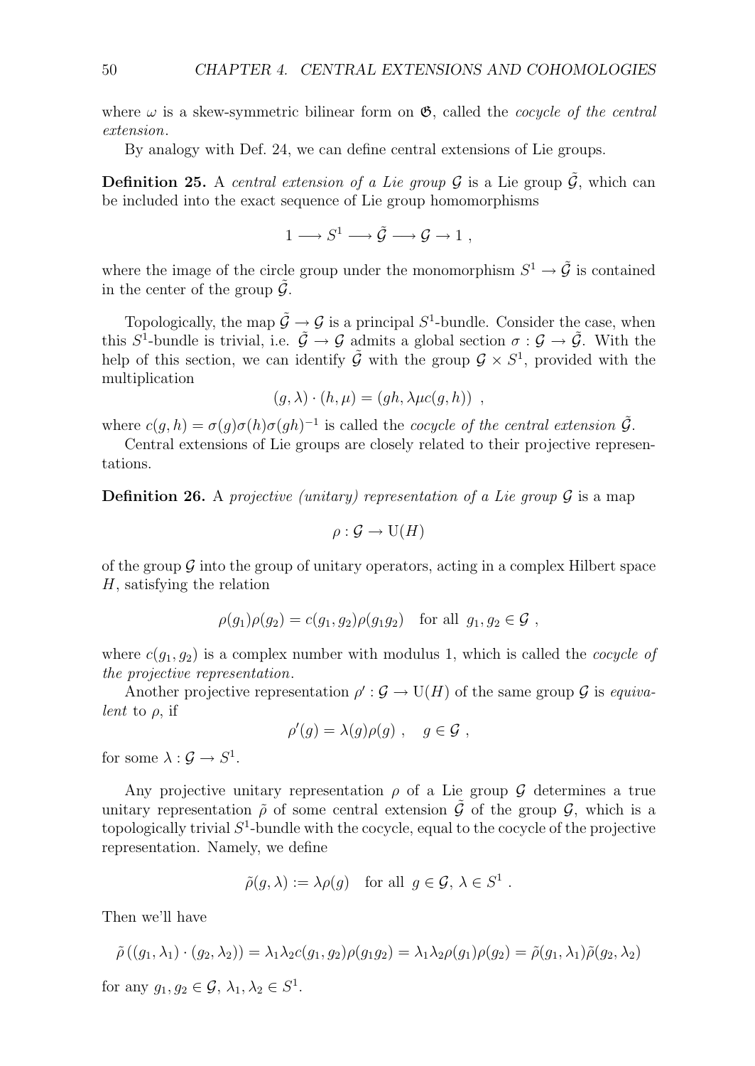where $\omega$ is a skew-symmetric bilinear form on $\mathfrak{G}$, called the *cocycle of the central extension*.

By analogy with Def. 24, we can define central extensions of Lie groups.

**Definition 25.** A *central extension of a Lie group* $\mathcal{G}$ is a Lie group $\tilde{\mathcal{G}}$, which can be included into the exact sequence of Lie group homomorphisms

$$1 \longrightarrow S^1 \longrightarrow \tilde{\mathcal{G}} \longrightarrow \mathcal{G} \to 1 \ ,$$

where the image of the circle group under the monomorphism $S^1 \to \tilde{\mathcal{G}}$ is contained in the center of the group $\tilde{\mathcal{G}}$.

Topologically, the map $\tilde{\mathcal{G}} \to \mathcal{G}$ is a principal $S^1$-bundle. Consider the case, when this $S^1$-bundle is trivial, i.e. $\tilde{\mathcal{G}} \to \mathcal{G}$ admits a global section $\sigma : \mathcal{G} \to \tilde{\mathcal{G}}$. With the help of this section, we can identify $\tilde{\mathcal{G}}$ with the group $\mathcal{G} \times S^1$, provided with the multiplication

$$(g, \lambda) \cdot (h, \mu) = (gh, \lambda\mu c(g, h)) \ ,$$

where $c(g, h) = \sigma(g)\sigma(h)\sigma(gh)^{-1}$ is called the *cocycle of the central extension* $\tilde{\mathcal{G}}$.

Central extensions of Lie groups are closely related to their projective representations.

**Definition 26.** A *projective (unitary) representation of a Lie group* $\mathcal{G}$ is a map

$$\rho : \mathcal{G} \to \mathrm{U}(H)$$

of the group $\mathcal{G}$ into the group of unitary operators, acting in a complex Hilbert space $H$, satisfying the relation

$$\rho(g_1)\rho(g_2) = c(g_1, g_2)\rho(g_1 g_2) \quad \text{for all} \ \ g_1, g_2 \in \mathcal{G} \ ,$$

where $c(g_1, g_2)$ is a complex number with modulus 1, which is called the *cocycle of the projective representation*.

Another projective representation $\rho' : \mathcal{G} \to \mathrm{U}(H)$ of the same group $\mathcal{G}$ is *equivalent* to $\rho$, if

$$\rho'(g) = \lambda(g)\rho(g) \ , \quad g \in \mathcal{G} \ ,$$

for some $\lambda : \mathcal{G} \to S^1$.

Any projective unitary representation $\rho$ of a Lie group $\mathcal{G}$ determines a true unitary representation $\tilde{\rho}$ of some central extension $\tilde{\mathcal{G}}$ of the group $\mathcal{G}$, which is a topologically trivial $S^1$-bundle with the cocycle, equal to the cocycle of the projective representation. Namely, we define

$$\tilde{\rho}(g, \lambda) := \lambda\rho(g) \quad \text{for all} \ \ g \in \mathcal{G}, \ \lambda \in S^1 \ .$$

Then we'll have

$$\tilde{\rho}\left((g_1, \lambda_1) \cdot (g_2, \lambda_2)\right) = \lambda_1\lambda_2 c(g_1, g_2)\rho(g_1 g_2) = \lambda_1\lambda_2\rho(g_1)\rho(g_2) = \tilde{\rho}(g_1, \lambda_1)\tilde{\rho}(g_2, \lambda_2)$$

for any $g_1, g_2 \in \mathcal{G}$, $\lambda_1, \lambda_2 \in S^1$.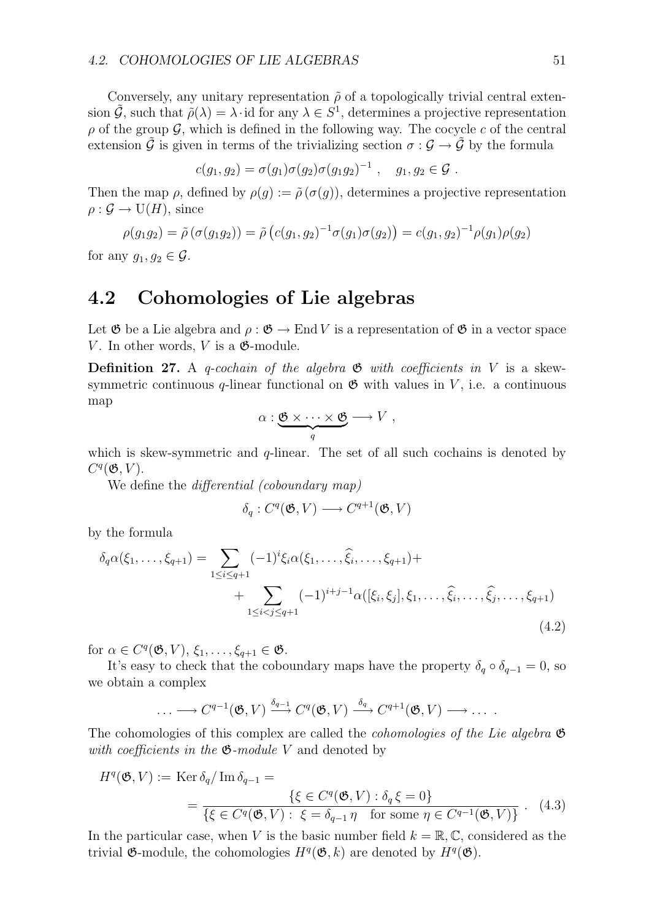Conversely, any unitary representation $\tilde{\rho}$ of a topologically trivial central extension $\tilde{\mathcal{G}}$, such that $\tilde{\rho}(\lambda) = \lambda \cdot \mathrm{id}$ for any $\lambda \in S^1$, determines a projective representation $\rho$ of the group $\mathcal{G}$, which is defined in the following way. The cocycle $c$ of the central extension $\tilde{\mathcal{G}}$ is given in terms of the trivializing section $\sigma : \mathcal{G} \to \tilde{\mathcal{G}}$ by the formula

$$c(g_1, g_2) = \sigma(g_1)\sigma(g_2)\sigma(g_1 g_2)^{-1} , \quad g_1, g_2 \in \mathcal{G} .$$

Then the map $\rho$, defined by $\rho(g) := \tilde{\rho}\,(\sigma(g))$, determines a projective representation $\rho : \mathcal{G} \to \mathrm{U}(H)$, since

$$\rho(g_1 g_2) = \tilde{\rho}\,(\sigma(g_1 g_2)) = \tilde{\rho}\left(c(g_1, g_2)^{-1}\sigma(g_1)\sigma(g_2)\right) = c(g_1, g_2)^{-1}\rho(g_1)\rho(g_2)$$

for any $g_1, g_2 \in \mathcal{G}$.

## 4.2 Cohomologies of Lie algebras

Let $\mathfrak{G}$ be a Lie algebra and $\rho : \mathfrak{G} \to \operatorname{End} V$ is a representation of $\mathfrak{G}$ in a vector space $V$. In other words, $V$ is a $\mathfrak{G}$-module.

**Definition 27.** A *$q$-cochain of the algebra $\mathfrak{G}$ with coefficients in $V$* is a skew-symmetric continuous $q$-linear functional on $\mathfrak{G}$ with values in $V$, i.e. a continuous map

$$\alpha : \underbrace{\mathfrak{G} \times \cdots \times \mathfrak{G}}_{q} \longrightarrow V ,$$

which is skew-symmetric and $q$-linear. The set of all such cochains is denoted by $C^q(\mathfrak{G}, V)$.

We define the *differential (coboundary map)*

$$\delta_q : C^q(\mathfrak{G}, V) \longrightarrow C^{q+1}(\mathfrak{G}, V)$$

by the formula

$$\begin{aligned}\delta_q \alpha(\xi_1, \ldots, \xi_{q+1}) = \sum_{1 \le i \le q+1} (-1)^i \xi_i \alpha(\xi_1, \ldots, \widehat{\xi_i}, \ldots, \xi_{q+1}) + \\ + \sum_{1 \le i < j \le q+1} (-1)^{i+j-1} \alpha([\xi_i, \xi_j], \xi_1, \ldots, \widehat{\xi_i}, \ldots, \widehat{\xi_j}, \ldots, \xi_{q+1})\end{aligned} \tag{4.2}$$

for $\alpha \in C^q(\mathfrak{G}, V)$, $\xi_1, \ldots, \xi_{q+1} \in \mathfrak{G}$.

It's easy to check that the coboundary maps have the property $\delta_q \circ \delta_{q-1} = 0$, so we obtain a complex

$$\ldots \longrightarrow C^{q-1}(\mathfrak{G}, V) \xrightarrow{\delta_{q-1}} C^q(\mathfrak{G}, V) \xrightarrow{\delta_q} C^{q+1}(\mathfrak{G}, V) \longrightarrow \ldots .$$

The cohomologies of this complex are called the *cohomologies of the Lie algebra $\mathfrak{G}$ with coefficients in the $\mathfrak{G}$-module $V$* and denoted by

$$\begin{aligned}H^q(\mathfrak{G}, V) &:= \operatorname{Ker} \delta_q / \operatorname{Im} \delta_{q-1} = \\ &= \frac{\{\xi \in C^q(\mathfrak{G}, V) : \delta_q \xi = 0\}}{\{\xi \in C^q(\mathfrak{G}, V) : \ \xi = \delta_{q-1} \eta \quad \text{for some } \eta \in C^{q-1}(\mathfrak{G}, V)\}} .\end{aligned} \tag{4.3}$$

In the particular case, when $V$ is the basic number field $k = \mathbb{R}, \mathbb{C}$, considered as the trivial $\mathfrak{G}$-module, the cohomologies $H^q(\mathfrak{G}, k)$ are denoted by $H^q(\mathfrak{G})$.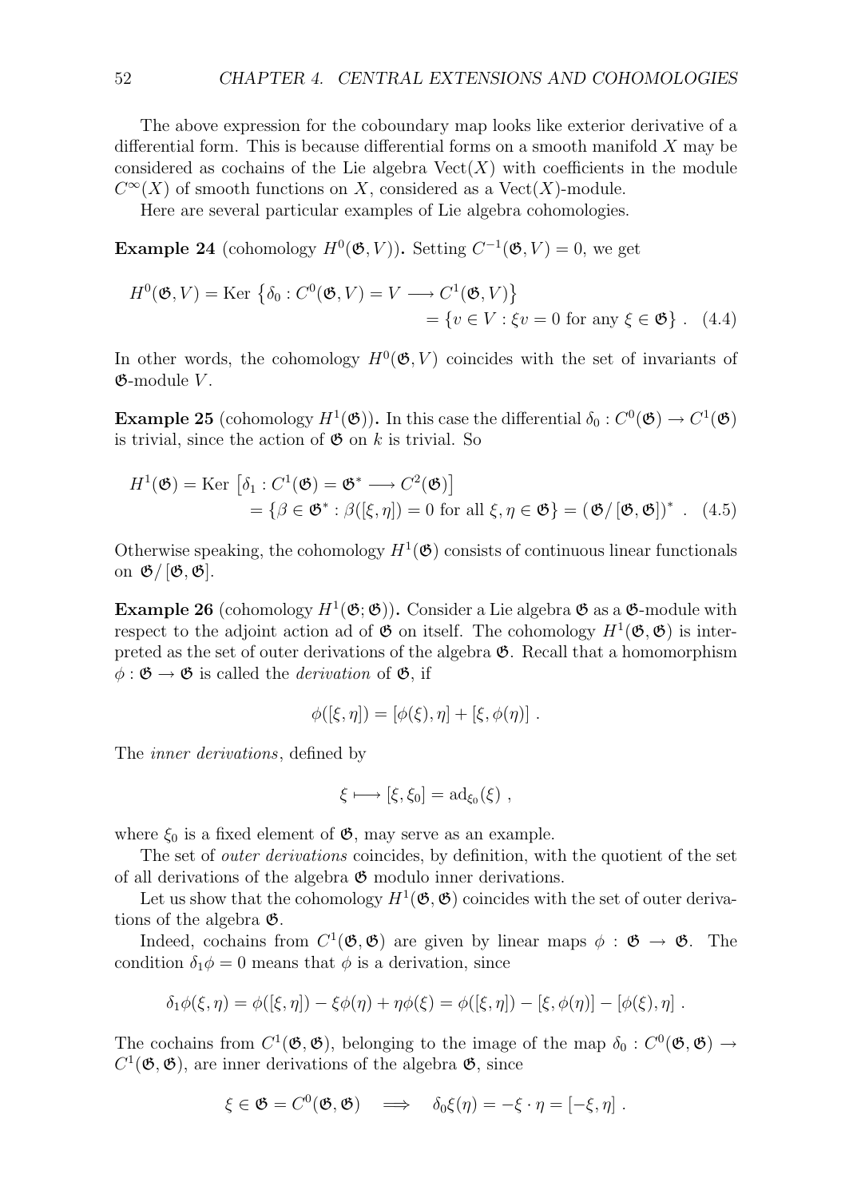The above expression for the coboundary map looks like exterior derivative of a differential form. This is because differential forms on a smooth manifold $X$ may be considered as cochains of the Lie algebra $\mathrm{Vect}(X)$ with coefficients in the module $C^\infty(X)$ of smooth functions on $X$, considered as a $\mathrm{Vect}(X)$-module.

Here are several particular examples of Lie algebra cohomologies.

**Example 24** (cohomology $H^0(\mathfrak{G}, V)$)**.** Setting $C^{-1}(\mathfrak{G}, V) = 0$, we get

$$
\begin{aligned}
H^0(\mathfrak{G}, V) &= \mathrm{Ker}\,\left\{\delta_0 : C^0(\mathfrak{G}, V) = V \longrightarrow C^1(\mathfrak{G}, V)\right\} \\
&= \{v \in V : \xi v = 0 \text{ for any } \xi \in \mathfrak{G}\} \ . \quad (4.4)
\end{aligned}
$$

In other words, the cohomology $H^0(\mathfrak{G}, V)$ coincides with the set of invariants of $\mathfrak{G}$-module $V$.

**Example 25** (cohomology $H^1(\mathfrak{G})$)**.** In this case the differential $\delta_0 : C^0(\mathfrak{G}) \to C^1(\mathfrak{G})$ is trivial, since the action of $\mathfrak{G}$ on $k$ is trivial. So

$$
\begin{aligned}
H^1(\mathfrak{G}) &= \mathrm{Ker}\,\left[\delta_1 : C^1(\mathfrak{G}) = \mathfrak{G}^* \longrightarrow C^2(\mathfrak{G})\right] \\
&= \{\beta \in \mathfrak{G}^* : \beta([\xi, \eta]) = 0 \text{ for all } \xi, \eta \in \mathfrak{G}\} = (\mathfrak{G}/\,[\mathfrak{G}, \mathfrak{G}])^* \ . \quad (4.5)
\end{aligned}
$$

Otherwise speaking, the cohomology $H^1(\mathfrak{G})$ consists of continuous linear functionals on $\mathfrak{G}/\,[\mathfrak{G}, \mathfrak{G}]$.

**Example 26** (cohomology $H^1(\mathfrak{G}; \mathfrak{G})$)**.** Consider a Lie algebra $\mathfrak{G}$ as a $\mathfrak{G}$-module with respect to the adjoint action ad of $\mathfrak{G}$ on itself. The cohomology $H^1(\mathfrak{G}, \mathfrak{G})$ is interpreted as the set of outer derivations of the algebra $\mathfrak{G}$. Recall that a homomorphism $\phi : \mathfrak{G} \to \mathfrak{G}$ is called the *derivation* of $\mathfrak{G}$, if

$$
\phi([\xi, \eta]) = [\phi(\xi), \eta] + [\xi, \phi(\eta)] \ .
$$

The *inner derivations*, defined by

$$
\xi \longmapsto [\xi, \xi_0] = \mathrm{ad}_{\xi_0}(\xi) \ ,
$$

where $\xi_0$ is a fixed element of $\mathfrak{G}$, may serve as an example.

The set of *outer derivations* coincides, by definition, with the quotient of the set of all derivations of the algebra $\mathfrak{G}$ modulo inner derivations.

Let us show that the cohomology $H^1(\mathfrak{G}, \mathfrak{G})$ coincides with the set of outer derivations of the algebra $\mathfrak{G}$.

Indeed, cochains from $C^1(\mathfrak{G}, \mathfrak{G})$ are given by linear maps $\phi : \mathfrak{G} \to \mathfrak{G}$. The condition $\delta_1 \phi = 0$ means that $\phi$ is a derivation, since

$$
\delta_1\phi(\xi, \eta) = \phi([\xi, \eta]) - \xi\phi(\eta) + \eta\phi(\xi) = \phi([\xi, \eta]) - [\xi, \phi(\eta)] - [\phi(\xi), \eta] \ .
$$

The cochains from $C^1(\mathfrak{G}, \mathfrak{G})$, belonging to the image of the map $\delta_0 : C^0(\mathfrak{G}, \mathfrak{G}) \to C^1(\mathfrak{G}, \mathfrak{G})$, are inner derivations of the algebra $\mathfrak{G}$, since

$$
\xi \in \mathfrak{G} = C^0(\mathfrak{G}, \mathfrak{G}) \quad \Longrightarrow \quad \delta_0\xi(\eta) = -\xi \cdot \eta = [-\xi, \eta] \ .
$$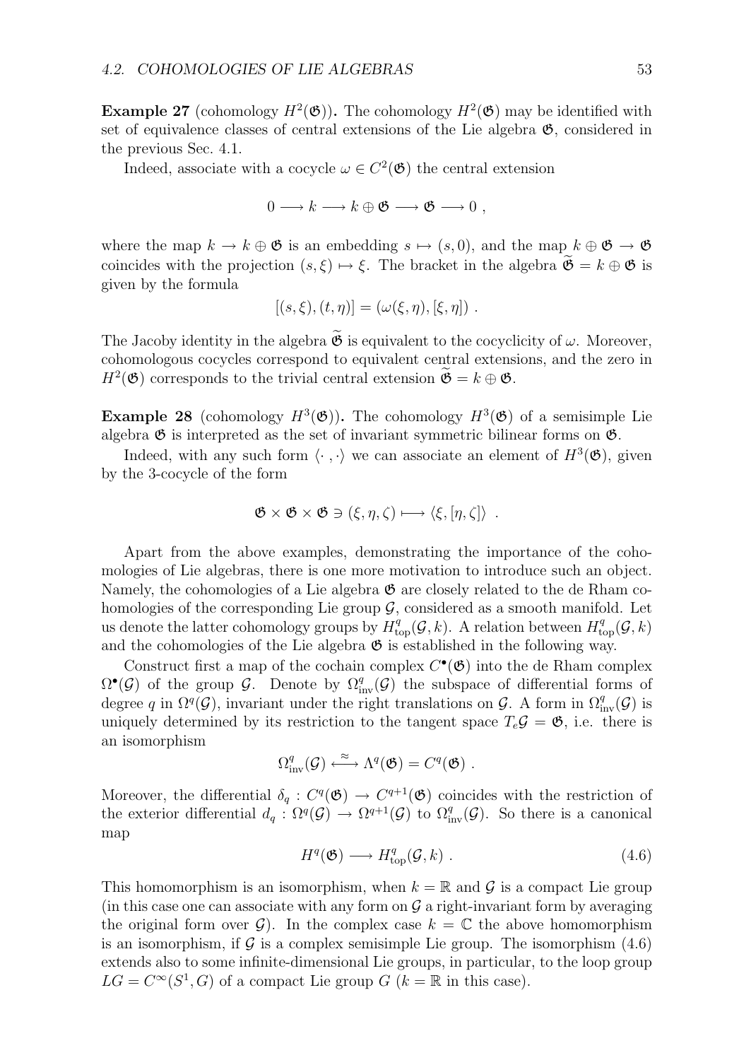**Example 27** (cohomology $H^2(\mathfrak{G})$)**.** The cohomology $H^2(\mathfrak{G})$ may be identified with set of equivalence classes of central extensions of the Lie algebra $\mathfrak{G}$, considered in the previous Sec. 4.1.

Indeed, associate with a cocycle $\omega \in C^2(\mathfrak{G})$ the central extension

$$0 \longrightarrow k \longrightarrow k \oplus \mathfrak{G} \longrightarrow \mathfrak{G} \longrightarrow 0 ,$$

where the map $k \to k \oplus \mathfrak{G}$ is an embedding $s \mapsto (s, 0)$, and the map $k \oplus \mathfrak{G} \to \mathfrak{G}$ coincides with the projection $(s, \xi) \mapsto \xi$. The bracket in the algebra $\widetilde{\mathfrak{G}} = k \oplus \mathfrak{G}$ is given by the formula

$$[(s, \xi), (t, \eta)] = (\omega(\xi, \eta), [\xi, \eta]) .$$

The Jacoby identity in the algebra $\widetilde{\mathfrak{G}}$ is equivalent to the cocyclicity of $\omega$. Moreover, cohomologous cocycles correspond to equivalent central extensions, and the zero in $H^2(\mathfrak{G})$ corresponds to the trivial central extension $\widetilde{\mathfrak{G}} = k \oplus \mathfrak{G}$.

**Example 28** (cohomology $H^3(\mathfrak{G})$)**.** The cohomology $H^3(\mathfrak{G})$ of a semisimple Lie algebra $\mathfrak{G}$ is interpreted as the set of invariant symmetric bilinear forms on $\mathfrak{G}$.

Indeed, with any such form $\langle \cdot\, , \cdot \rangle$ we can associate an element of $H^3(\mathfrak{G})$, given by the 3-cocycle of the form

$$\mathfrak{G} \times \mathfrak{G} \times \mathfrak{G} \ni (\xi, \eta, \zeta) \longmapsto \langle \xi, [\eta, \zeta] \rangle \ .$$

Apart from the above examples, demonstrating the importance of the cohomologies of Lie algebras, there is one more motivation to introduce such an object. Namely, the cohomologies of a Lie algebra $\mathfrak{G}$ are closely related to the de Rham cohomologies of the corresponding Lie group $\mathcal{G}$, considered as a smooth manifold. Let us denote the latter cohomology groups by $H^q_{\mathrm{top}}(\mathcal{G}, k)$. A relation between $H^q_{\mathrm{top}}(\mathcal{G}, k)$ and the cohomologies of the Lie algebra $\mathfrak{G}$ is established in the following way.

Construct first a map of the cochain complex $C^\bullet(\mathfrak{G})$ into the de Rham complex $\Omega^\bullet(\mathcal{G})$ of the group $\mathcal{G}$. Denote by $\Omega^q_{\mathrm{inv}}(\mathcal{G})$ the subspace of differential forms of degree $q$ in $\Omega^q(\mathcal{G})$, invariant under the right translations on $\mathcal{G}$. A form in $\Omega^q_{\mathrm{inv}}(\mathcal{G})$ is uniquely determined by its restriction to the tangent space $T_e\mathcal{G} = \mathfrak{G}$, i.e. there is an isomorphism

$$\Omega^q_{\mathrm{inv}}(\mathcal{G}) \stackrel{\approx}{\longleftrightarrow} \Lambda^q(\mathfrak{G}) = C^q(\mathfrak{G}) .$$

Moreover, the differential $\delta_q : C^q(\mathfrak{G}) \to C^{q+1}(\mathfrak{G})$ coincides with the restriction of the exterior differential $d_q : \Omega^q(\mathcal{G}) \to \Omega^{q+1}(\mathcal{G})$ to $\Omega^q_{\mathrm{inv}}(\mathcal{G})$. So there is a canonical map

$$H^q(\mathfrak{G}) \longrightarrow H^q_{\mathrm{top}}(\mathcal{G}, k) . \tag{4.6}$$

This homomorphism is an isomorphism, when $k = \mathbb{R}$ and $\mathcal{G}$ is a compact Lie group (in this case one can associate with any form on $\mathcal{G}$ a right-invariant form by averaging the original form over $\mathcal{G}$). In the complex case $k = \mathbb{C}$ the above homomorphism is an isomorphism, if $\mathcal{G}$ is a complex semisimple Lie group. The isomorphism (4.6) extends also to some infinite-dimensional Lie groups, in particular, to the loop group $LG = C^\infty(S^1, G)$ of a compact Lie group $G$ ($k = \mathbb{R}$ in this case).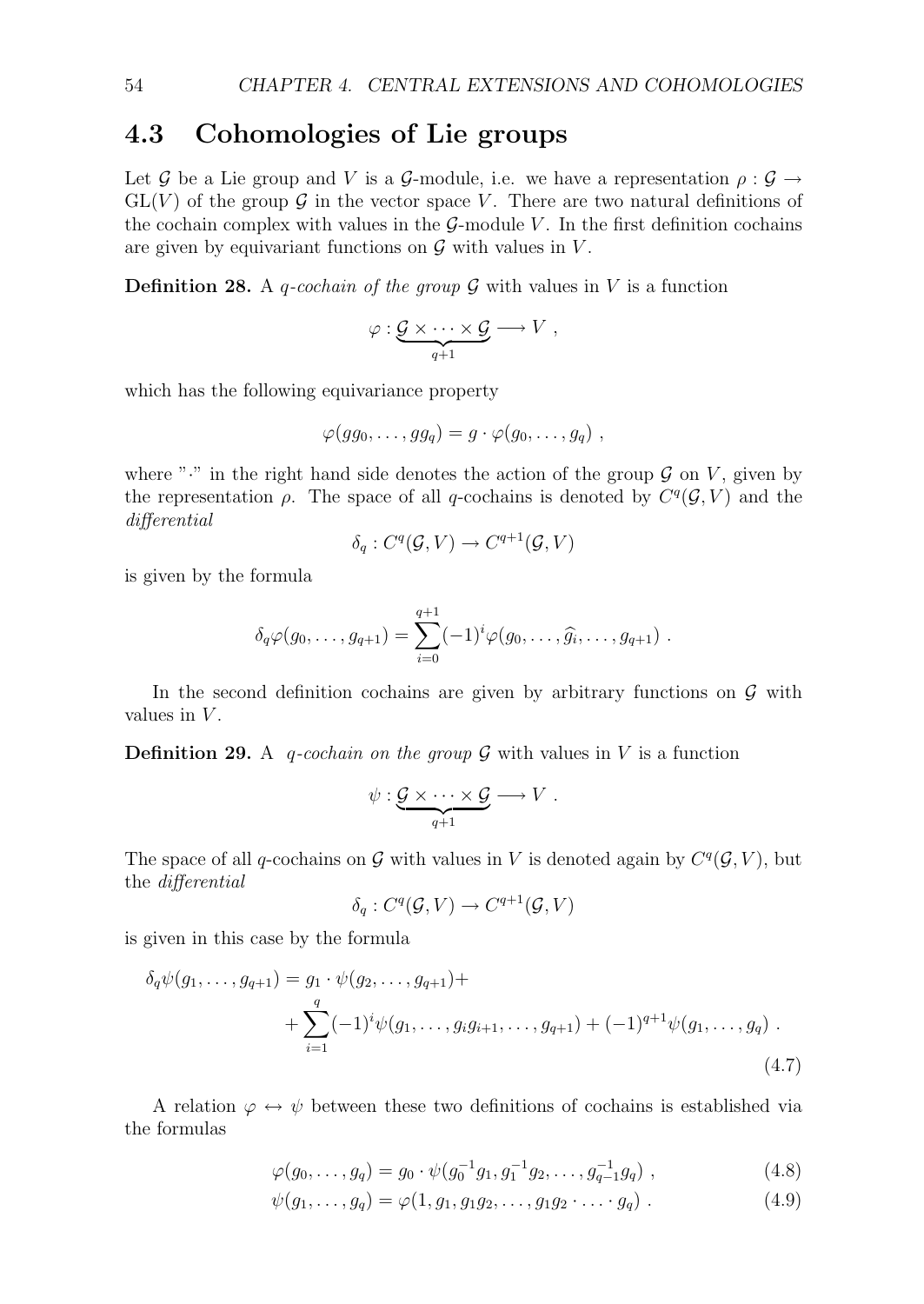## 4.3 Cohomologies of Lie groups

Let $\mathcal{G}$ be a Lie group and $V$ is a $\mathcal{G}$-module, i.e. we have a representation $\rho : \mathcal{G} \to \mathrm{GL}(V)$ of the group $\mathcal{G}$ in the vector space $V$. There are two natural definitions of the cochain complex with values in the $\mathcal{G}$-module $V$. In the first definition cochains are given by equivariant functions on $\mathcal{G}$ with values in $V$.

**Definition 28.** A *$q$-cochain of the group* $\mathcal{G}$ with values in $V$ is a function

$$\varphi : \underbrace{\mathcal{G} \times \cdots \times \mathcal{G}}_{q+1} \longrightarrow V \ ,$$

which has the following equivariance property

$$\varphi(gg_0, \dots, gg_q) = g \cdot \varphi(g_0, \dots, g_q) \ ,$$

where "$\cdot$" in the right hand side denotes the action of the group $\mathcal{G}$ on $V$, given by the representation $\rho$. The space of all $q$-cochains is denoted by $C^q(\mathcal{G}, V)$ and the *differential*

$$\delta_q : C^q(\mathcal{G}, V) \to C^{q+1}(\mathcal{G}, V)$$

is given by the formula

$$\delta_q \varphi(g_0, \dots, g_{q+1}) = \sum_{i=0}^{q+1} (-1)^i \varphi(g_0, \dots, \widehat{g_i}, \dots, g_{q+1}) \ .$$

In the second definition cochains are given by arbitrary functions on $\mathcal{G}$ with values in $V$.

**Definition 29.** A *$q$-cochain on the group* $\mathcal{G}$ with values in $V$ is a function

$$\psi : \underbrace{\mathcal{G} \times \cdots \times \mathcal{G}}_{q+1} \longrightarrow V \ .$$

The space of all $q$-cochains on $\mathcal{G}$ with values in $V$ is denoted again by $C^q(\mathcal{G}, V)$, but the *differential*

$$\delta_q : C^q(\mathcal{G}, V) \to C^{q+1}(\mathcal{G}, V)$$

is given in this case by the formula

$$\begin{aligned} \delta_q \psi(g_1, \dots, g_{q+1}) = {} & g_1 \cdot \psi(g_2, \dots, g_{q+1}) + \\ & + \sum_{i=1}^{q} (-1)^i \psi(g_1, \dots, g_i g_{i+1}, \dots, g_{q+1}) + (-1)^{q+1} \psi(g_1, \dots, g_q) \ . \end{aligned} \tag{4.7}$$

A relation $\varphi \leftrightarrow \psi$ between these two definitions of cochains is established via the formulas

$$\varphi(g_0, \dots, g_q) = g_0 \cdot \psi(g_0^{-1} g_1, g_1^{-1} g_2, \dots, g_{q-1}^{-1} g_q) \ , \tag{4.8}$$

$$\psi(g_1, \dots, g_q) = \varphi(1, g_1, g_1 g_2, \dots, g_1 g_2 \cdot \ldots \cdot g_q) \ . \tag{4.9}$$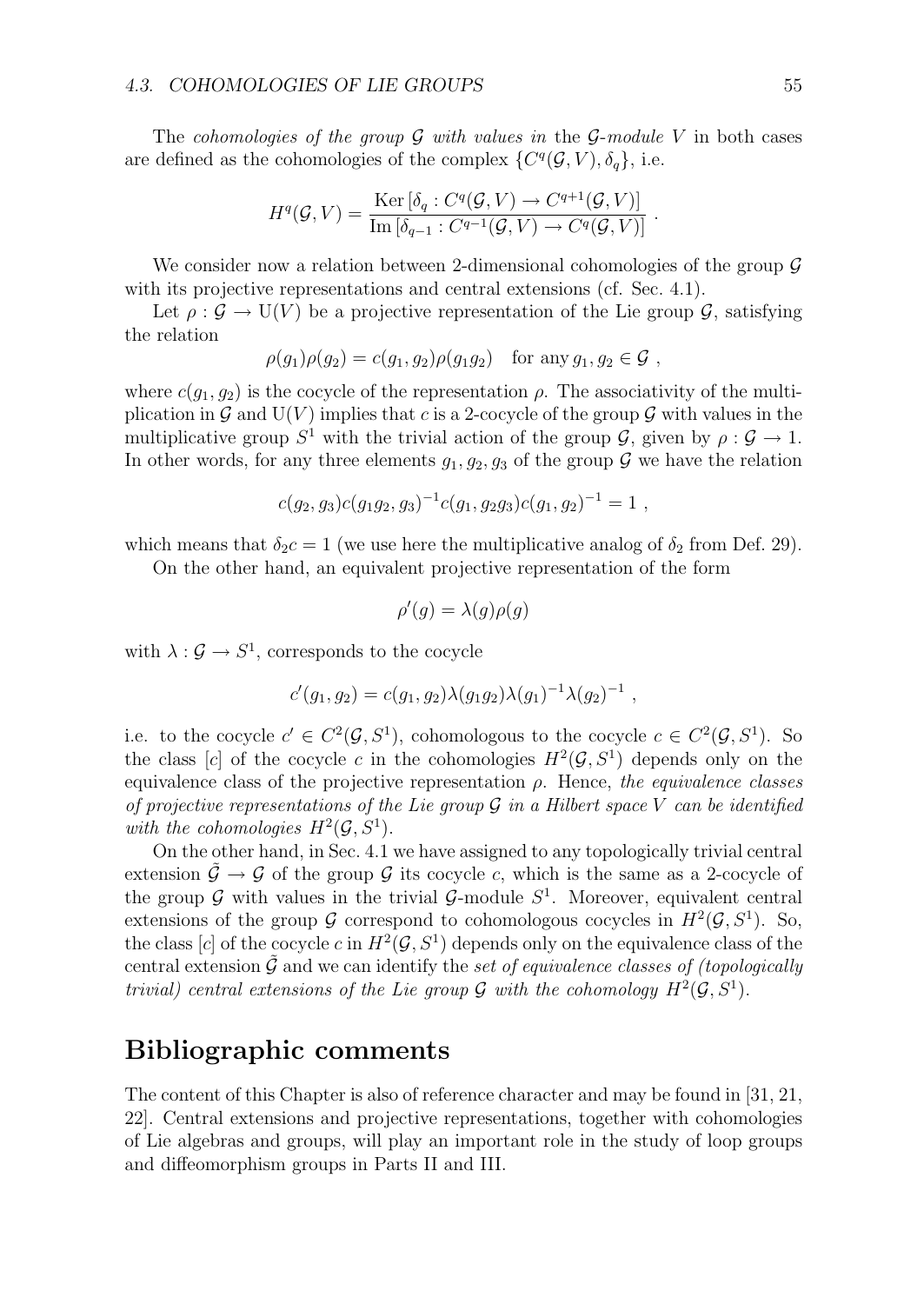The *cohomologies of the group $\mathcal{G}$ with values in* the *$\mathcal{G}$-module $V$* in both cases are defined as the cohomologies of the complex $\{C^q(\mathcal{G}, V), \delta_q\}$, i.e.

$$H^q(\mathcal{G}, V) = \frac{\mathrm{Ker}\,[\delta_q : C^q(\mathcal{G}, V) \to C^{q+1}(\mathcal{G}, V)]}{\mathrm{Im}\,[\delta_{q-1} : C^{q-1}(\mathcal{G}, V) \to C^q(\mathcal{G}, V)]} \; .$$

We consider now a relation between 2-dimensional cohomologies of the group $\mathcal{G}$ with its projective representations and central extensions (cf. Sec. 4.1).

Let $\rho : \mathcal{G} \to \mathrm{U}(V)$ be a projective representation of the Lie group $\mathcal{G}$, satisfying the relation

$$\rho(g_1)\rho(g_2) = c(g_1, g_2)\rho(g_1 g_2) \quad \text{for any}\, g_1, g_2 \in \mathcal{G} \; ,$$

where $c(g_1, g_2)$ is the cocycle of the representation $\rho$. The associativity of the multiplication in $\mathcal{G}$ and $\mathrm{U}(V)$ implies that $c$ is a 2-cocycle of the group $\mathcal{G}$ with values in the multiplicative group $S^1$ with the trivial action of the group $\mathcal{G}$, given by $\rho : \mathcal{G} \to 1$. In other words, for any three elements $g_1, g_2, g_3$ of the group $\mathcal{G}$ we have the relation

$$c(g_2, g_3)c(g_1 g_2, g_3)^{-1}c(g_1, g_2 g_3)c(g_1, g_2)^{-1} = 1 \; ,$$

which means that $\delta_2 c = 1$ (we use here the multiplicative analog of $\delta_2$ from Def. 29).

On the other hand, an equivalent projective representation of the form

$$\rho'(g) = \lambda(g)\rho(g)$$

with $\lambda : \mathcal{G} \to S^1$, corresponds to the cocycle

$$c'(g_1, g_2) = c(g_1, g_2)\lambda(g_1 g_2)\lambda(g_1)^{-1}\lambda(g_2)^{-1} \; ,$$

i.e. to the cocycle $c' \in C^2(\mathcal{G}, S^1)$, cohomologous to the cocycle $c \in C^2(\mathcal{G}, S^1)$. So the class $[c]$ of the cocycle $c$ in the cohomologies $H^2(\mathcal{G}, S^1)$ depends only on the equivalence class of the projective representation $\rho$. Hence, *the equivalence classes of projective representations of the Lie group $\mathcal{G}$ in a Hilbert space $V$ can be identified with the cohomologies $H^2(\mathcal{G}, S^1)$.*

On the other hand, in Sec. 4.1 we have assigned to any topologically trivial central extension $\tilde{\mathcal{G}} \to \mathcal{G}$ of the group $\mathcal{G}$ its cocycle $c$, which is the same as a 2-cocycle of the group $\mathcal{G}$ with values in the trivial $\mathcal{G}$-module $S^1$. Moreover, equivalent central extensions of the group $\mathcal{G}$ correspond to cohomologous cocycles in $H^2(\mathcal{G}, S^1)$. So, the class $[c]$ of the cocycle $c$ in $H^2(\mathcal{G}, S^1)$ depends only on the equivalence class of the central extension $\tilde{\mathcal{G}}$ and we can identify the *set of equivalence classes of (topologically trivial) central extensions of the Lie group $\mathcal{G}$ with the cohomology $H^2(\mathcal{G}, S^1)$.*

## Bibliographic comments

The content of this Chapter is also of reference character and may be found in [31, 21, 22]. Central extensions and projective representations, together with cohomologies of Lie algebras and groups, will play an important role in the study of loop groups and diffeomorphism groups in Parts II and III.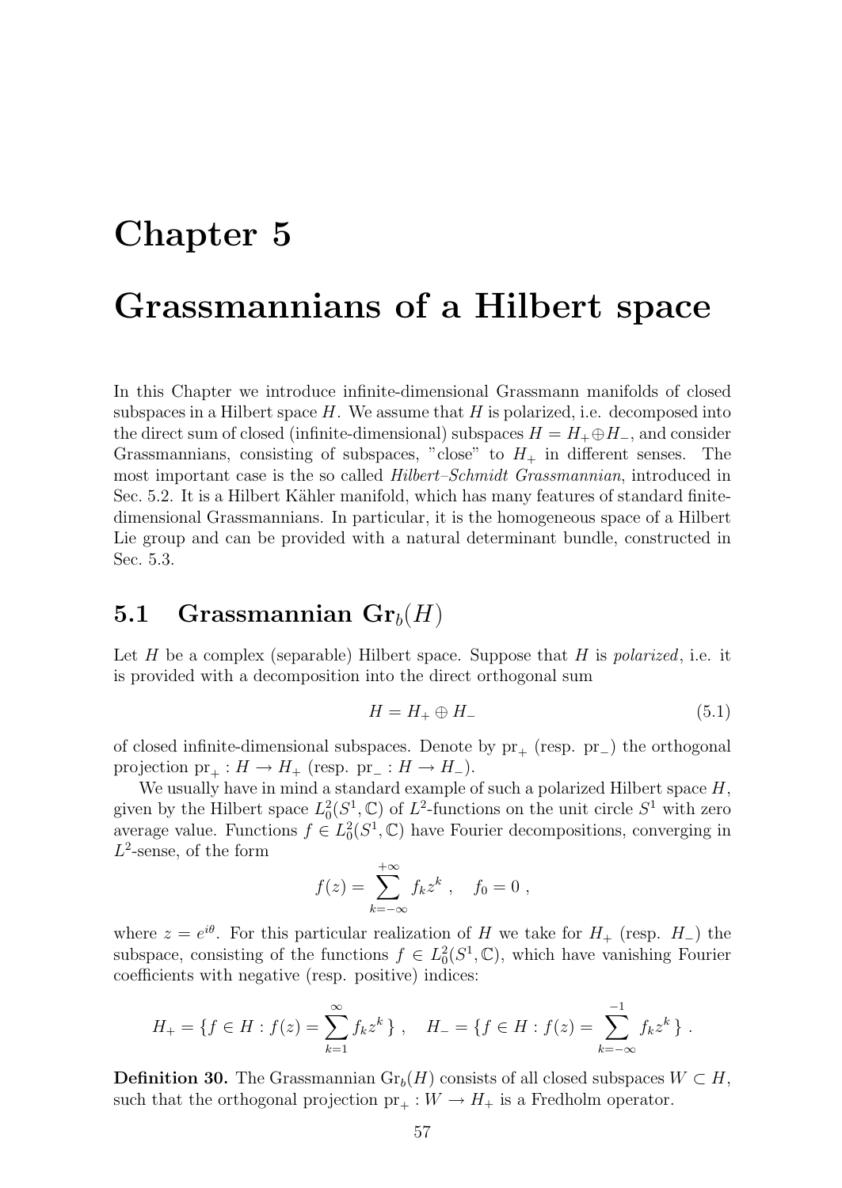# Chapter 5

# Grassmannians of a Hilbert space

In this Chapter we introduce infinite-dimensional Grassmann manifolds of closed subspaces in a Hilbert space $H$. We assume that $H$ is polarized, i.e. decomposed into the direct sum of closed (infinite-dimensional) subspaces $H = H_+ \oplus H_-$, and consider Grassmannians, consisting of subspaces, "close" to $H_+$ in different senses. The most important case is the so called *Hilbert–Schmidt Grassmannian*, introduced in Sec. 5.2. It is a Hilbert Kähler manifold, which has many features of standard finite-dimensional Grassmannians. In particular, it is the homogeneous space of a Hilbert Lie group and can be provided with a natural determinant bundle, constructed in Sec. 5.3.

## 5.1 Grassmannian $\mathrm{Gr}_b(H)$

Let $H$ be a complex (separable) Hilbert space. Suppose that $H$ is *polarized*, i.e. it is provided with a decomposition into the direct orthogonal sum

$$H = H_+ \oplus H_- \tag{5.1}$$

of closed infinite-dimensional subspaces. Denote by $\mathrm{pr}_+$ (resp. $\mathrm{pr}_-$) the orthogonal projection $\mathrm{pr}_+ : H \to H_+$ (resp. $\mathrm{pr}_- : H \to H_-$).

We usually have in mind a standard example of such a polarized Hilbert space $H$, given by the Hilbert space $L^2_0(S^1, \mathbb{C})$ of $L^2$-functions on the unit circle $S^1$ with zero average value. Functions $f \in L^2_0(S^1, \mathbb{C})$ have Fourier decompositions, converging in $L^2$-sense, of the form

$$f(z) = \sum_{k=-\infty}^{+\infty} f_k z^k \ , \quad f_0 = 0 \ ,$$

where $z = e^{i\theta}$. For this particular realization of $H$ we take for $H_+$ (resp. $H_-$) the subspace, consisting of the functions $f \in L^2_0(S^1, \mathbb{C})$, which have vanishing Fourier coefficients with negative (resp. positive) indices:

$$H_+ = \{f \in H : f(z) = \sum_{k=1}^{\infty} f_k z^k \} \ , \quad H_- = \{f \in H : f(z) = \sum_{k=-\infty}^{-1} f_k z^k \} \ .$$

**Definition 30.** The Grassmannian $\mathrm{Gr}_b(H)$ consists of all closed subspaces $W \subset H$, such that the orthogonal projection $\mathrm{pr}_+ : W \to H_+$ is a Fredholm operator.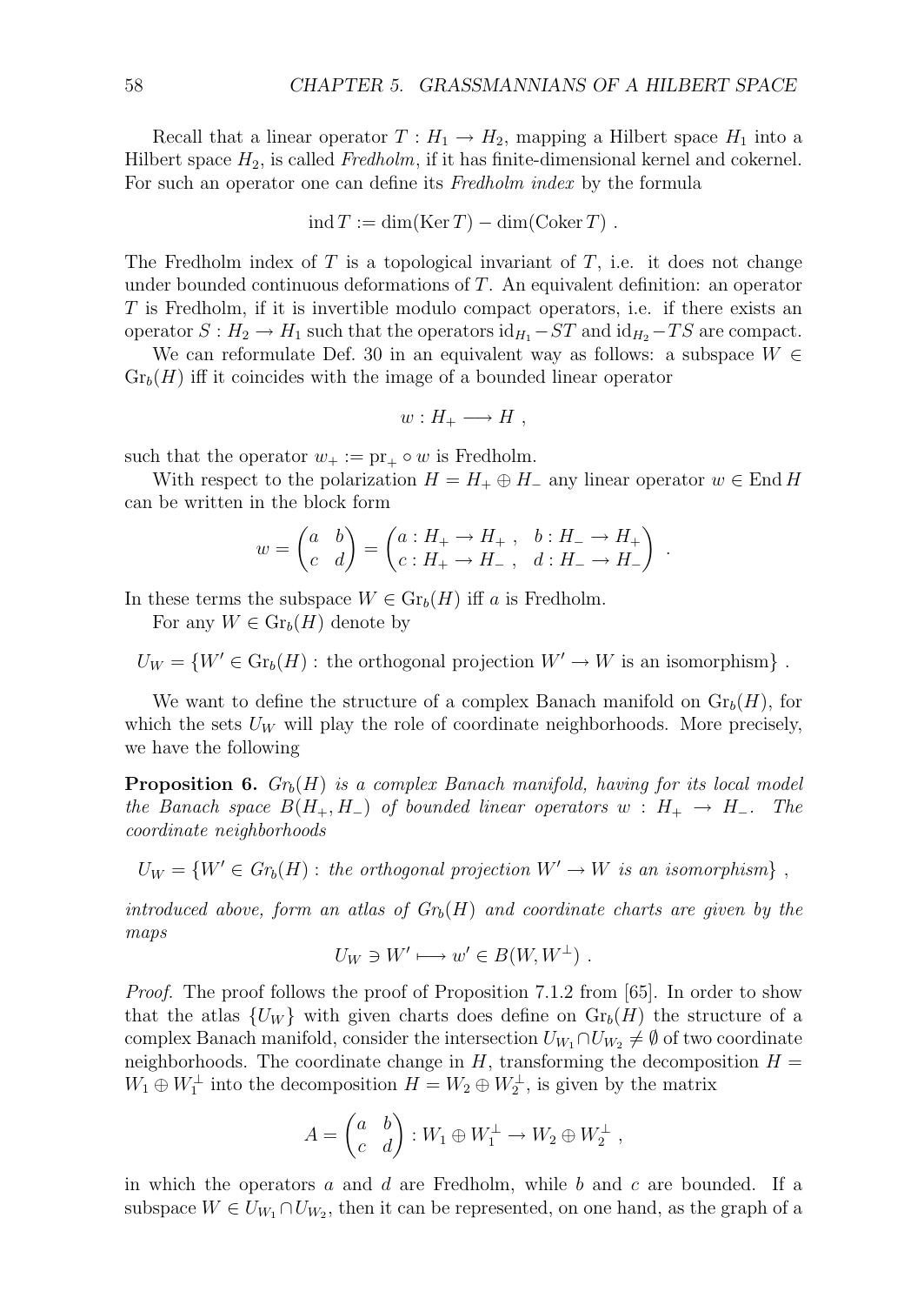Recall that a linear operator $T : H_1 \to H_2$, mapping a Hilbert space $H_1$ into a Hilbert space $H_2$, is called *Fredholm*, if it has finite-dimensional kernel and cokernel. For such an operator one can define its *Fredholm index* by the formula

$$\operatorname{ind} T := \dim(\operatorname{Ker} T) - \dim(\operatorname{Coker} T) \ .$$

The Fredholm index of $T$ is a topological invariant of $T$, i.e. it does not change under bounded continuous deformations of $T$. An equivalent definition: an operator $T$ is Fredholm, if it is invertible modulo compact operators, i.e. if there exists an operator $S : H_2 \to H_1$ such that the operators $\mathrm{id}_{H_1} - ST$ and $\mathrm{id}_{H_2} - TS$ are compact.

We can reformulate Def. 30 in an equivalent way as follows: a subspace $W \in \mathrm{Gr}_b(H)$ iff it coincides with the image of a bounded linear operator

$$w : H_+ \longrightarrow H \ ,$$

such that the operator $w_+ := \mathrm{pr}_+ \circ w$ is Fredholm.

With respect to the polarization $H = H_+ \oplus H_-$ any linear operator $w \in \operatorname{End} H$ can be written in the block form

$$w = \begin{pmatrix} a & b \\ c & d \end{pmatrix} = \begin{pmatrix} a : H_+ \to H_+ \ , & b : H_- \to H_+ \\ c : H_+ \to H_- \ , & d : H_- \to H_- \end{pmatrix} \ .$$

In these terms the subspace $W \in \mathrm{Gr}_b(H)$ iff $a$ is Fredholm.

For any $W \in \mathrm{Gr}_b(H)$ denote by

$$U_W = \{W' \in \mathrm{Gr}_b(H) : \text{the orthogonal projection } W' \to W \text{ is an isomorphism}\} \ .$$

We want to define the structure of a complex Banach manifold on $\mathrm{Gr}_b(H)$, for which the sets $U_W$ will play the role of coordinate neighborhoods. More precisely, we have the following

**Proposition 6.** *$Gr_b(H)$ is a complex Banach manifold, having for its local model the Banach space $B(H_+, H_-)$ of bounded linear operators $w : H_+ \to H_-$. The coordinate neighborhoods*

$$U_W = \{W' \in Gr_b(H) : \textit{the orthogonal projection } W' \to W \textit{ is an isomorphism}\} \ ,$$

*introduced above, form an atlas of $Gr_b(H)$ and coordinate charts are given by the maps*

$$U_W \ni W' \longmapsto w' \in B(W, W^\perp) \ .$$

*Proof.* The proof follows the proof of Proposition 7.1.2 from [65]. In order to show that the atlas $\{U_W\}$ with given charts does define on $\mathrm{Gr}_b(H)$ the structure of a complex Banach manifold, consider the intersection $U_{W_1} \cap U_{W_2} \neq \emptyset$ of two coordinate neighborhoods. The coordinate change in $H$, transforming the decomposition $H = W_1 \oplus W_1^\perp$ into the decomposition $H = W_2 \oplus W_2^\perp$, is given by the matrix

$$A = \begin{pmatrix} a & b \\ c & d \end{pmatrix} : W_1 \oplus W_1^\perp \to W_2 \oplus W_2^\perp \ ,$$

in which the operators $a$ and $d$ are Fredholm, while $b$ and $c$ are bounded. If a subspace $W \in U_{W_1} \cap U_{W_2}$, then it can be represented, on one hand, as the graph of a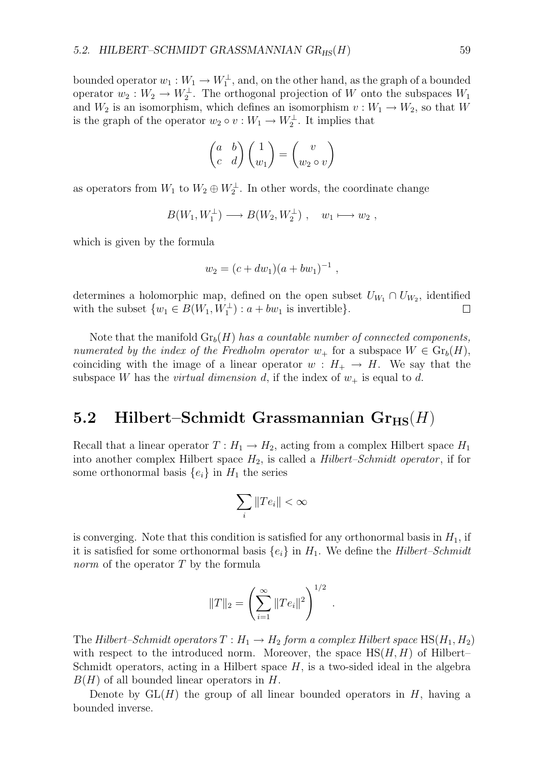bounded operator $w_1 : W_1 \to W_1^\perp$, and, on the other hand, as the graph of a bounded operator $w_2 : W_2 \to W_2^\perp$. The orthogonal projection of $W$ onto the subspaces $W_1$ and $W_2$ is an isomorphism, which defines an isomorphism $v : W_1 \to W_2$, so that $W$ is the graph of the operator $w_2 \circ v : W_1 \to W_2^\perp$. It implies that

$$\begin{pmatrix} a & b \\ c & d \end{pmatrix} \begin{pmatrix} 1 \\ w_1 \end{pmatrix} = \begin{pmatrix} v \\ w_2 \circ v \end{pmatrix}$$

as operators from $W_1$ to $W_2 \oplus W_2^\perp$. In other words, the coordinate change

$$B(W_1, W_1^\perp) \longrightarrow B(W_2, W_2^\perp) \ , \quad w_1 \longmapsto w_2 \ ,$$

which is given by the formula

$$w_2 = (c + dw_1)(a + bw_1)^{-1} \ ,$$

determines a holomorphic map, defined on the open subset $U_{W_1} \cap U_{W_2}$, identified with the subset $\{w_1 \in B(W_1, W_1^\perp) : a + bw_1 \text{ is invertible}\}$. □

Note that the manifold $\mathrm{Gr}_b(H)$ *has a countable number of connected components, numerated by the index of the Fredholm operator* $w_+$ for a subspace $W \in \mathrm{Gr}_b(H)$, coinciding with the image of a linear operator $w : H_+ \to H$. We say that the subspace $W$ has the *virtual dimension* $d$, if the index of $w_+$ is equal to $d$.

## 5.2 Hilbert–Schmidt Grassmannian $\mathrm{Gr}_{\mathrm{HS}}(H)$

Recall that a linear operator $T : H_1 \to H_2$, acting from a complex Hilbert space $H_1$ into another complex Hilbert space $H_2$, is called a *Hilbert–Schmidt operator*, if for some orthonormal basis $\{e_i\}$ in $H_1$ the series

$$\sum_i \|Te_i\| < \infty$$

is converging. Note that this condition is satisfied for any orthonormal basis in $H_1$, if it is satisfied for some orthonormal basis $\{e_i\}$ in $H_1$. We define the *Hilbert–Schmidt norm* of the operator $T$ by the formula

$$\|T\|_2 = \left( \sum_{i=1}^{\infty} \|Te_i\|^2 \right)^{1/2} .$$

The *Hilbert–Schmidt operators* $T : H_1 \to H_2$ *form a complex Hilbert space* $\mathrm{HS}(H_1, H_2)$ with respect to the introduced norm. Moreover, the space $\mathrm{HS}(H, H)$ of Hilbert–Schmidt operators, acting in a Hilbert space $H$, is a two-sided ideal in the algebra $B(H)$ of all bounded linear operators in $H$.

Denote by $\mathrm{GL}(H)$ the group of all linear bounded operators in $H$, having a bounded inverse.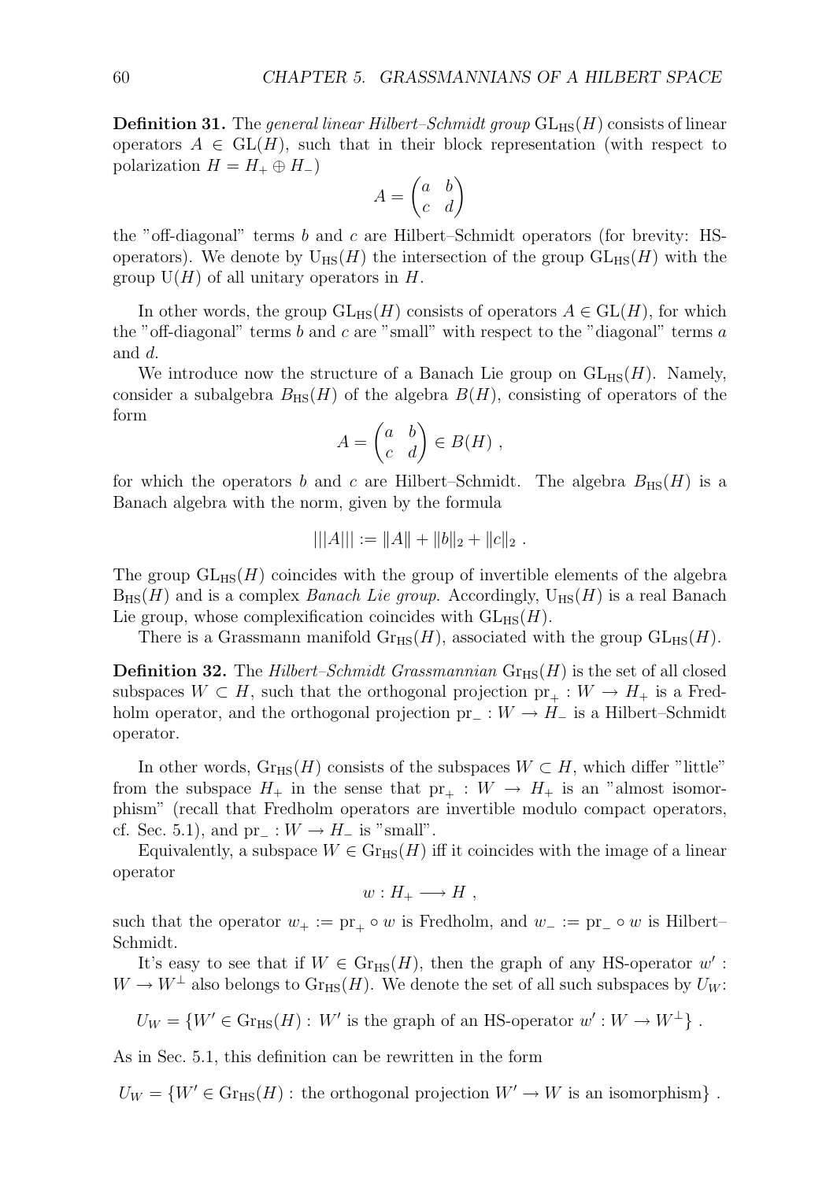**Definition 31.** The *general linear Hilbert–Schmidt group* $\mathrm{GL_{HS}}(H)$ consists of linear operators $A \in \mathrm{GL}(H)$, such that in their block representation (with respect to polarization $H = H_+ \oplus H_-$)

$$A = \begin{pmatrix} a & b \\ c & d \end{pmatrix}$$

the "off-diagonal" terms $b$ and $c$ are Hilbert–Schmidt operators (for brevity: HS-operators). We denote by $\mathrm{U_{HS}}(H)$ the intersection of the group $\mathrm{GL_{HS}}(H)$ with the group $\mathrm{U}(H)$ of all unitary operators in $H$.

In other words, the group $\mathrm{GL_{HS}}(H)$ consists of operators $A \in \mathrm{GL}(H)$, for which the "off-diagonal" terms $b$ and $c$ are "small" with respect to the "diagonal" terms $a$ and $d$.

We introduce now the structure of a Banach Lie group on $\mathrm{GL_{HS}}(H)$. Namely, consider a subalgebra $B_{\mathrm{HS}}(H)$ of the algebra $B(H)$, consisting of operators of the form

$$A = \begin{pmatrix} a & b \\ c & d \end{pmatrix} \in B(H) \ ,$$

for which the operators $b$ and $c$ are Hilbert–Schmidt. The algebra $B_{\mathrm{HS}}(H)$ is a Banach algebra with the norm, given by the formula

$$|||A||| := \|A\| + \|b\|_2 + \|c\|_2 \ .$$

The group $\mathrm{GL_{HS}}(H)$ coincides with the group of invertible elements of the algebra $\mathrm{B_{HS}}(H)$ and is a complex *Banach Lie group.* Accordingly, $\mathrm{U_{HS}}(H)$ is a real Banach Lie group, whose complexification coincides with $\mathrm{GL_{HS}}(H)$.

There is a Grassmann manifold $\mathrm{Gr_{HS}}(H)$, associated with the group $\mathrm{GL_{HS}}(H)$.

**Definition 32.** The *Hilbert–Schmidt Grassmannian* $\mathrm{Gr_{HS}}(H)$ is the set of all closed subspaces $W \subset H$, such that the orthogonal projection $\mathrm{pr}_+ : W \to H_+$ is a Fredholm operator, and the orthogonal projection $\mathrm{pr}_- : W \to H_-$ is a Hilbert–Schmidt operator.

In other words, $\mathrm{Gr_{HS}}(H)$ consists of the subspaces $W \subset H$, which differ "little" from the subspace $H_+$ in the sense that $\mathrm{pr}_+ : W \to H_+$ is an "almost isomorphism" (recall that Fredholm operators are invertible modulo compact operators, cf. Sec. 5.1), and $\mathrm{pr}_- : W \to H_-$ is "small".

Equivalently, a subspace $W \in \mathrm{Gr_{HS}}(H)$ iff it coincides with the image of a linear operator

$$w : H_+ \longrightarrow H \ ,$$

such that the operator $w_+ := \mathrm{pr}_+ \circ w$ is Fredholm, and $w_- := \mathrm{pr}_- \circ w$ is Hilbert–Schmidt.

It's easy to see that if $W \in \mathrm{Gr_{HS}}(H)$, then the graph of any HS-operator $w' : W \to W^\perp$ also belongs to $\mathrm{Gr_{HS}}(H)$. We denote the set of all such subspaces by $U_W$:

$$U_W = \{W' \in \mathrm{Gr_{HS}}(H) : \ W' \text{ is the graph of an HS-operator } w' : W \to W^\perp\} \ .$$

As in Sec. 5.1, this definition can be rewritten in the form

$$U_W = \{W' \in \mathrm{Gr_{HS}}(H) : \text{ the orthogonal projection } W' \to W \text{ is an isomorphism}\} \ .$$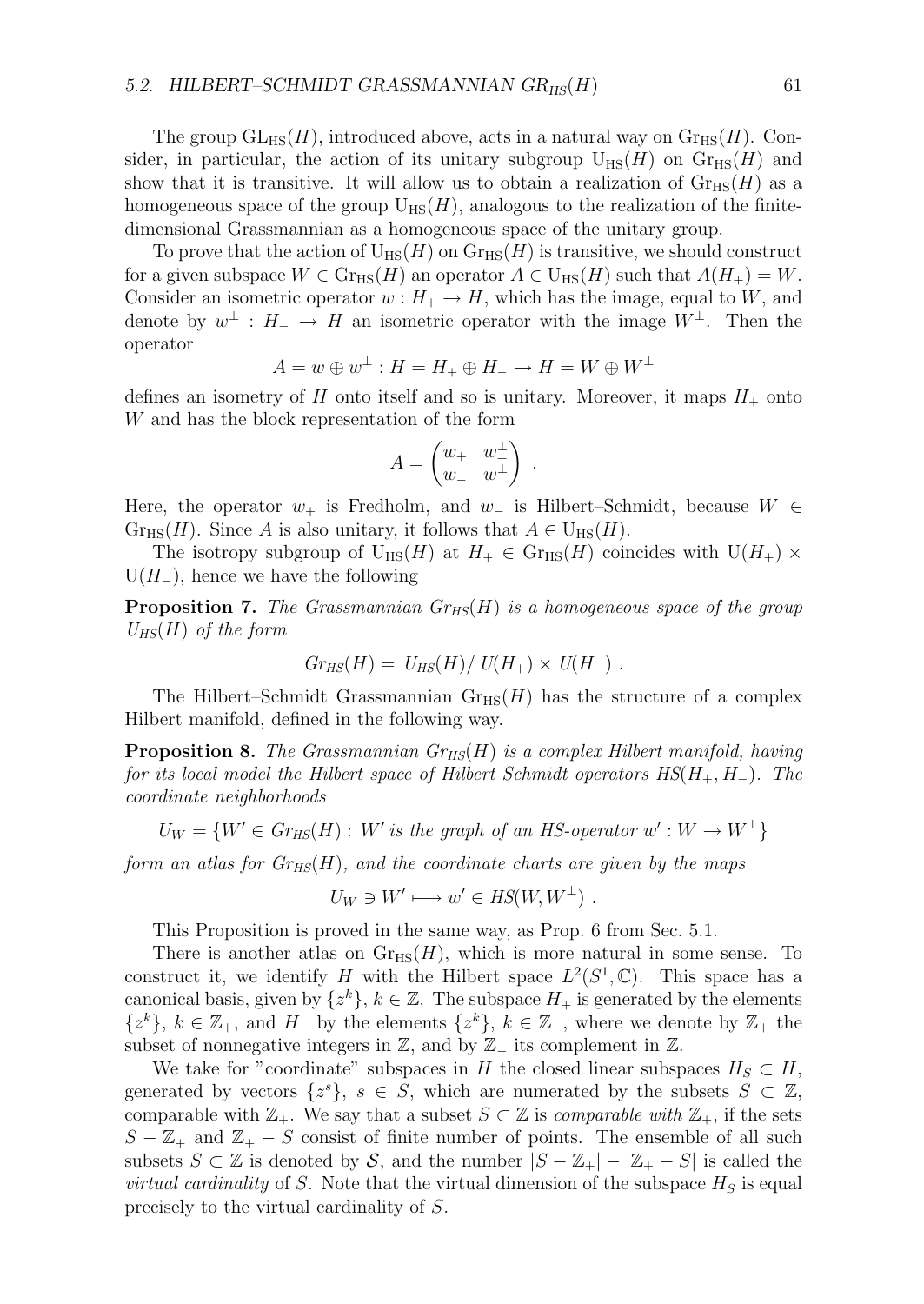The group $\mathrm{GL}_{\mathrm{HS}}(H)$, introduced above, acts in a natural way on $\mathrm{Gr}_{\mathrm{HS}}(H)$. Consider, in particular, the action of its unitary subgroup $\mathrm{U}_{\mathrm{HS}}(H)$ on $\mathrm{Gr}_{\mathrm{HS}}(H)$ and show that it is transitive. It will allow us to obtain a realization of $\mathrm{Gr}_{\mathrm{HS}}(H)$ as a homogeneous space of the group $\mathrm{U}_{\mathrm{HS}}(H)$, analogous to the realization of the finite-dimensional Grassmannian as a homogeneous space of the unitary group.

To prove that the action of $\mathrm{U}_{\mathrm{HS}}(H)$ on $\mathrm{Gr}_{\mathrm{HS}}(H)$ is transitive, we should construct for a given subspace $W \in \mathrm{Gr}_{\mathrm{HS}}(H)$ an operator $A \in \mathrm{U}_{\mathrm{HS}}(H)$ such that $A(H_+) = W$. Consider an isometric operator $w : H_+ \to H$, which has the image, equal to $W$, and denote by $w^\perp : H_- \to H$ an isometric operator with the image $W^\perp$. Then the operator

$$A = w \oplus w^\perp : H = H_+ \oplus H_- \to H = W \oplus W^\perp$$

defines an isometry of $H$ onto itself and so is unitary. Moreover, it maps $H_+$ onto $W$ and has the block representation of the form

$$A = \begin{pmatrix} w_+ & w_+^\perp \\ w_- & w_-^\perp \end{pmatrix} .$$

Here, the operator $w_+$ is Fredholm, and $w_-$ is Hilbert–Schmidt, because $W \in \mathrm{Gr}_{\mathrm{HS}}(H)$. Since $A$ is also unitary, it follows that $A \in \mathrm{U}_{\mathrm{HS}}(H)$.

The isotropy subgroup of $\mathrm{U}_{\mathrm{HS}}(H)$ at $H_+ \in \mathrm{Gr}_{\mathrm{HS}}(H)$ coincides with $\mathrm{U}(H_+) \times \mathrm{U}(H_-)$, hence we have the following

**Proposition 7.** *The Grassmannian $Gr_{HS}(H)$ is a homogeneous space of the group $U_{HS}(H)$ of the form*

$$Gr_{HS}(H) = U_{HS}(H)/\, U(H_+) \times U(H_-) \ .$$

The Hilbert–Schmidt Grassmannian $\mathrm{Gr}_{\mathrm{HS}}(H)$ has the structure of a complex Hilbert manifold, defined in the following way.

**Proposition 8.** *The Grassmannian $Gr_{HS}(H)$ is a complex Hilbert manifold, having for its local model the Hilbert space of Hilbert Schmidt operators $HS(H_+, H_-)$. The coordinate neighborhoods*

$$U_W = \{W' \in Gr_{HS}(H) : W' \text{ is the graph of an HS-operator } w' : W \to W^\perp\}$$

*form an atlas for $Gr_{HS}(H)$, and the coordinate charts are given by the maps*

$$U_W \ni W' \longmapsto w' \in HS(W, W^\perp) \ .$$

This Proposition is proved in the same way, as Prop. 6 from Sec. 5.1.

There is another atlas on $\mathrm{Gr}_{\mathrm{HS}}(H)$, which is more natural in some sense. To construct it, we identify $H$ with the Hilbert space $L^2(S^1, \mathbb{C})$. This space has a canonical basis, given by $\{z^k\}$, $k \in \mathbb{Z}$. The subspace $H_+$ is generated by the elements $\{z^k\}$, $k \in \mathbb{Z}_+$, and $H_-$ by the elements $\{z^k\}$, $k \in \mathbb{Z}_-$, where we denote by $\mathbb{Z}_+$ the subset of nonnegative integers in $\mathbb{Z}$, and by $\mathbb{Z}_-$ its complement in $\mathbb{Z}$.

We take for "coordinate" subspaces in $H$ the closed linear subspaces $H_S \subset H$, generated by vectors $\{z^s\}$, $s \in S$, which are numerated by the subsets $S \subset \mathbb{Z}$, comparable with $\mathbb{Z}_+$. We say that a subset $S \subset \mathbb{Z}$ is *comparable with* $\mathbb{Z}_+$, if the sets $S - \mathbb{Z}_+$ and $\mathbb{Z}_+ - S$ consist of finite number of points. The ensemble of all such subsets $S \subset \mathbb{Z}$ is denoted by $\mathcal{S}$, and the number $|S - \mathbb{Z}_+| - |\mathbb{Z}_+ - S|$ is called the *virtual cardinality* of $S$. Note that the virtual dimension of the subspace $H_S$ is equal precisely to the virtual cardinality of $S$.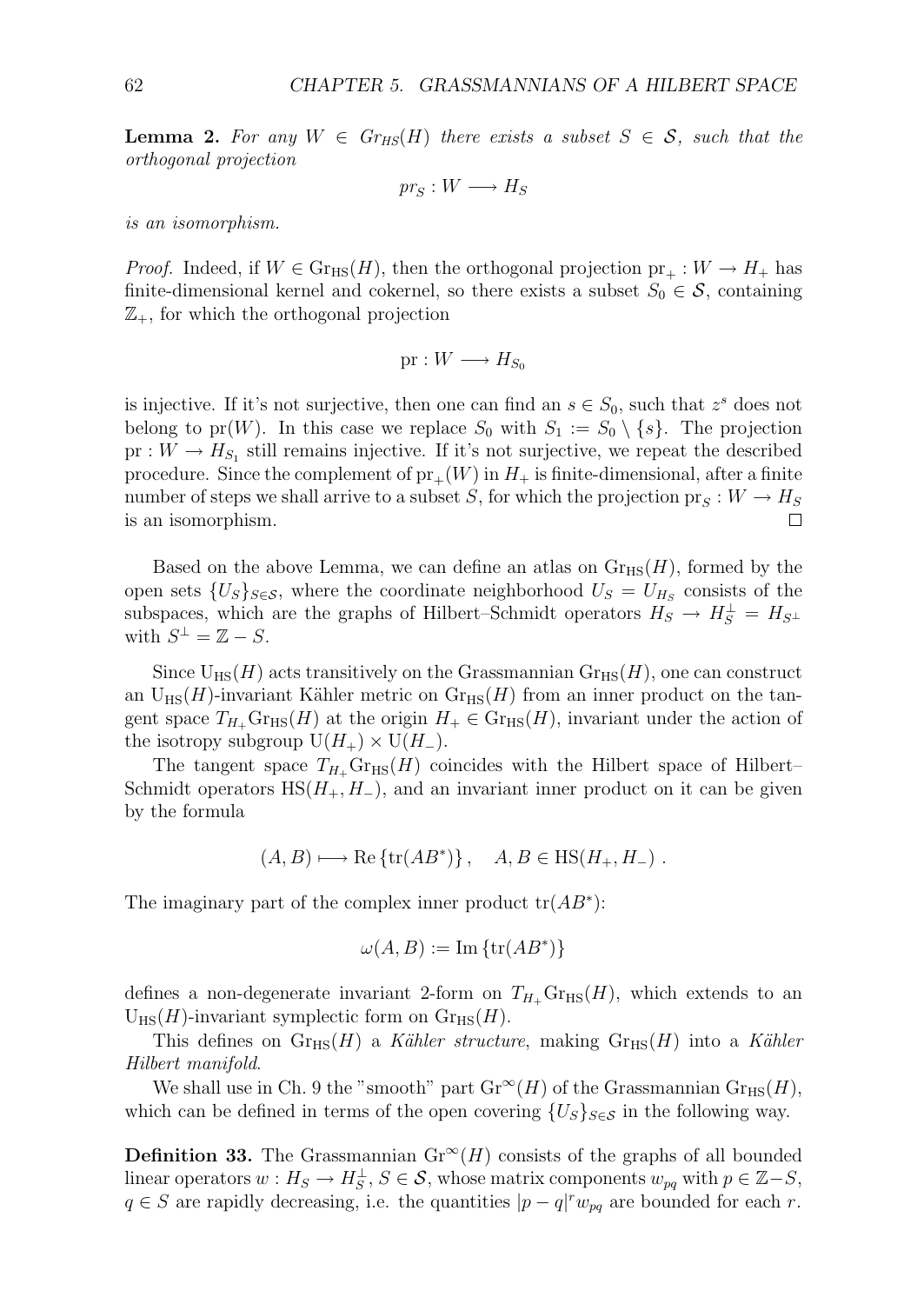**Lemma 2.** *For any $W \in Gr_{HS}(H)$ there exists a subset $S \in \mathcal{S}$, such that the orthogonal projection*

$$pr_S : W \longrightarrow H_S$$

*is an isomorphism.*

*Proof.* Indeed, if $W \in \mathrm{Gr_{HS}}(H)$, then the orthogonal projection $\mathrm{pr}_+ : W \to H_+$ has finite-dimensional kernel and cokernel, so there exists a subset $S_0 \in \mathcal{S}$, containing $\mathbb{Z}_+$, for which the orthogonal projection

$$\mathrm{pr} : W \longrightarrow H_{S_0}$$

is injective. If it's not surjective, then one can find an $s \in S_0$, such that $z^s$ does not belong to $\mathrm{pr}(W)$. In this case we replace $S_0$ with $S_1 := S_0 \setminus \{s\}$. The projection $\mathrm{pr} : W \to H_{S_1}$ still remains injective. If it's not surjective, we repeat the described procedure. Since the complement of $\mathrm{pr}_+(W)$ in $H_+$ is finite-dimensional, after a finite number of steps we shall arrive to a subset $S$, for which the projection $\mathrm{pr}_S : W \to H_S$ is an isomorphism. □

Based on the above Lemma, we can define an atlas on $\mathrm{Gr_{HS}}(H)$, formed by the open sets $\{U_S\}_{S\in\mathcal{S}}$, where the coordinate neighborhood $U_S = U_{H_S}$ consists of the subspaces, which are the graphs of Hilbert–Schmidt operators $H_S \to H_S^\perp = H_{S^\perp}$ with $S^\perp = \mathbb{Z} - S$.

Since $\mathrm{U_{HS}}(H)$ acts transitively on the Grassmannian $\mathrm{Gr_{HS}}(H)$, one can construct an $\mathrm{U_{HS}}(H)$-invariant Kähler metric on $\mathrm{Gr_{HS}}(H)$ from an inner product on the tangent space $T_{H_+}\mathrm{Gr_{HS}}(H)$ at the origin $H_+ \in \mathrm{Gr_{HS}}(H)$, invariant under the action of the isotropy subgroup $\mathrm{U}(H_+) \times \mathrm{U}(H_-)$.

The tangent space $T_{H_+}\mathrm{Gr_{HS}}(H)$ coincides with the Hilbert space of Hilbert–Schmidt operators $\mathrm{HS}(H_+, H_-)$, and an invariant inner product on it can be given by the formula

$$(A, B) \longmapsto \mathrm{Re}\,\{\mathrm{tr}(AB^*)\}\,, \quad A, B \in \mathrm{HS}(H_+, H_-)\ .$$

The imaginary part of the complex inner product $\mathrm{tr}(AB^*)$:

$$\omega(A, B) := \mathrm{Im}\,\{\mathrm{tr}(AB^*)\}$$

defines a non-degenerate invariant 2-form on $T_{H_+}\mathrm{Gr_{HS}}(H)$, which extends to an $\mathrm{U_{HS}}(H)$-invariant symplectic form on $\mathrm{Gr_{HS}}(H)$.

This defines on $\mathrm{Gr_{HS}}(H)$ a *Kähler structure*, making $\mathrm{Gr_{HS}}(H)$ into a *Kähler Hilbert manifold*.

We shall use in Ch. 9 the "smooth" part $\mathrm{Gr}^\infty(H)$ of the Grassmannian $\mathrm{Gr_{HS}}(H)$, which can be defined in terms of the open covering $\{U_S\}_{S\in\mathcal{S}}$ in the following way.

**Definition 33.** The Grassmannian $\mathrm{Gr}^\infty(H)$ consists of the graphs of all bounded linear operators $w : H_S \to H_S^\perp$, $S \in \mathcal{S}$, whose matrix components $w_{pq}$ with $p \in \mathbb{Z} - S$, $q \in S$ are rapidly decreasing, i.e. the quantities $|p - q|^r w_{pq}$ are bounded for each $r$.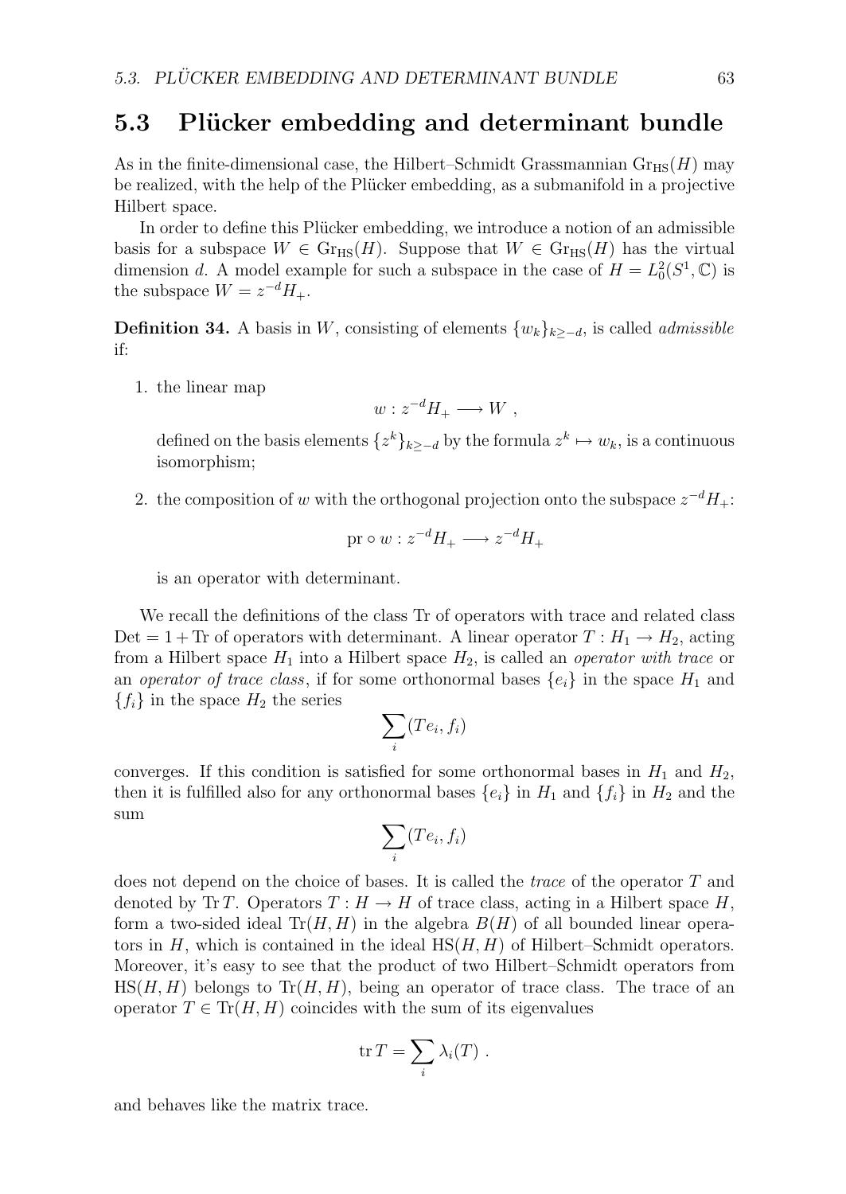## 5.3 Plücker embedding and determinant bundle

As in the finite-dimensional case, the Hilbert–Schmidt Grassmannian $\mathrm{Gr}_{\mathrm{HS}}(H)$ may be realized, with the help of the Plücker embedding, as a submanifold in a projective Hilbert space.

In order to define this Plücker embedding, we introduce a notion of an admissible basis for a subspace $W \in \mathrm{Gr}_{\mathrm{HS}}(H)$. Suppose that $W \in \mathrm{Gr}_{\mathrm{HS}}(H)$ has the virtual dimension $d$. A model example for such a subspace in the case of $H = L^2_0(S^1, \mathbb{C})$ is the subspace $W = z^{-d}H_+$.

**Definition 34.** A basis in $W$, consisting of elements $\{w_k\}_{k \geq -d}$, is called *admissible* if:

1. the linear map
$$w : z^{-d}H_+ \longrightarrow W \ ,$$
defined on the basis elements $\{z^k\}_{k \geq -d}$ by the formula $z^k \mapsto w_k$, is a continuous isomorphism;

2. the composition of $w$ with the orthogonal projection onto the subspace $z^{-d}H_+$:
$$\mathrm{pr} \circ w : z^{-d}H_+ \longrightarrow z^{-d}H_+$$
is an operator with determinant.

We recall the definitions of the class Tr of operators with trace and related class $\mathrm{Det} = 1 + \mathrm{Tr}$ of operators with determinant. A linear operator $T : H_1 \to H_2$, acting from a Hilbert space $H_1$ into a Hilbert space $H_2$, is called an *operator with trace* or an *operator of trace class*, if for some orthonormal bases $\{e_i\}$ in the space $H_1$ and $\{f_i\}$ in the space $H_2$ the series
$$\sum_i (Te_i, f_i)$$
converges. If this condition is satisfied for some orthonormal bases in $H_1$ and $H_2$, then it is fulfilled also for any orthonormal bases $\{e_i\}$ in $H_1$ and $\{f_i\}$ in $H_2$ and the sum
$$\sum_i (Te_i, f_i)$$
does not depend on the choice of bases. It is called the *trace* of the operator $T$ and denoted by $\mathrm{Tr}\, T$. Operators $T : H \to H$ of trace class, acting in a Hilbert space $H$, form a two-sided ideal $\mathrm{Tr}(H,H)$ in the algebra $B(H)$ of all bounded linear operators in $H$, which is contained in the ideal $\mathrm{HS}(H,H)$ of Hilbert–Schmidt operators. Moreover, it's easy to see that the product of two Hilbert–Schmidt operators from $\mathrm{HS}(H,H)$ belongs to $\mathrm{Tr}(H,H)$, being an operator of trace class. The trace of an operator $T \in \mathrm{Tr}(H,H)$ coincides with the sum of its eigenvalues
$$\mathrm{tr}\, T = \sum_i \lambda_i(T) \ .$$
and behaves like the matrix trace.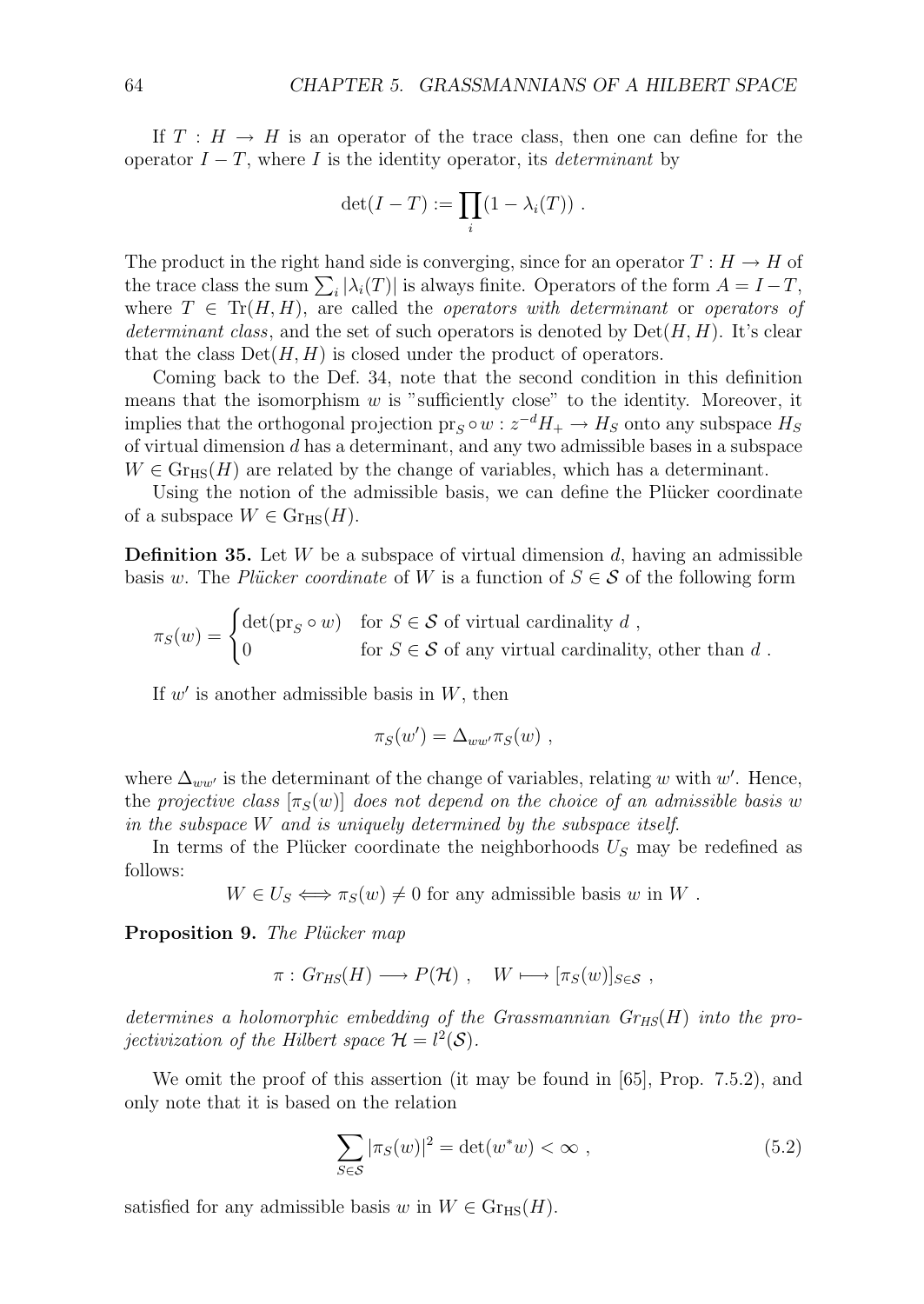If $T : H \to H$ is an operator of the trace class, then one can define for the operator $I - T$, where $I$ is the identity operator, its *determinant* by

$$\det(I - T) := \prod_i (1 - \lambda_i(T)) .$$

The product in the right hand side is converging, since for an operator $T : H \to H$ of the trace class the sum $\sum_i |\lambda_i(T)|$ is always finite. Operators of the form $A = I - T$, where $T \in \mathrm{Tr}(H, H)$, are called the *operators with determinant* or *operators of determinant class*, and the set of such operators is denoted by $\mathrm{Det}(H, H)$. It's clear that the class $\mathrm{Det}(H, H)$ is closed under the product of operators.

Coming back to the Def. 34, note that the second condition in this definition means that the isomorphism $w$ is "sufficiently close" to the identity. Moreover, it implies that the orthogonal projection $\mathrm{pr}_S \circ w : z^{-d}H_+ \to H_S$ onto any subspace $H_S$ of virtual dimension $d$ has a determinant, and any two admissible bases in a subspace $W \in \mathrm{Gr}_{\mathrm{HS}}(H)$ are related by the change of variables, which has a determinant.

Using the notion of the admissible basis, we can define the Plücker coordinate of a subspace $W \in \mathrm{Gr}_{\mathrm{HS}}(H)$.

**Definition 35.** Let $W$ be a subspace of virtual dimension $d$, having an admissible basis $w$. The *Plücker coordinate* of $W$ is a function of $S \in \mathcal{S}$ of the following form

$$\pi_S(w) = \begin{cases} \det(\mathrm{pr}_S \circ w) & \text{for } S \in \mathcal{S} \text{ of virtual cardinality } d \ , \\ 0 & \text{for } S \in \mathcal{S} \text{ of any virtual cardinality, other than } d \ . \end{cases}$$

If $w'$ is another admissible basis in $W$, then

$$\pi_S(w') = \Delta_{ww'} \pi_S(w) ,$$

where $\Delta_{ww'}$ is the determinant of the change of variables, relating $w$ with $w'$. Hence, the *projective class* $[\pi_S(w)]$ *does not depend on the choice of an admissible basis* $w$ *in the subspace* $W$ *and is uniquely determined by the subspace itself.*

In terms of the Plücker coordinate the neighborhoods $U_S$ may be redefined as follows:

$$W \in U_S \Longleftrightarrow \pi_S(w) \neq 0 \text{ for any admissible basis } w \text{ in } W .$$

**Proposition 9.** *The Plücker map*

$$\pi : Gr_{HS}(H) \longrightarrow P(\mathcal{H}) \ , \quad W \longmapsto [\pi_S(w)]_{S \in \mathcal{S}} \ ,$$

*determines a holomorphic embedding of the Grassmannian* $Gr_{HS}(H)$ *into the projectivization of the Hilbert space* $\mathcal{H} = l^2(\mathcal{S})$.

We omit the proof of this assertion (it may be found in [65], Prop. 7.5.2), and only note that it is based on the relation

$$\sum_{S \in \mathcal{S}} |\pi_S(w)|^2 = \det(w^* w) < \infty \ , \tag{5.2}$$

satisfied for any admissible basis $w$ in $W \in \mathrm{Gr}_{\mathrm{HS}}(H)$.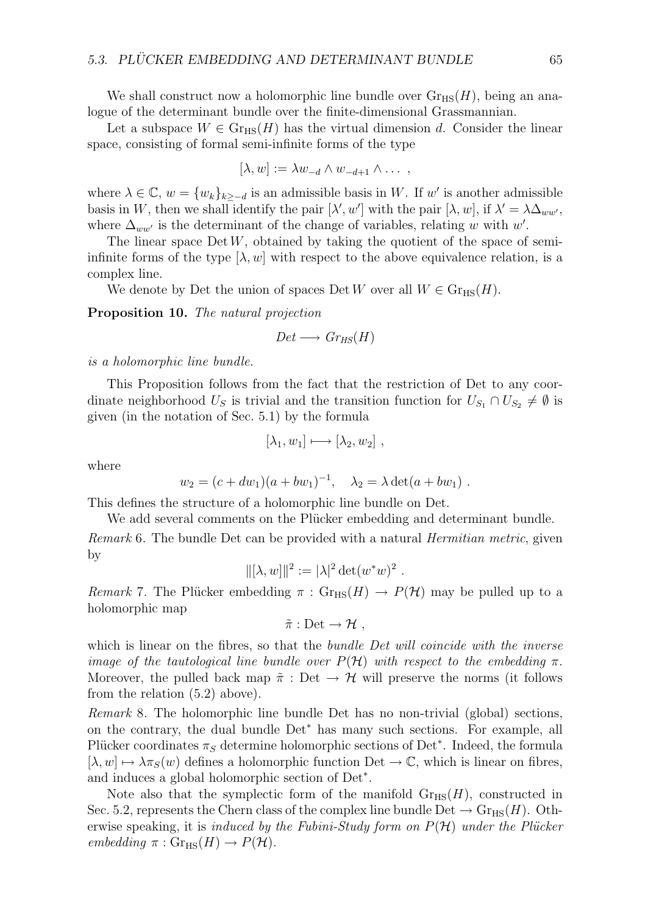We shall construct now a holomorphic line bundle over $\mathrm{Gr}_{\mathrm{HS}}(H)$, being an analogue of the determinant bundle over the finite-dimensional Grassmannian.

Let a subspace $W \in \mathrm{Gr}_{\mathrm{HS}}(H)$ has the virtual dimension $d$. Consider the linear space, consisting of formal semi-infinite forms of the type

$$[\lambda, w] := \lambda w_{-d} \wedge w_{-d+1} \wedge \dots \ ,$$

where $\lambda \in \mathbb{C}$, $w = \{w_k\}_{k \geq -d}$ is an admissible basis in $W$. If $w'$ is another admissible basis in $W$, then we shall identify the pair $[\lambda', w']$ with the pair $[\lambda, w]$, if $\lambda' = \lambda \Delta_{ww'}$, where $\Delta_{ww'}$ is the determinant of the change of variables, relating $w$ with $w'$.

The linear space $\mathrm{Det}\, W$, obtained by taking the quotient of the space of semi-infinite forms of the type $[\lambda, w]$ with respect to the above equivalence relation, is a complex line.

We denote by Det the union of spaces $\mathrm{Det}\, W$ over all $W \in \mathrm{Gr}_{\mathrm{HS}}(H)$.

**Proposition 10.** *The natural projection*

$$Det \longrightarrow Gr_{HS}(H)$$

*is a holomorphic line bundle.*

This Proposition follows from the fact that the restriction of Det to any coordinate neighborhood $U_S$ is trivial and the transition function for $U_{S_1} \cap U_{S_2} \neq \emptyset$ is given (in the notation of Sec. 5.1) by the formula

$$[\lambda_1, w_1] \longmapsto [\lambda_2, w_2] \ ,$$

where

$$w_2 = (c + dw_1)(a + bw_1)^{-1}, \quad \lambda_2 = \lambda \det(a + bw_1) \ .$$

This defines the structure of a holomorphic line bundle on Det.

We add several comments on the Plücker embedding and determinant bundle.

*Remark* 6. The bundle Det can be provided with a natural *Hermitian metric*, given by

$$\|[\lambda, w]\|^2 := |\lambda|^2 \det(w^* w)^2 \ .$$

*Remark* 7. The Plücker embedding $\pi : \mathrm{Gr}_{\mathrm{HS}}(H) \to P(\mathcal{H})$ may be pulled up to a holomorphic map

$$\tilde{\pi} : \mathrm{Det} \to \mathcal{H} \ ,$$

which is linear on the fibres, so that the *bundle Det will coincide with the inverse image of the tautological line bundle over $P(\mathcal{H})$ with respect to the embedding $\pi$*. Moreover, the pulled back map $\tilde{\pi} : \mathrm{Det} \to \mathcal{H}$ will preserve the norms (it follows from the relation (5.2) above).

*Remark* 8. The holomorphic line bundle Det has no non-trivial (global) sections, on the contrary, the dual bundle $\mathrm{Det}^*$ has many such sections. For example, all Plücker coordinates $\pi_S$ determine holomorphic sections of $\mathrm{Det}^*$. Indeed, the formula $[\lambda, w] \mapsto \lambda \pi_S(w)$ defines a holomorphic function $\mathrm{Det} \to \mathbb{C}$, which is linear on fibres, and induces a global holomorphic section of $\mathrm{Det}^*$.

Note also that the symplectic form of the manifold $\mathrm{Gr}_{\mathrm{HS}}(H)$, constructed in Sec. 5.2, represents the Chern class of the complex line bundle $\mathrm{Det} \to \mathrm{Gr}_{\mathrm{HS}}(H)$. Otherwise speaking, it is *induced by the Fubini-Study form on $P(\mathcal{H})$ under the Plücker embedding $\pi : \mathrm{Gr}_{\mathrm{HS}}(H) \to P(\mathcal{H})$*.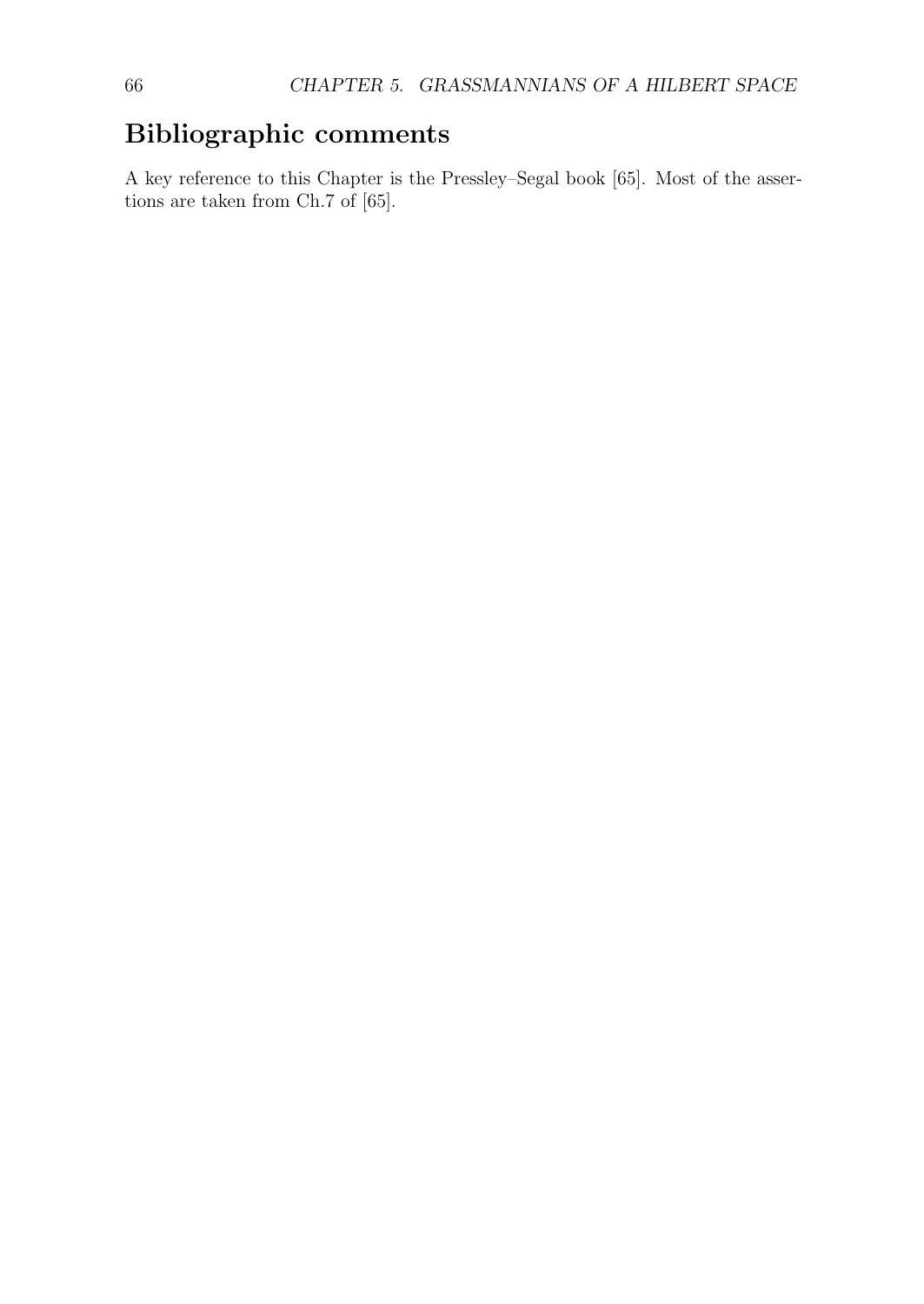## Bibliographic comments

A key reference to this Chapter is the Pressley–Segal book [65]. Most of the assertions are taken from Ch.7 of [65].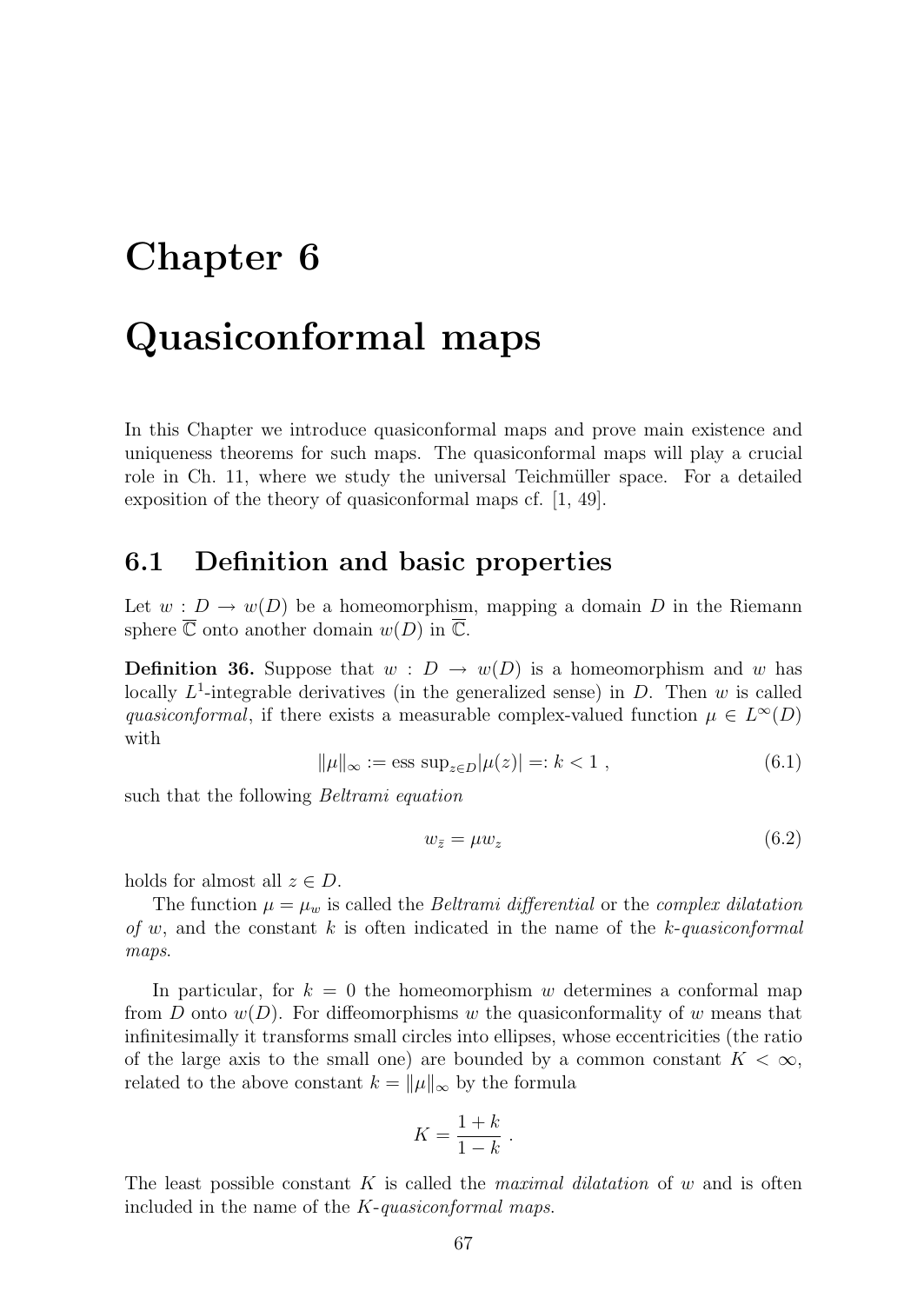# Chapter 6

# Quasiconformal maps

In this Chapter we introduce quasiconformal maps and prove main existence and uniqueness theorems for such maps. The quasiconformal maps will play a crucial role in Ch. 11, where we study the universal Teichmüller space. For a detailed exposition of the theory of quasiconformal maps cf. [1, 49].

## 6.1 Definition and basic properties

Let $w : D \to w(D)$ be a homeomorphism, mapping a domain $D$ in the Riemann sphere $\overline{\mathbb{C}}$ onto another domain $w(D)$ in $\overline{\mathbb{C}}$.

**Definition 36.** Suppose that $w : D \to w(D)$ is a homeomorphism and $w$ has locally $L^1$-integrable derivatives (in the generalized sense) in $D$. Then $w$ is called *quasiconformal*, if there exists a measurable complex-valued function $\mu \in L^\infty(D)$ with

$$\|\mu\|_\infty := \text{ess sup}_{z\in D}|\mu(z)| =: k < 1 \ , \tag{6.1}$$

such that the following *Beltrami equation*

$$w_{\bar{z}} = \mu w_z \tag{6.2}$$

holds for almost all $z \in D$.

The function $\mu = \mu_w$ is called the *Beltrami differential* or the *complex dilatation of* $w$, and the constant $k$ is often indicated in the name of the *$k$-quasiconformal maps*.

In particular, for $k = 0$ the homeomorphism $w$ determines a conformal map from $D$ onto $w(D)$. For diffeomorphisms $w$ the quasiconformality of $w$ means that infinitesimally it transforms small circles into ellipses, whose eccentricities (the ratio of the large axis to the small one) are bounded by a common constant $K < \infty$, related to the above constant $k = \|\mu\|_\infty$ by the formula

$$K = \frac{1+k}{1-k} \ .$$

The least possible constant $K$ is called the *maximal dilatation* of $w$ and is often included in the name of the *$K$-quasiconformal maps*.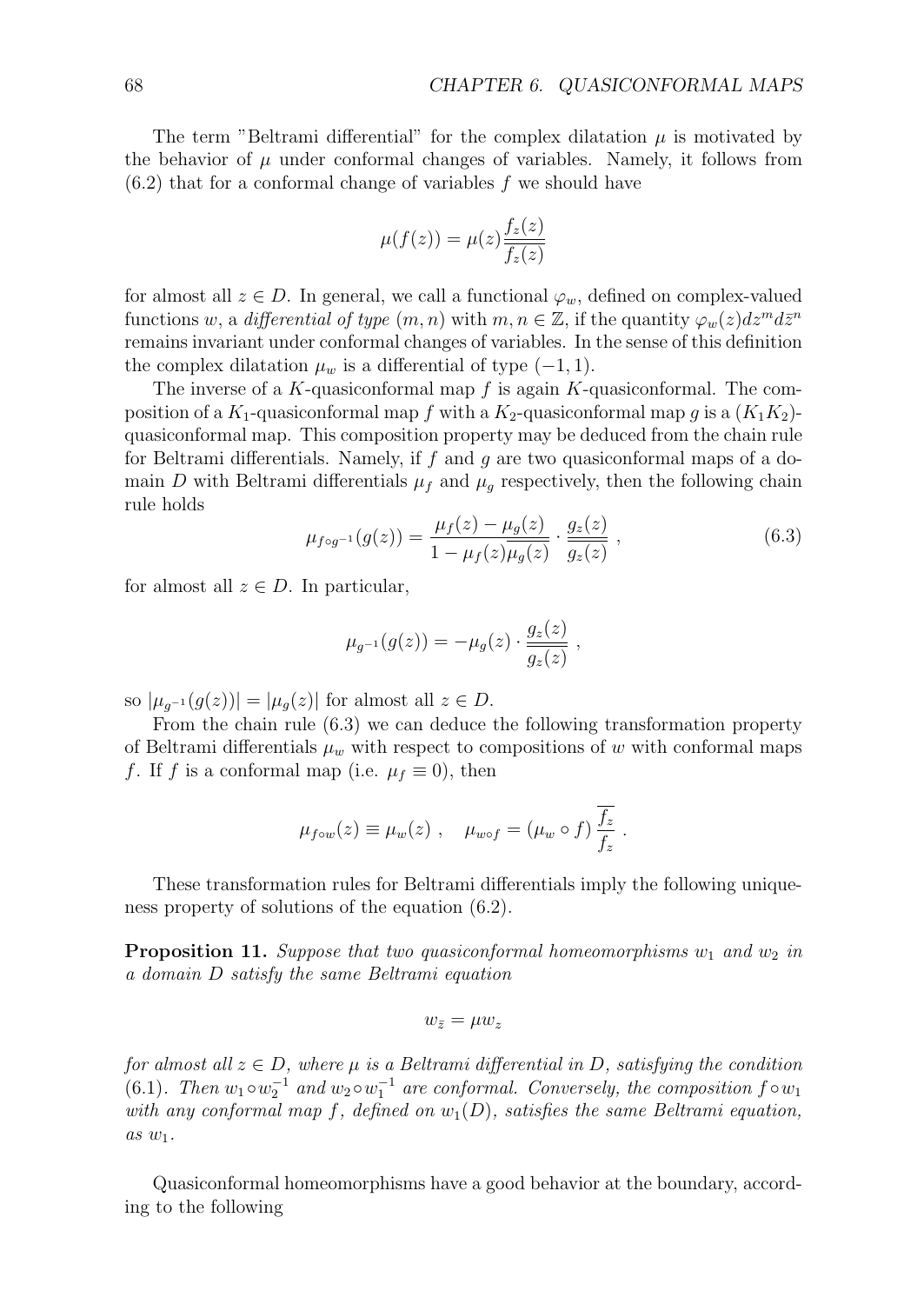The term "Beltrami differential" for the complex dilatation $\mu$ is motivated by the behavior of $\mu$ under conformal changes of variables. Namely, it follows from (6.2) that for a conformal change of variables $f$ we should have

$$\mu(f(z)) = \mu(z)\frac{f_z(z)}{\overline{f_z(z)}}$$

for almost all $z \in D$. In general, we call a functional $\varphi_w$, defined on complex-valued functions $w$, a *differential of type* $(m, n)$ with $m, n \in \mathbb{Z}$, if the quantity $\varphi_w(z)dz^m d\bar{z}^n$ remains invariant under conformal changes of variables. In the sense of this definition the complex dilatation $\mu_w$ is a differential of type $(-1, 1)$.

The inverse of a $K$-quasiconformal map $f$ is again $K$-quasiconformal. The composition of a $K_1$-quasiconformal map $f$ with a $K_2$-quasiconformal map $g$ is a $(K_1K_2)$-quasiconformal map. This composition property may be deduced from the chain rule for Beltrami differentials. Namely, if $f$ and $g$ are two quasiconformal maps of a domain $D$ with Beltrami differentials $\mu_f$ and $\mu_g$ respectively, then the following chain rule holds

$$\mu_{f\circ g^{-1}}(g(z)) = \frac{\mu_f(z) - \mu_g(z)}{1 - \mu_f(z)\overline{\mu_g(z)}} \cdot \frac{g_z(z)}{\overline{g_z(z)}}\ , \tag{6.3}$$

for almost all $z \in D$. In particular,

$$\mu_{g^{-1}}(g(z)) = -\mu_g(z) \cdot \frac{g_z(z)}{\overline{g_z(z)}}\ ,$$

so $|\mu_{g^{-1}}(g(z))| = |\mu_g(z)|$ for almost all $z \in D$.

From the chain rule (6.3) we can deduce the following transformation property of Beltrami differentials $\mu_w$ with respect to compositions of $w$ with conformal maps $f$. If $f$ is a conformal map (i.e. $\mu_f \equiv 0$), then

$$\mu_{f\circ w}(z) \equiv \mu_w(z)\ , \quad \mu_{w\circ f} = (\mu_w \circ f)\,\frac{\overline{f_z}}{f_z}\ .$$

These transformation rules for Beltrami differentials imply the following uniqueness property of solutions of the equation (6.2).

**Proposition 11.** *Suppose that two quasiconformal homeomorphisms $w_1$ and $w_2$ in a domain $D$ satisfy the same Beltrami equation*

$$w_{\bar{z}} = \mu w_z$$

*for almost all $z \in D$, where $\mu$ is a Beltrami differential in $D$, satisfying the condition (6.1). Then $w_1 \circ w_2^{-1}$ and $w_2 \circ w_1^{-1}$ are conformal. Conversely, the composition $f \circ w_1$ with any conformal map $f$, defined on $w_1(D)$, satisfies the same Beltrami equation, as $w_1$.*

Quasiconformal homeomorphisms have a good behavior at the boundary, according to the following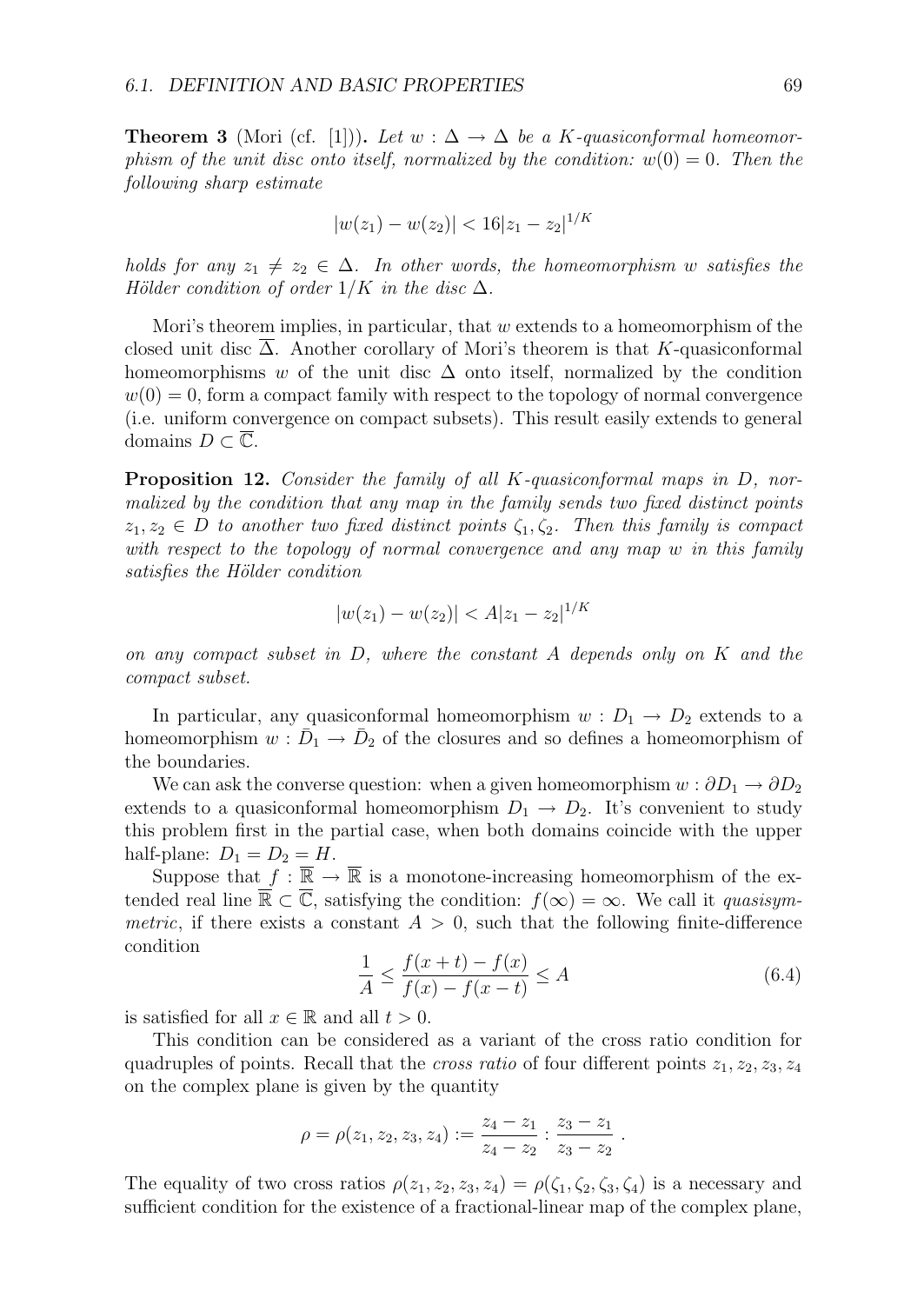**Theorem 3** (Mori (cf. [1])). *Let $w : \Delta \to \Delta$ be a $K$-quasiconformal homeomorphism of the unit disc onto itself, normalized by the condition: $w(0) = 0$. Then the following sharp estimate*

$$|w(z_1) - w(z_2)| < 16|z_1 - z_2|^{1/K}$$

*holds for any $z_1 \neq z_2 \in \Delta$. In other words, the homeomorphism $w$ satisfies the Hölder condition of order $1/K$ in the disc $\Delta$.*

Mori's theorem implies, in particular, that $w$ extends to a homeomorphism of the closed unit disc $\overline{\Delta}$. Another corollary of Mori's theorem is that $K$-quasiconformal homeomorphisms $w$ of the unit disc $\Delta$ onto itself, normalized by the condition $w(0) = 0$, form a compact family with respect to the topology of normal convergence (i.e. uniform convergence on compact subsets). This result easily extends to general domains $D \subset \overline{\mathbb{C}}$.

**Proposition 12.** *Consider the family of all $K$-quasiconformal maps in $D$, normalized by the condition that any map in the family sends two fixed distinct points $z_1, z_2 \in D$ to another two fixed distinct points $\zeta_1, \zeta_2$. Then this family is compact with respect to the topology of normal convergence and any map $w$ in this family satisfies the Hölder condition*

$$|w(z_1) - w(z_2)| < A|z_1 - z_2|^{1/K}$$

*on any compact subset in $D$, where the constant $A$ depends only on $K$ and the compact subset.*

In particular, any quasiconformal homeomorphism $w : D_1 \to D_2$ extends to a homeomorphism $w : \bar{D}_1 \to \bar{D}_2$ of the closures and so defines a homeomorphism of the boundaries.

We can ask the converse question: when a given homeomorphism $w : \partial D_1 \to \partial D_2$ extends to a quasiconformal homeomorphism $D_1 \to D_2$. It's convenient to study this problem first in the partial case, when both domains coincide with the upper half-plane: $D_1 = D_2 = H$.

Suppose that $f : \overline{\mathbb{R}} \to \overline{\mathbb{R}}$ is a monotone-increasing homeomorphism of the extended real line $\overline{\mathbb{R}} \subset \overline{\mathbb{C}}$, satisfying the condition: $f(\infty) = \infty$. We call it *quasisymmetric*, if there exists a constant $A > 0$, such that the following finite-difference condition

$$\frac{1}{A} \leq \frac{f(x+t) - f(x)}{f(x) - f(x-t)} \leq A \tag{6.4}$$

is satisfied for all $x \in \mathbb{R}$ and all $t > 0$.

This condition can be considered as a variant of the cross ratio condition for quadruples of points. Recall that the *cross ratio* of four different points $z_1, z_2, z_3, z_4$ on the complex plane is given by the quantity

$$\rho = \rho(z_1, z_2, z_3, z_4) := \frac{z_4 - z_1}{z_4 - z_2} : \frac{z_3 - z_1}{z_3 - z_2}\ .$$

The equality of two cross ratios $\rho(z_1, z_2, z_3, z_4) = \rho(\zeta_1, \zeta_2, \zeta_3, \zeta_4)$ is a necessary and sufficient condition for the existence of a fractional-linear map of the complex plane,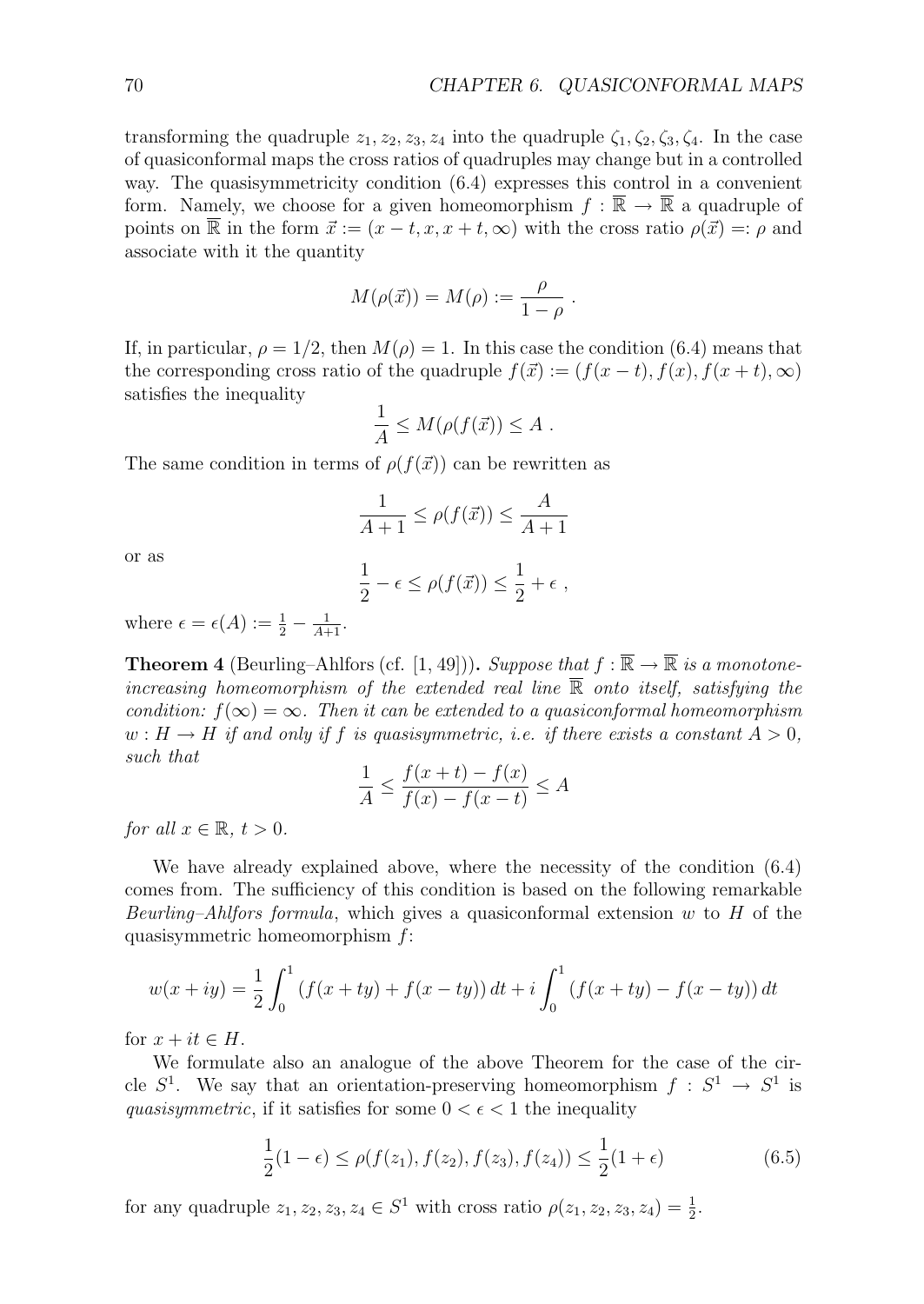transforming the quadruple $z_1, z_2, z_3, z_4$ into the quadruple $\zeta_1, \zeta_2, \zeta_3, \zeta_4$. In the case of quasiconformal maps the cross ratios of quadruples may change but in a controlled way. The quasisymmetricity condition (6.4) expresses this control in a convenient form. Namely, we choose for a given homeomorphism $f : \overline{\mathbb{R}} \to \overline{\mathbb{R}}$ a quadruple of points on $\overline{\mathbb{R}}$ in the form $\vec{x} := (x - t, x, x + t, \infty)$ with the cross ratio $\rho(\vec{x}) =: \rho$ and associate with it the quantity

$$M(\rho(\vec{x})) = M(\rho) := \frac{\rho}{1 - \rho} \ .$$

If, in particular, $\rho = 1/2$, then $M(\rho) = 1$. In this case the condition (6.4) means that the corresponding cross ratio of the quadruple $f(\vec{x}) := (f(x - t), f(x), f(x + t), \infty)$ satisfies the inequality

$$\frac{1}{A} \leq M(\rho(f(\vec{x})) \leq A \ .$$

The same condition in terms of $\rho(f(\vec{x}))$ can be rewritten as

$$\frac{1}{A+1} \leq \rho(f(\vec{x})) \leq \frac{A}{A+1}$$

or as

$$\frac{1}{2} - \epsilon \leq \rho(f(\vec{x})) \leq \frac{1}{2} + \epsilon \ ,$$

where $\epsilon = \epsilon(A) := \frac{1}{2} - \frac{1}{A+1}$.

**Theorem 4** (Beurling–Ahlfors (cf. [1, 49]))**.** *Suppose that $f : \overline{\mathbb{R}} \to \overline{\mathbb{R}}$ is a monotone-increasing homeomorphism of the extended real line $\overline{\mathbb{R}}$ onto itself, satisfying the condition: $f(\infty) = \infty$. Then it can be extended to a quasiconformal homeomorphism $w : H \to H$ if and only if $f$ is quasisymmetric, i.e. if there exists a constant $A > 0$, such that*

$$\frac{1}{A} \leq \frac{f(x + t) - f(x)}{f(x) - f(x - t)} \leq A$$

*for all $x \in \mathbb{R}$, $t > 0$.*

We have already explained above, where the necessity of the condition (6.4) comes from. The sufficiency of this condition is based on the following remarkable *Beurling–Ahlfors formula*, which gives a quasiconformal extension $w$ to $H$ of the quasisymmetric homeomorphism $f$:

$$w(x + iy) = \frac{1}{2} \int_0^1 (f(x + ty) + f(x - ty))\, dt + i \int_0^1 (f(x + ty) - f(x - ty))\, dt$$

for $x + it \in H$.

We formulate also an analogue of the above Theorem for the case of the circle $S^1$. We say that an orientation-preserving homeomorphism $f : S^1 \to S^1$ is *quasisymmetric*, if it satisfies for some $0 < \epsilon < 1$ the inequality

$$\frac{1}{2}(1 - \epsilon) \leq \rho(f(z_1), f(z_2), f(z_3), f(z_4)) \leq \frac{1}{2}(1 + \epsilon) \tag{6.5}$$

for any quadruple $z_1, z_2, z_3, z_4 \in S^1$ with cross ratio $\rho(z_1, z_2, z_3, z_4) = \frac{1}{2}$.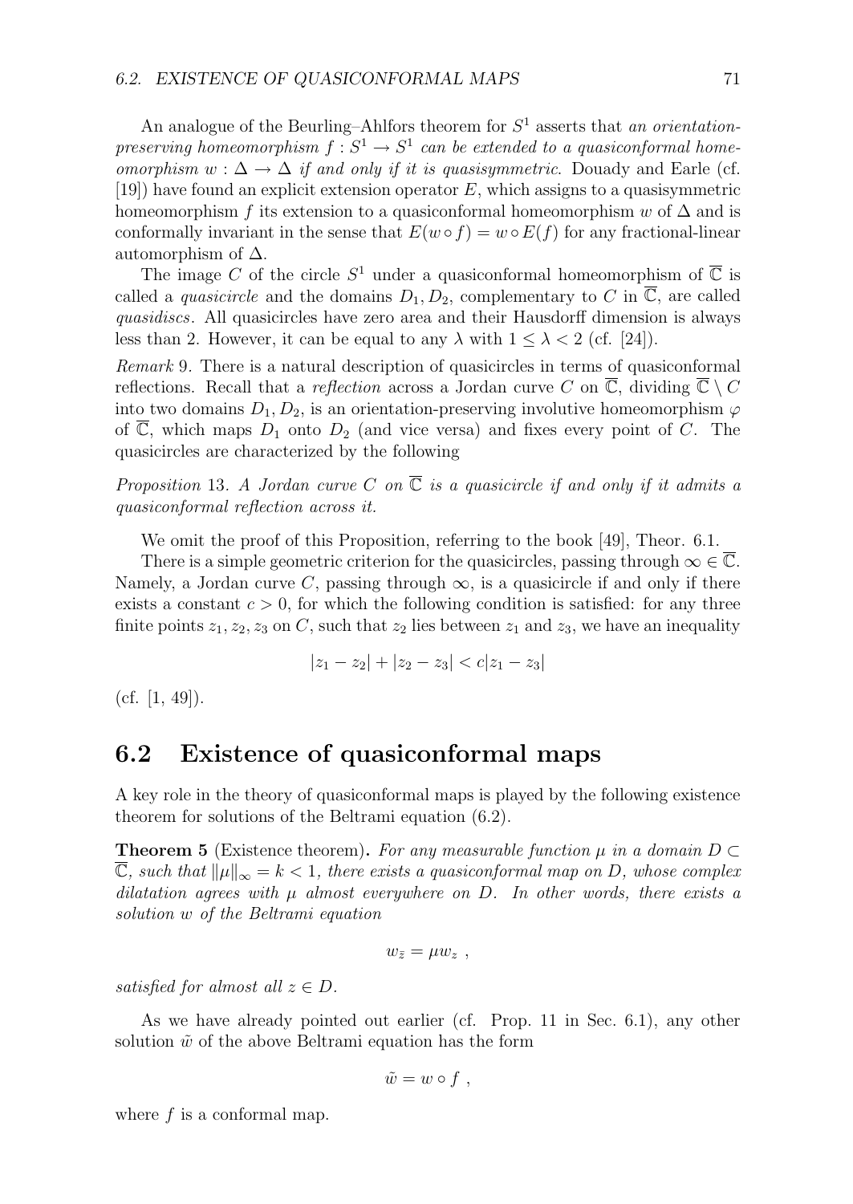An analogue of the Beurling–Ahlfors theorem for $S^1$ asserts that *an orientation-preserving homeomorphism $f : S^1 \to S^1$ can be extended to a quasiconformal homeomorphism $w : \Delta \to \Delta$ if and only if it is quasisymmetric*. Douady and Earle (cf. [19]) have found an explicit extension operator $E$, which assigns to a quasisymmetric homeomorphism $f$ its extension to a quasiconformal homeomorphism $w$ of $\Delta$ and is conformally invariant in the sense that $E(w \circ f) = w \circ E(f)$ for any fractional-linear automorphism of $\Delta$.

The image $C$ of the circle $S^1$ under a quasiconformal homeomorphism of $\overline{\mathbb{C}}$ is called a *quasicircle* and the domains $D_1, D_2$, complementary to $C$ in $\overline{\mathbb{C}}$, are called *quasidiscs*. All quasicircles have zero area and their Hausdorff dimension is always less than 2. However, it can be equal to any $\lambda$ with $1 \le \lambda < 2$ (cf. [24]).

*Remark* 9. There is a natural description of quasicircles in terms of quasiconformal reflections. Recall that a *reflection* across a Jordan curve $C$ on $\overline{\mathbb{C}}$, dividing $\overline{\mathbb{C}} \setminus C$ into two domains $D_1, D_2$, is an orientation-preserving involutive homeomorphism $\varphi$ of $\overline{\mathbb{C}}$, which maps $D_1$ onto $D_2$ (and vice versa) and fixes every point of $C$. The quasicircles are characterized by the following

*Proposition* 13. *A Jordan curve $C$ on $\overline{\mathbb{C}}$ is a quasicircle if and only if it admits a quasiconformal reflection across it.*

We omit the proof of this Proposition, referring to the book [49], Theor. 6.1.

There is a simple geometric criterion for the quasicircles, passing through $\infty \in \overline{\mathbb{C}}$. Namely, a Jordan curve $C$, passing through $\infty$, is a quasicircle if and only if there exists a constant $c > 0$, for which the following condition is satisfied: for any three finite points $z_1, z_2, z_3$ on $C$, such that $z_2$ lies between $z_1$ and $z_3$, we have an inequality

$$|z_1 - z_2| + |z_2 - z_3| < c|z_1 - z_3|$$

(cf. [1, 49]).

## 6.2 Existence of quasiconformal maps

A key role in the theory of quasiconformal maps is played by the following existence theorem for solutions of the Beltrami equation (6.2).

**Theorem 5** (Existence theorem)**.** *For any measurable function $\mu$ in a domain $D \subset \overline{\mathbb{C}}$, such that $\|\mu\|_\infty = k < 1$, there exists a quasiconformal map on $D$, whose complex dilatation agrees with $\mu$ almost everywhere on $D$. In other words, there exists a solution $w$ of the Beltrami equation*

$$w_{\bar{z}} = \mu w_z \ ,$$

*satisfied for almost all $z \in D$.*

As we have already pointed out earlier (cf. Prop. 11 in Sec. 6.1), any other solution $\tilde{w}$ of the above Beltrami equation has the form

$$\tilde{w} = w \circ f \ ,$$

where $f$ is a conformal map.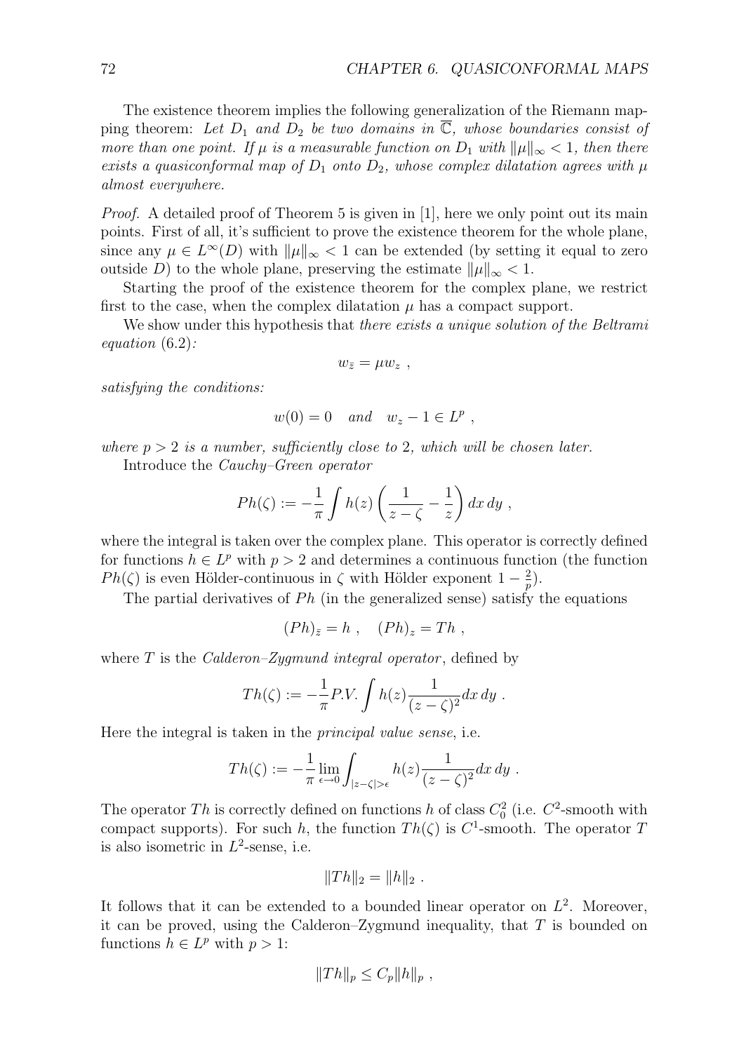The existence theorem implies the following generalization of the Riemann mapping theorem: *Let $D_1$ and $D_2$ be two domains in $\overline{\mathbb{C}}$, whose boundaries consist of more than one point. If $\mu$ is a measurable function on $D_1$ with $\|\mu\|_\infty < 1$, then there exists a quasiconformal map of $D_1$ onto $D_2$, whose complex dilatation agrees with $\mu$ almost everywhere.*

*Proof.* A detailed proof of Theorem 5 is given in [1], here we only point out its main points. First of all, it's sufficient to prove the existence theorem for the whole plane, since any $\mu \in L^\infty(D)$ with $\|\mu\|_\infty < 1$ can be extended (by setting it equal to zero outside $D$) to the whole plane, preserving the estimate $\|\mu\|_\infty < 1$.

Starting the proof of the existence theorem for the complex plane, we restrict first to the case, when the complex dilatation $\mu$ has a compact support.

We show under this hypothesis that *there exists a unique solution of the Beltrami equation* (6.2)*:*

$$w_{\bar{z}} = \mu w_z \ ,$$

*satisfying the conditions:*

$$w(0) = 0 \quad and \quad w_z - 1 \in L^p \ ,$$

*where $p > 2$ is a number, sufficiently close to 2, which will be chosen later.*

Introduce the *Cauchy–Green operator*

$$Ph(\zeta) := -\frac{1}{\pi}\int h(z)\left(\frac{1}{z-\zeta} - \frac{1}{z}\right) dx\, dy \ ,$$

where the integral is taken over the complex plane. This operator is correctly defined for functions $h \in L^p$ with $p > 2$ and determines a continuous function (the function $Ph(\zeta)$ is even Hölder-continuous in $\zeta$ with Hölder exponent $1 - \frac{2}{p}$).

The partial derivatives of $Ph$ (in the generalized sense) satisfy the equations

$$(Ph)_{\bar{z}} = h \ , \quad (Ph)_z = Th \ ,$$

where $T$ is the *Calderon–Zygmund integral operator*, defined by

$$Th(\zeta) := -\frac{1}{\pi} P.V. \int h(z) \frac{1}{(z-\zeta)^2} dx\, dy \ .$$

Here the integral is taken in the *principal value sense*, i.e.

$$Th(\zeta) := -\frac{1}{\pi}\lim_{\epsilon \to 0} \int_{|z-\zeta|>\epsilon} h(z) \frac{1}{(z-\zeta)^2} dx\, dy \ .$$

The operator $Th$ is correctly defined on functions $h$ of class $C_0^2$ (i.e. $C^2$-smooth with compact supports). For such $h$, the function $Th(\zeta)$ is $C^1$-smooth. The operator $T$ is also isometric in $L^2$-sense, i.e.

$$\|Th\|_2 = \|h\|_2 \ .$$

It follows that it can be extended to a bounded linear operator on $L^2$. Moreover, it can be proved, using the Calderon–Zygmund inequality, that $T$ is bounded on functions $h \in L^p$ with $p > 1$:

$$\|Th\|_p \le C_p \|h\|_p \ ,$$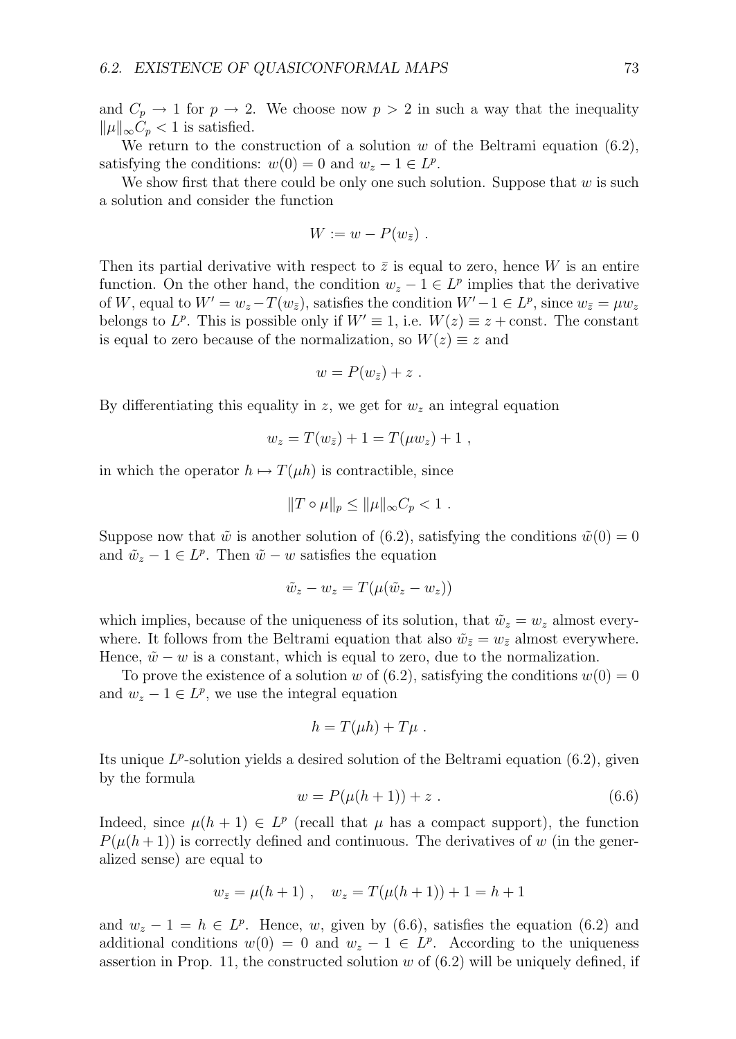and $C_p \to 1$ for $p \to 2$. We choose now $p > 2$ in such a way that the inequality $\|\mu\|_\infty C_p < 1$ is satisfied.

We return to the construction of a solution $w$ of the Beltrami equation (6.2), satisfying the conditions: $w(0) = 0$ and $w_z - 1 \in L^p$.

We show first that there could be only one such solution. Suppose that $w$ is such a solution and consider the function

$$W := w - P(w_{\bar{z}}) \ .$$

Then its partial derivative with respect to $\bar{z}$ is equal to zero, hence $W$ is an entire function. On the other hand, the condition $w_z - 1 \in L^p$ implies that the derivative of $W$, equal to $W' = w_z - T(w_{\bar{z}})$, satisfies the condition $W' - 1 \in L^p$, since $w_{\bar{z}} = \mu w_z$ belongs to $L^p$. This is possible only if $W' \equiv 1$, i.e. $W(z) \equiv z + \text{const}$. The constant is equal to zero because of the normalization, so $W(z) \equiv z$ and

$$w = P(w_{\bar{z}}) + z \ .$$

By differentiating this equality in $z$, we get for $w_z$ an integral equation

$$w_z = T(w_{\bar{z}}) + 1 = T(\mu w_z) + 1 \ ,$$

in which the operator $h \mapsto T(\mu h)$ is contractible, since

$$\|T \circ \mu\|_p \leq \|\mu\|_\infty C_p < 1 \ .$$

Suppose now that $\tilde{w}$ is another solution of (6.2), satisfying the conditions $\tilde{w}(0) = 0$ and $\tilde{w}_z - 1 \in L^p$. Then $\tilde{w} - w$ satisfies the equation

$$\tilde{w}_z - w_z = T(\mu(\tilde{w}_z - w_z))$$

which implies, because of the uniqueness of its solution, that $\tilde{w}_z = w_z$ almost everywhere. It follows from the Beltrami equation that also $\tilde{w}_{\bar{z}} = w_{\bar{z}}$ almost everywhere. Hence, $\tilde{w} - w$ is a constant, which is equal to zero, due to the normalization.

To prove the existence of a solution $w$ of (6.2), satisfying the conditions $w(0) = 0$ and $w_z - 1 \in L^p$, we use the integral equation

$$h = T(\mu h) + T\mu \ .$$

Its unique $L^p$-solution yields a desired solution of the Beltrami equation (6.2), given by the formula

$$w = P(\mu(h + 1)) + z \ . \tag{6.6}$$

Indeed, since $\mu(h + 1) \in L^p$ (recall that $\mu$ has a compact support), the function $P(\mu(h + 1))$ is correctly defined and continuous. The derivatives of $w$ (in the generalized sense) are equal to

$$w_{\bar{z}} = \mu(h + 1) \ , \quad w_z = T(\mu(h + 1)) + 1 = h + 1$$

and $w_z - 1 = h \in L^p$. Hence, $w$, given by (6.6), satisfies the equation (6.2) and additional conditions $w(0) = 0$ and $w_z - 1 \in L^p$. According to the uniqueness assertion in Prop. 11, the constructed solution $w$ of (6.2) will be uniquely defined, if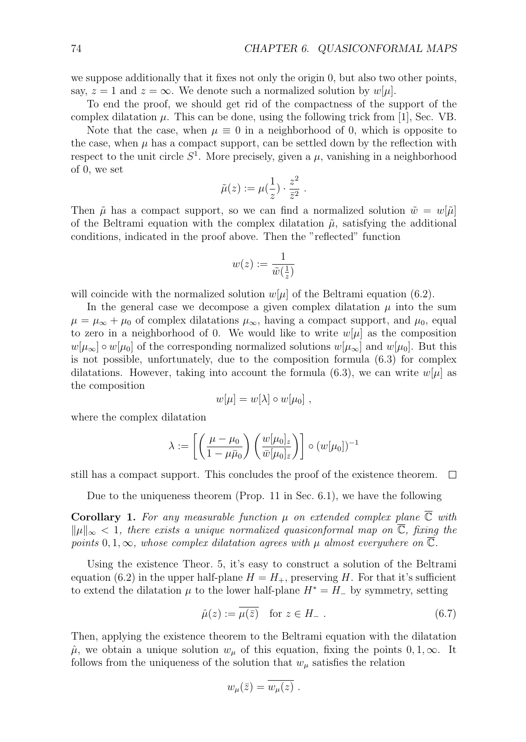we suppose additionally that it fixes not only the origin 0, but also two other points, say, $z = 1$ and $z = \infty$. We denote such a normalized solution by $w[\mu]$.

To end the proof, we should get rid of the compactness of the support of the complex dilatation $\mu$. This can be done, using the following trick from [1], Sec. VB.

Note that the case, when $\mu \equiv 0$ in a neighborhood of 0, which is opposite to the case, when $\mu$ has a compact support, can be settled down by the reflection with respect to the unit circle $S^1$. More precisely, given a $\mu$, vanishing in a neighborhood of 0, we set

$$\tilde{\mu}(z) := \mu(\frac{1}{z}) \cdot \frac{z^2}{\bar{z}^2} \ .$$

Then $\tilde{\mu}$ has a compact support, so we can find a normalized solution $\tilde{w} = w[\tilde{\mu}]$ of the Beltrami equation with the complex dilatation $\tilde{\mu}$, satisfying the additional conditions, indicated in the proof above. Then the "reflected" function

$$w(z) := \frac{1}{\tilde{w}(\frac{1}{z})}$$

will coincide with the normalized solution $w[\mu]$ of the Beltrami equation (6.2).

In the general case we decompose a given complex dilatation $\mu$ into the sum $\mu = \mu_\infty + \mu_0$ of complex dilatations $\mu_\infty$, having a compact support, and $\mu_0$, equal to zero in a neighborhood of 0. We would like to write $w[\mu]$ as the composition $w[\mu_\infty] \circ w[\mu_0]$ of the corresponding normalized solutions $w[\mu_\infty]$ and $w[\mu_0]$. But this is not possible, unfortunately, due to the composition formula (6.3) for complex dilatations. However, taking into account the formula (6.3), we can write $w[\mu]$ as the composition

$$w[\mu] = w[\lambda] \circ w[\mu_0] \ ,$$

where the complex dilatation

$$\lambda := \left[ \left( \frac{\mu - \mu_0}{1 - \mu\bar{\mu}_0} \right) \left( \frac{w[\mu_0]_z}{\bar{w}[\mu_0]_{\bar{z}}} \right) \right] \circ (w[\mu_0])^{-1}$$

still has a compact support. This concludes the proof of the existence theorem. $\square$

Due to the uniqueness theorem (Prop. 11 in Sec. 6.1), we have the following

**Corollary 1.** *For any measurable function $\mu$ on extended complex plane $\overline{\mathbb{C}}$ with $\|\mu\|_\infty < 1$, there exists a unique normalized quasiconformal map on $\overline{\mathbb{C}}$, fixing the points $0, 1, \infty$, whose complex dilatation agrees with $\mu$ almost everywhere on $\overline{\mathbb{C}}$.*

Using the existence Theor. 5, it's easy to construct a solution of the Beltrami equation (6.2) in the upper half-plane $H = H_+$, preserving $H$. For that it's sufficient to extend the dilatation $\mu$ to the lower half-plane $H^* = H_-$ by symmetry, setting

$$\hat{\mu}(z) := \overline{\mu(\bar{z})} \quad \text{for } z \in H_- \ . \tag{6.7}$$

Then, applying the existence theorem to the Beltrami equation with the dilatation $\hat{\mu}$, we obtain a unique solution $w_\mu$ of this equation, fixing the points $0, 1, \infty$. It follows from the uniqueness of the solution that $w_\mu$ satisfies the relation

$$w_\mu(\bar{z}) = \overline{w_\mu(z)} \ .$$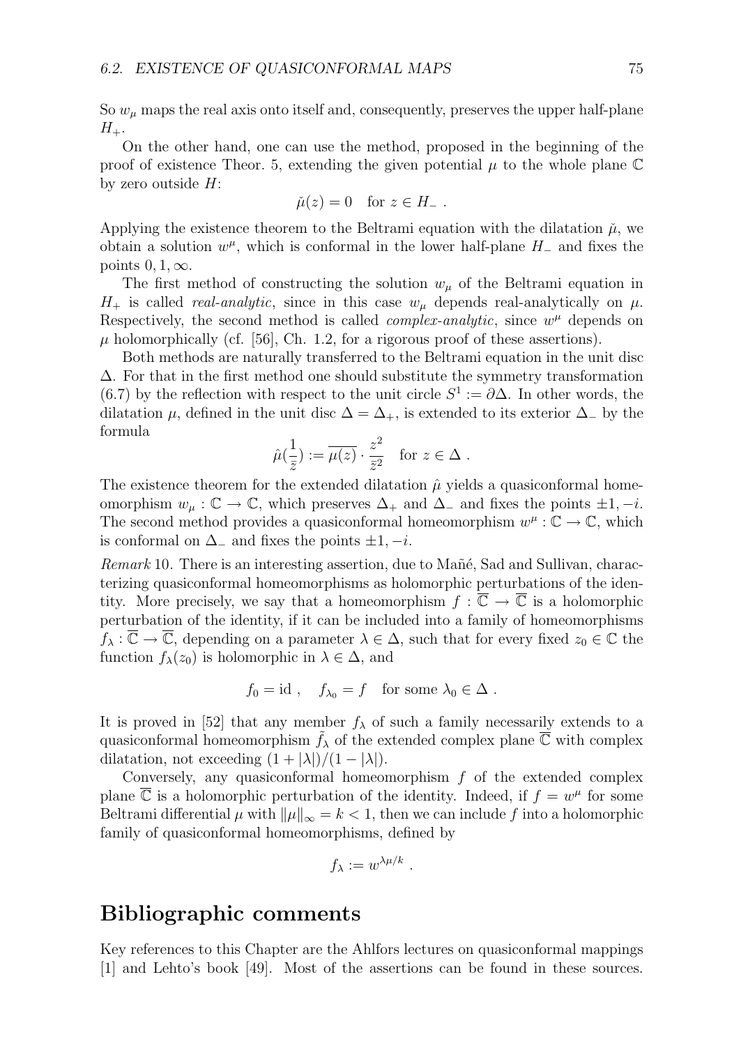So $w_\mu$ maps the real axis onto itself and, consequently, preserves the upper half-plane $H_+$.

On the other hand, one can use the method, proposed in the beginning of the proof of existence Theor. 5, extending the given potential $\mu$ to the whole plane $\mathbb{C}$ by zero outside $H$:

$$\check{\mu}(z) = 0 \quad \text{for } z \in H_- .$$

Applying the existence theorem to the Beltrami equation with the dilatation $\check{\mu}$, we obtain a solution $w^\mu$, which is conformal in the lower half-plane $H_-$ and fixes the points $0, 1, \infty$.

The first method of constructing the solution $w_\mu$ of the Beltrami equation in $H_+$ is called *real-analytic*, since in this case $w_\mu$ depends real-analytically on $\mu$. Respectively, the second method is called *complex-analytic*, since $w^\mu$ depends on $\mu$ holomorphically (cf. [56], Ch. 1.2, for a rigorous proof of these assertions).

Both methods are naturally transferred to the Beltrami equation in the unit disc $\Delta$. For that in the first method one should substitute the symmetry transformation (6.7) by the reflection with respect to the unit circle $S^1 := \partial\Delta$. In other words, the dilatation $\mu$, defined in the unit disc $\Delta = \Delta_+$, is extended to its exterior $\Delta_-$ by the formula

$$\hat{\mu}(\frac{1}{\bar{z}}) := \overline{\mu(z)} \cdot \frac{z^2}{\bar{z}^2} \quad \text{for } z \in \Delta .$$

The existence theorem for the extended dilatation $\hat{\mu}$ yields a quasiconformal homeomorphism $w_\mu : \mathbb{C} \to \mathbb{C}$, which preserves $\Delta_+$ and $\Delta_-$ and fixes the points $\pm 1, -i$. The second method provides a quasiconformal homeomorphism $w^\mu : \mathbb{C} \to \mathbb{C}$, which is conformal on $\Delta_-$ and fixes the points $\pm 1, -i$.

*Remark* 10. There is an interesting assertion, due to Mañé, Sad and Sullivan, characterizing quasiconformal homeomorphisms as holomorphic perturbations of the identity. More precisely, we say that a homeomorphism $f : \overline{\mathbb{C}} \to \overline{\mathbb{C}}$ is a holomorphic perturbation of the identity, if it can be included into a family of homeomorphisms $f_\lambda : \overline{\mathbb{C}} \to \overline{\mathbb{C}}$, depending on a parameter $\lambda \in \Delta$, such that for every fixed $z_0 \in \mathbb{C}$ the function $f_\lambda(z_0)$ is holomorphic in $\lambda \in \Delta$, and

$$f_0 = \text{id} , \quad f_{\lambda_0} = f \quad \text{for some } \lambda_0 \in \Delta .$$

It is proved in [52] that any member $f_\lambda$ of such a family necessarily extends to a quasiconformal homeomorphism $\tilde{f}_\lambda$ of the extended complex plane $\overline{\mathbb{C}}$ with complex dilatation, not exceeding $(1 + |\lambda|)/(1 - |\lambda|)$.

Conversely, any quasiconformal homeomorphism $f$ of the extended complex plane $\overline{\mathbb{C}}$ is a holomorphic perturbation of the identity. Indeed, if $f = w^\mu$ for some Beltrami differential $\mu$ with $\|\mu\|_\infty = k < 1$, then we can include $f$ into a holomorphic family of quasiconformal homeomorphisms, defined by

$$f_\lambda := w^{\lambda\mu/k} .$$

## Bibliographic comments

Key references to this Chapter are the Ahlfors lectures on quasiconformal mappings [1] and Lehto's book [49]. Most of the assertions can be found in these sources.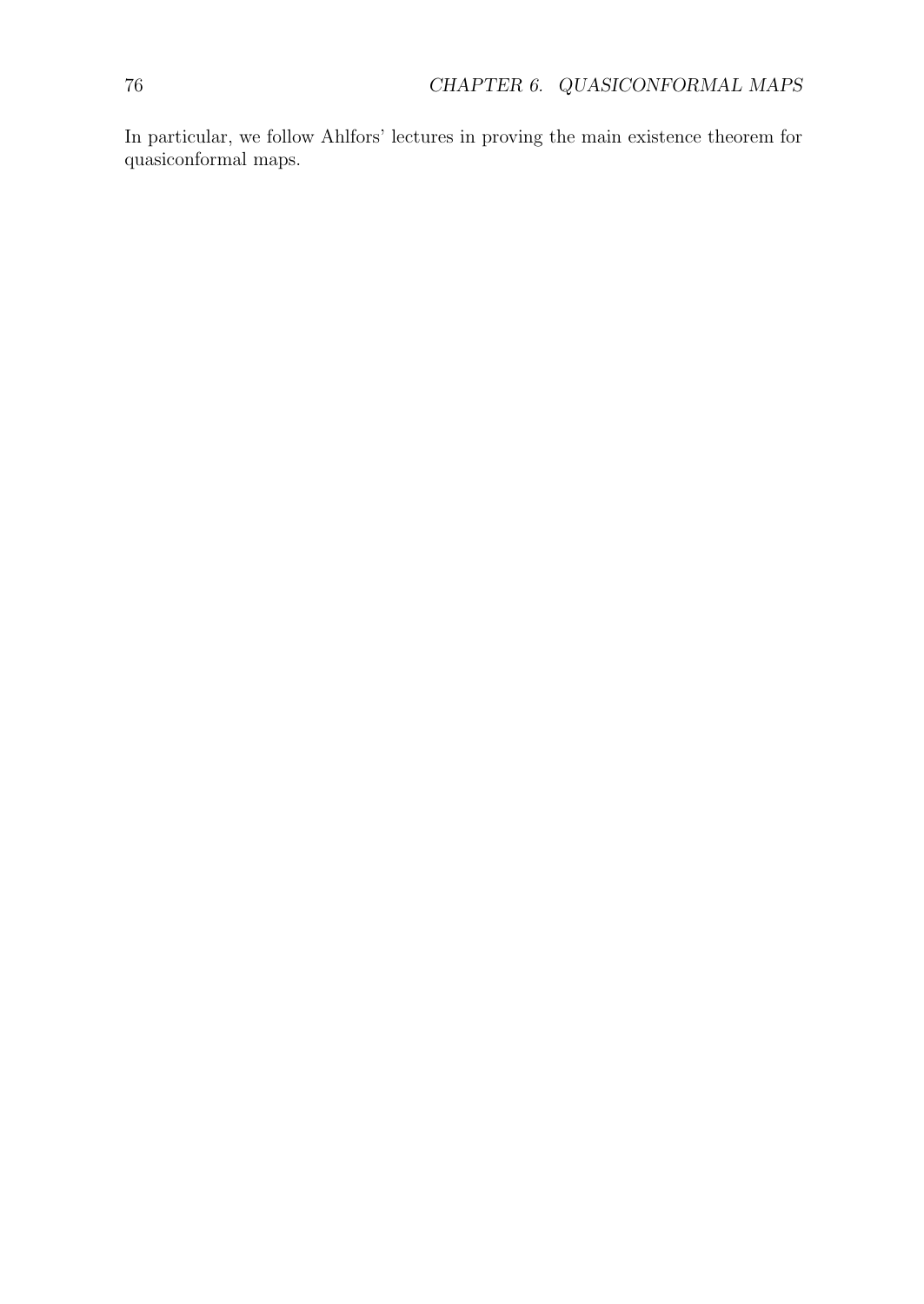In particular, we follow Ahlfors' lectures in proving the main existence theorem for quasiconformal maps.